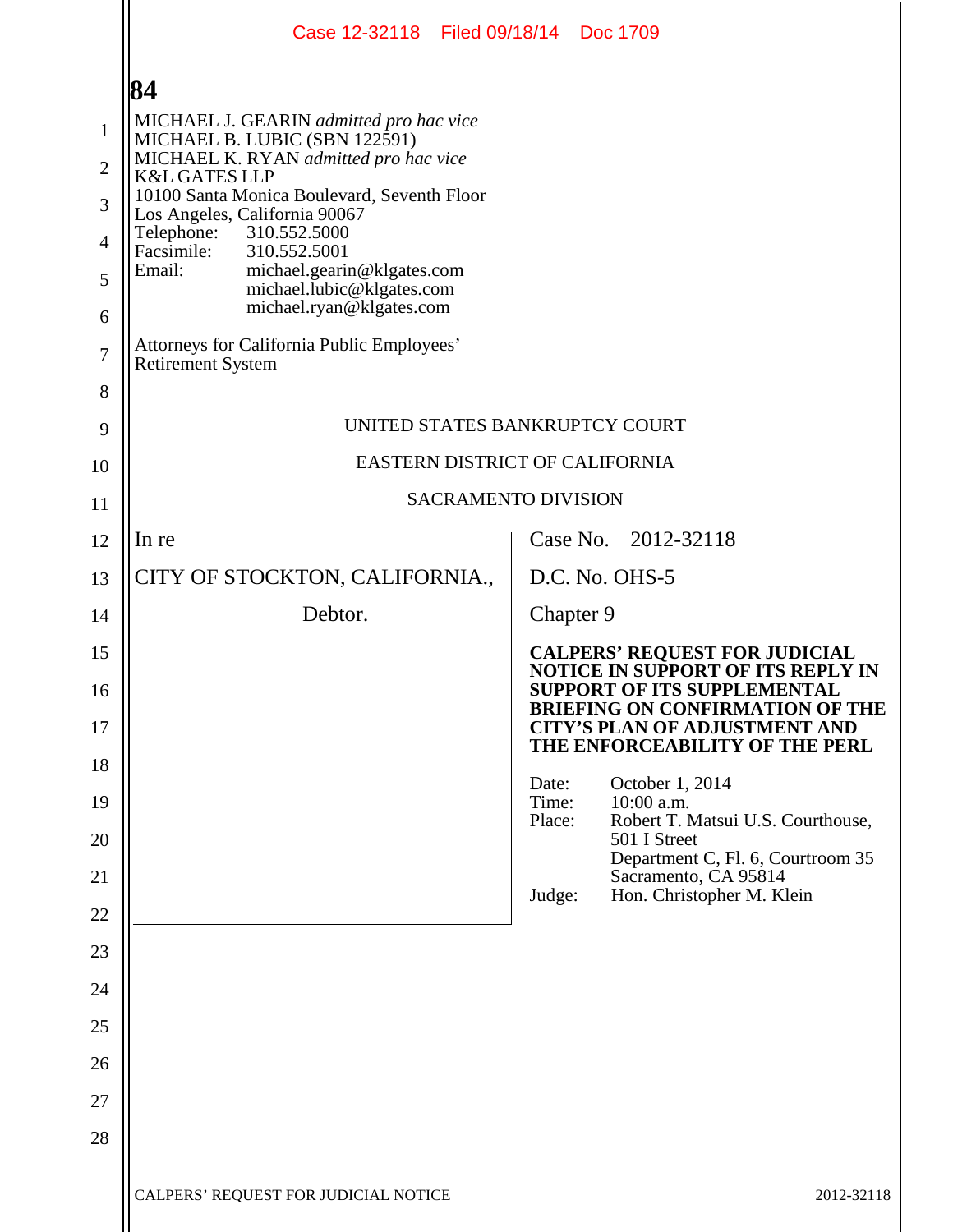MICHAEL J. GEARIN *admitted pro hac vice*
MICHAEL B. LUBIC (SBN 122591)
MICHAEL K. RYAN *admitted pro hac vice*
K&L GATES LLP
10100 Santa Monica Boulevard, Seventh Floor
Los Angeles, California 90067
Telephone: 310.552.5000
Facsimile: 310.552.5001
Email: michael.gearin@klgates.com
michael.lubic@klgates.com
michael.ryan@klgates.com

Attorneys for California Public Employees' Retirement System

UNITED STATES BANKRUPTCY COURT

EASTERN DISTRICT OF CALIFORNIA

SACRAMENTO DIVISION

| | |
|---|---|
| In re<br><br>CITY OF STOCKTON, CALIFORNIA.,<br><br>Debtor. | Case No. 2012-32118<br><br>D.C. No. OHS-5<br><br>Chapter 9<br><br>**CALPERS' REQUEST FOR JUDICIAL NOTICE IN SUPPORT OF ITS REPLY IN SUPPORT OF ITS SUPPLEMENTAL BRIEFING ON CONFIRMATION OF THE CITY'S PLAN OF ADJUSTMENT AND THE ENFORCEABILITY OF THE PERL**<br><br>Date: October 1, 2014<br>Time: 10:00 a.m.<br>Place: Robert T. Matsui U.S. Courthouse, 501 I Street, Department C, Fl. 6, Courtroom 35, Sacramento, CA 95814<br>Judge: Hon. Christopher M. Klein |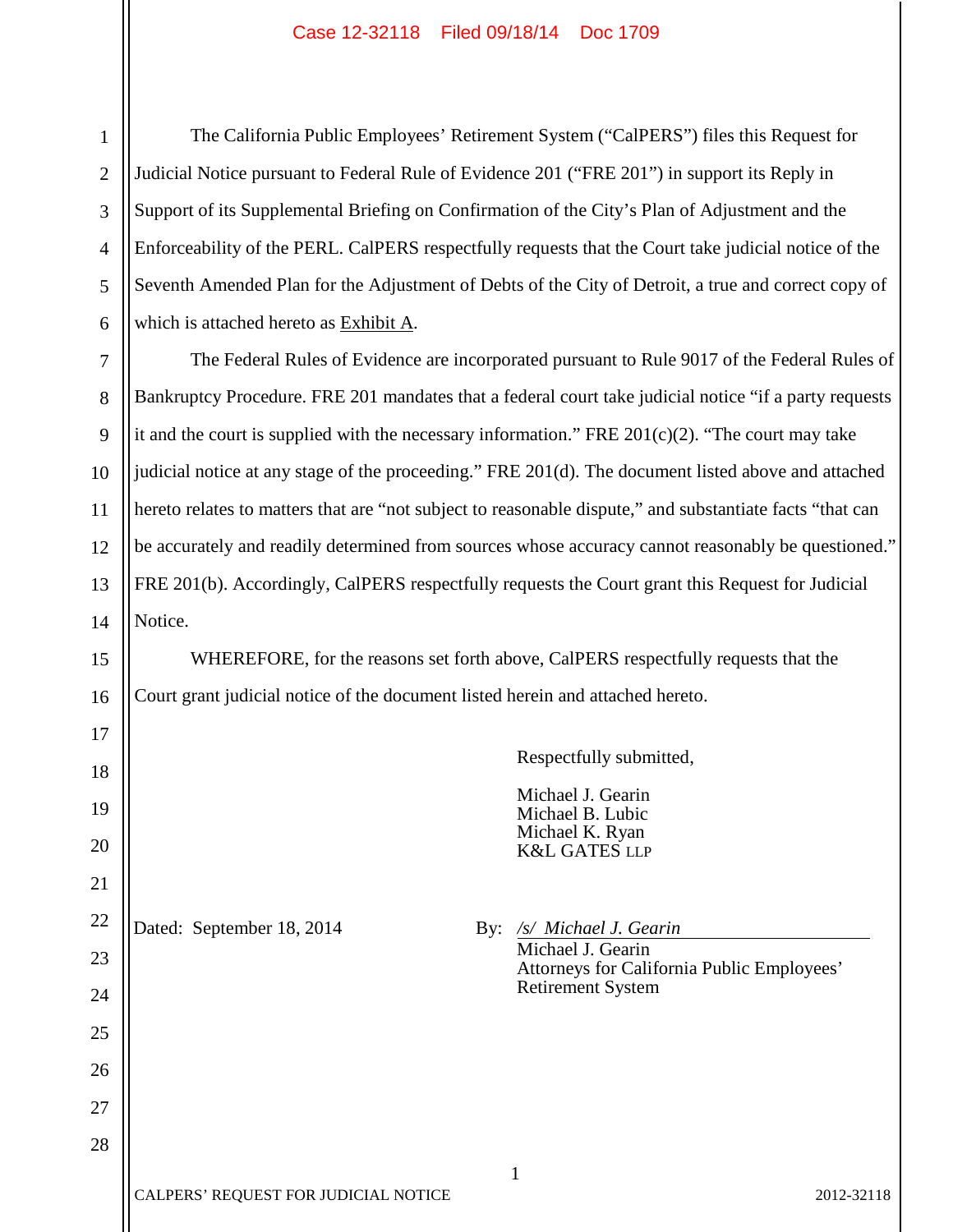The California Public Employees' Retirement System ("CalPERS") files this Request for Judicial Notice pursuant to Federal Rule of Evidence 201 ("FRE 201") in support its Reply in Support of its Supplemental Briefing on Confirmation of the City's Plan of Adjustment and the Enforceability of the PERL. CalPERS respectfully requests that the Court take judicial notice of the Seventh Amended Plan for the Adjustment of Debts of the City of Detroit, a true and correct copy of which is attached hereto as Exhibit A.

The Federal Rules of Evidence are incorporated pursuant to Rule 9017 of the Federal Rules of Bankruptcy Procedure. FRE 201 mandates that a federal court take judicial notice "if a party requests it and the court is supplied with the necessary information." FRE 201(c)(2). "The court may take judicial notice at any stage of the proceeding." FRE 201(d). The document listed above and attached hereto relates to matters that are "not subject to reasonable dispute," and substantiate facts "that can be accurately and readily determined from sources whose accuracy cannot reasonably be questioned." FRE 201(b). Accordingly, CalPERS respectfully requests the Court grant this Request for Judicial Notice.

WHEREFORE, for the reasons set forth above, CalPERS respectfully requests that the Court grant judicial notice of the document listed herein and attached hereto.

Respectfully submitted,

Michael J. Gearin
Michael B. Lubic
Michael K. Ryan
K&L GATES LLP

Dated: September 18, 2014

By: */s/ Michael J. Gearin*
Michael J. Gearin
Attorneys for California Public Employees' Retirement System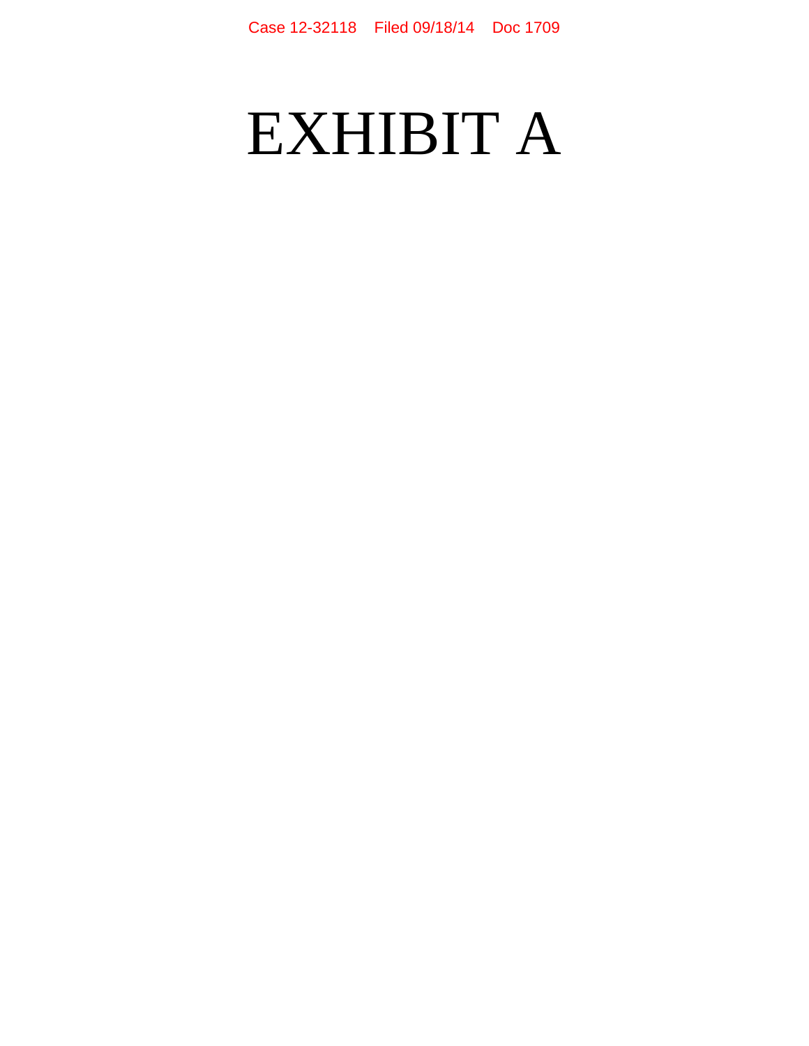# EXHIBIT A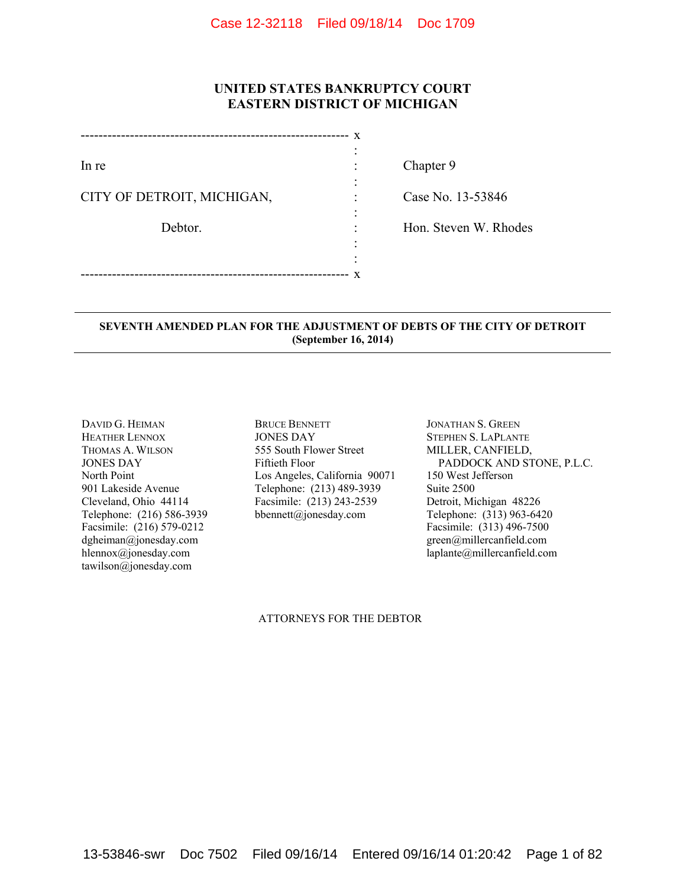# UNITED STATES BANKRUPTCY COURT
# EASTERN DISTRICT OF MICHIGAN

| | | |
|---|---|---|
| In re | : | Chapter 9 |
| CITY OF DETROIT, MICHIGAN, | : | Case No. 13-53846 |
| Debtor. | : | Hon. Steven W. Rhodes |

---

**SEVENTH AMENDED PLAN FOR THE ADJUSTMENT OF DEBTS OF THE CITY OF DETROIT**
**(September 16, 2014)**

---

DAVID G. HEIMAN
HEATHER LENNOX
THOMAS A. WILSON
JONES DAY
North Point
901 Lakeside Avenue
Cleveland, Ohio 44114
Telephone: (216) 586-3939
Facsimile: (216) 579-0212
dgheiman@jonesday.com
hlennox@jonesday.com
tawilson@jonesday.com

BRUCE BENNETT
JONES DAY
555 South Flower Street
Fiftieth Floor
Los Angeles, California 90071
Telephone: (213) 489-3939
Facsimile: (213) 243-2539
bbennett@jonesday.com

JONATHAN S. GREEN
STEPHEN S. LAPLANTE
MILLER, CANFIELD, PADDOCK AND STONE, P.L.C.
150 West Jefferson
Suite 2500
Detroit, Michigan 48226
Telephone: (313) 963-6420
Facsimile: (313) 496-7500
green@millercanfield.com
laplante@millercanfield.com

ATTORNEYS FOR THE DEBTOR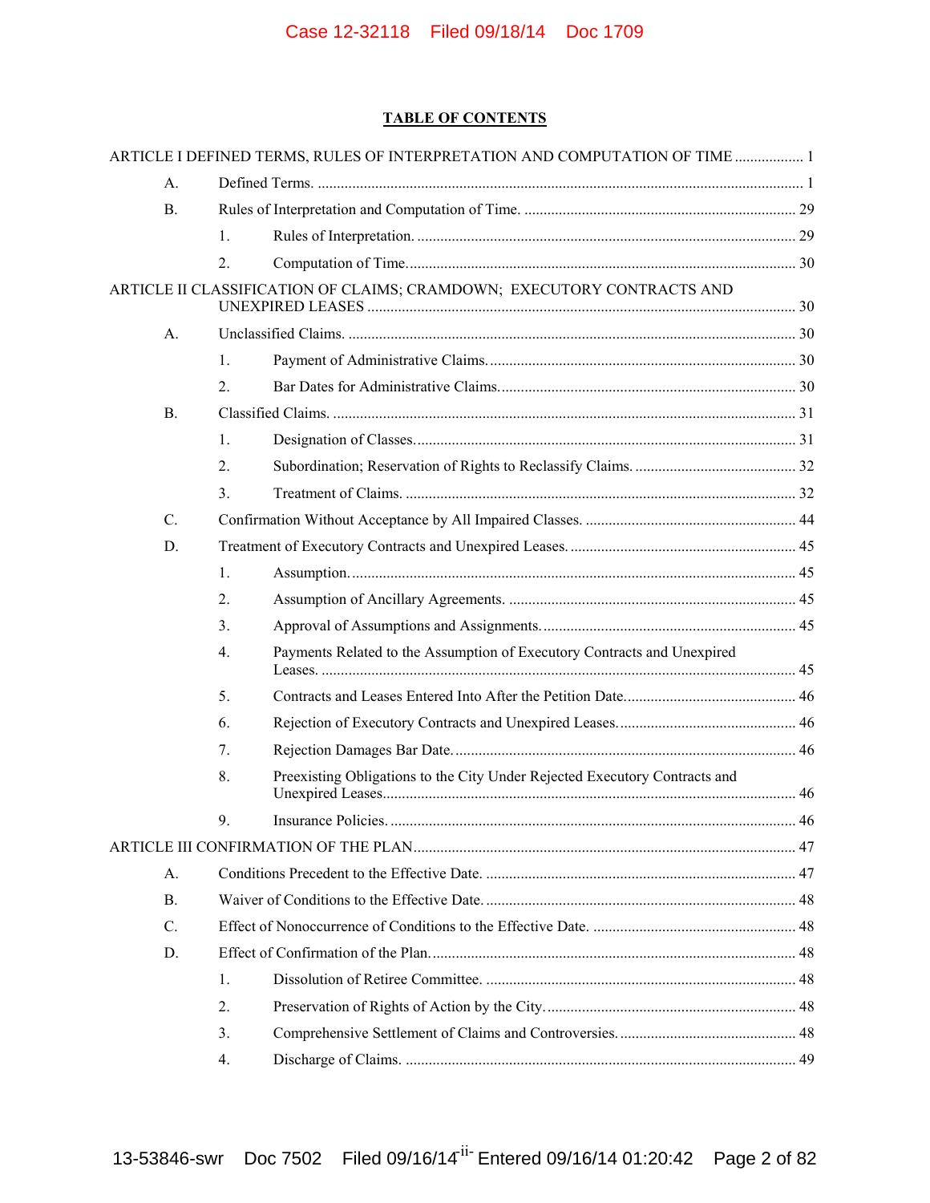## TABLE OF CONTENTS

ARTICLE I DEFINED TERMS, RULES OF INTERPRETATION AND COMPUTATION OF TIME .................. 1

- A. Defined Terms. .............................................................................................................. 1
- B. Rules of Interpretation and Computation of Time. ...................................................... 29
  - 1. Rules of Interpretation. ................................................................................... 29
  - 2. Computation of Time. ..................................................................................... 30

ARTICLE II CLASSIFICATION OF CLAIMS; CRAMDOWN; EXECUTORY CONTRACTS AND UNEXPIRED LEASES ................................................................................................ 30

- A. Unclassified Claims. .................................................................................................... 30
  - 1. Payment of Administrative Claims. ................................................................ 30
  - 2. Bar Dates for Administrative Claims. ............................................................. 30
- B. Classified Claims. ........................................................................................................ 31
  - 1. Designation of Classes. ................................................................................... 31
  - 2. Subordination; Reservation of Rights to Reclassify Claims. ........................... 32
  - 3. Treatment of Claims. ...................................................................................... 32
- C. Confirmation Without Acceptance by All Impaired Classes. ....................................... 44
- D. Treatment of Executory Contracts and Unexpired Leases. ........................................... 45
  - 1. Assumption. ................................................................................................... 45
  - 2. Assumption of Ancillary Agreements. ........................................................... 45
  - 3. Approval of Assumptions and Assignments. .................................................. 45
  - 4. Payments Related to the Assumption of Executory Contracts and Unexpired Leases. ........................................................................................................... 45
  - 5. Contracts and Leases Entered Into After the Petition Date. ............................ 46
  - 6. Rejection of Executory Contracts and Unexpired Leases. .............................. 46
  - 7. Rejection Damages Bar Date. ......................................................................... 46
  - 8. Preexisting Obligations to the City Under Rejected Executory Contracts and Unexpired Leases. ........................................................................................... 46
  - 9. Insurance Policies. ......................................................................................... 46

ARTICLE III CONFIRMATION OF THE PLAN ................................................................................... 47

- A. Conditions Precedent to the Effective Date. ................................................................ 47
- B. Waiver of Conditions to the Effective Date. ................................................................ 48
- C. Effect of Nonoccurrence of Conditions to the Effective Date. ..................................... 48
- D. Effect of Confirmation of the Plan. .............................................................................. 48
  - 1. Dissolution of Retiree Committee. ................................................................. 48
  - 2. Preservation of Rights of Action by the City. ................................................. 48
  - 3. Comprehensive Settlement of Claims and Controversies. .............................. 48
  - 4. Discharge of Claims. ...................................................................................... 49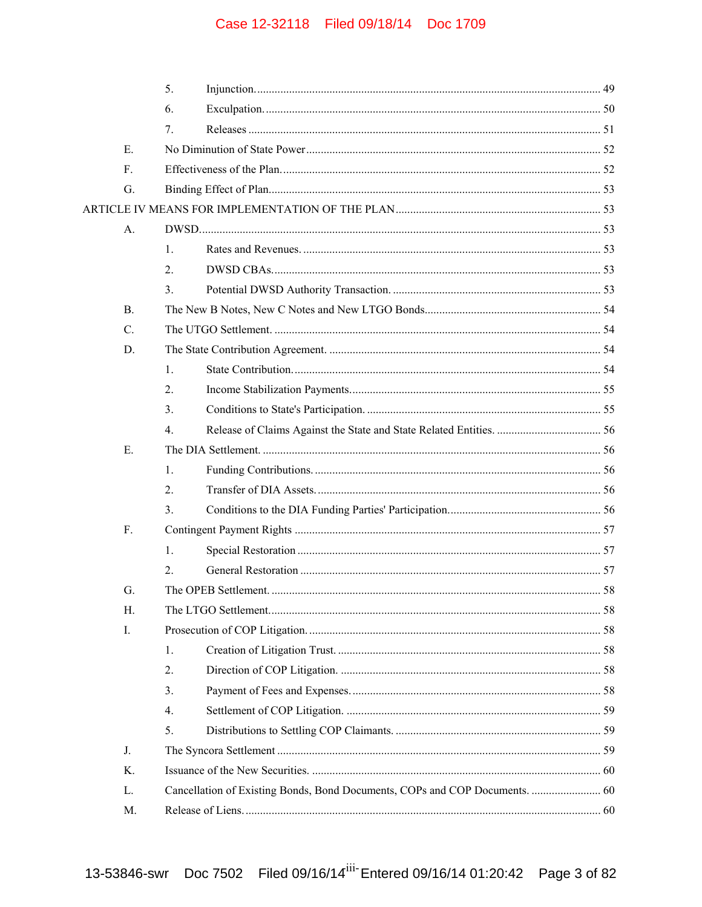5. Injunction. ...... 49

6. Exculpation. ...... 50

7. Releases ...... 51

E. No Diminution of State Power ...... 52

F. Effectiveness of the Plan. ...... 52

G. Binding Effect of Plan. ...... 53

ARTICLE IV MEANS FOR IMPLEMENTATION OF THE PLAN ...... 53

A. DWSD. ...... 53

1. Rates and Revenues. ...... 53

2. DWSD CBAs. ...... 53

3. Potential DWSD Authority Transaction. ...... 53

B. The New B Notes, New C Notes and New LTGO Bonds. ...... 54

C. The UTGO Settlement. ...... 54

D. The State Contribution Agreement. ...... 54

1. State Contribution. ...... 54

2. Income Stabilization Payments. ...... 55

3. Conditions to State's Participation. ...... 55

4. Release of Claims Against the State and State Related Entities. ...... 56

E. The DIA Settlement. ...... 56

1. Funding Contributions. ...... 56

2. Transfer of DIA Assets. ...... 56

3. Conditions to the DIA Funding Parties' Participation. ...... 56

F. Contingent Payment Rights ...... 57

1. Special Restoration ...... 57

2. General Restoration ...... 57

G. The OPEB Settlement. ...... 58

H. The LTGO Settlement. ...... 58

I. Prosecution of COP Litigation. ...... 58

1. Creation of Litigation Trust. ...... 58

2. Direction of COP Litigation. ...... 58

3. Payment of Fees and Expenses. ...... 58

4. Settlement of COP Litigation. ...... 59

5. Distributions to Settling COP Claimants. ...... 59

J. The Syncora Settlement ...... 59

K. Issuance of the New Securities. ...... 60

L. Cancellation of Existing Bonds, Bond Documents, COPs and COP Documents. ...... 60

M. Release of Liens. ...... 60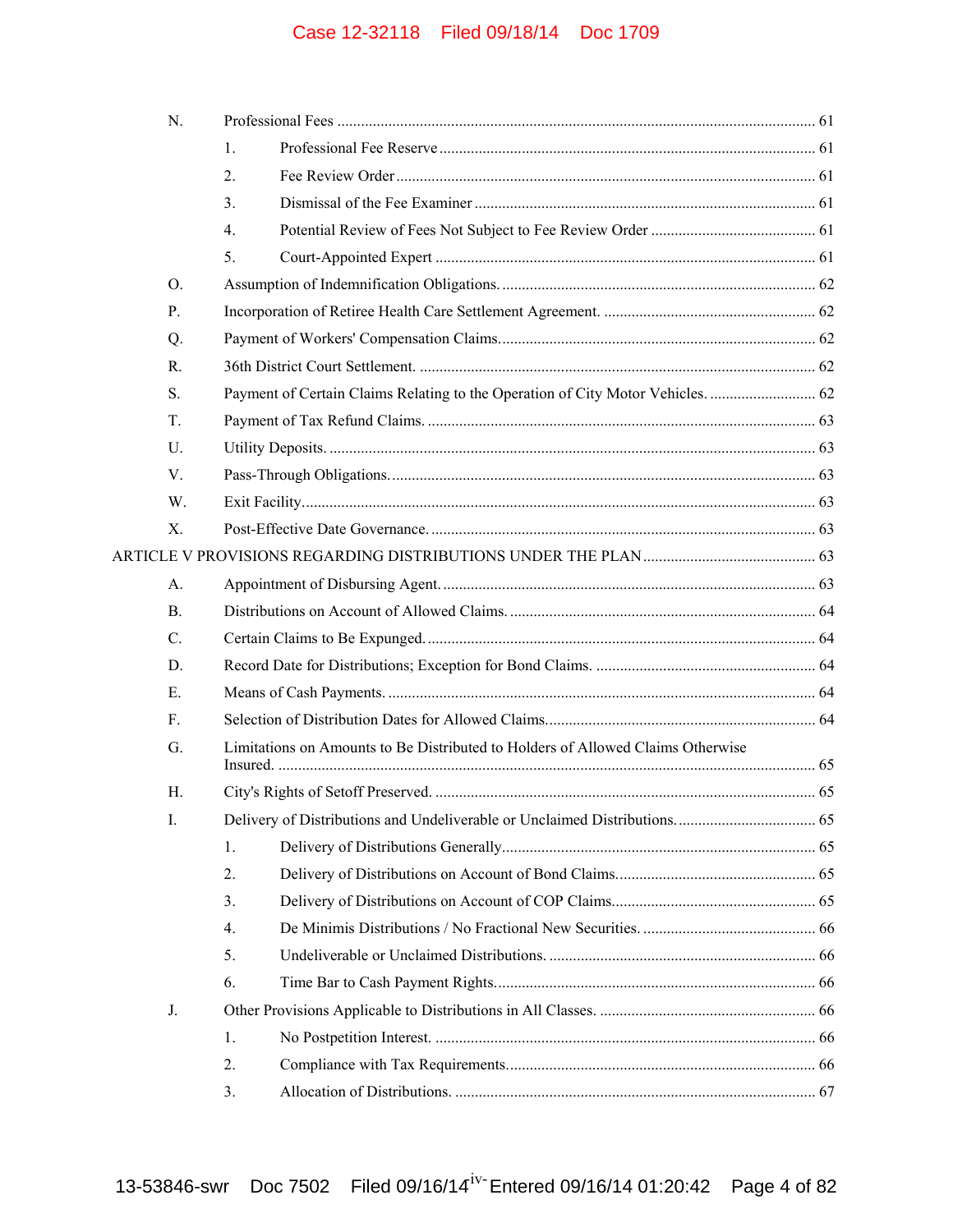N. Professional Fees ........................................................................................................... 61

1. Professional Fee Reserve ................................................................................. 61

2. Fee Review Order ............................................................................................ 61

3. Dismissal of the Fee Examiner ........................................................................ 61

4. Potential Review of Fees Not Subject to Fee Review Order ........................... 61

5. Court-Appointed Expert .................................................................................. 61

O. Assumption of Indemnification Obligations. ................................................................ 62

P. Incorporation of Retiree Health Care Settlement Agreement. ...................................... 62

Q. Payment of Workers' Compensation Claims. ................................................................ 62

R. 36th District Court Settlement. ..................................................................................... 62

S. Payment of Certain Claims Relating to the Operation of City Motor Vehicles. ........... 62

T. Payment of Tax Refund Claims. ................................................................................... 63

U. Utility Deposits. ........................................................................................................... 63

V. Pass-Through Obligations. ............................................................................................ 63

W. Exit Facility. .................................................................................................................. 63

X. Post-Effective Date Governance. .................................................................................. 63

ARTICLE V PROVISIONS REGARDING DISTRIBUTIONS UNDER THE PLAN ............................................ 63

A. Appointment of Disbursing Agent. ............................................................................... 63

B. Distributions on Account of Allowed Claims. .............................................................. 64

C. Certain Claims to Be Expunged. ................................................................................... 64

D. Record Date for Distributions; Exception for Bond Claims. ........................................ 64

E. Means of Cash Payments. ............................................................................................. 64

F. Selection of Distribution Dates for Allowed Claims. .................................................... 64

G. Limitations on Amounts to Be Distributed to Holders of Allowed Claims Otherwise Insured. ......................................................................................................................... 65

H. City's Rights of Setoff Preserved. ................................................................................. 65

I. Delivery of Distributions and Undeliverable or Unclaimed Distributions. ................... 65

1. Delivery of Distributions Generally ................................................................ 65

2. Delivery of Distributions on Account of Bond Claims. .................................. 65

3. Delivery of Distributions on Account of COP Claims. ................................... 65

4. De Minimis Distributions / No Fractional New Securities. ............................ 66

5. Undeliverable or Unclaimed Distributions. .................................................... 66

6. Time Bar to Cash Payment Rights. ................................................................. 66

J. Other Provisions Applicable to Distributions in All Classes. ....................................... 66

1. No Postpetition Interest. ................................................................................. 66

2. Compliance with Tax Requirements. .............................................................. 66

3. Allocation of Distributions. ............................................................................ 67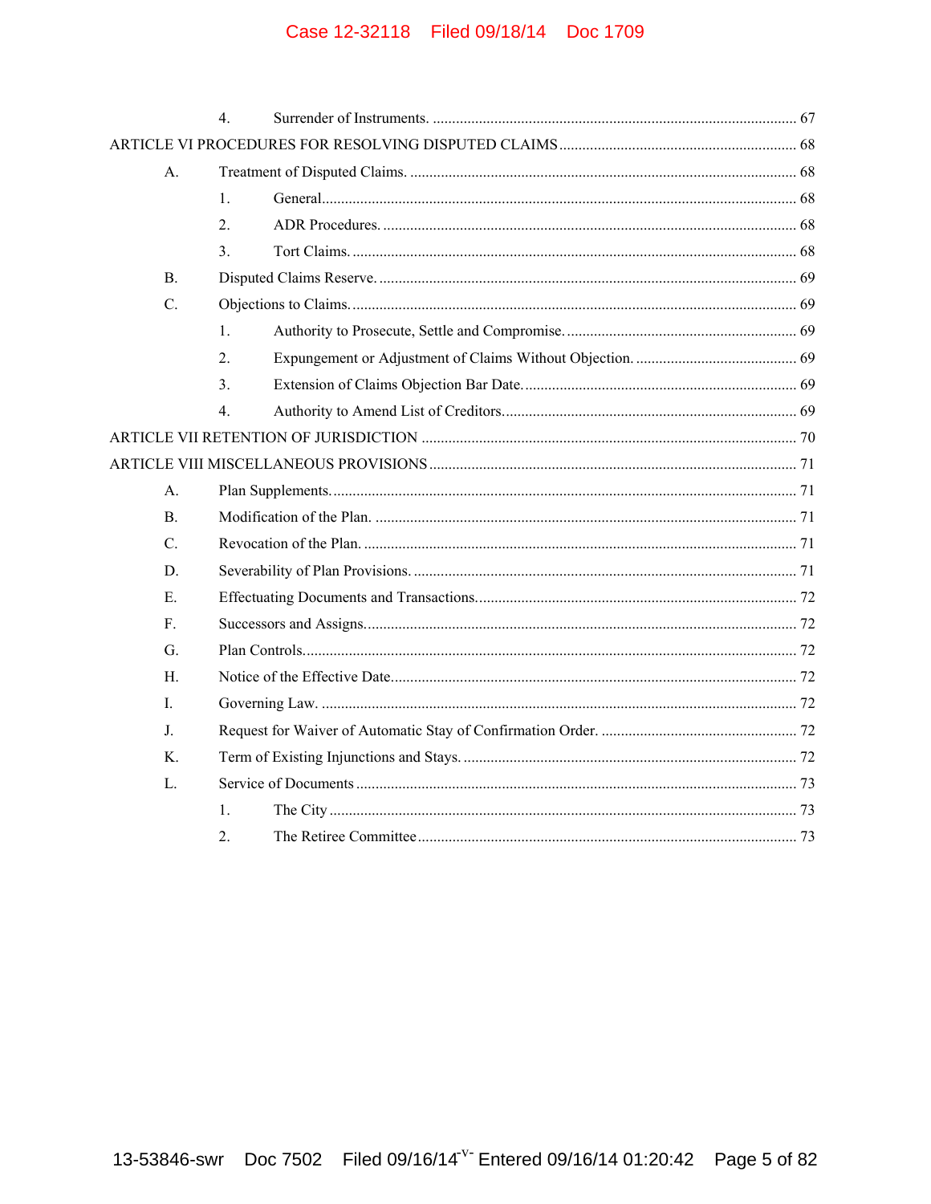4. Surrender of Instruments. ........................................................................................ 67

ARTICLE VI PROCEDURES FOR RESOLVING DISPUTED CLAIMS ........................................................ 68

A. Treatment of Disputed Claims. .................................................................................... 68

1. General.......................................................................................................... 68

2. ADR Procedures. ........................................................................................... 68

3. Tort Claims. .................................................................................................. 68

B. Disputed Claims Reserve. ............................................................................................ 69

C. Objections to Claims. .................................................................................................. 69

1. Authority to Prosecute, Settle and Compromise. ........................................... 69

2. Expungement or Adjustment of Claims Without Objection. ......................... 69

3. Extension of Claims Objection Bar Date. ...................................................... 69

4. Authority to Amend List of Creditors. ........................................................... 69

ARTICLE VII RETENTION OF JURISDICTION ........................................................................................ 70

ARTICLE VIII MISCELLANEOUS PROVISIONS ...................................................................................... 71

A. Plan Supplements. ........................................................................................................ 71

B. Modification of the Plan. ............................................................................................. 71

C. Revocation of the Plan. ................................................................................................ 71

D. Severability of Plan Provisions. ................................................................................... 71

E. Effectuating Documents and Transactions. .................................................................. 72

F. Successors and Assigns. ............................................................................................... 72

G. Plan Controls. ............................................................................................................... 72

H. Notice of the Effective Date. ........................................................................................ 72

I. Governing Law. ........................................................................................................... 72

J. Request for Waiver of Automatic Stay of Confirmation Order. ................................... 72

K. Term of Existing Injunctions and Stays. ...................................................................... 72

L. Service of Documents .................................................................................................. 73

1. The City ........................................................................................................ 73

2. The Retiree Committee ................................................................................. 73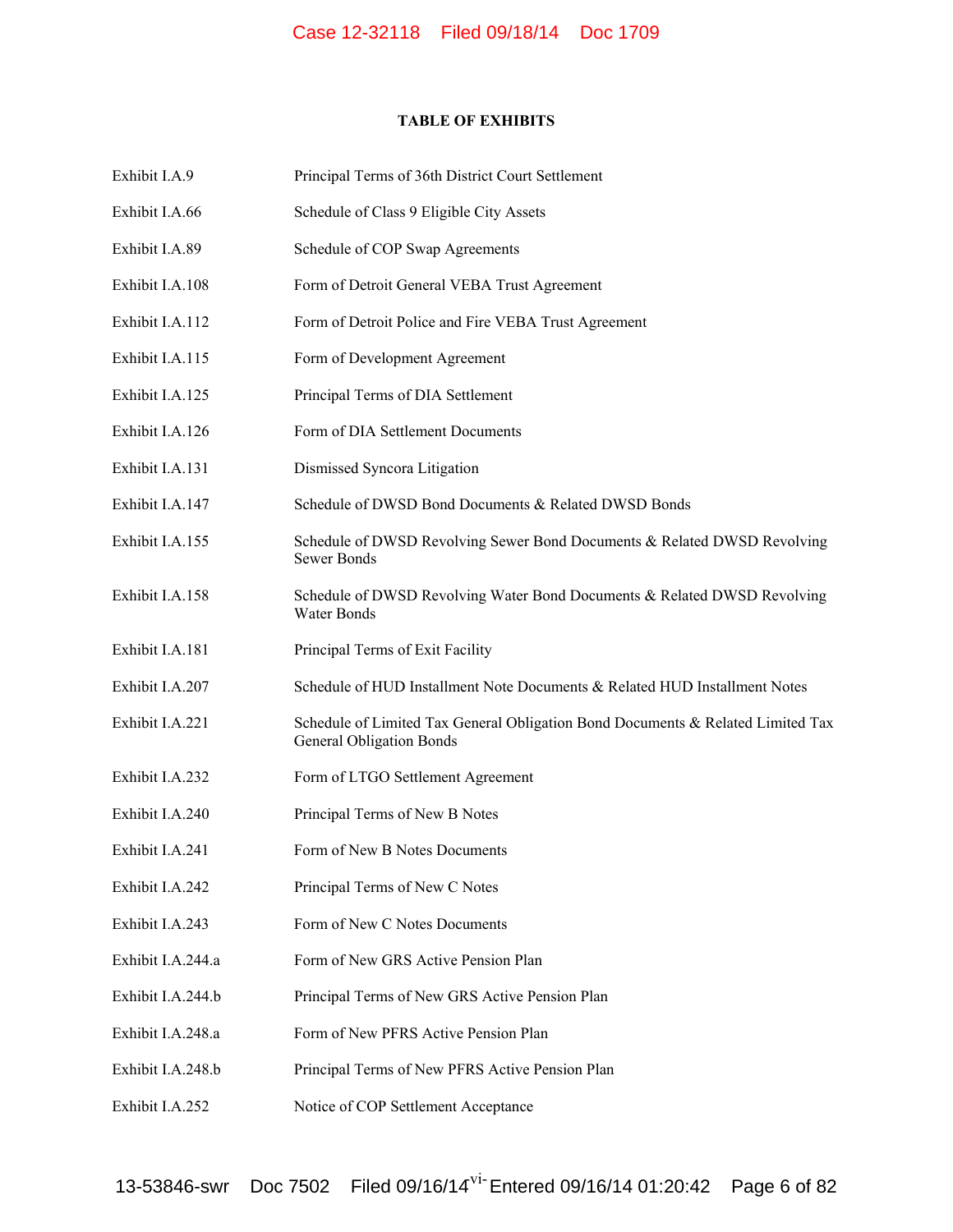**TABLE OF EXHIBITS**

| | |
|---|---|
| Exhibit I.A.9 | Principal Terms of 36th District Court Settlement |
| Exhibit I.A.66 | Schedule of Class 9 Eligible City Assets |
| Exhibit I.A.89 | Schedule of COP Swap Agreements |
| Exhibit I.A.108 | Form of Detroit General VEBA Trust Agreement |
| Exhibit I.A.112 | Form of Detroit Police and Fire VEBA Trust Agreement |
| Exhibit I.A.115 | Form of Development Agreement |
| Exhibit I.A.125 | Principal Terms of DIA Settlement |
| Exhibit I.A.126 | Form of DIA Settlement Documents |
| Exhibit I.A.131 | Dismissed Syncora Litigation |
| Exhibit I.A.147 | Schedule of DWSD Bond Documents & Related DWSD Bonds |
| Exhibit I.A.155 | Schedule of DWSD Revolving Sewer Bond Documents & Related DWSD Revolving Sewer Bonds |
| Exhibit I.A.158 | Schedule of DWSD Revolving Water Bond Documents & Related DWSD Revolving Water Bonds |
| Exhibit I.A.181 | Principal Terms of Exit Facility |
| Exhibit I.A.207 | Schedule of HUD Installment Note Documents & Related HUD Installment Notes |
| Exhibit I.A.221 | Schedule of Limited Tax General Obligation Bond Documents & Related Limited Tax General Obligation Bonds |
| Exhibit I.A.232 | Form of LTGO Settlement Agreement |
| Exhibit I.A.240 | Principal Terms of New B Notes |
| Exhibit I.A.241 | Form of New B Notes Documents |
| Exhibit I.A.242 | Principal Terms of New C Notes |
| Exhibit I.A.243 | Form of New C Notes Documents |
| Exhibit I.A.244.a | Form of New GRS Active Pension Plan |
| Exhibit I.A.244.b | Principal Terms of New GRS Active Pension Plan |
| Exhibit I.A.248.a | Form of New PFRS Active Pension Plan |
| Exhibit I.A.248.b | Principal Terms of New PFRS Active Pension Plan |
| Exhibit I.A.252 | Notice of COP Settlement Acceptance |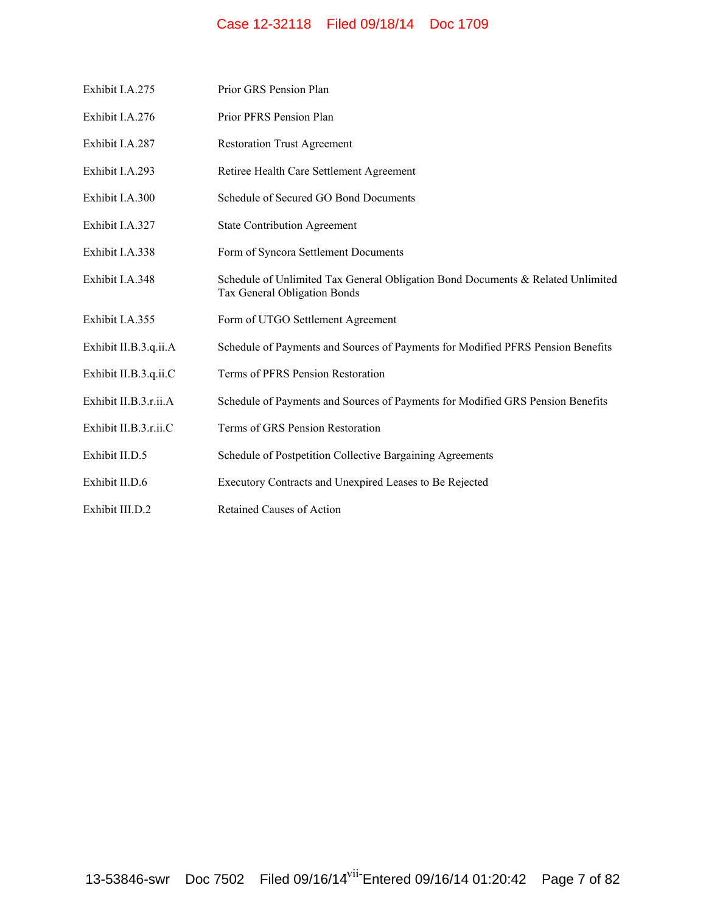| | |
|---|---|
| Exhibit I.A.275 | Prior GRS Pension Plan |
| Exhibit I.A.276 | Prior PFRS Pension Plan |
| Exhibit I.A.287 | Restoration Trust Agreement |
| Exhibit I.A.293 | Retiree Health Care Settlement Agreement |
| Exhibit I.A.300 | Schedule of Secured GO Bond Documents |
| Exhibit I.A.327 | State Contribution Agreement |
| Exhibit I.A.338 | Form of Syncora Settlement Documents |
| Exhibit I.A.348 | Schedule of Unlimited Tax General Obligation Bond Documents & Related Unlimited Tax General Obligation Bonds |
| Exhibit I.A.355 | Form of UTGO Settlement Agreement |
| Exhibit II.B.3.q.ii.A | Schedule of Payments and Sources of Payments for Modified PFRS Pension Benefits |
| Exhibit II.B.3.q.ii.C | Terms of PFRS Pension Restoration |
| Exhibit II.B.3.r.ii.A | Schedule of Payments and Sources of Payments for Modified GRS Pension Benefits |
| Exhibit II.B.3.r.ii.C | Terms of GRS Pension Restoration |
| Exhibit II.D.5 | Schedule of Postpetition Collective Bargaining Agreements |
| Exhibit II.D.6 | Executory Contracts and Unexpired Leases to Be Rejected |
| Exhibit III.D.2 | Retained Causes of Action |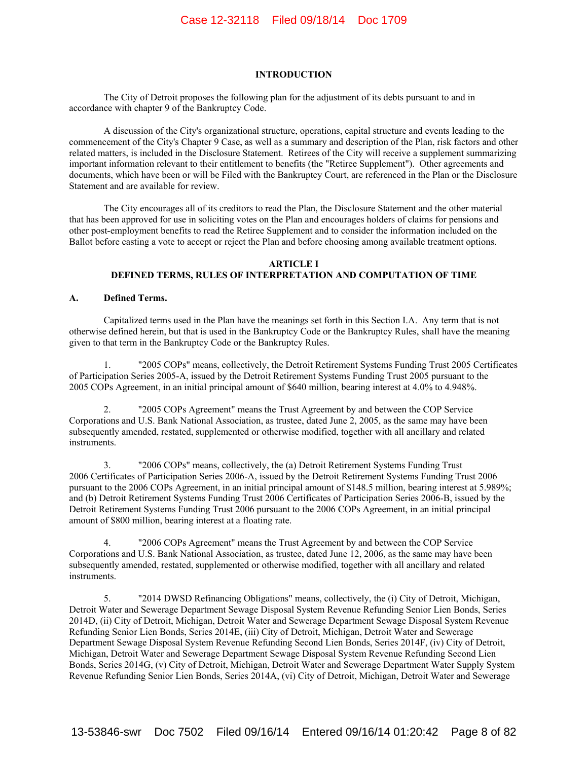## INTRODUCTION

The City of Detroit proposes the following plan for the adjustment of its debts pursuant to and in accordance with chapter 9 of the Bankruptcy Code.

A discussion of the City's organizational structure, operations, capital structure and events leading to the commencement of the City's Chapter 9 Case, as well as a summary and description of the Plan, risk factors and other related matters, is included in the Disclosure Statement. Retirees of the City will receive a supplement summarizing important information relevant to their entitlement to benefits (the "Retiree Supplement"). Other agreements and documents, which have been or will be Filed with the Bankruptcy Court, are referenced in the Plan or the Disclosure Statement and are available for review.

The City encourages all of its creditors to read the Plan, the Disclosure Statement and the other material that has been approved for use in soliciting votes on the Plan and encourages holders of claims for pensions and other post-employment benefits to read the Retiree Supplement and to consider the information included on the Ballot before casting a vote to accept or reject the Plan and before choosing among available treatment options.

## ARTICLE I
## DEFINED TERMS, RULES OF INTERPRETATION AND COMPUTATION OF TIME

### A. Defined Terms.

Capitalized terms used in the Plan have the meanings set forth in this Section I.A. Any term that is not otherwise defined herein, but that is used in the Bankruptcy Code or the Bankruptcy Rules, shall have the meaning given to that term in the Bankruptcy Code or the Bankruptcy Rules.

1. "2005 COPs" means, collectively, the Detroit Retirement Systems Funding Trust 2005 Certificates of Participation Series 2005-A, issued by the Detroit Retirement Systems Funding Trust 2005 pursuant to the 2005 COPs Agreement, in an initial principal amount of $640 million, bearing interest at 4.0% to 4.948%.

2. "2005 COPs Agreement" means the Trust Agreement by and between the COP Service Corporations and U.S. Bank National Association, as trustee, dated June 2, 2005, as the same may have been subsequently amended, restated, supplemented or otherwise modified, together with all ancillary and related instruments.

3. "2006 COPs" means, collectively, the (a) Detroit Retirement Systems Funding Trust 2006 Certificates of Participation Series 2006-A, issued by the Detroit Retirement Systems Funding Trust 2006 pursuant to the 2006 COPs Agreement, in an initial principal amount of $148.5 million, bearing interest at 5.989%; and (b) Detroit Retirement Systems Funding Trust 2006 Certificates of Participation Series 2006-B, issued by the Detroit Retirement Systems Funding Trust 2006 pursuant to the 2006 COPs Agreement, in an initial principal amount of $800 million, bearing interest at a floating rate.

4. "2006 COPs Agreement" means the Trust Agreement by and between the COP Service Corporations and U.S. Bank National Association, as trustee, dated June 12, 2006, as the same may have been subsequently amended, restated, supplemented or otherwise modified, together with all ancillary and related instruments.

5. "2014 DWSD Refinancing Obligations" means, collectively, the (i) City of Detroit, Michigan, Detroit Water and Sewerage Department Sewage Disposal System Revenue Refunding Senior Lien Bonds, Series 2014D, (ii) City of Detroit, Michigan, Detroit Water and Sewerage Department Sewage Disposal System Revenue Refunding Senior Lien Bonds, Series 2014E, (iii) City of Detroit, Michigan, Detroit Water and Sewerage Department Sewage Disposal System Revenue Refunding Second Lien Bonds, Series 2014F, (iv) City of Detroit, Michigan, Detroit Water and Sewerage Department Sewage Disposal System Revenue Refunding Second Lien Bonds, Series 2014G, (v) City of Detroit, Michigan, Detroit Water and Sewerage Department Water Supply System Revenue Refunding Senior Lien Bonds, Series 2014A, (vi) City of Detroit, Michigan, Detroit Water and Sewerage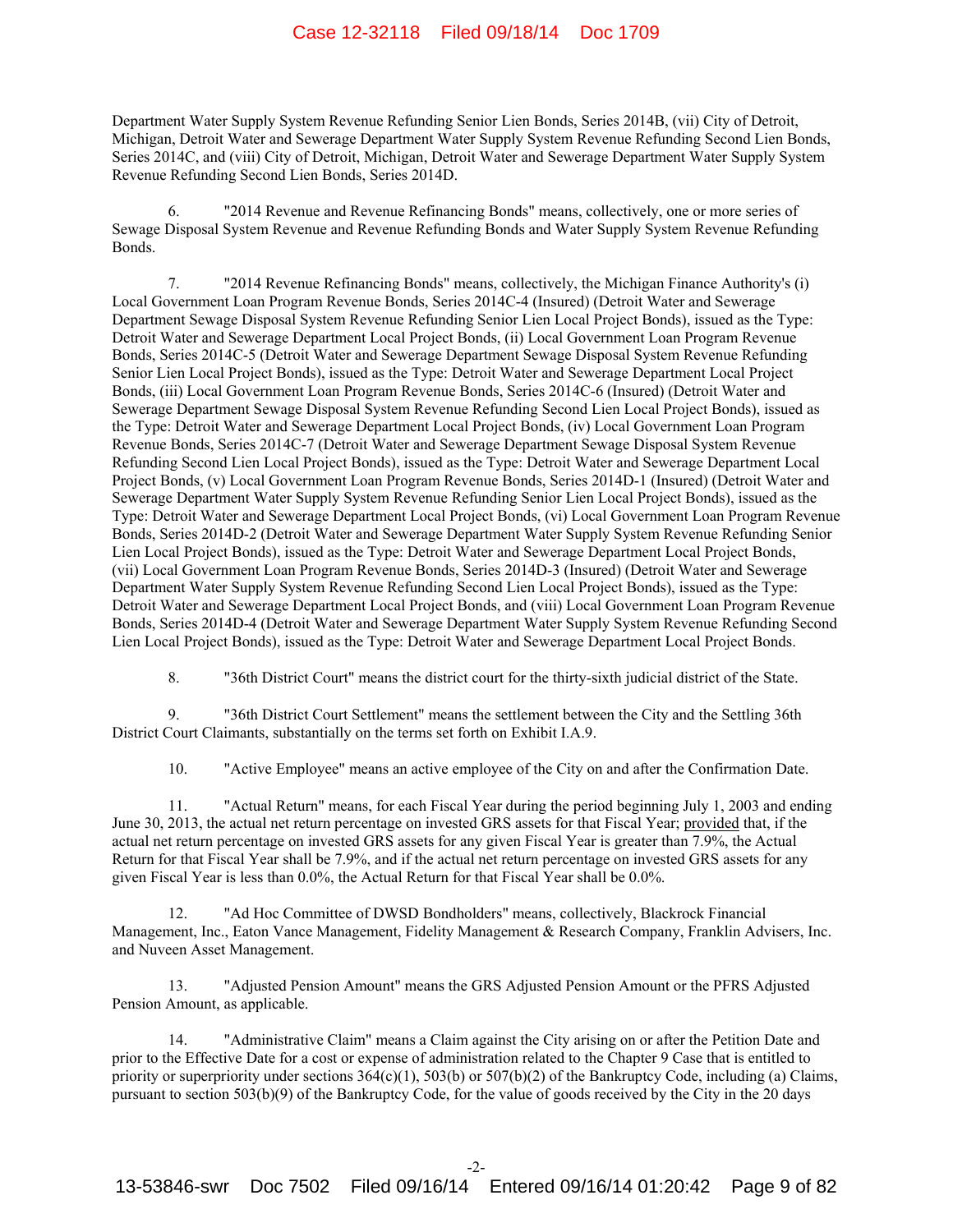Department Water Supply System Revenue Refunding Senior Lien Bonds, Series 2014B, (vii) City of Detroit, Michigan, Detroit Water and Sewerage Department Water Supply System Revenue Refunding Second Lien Bonds, Series 2014C, and (viii) City of Detroit, Michigan, Detroit Water and Sewerage Department Water Supply System Revenue Refunding Second Lien Bonds, Series 2014D.

6. "2014 Revenue and Revenue Refinancing Bonds" means, collectively, one or more series of Sewage Disposal System Revenue and Revenue Refunding Bonds and Water Supply System Revenue Refunding Bonds.

7. "2014 Revenue Refinancing Bonds" means, collectively, the Michigan Finance Authority's (i) Local Government Loan Program Revenue Bonds, Series 2014C-4 (Insured) (Detroit Water and Sewerage Department Sewage Disposal System Revenue Refunding Senior Lien Local Project Bonds), issued as the Type: Detroit Water and Sewerage Department Local Project Bonds, (ii) Local Government Loan Program Revenue Bonds, Series 2014C-5 (Detroit Water and Sewerage Department Sewage Disposal System Revenue Refunding Senior Lien Local Project Bonds), issued as the Type: Detroit Water and Sewerage Department Local Project Bonds, (iii) Local Government Loan Program Revenue Bonds, Series 2014C-6 (Insured) (Detroit Water and Sewerage Department Sewage Disposal System Revenue Refunding Second Lien Local Project Bonds), issued as the Type: Detroit Water and Sewerage Department Local Project Bonds, (iv) Local Government Loan Program Revenue Bonds, Series 2014C-7 (Detroit Water and Sewerage Department Sewage Disposal System Revenue Refunding Second Lien Local Project Bonds), issued as the Type: Detroit Water and Sewerage Department Local Project Bonds, (v) Local Government Loan Program Revenue Bonds, Series 2014D-1 (Insured) (Detroit Water and Sewerage Department Water Supply System Revenue Refunding Senior Lien Local Project Bonds), issued as the Type: Detroit Water and Sewerage Department Local Project Bonds, (vi) Local Government Loan Program Revenue Bonds, Series 2014D-2 (Detroit Water and Sewerage Department Water Supply System Revenue Refunding Senior Lien Local Project Bonds), issued as the Type: Detroit Water and Sewerage Department Local Project Bonds, (vii) Local Government Loan Program Revenue Bonds, Series 2014D-3 (Insured) (Detroit Water and Sewerage Department Water Supply System Revenue Refunding Second Lien Local Project Bonds), issued as the Type: Detroit Water and Sewerage Department Local Project Bonds, and (viii) Local Government Loan Program Revenue Bonds, Series 2014D-4 (Detroit Water and Sewerage Department Water Supply System Revenue Refunding Second Lien Local Project Bonds), issued as the Type: Detroit Water and Sewerage Department Local Project Bonds.

8. "36th District Court" means the district court for the thirty-sixth judicial district of the State.

9. "36th District Court Settlement" means the settlement between the City and the Settling 36th District Court Claimants, substantially on the terms set forth on Exhibit I.A.9.

10. "Active Employee" means an active employee of the City on and after the Confirmation Date.

11. "Actual Return" means, for each Fiscal Year during the period beginning July 1, 2003 and ending June 30, 2013, the actual net return percentage on invested GRS assets for that Fiscal Year; provided that, if the actual net return percentage on invested GRS assets for any given Fiscal Year is greater than 7.9%, the Actual Return for that Fiscal Year shall be 7.9%, and if the actual net return percentage on invested GRS assets for any given Fiscal Year is less than 0.0%, the Actual Return for that Fiscal Year shall be 0.0%.

12. "Ad Hoc Committee of DWSD Bondholders" means, collectively, Blackrock Financial Management, Inc., Eaton Vance Management, Fidelity Management & Research Company, Franklin Advisers, Inc. and Nuveen Asset Management.

13. "Adjusted Pension Amount" means the GRS Adjusted Pension Amount or the PFRS Adjusted Pension Amount, as applicable.

14. "Administrative Claim" means a Claim against the City arising on or after the Petition Date and prior to the Effective Date for a cost or expense of administration related to the Chapter 9 Case that is entitled to priority or superpriority under sections 364(c)(1), 503(b) or 507(b)(2) of the Bankruptcy Code, including (a) Claims, pursuant to section 503(b)(9) of the Bankruptcy Code, for the value of goods received by the City in the 20 days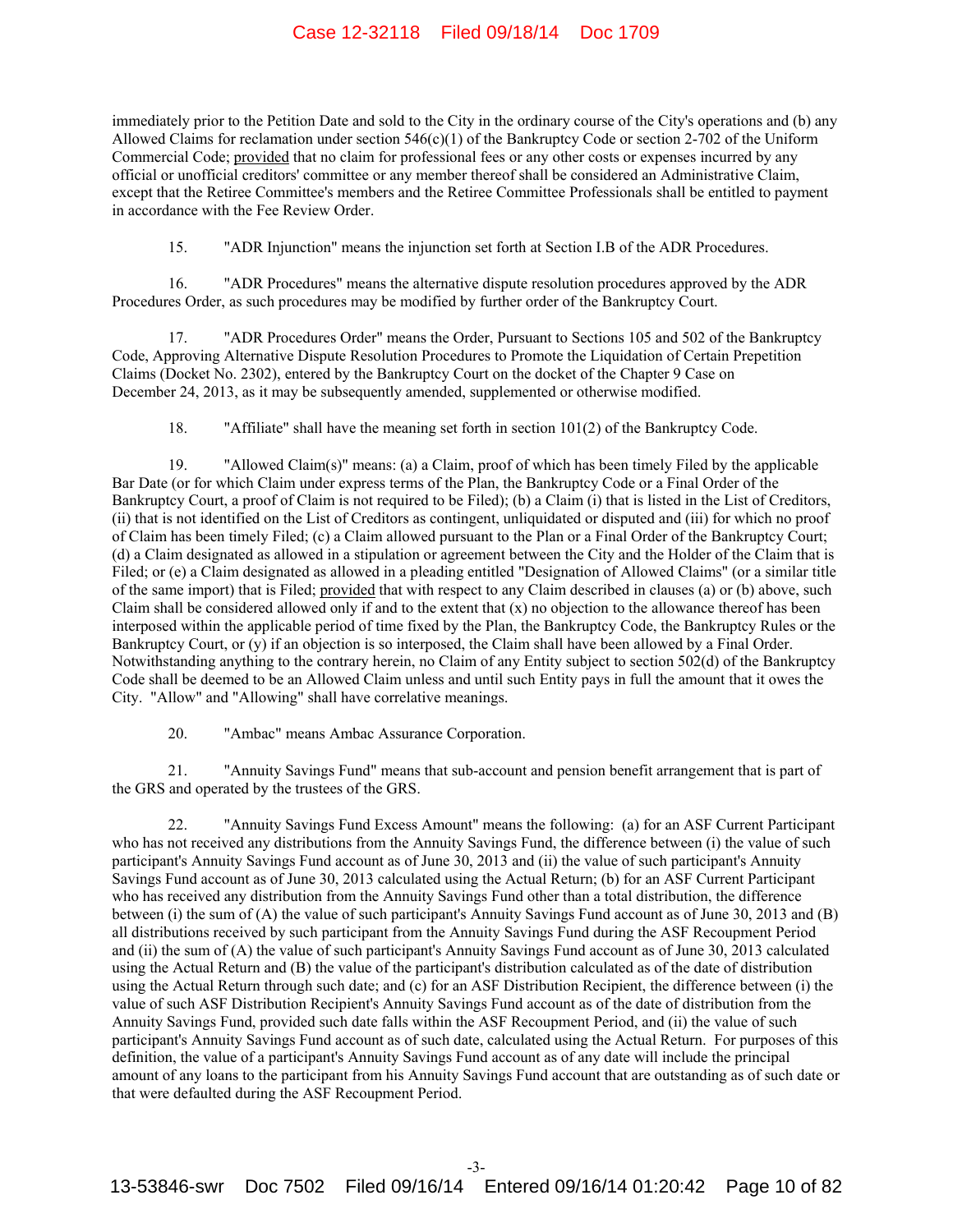immediately prior to the Petition Date and sold to the City in the ordinary course of the City's operations and (b) any Allowed Claims for reclamation under section 546(c)(1) of the Bankruptcy Code or section 2-702 of the Uniform Commercial Code; provided that no claim for professional fees or any other costs or expenses incurred by any official or unofficial creditors' committee or any member thereof shall be considered an Administrative Claim, except that the Retiree Committee's members and the Retiree Committee Professionals shall be entitled to payment in accordance with the Fee Review Order.

15. "ADR Injunction" means the injunction set forth at Section I.B of the ADR Procedures.

16. "ADR Procedures" means the alternative dispute resolution procedures approved by the ADR Procedures Order, as such procedures may be modified by further order of the Bankruptcy Court.

17. "ADR Procedures Order" means the Order, Pursuant to Sections 105 and 502 of the Bankruptcy Code, Approving Alternative Dispute Resolution Procedures to Promote the Liquidation of Certain Prepetition Claims (Docket No. 2302), entered by the Bankruptcy Court on the docket of the Chapter 9 Case on December 24, 2013, as it may be subsequently amended, supplemented or otherwise modified.

18. "Affiliate" shall have the meaning set forth in section 101(2) of the Bankruptcy Code.

19. "Allowed Claim(s)" means: (a) a Claim, proof of which has been timely Filed by the applicable Bar Date (or for which Claim under express terms of the Plan, the Bankruptcy Code or a Final Order of the Bankruptcy Court, a proof of Claim is not required to be Filed); (b) a Claim (i) that is listed in the List of Creditors, (ii) that is not identified on the List of Creditors as contingent, unliquidated or disputed and (iii) for which no proof of Claim has been timely Filed; (c) a Claim allowed pursuant to the Plan or a Final Order of the Bankruptcy Court; (d) a Claim designated as allowed in a stipulation or agreement between the City and the Holder of the Claim that is Filed; or (e) a Claim designated as allowed in a pleading entitled "Designation of Allowed Claims" (or a similar title of the same import) that is Filed; provided that with respect to any Claim described in clauses (a) or (b) above, such Claim shall be considered allowed only if and to the extent that (x) no objection to the allowance thereof has been interposed within the applicable period of time fixed by the Plan, the Bankruptcy Code, the Bankruptcy Rules or the Bankruptcy Court, or (y) if an objection is so interposed, the Claim shall have been allowed by a Final Order. Notwithstanding anything to the contrary herein, no Claim of any Entity subject to section 502(d) of the Bankruptcy Code shall be deemed to be an Allowed Claim unless and until such Entity pays in full the amount that it owes the City. "Allow" and "Allowing" shall have correlative meanings.

20. "Ambac" means Ambac Assurance Corporation.

21. "Annuity Savings Fund" means that sub-account and pension benefit arrangement that is part of the GRS and operated by the trustees of the GRS.

22. "Annuity Savings Fund Excess Amount" means the following: (a) for an ASF Current Participant who has not received any distributions from the Annuity Savings Fund, the difference between (i) the value of such participant's Annuity Savings Fund account as of June 30, 2013 and (ii) the value of such participant's Annuity Savings Fund account as of June 30, 2013 calculated using the Actual Return; (b) for an ASF Current Participant who has received any distribution from the Annuity Savings Fund other than a total distribution, the difference between (i) the sum of (A) the value of such participant's Annuity Savings Fund account as of June 30, 2013 and (B) all distributions received by such participant from the Annuity Savings Fund during the ASF Recoupment Period and (ii) the sum of (A) the value of such participant's Annuity Savings Fund account as of June 30, 2013 calculated using the Actual Return and (B) the value of the participant's distribution calculated as of the date of distribution using the Actual Return through such date; and (c) for an ASF Distribution Recipient, the difference between (i) the value of such ASF Distribution Recipient's Annuity Savings Fund account as of the date of distribution from the Annuity Savings Fund, provided such date falls within the ASF Recoupment Period, and (ii) the value of such participant's Annuity Savings Fund account as of such date, calculated using the Actual Return. For purposes of this definition, the value of a participant's Annuity Savings Fund account as of any date will include the principal amount of any loans to the participant from his Annuity Savings Fund account that are outstanding as of such date or that were defaulted during the ASF Recoupment Period.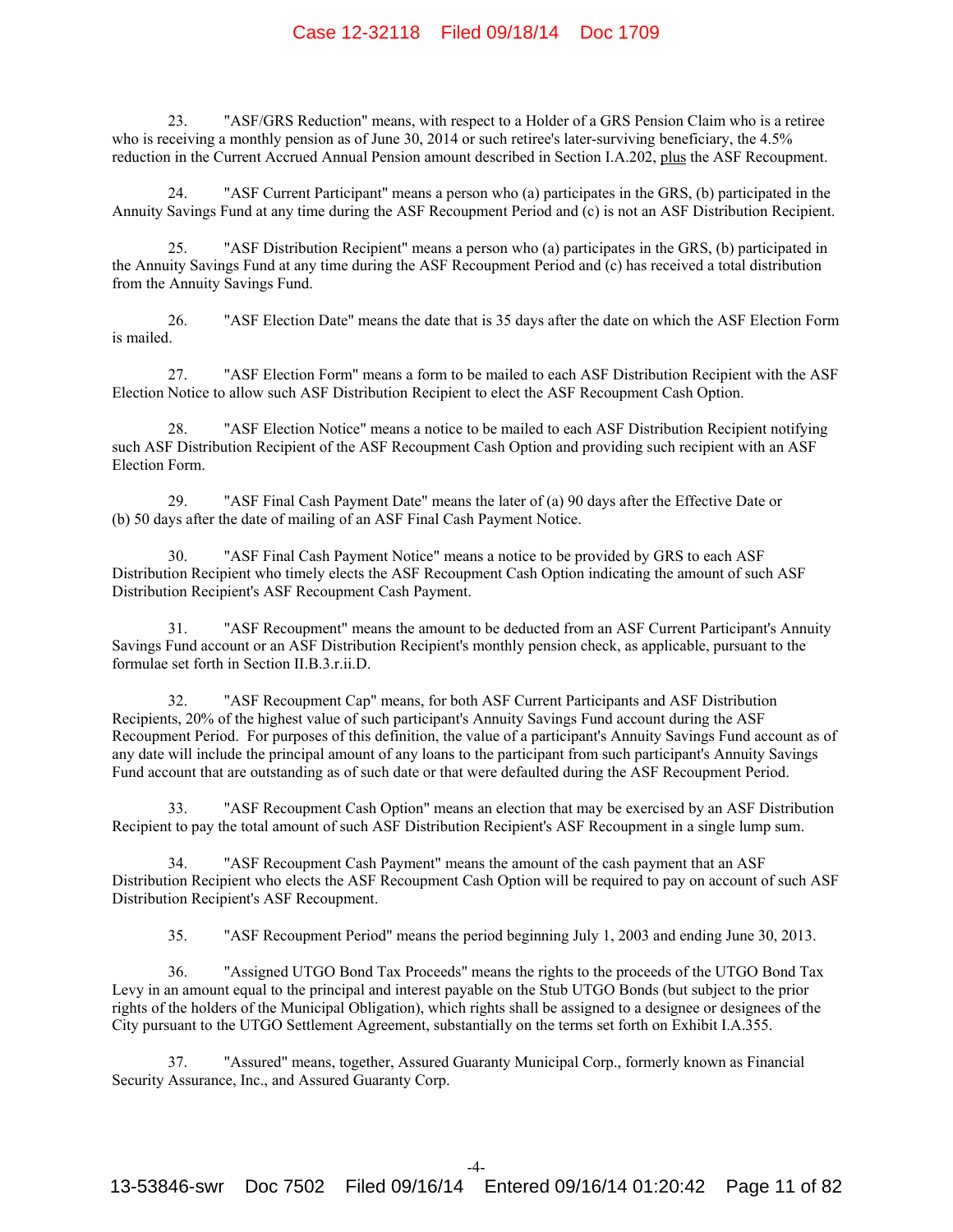23. "ASF/GRS Reduction" means, with respect to a Holder of a GRS Pension Claim who is a retiree who is receiving a monthly pension as of June 30, 2014 or such retiree's later-surviving beneficiary, the 4.5% reduction in the Current Accrued Annual Pension amount described in Section I.A.202, plus the ASF Recoupment.

24. "ASF Current Participant" means a person who (a) participates in the GRS, (b) participated in the Annuity Savings Fund at any time during the ASF Recoupment Period and (c) is not an ASF Distribution Recipient.

25. "ASF Distribution Recipient" means a person who (a) participates in the GRS, (b) participated in the Annuity Savings Fund at any time during the ASF Recoupment Period and (c) has received a total distribution from the Annuity Savings Fund.

26. "ASF Election Date" means the date that is 35 days after the date on which the ASF Election Form is mailed.

27. "ASF Election Form" means a form to be mailed to each ASF Distribution Recipient with the ASF Election Notice to allow such ASF Distribution Recipient to elect the ASF Recoupment Cash Option.

28. "ASF Election Notice" means a notice to be mailed to each ASF Distribution Recipient notifying such ASF Distribution Recipient of the ASF Recoupment Cash Option and providing such recipient with an ASF Election Form.

29. "ASF Final Cash Payment Date" means the later of (a) 90 days after the Effective Date or (b) 50 days after the date of mailing of an ASF Final Cash Payment Notice.

30. "ASF Final Cash Payment Notice" means a notice to be provided by GRS to each ASF Distribution Recipient who timely elects the ASF Recoupment Cash Option indicating the amount of such ASF Distribution Recipient's ASF Recoupment Cash Payment.

31. "ASF Recoupment" means the amount to be deducted from an ASF Current Participant's Annuity Savings Fund account or an ASF Distribution Recipient's monthly pension check, as applicable, pursuant to the formulae set forth in Section II.B.3.r.ii.D.

32. "ASF Recoupment Cap" means, for both ASF Current Participants and ASF Distribution Recipients, 20% of the highest value of such participant's Annuity Savings Fund account during the ASF Recoupment Period. For purposes of this definition, the value of a participant's Annuity Savings Fund account as of any date will include the principal amount of any loans to the participant from such participant's Annuity Savings Fund account that are outstanding as of such date or that were defaulted during the ASF Recoupment Period.

33. "ASF Recoupment Cash Option" means an election that may be exercised by an ASF Distribution Recipient to pay the total amount of such ASF Distribution Recipient's ASF Recoupment in a single lump sum.

34. "ASF Recoupment Cash Payment" means the amount of the cash payment that an ASF Distribution Recipient who elects the ASF Recoupment Cash Option will be required to pay on account of such ASF Distribution Recipient's ASF Recoupment.

35. "ASF Recoupment Period" means the period beginning July 1, 2003 and ending June 30, 2013.

36. "Assigned UTGO Bond Tax Proceeds" means the rights to the proceeds of the UTGO Bond Tax Levy in an amount equal to the principal and interest payable on the Stub UTGO Bonds (but subject to the prior rights of the holders of the Municipal Obligation), which rights shall be assigned to a designee or designees of the City pursuant to the UTGO Settlement Agreement, substantially on the terms set forth on Exhibit I.A.355.

37. "Assured" means, together, Assured Guaranty Municipal Corp., formerly known as Financial Security Assurance, Inc., and Assured Guaranty Corp.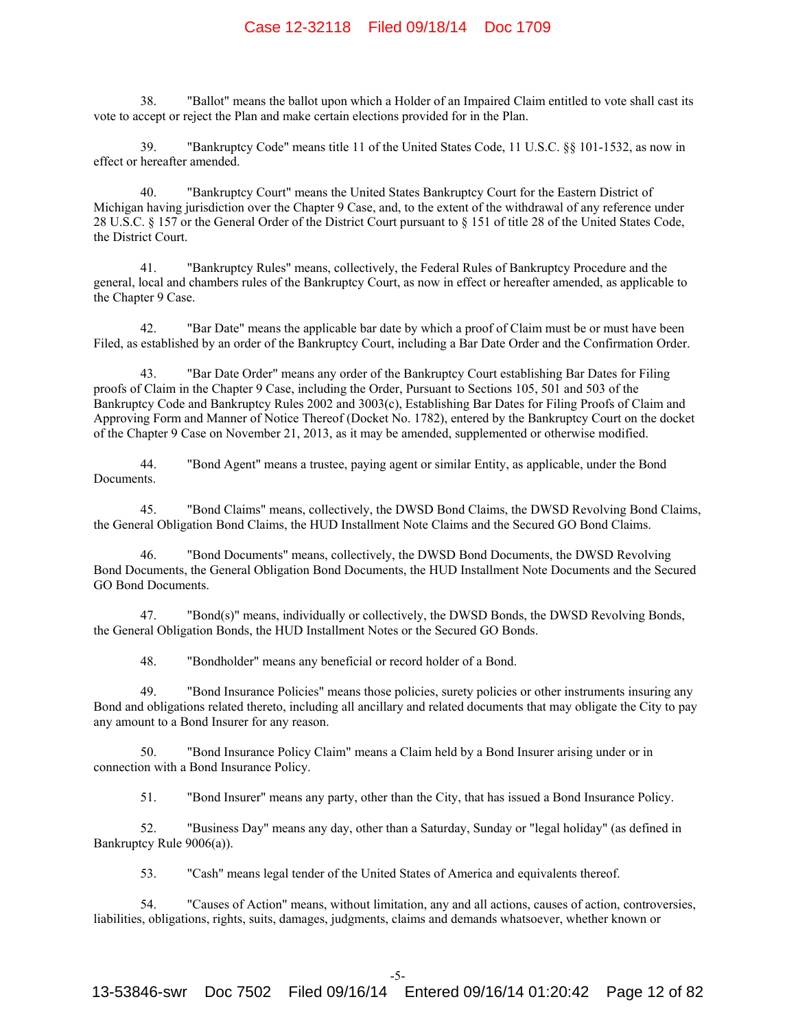38. "Ballot" means the ballot upon which a Holder of an Impaired Claim entitled to vote shall cast its vote to accept or reject the Plan and make certain elections provided for in the Plan.

39. "Bankruptcy Code" means title 11 of the United States Code, 11 U.S.C. §§ 101-1532, as now in effect or hereafter amended.

40. "Bankruptcy Court" means the United States Bankruptcy Court for the Eastern District of Michigan having jurisdiction over the Chapter 9 Case, and, to the extent of the withdrawal of any reference under 28 U.S.C. § 157 or the General Order of the District Court pursuant to § 151 of title 28 of the United States Code, the District Court.

41. "Bankruptcy Rules" means, collectively, the Federal Rules of Bankruptcy Procedure and the general, local and chambers rules of the Bankruptcy Court, as now in effect or hereafter amended, as applicable to the Chapter 9 Case.

42. "Bar Date" means the applicable bar date by which a proof of Claim must be or must have been Filed, as established by an order of the Bankruptcy Court, including a Bar Date Order and the Confirmation Order.

43. "Bar Date Order" means any order of the Bankruptcy Court establishing Bar Dates for Filing proofs of Claim in the Chapter 9 Case, including the Order, Pursuant to Sections 105, 501 and 503 of the Bankruptcy Code and Bankruptcy Rules 2002 and 3003(c), Establishing Bar Dates for Filing Proofs of Claim and Approving Form and Manner of Notice Thereof (Docket No. 1782), entered by the Bankruptcy Court on the docket of the Chapter 9 Case on November 21, 2013, as it may be amended, supplemented or otherwise modified.

44. "Bond Agent" means a trustee, paying agent or similar Entity, as applicable, under the Bond Documents.

45. "Bond Claims" means, collectively, the DWSD Bond Claims, the DWSD Revolving Bond Claims, the General Obligation Bond Claims, the HUD Installment Note Claims and the Secured GO Bond Claims.

46. "Bond Documents" means, collectively, the DWSD Bond Documents, the DWSD Revolving Bond Documents, the General Obligation Bond Documents, the HUD Installment Note Documents and the Secured GO Bond Documents.

47. "Bond(s)" means, individually or collectively, the DWSD Bonds, the DWSD Revolving Bonds, the General Obligation Bonds, the HUD Installment Notes or the Secured GO Bonds.

48. "Bondholder" means any beneficial or record holder of a Bond.

49. "Bond Insurance Policies" means those policies, surety policies or other instruments insuring any Bond and obligations related thereto, including all ancillary and related documents that may obligate the City to pay any amount to a Bond Insurer for any reason.

50. "Bond Insurance Policy Claim" means a Claim held by a Bond Insurer arising under or in connection with a Bond Insurance Policy.

51. "Bond Insurer" means any party, other than the City, that has issued a Bond Insurance Policy.

52. "Business Day" means any day, other than a Saturday, Sunday or "legal holiday" (as defined in Bankruptcy Rule 9006(a)).

53. "Cash" means legal tender of the United States of America and equivalents thereof.

54. "Causes of Action" means, without limitation, any and all actions, causes of action, controversies, liabilities, obligations, rights, suits, damages, judgments, claims and demands whatsoever, whether known or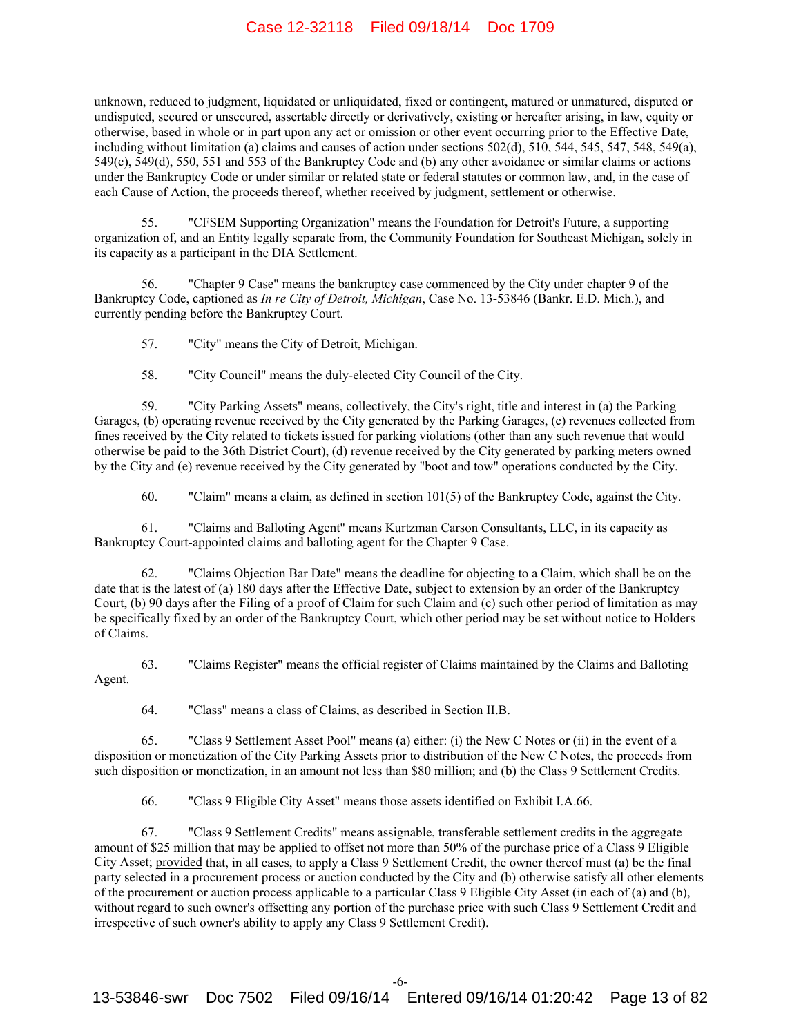unknown, reduced to judgment, liquidated or unliquidated, fixed or contingent, matured or unmatured, disputed or undisputed, secured or unsecured, assertable directly or derivatively, existing or hereafter arising, in law, equity or otherwise, based in whole or in part upon any act or omission or other event occurring prior to the Effective Date, including without limitation (a) claims and causes of action under sections 502(d), 510, 544, 545, 547, 548, 549(a), 549(c), 549(d), 550, 551 and 553 of the Bankruptcy Code and (b) any other avoidance or similar claims or actions under the Bankruptcy Code or under similar or related state or federal statutes or common law, and, in the case of each Cause of Action, the proceeds thereof, whether received by judgment, settlement or otherwise.

55. "CFSEM Supporting Organization" means the Foundation for Detroit's Future, a supporting organization of, and an Entity legally separate from, the Community Foundation for Southeast Michigan, solely in its capacity as a participant in the DIA Settlement.

56. "Chapter 9 Case" means the bankruptcy case commenced by the City under chapter 9 of the Bankruptcy Code, captioned as *In re City of Detroit, Michigan*, Case No. 13-53846 (Bankr. E.D. Mich.), and currently pending before the Bankruptcy Court.

57. "City" means the City of Detroit, Michigan.

58. "City Council" means the duly-elected City Council of the City.

59. "City Parking Assets" means, collectively, the City's right, title and interest in (a) the Parking Garages, (b) operating revenue received by the City generated by the Parking Garages, (c) revenues collected from fines received by the City related to tickets issued for parking violations (other than any such revenue that would otherwise be paid to the 36th District Court), (d) revenue received by the City generated by parking meters owned by the City and (e) revenue received by the City generated by "boot and tow" operations conducted by the City.

60. "Claim" means a claim, as defined in section 101(5) of the Bankruptcy Code, against the City.

61. "Claims and Balloting Agent" means Kurtzman Carson Consultants, LLC, in its capacity as Bankruptcy Court-appointed claims and balloting agent for the Chapter 9 Case.

62. "Claims Objection Bar Date" means the deadline for objecting to a Claim, which shall be on the date that is the latest of (a) 180 days after the Effective Date, subject to extension by an order of the Bankruptcy Court, (b) 90 days after the Filing of a proof of Claim for such Claim and (c) such other period of limitation as may be specifically fixed by an order of the Bankruptcy Court, which other period may be set without notice to Holders of Claims.

63. "Claims Register" means the official register of Claims maintained by the Claims and Balloting Agent.

64. "Class" means a class of Claims, as described in Section II.B.

65. "Class 9 Settlement Asset Pool" means (a) either: (i) the New C Notes or (ii) in the event of a disposition or monetization of the City Parking Assets prior to distribution of the New C Notes, the proceeds from such disposition or monetization, in an amount not less than $80 million; and (b) the Class 9 Settlement Credits.

66. "Class 9 Eligible City Asset" means those assets identified on Exhibit I.A.66.

67. "Class 9 Settlement Credits" means assignable, transferable settlement credits in the aggregate amount of $25 million that may be applied to offset not more than 50% of the purchase price of a Class 9 Eligible City Asset; provided that, in all cases, to apply a Class 9 Settlement Credit, the owner thereof must (a) be the final party selected in a procurement process or auction conducted by the City and (b) otherwise satisfy all other elements of the procurement or auction process applicable to a particular Class 9 Eligible City Asset (in each of (a) and (b), without regard to such owner's offsetting any portion of the purchase price with such Class 9 Settlement Credit and irrespective of such owner's ability to apply any Class 9 Settlement Credit).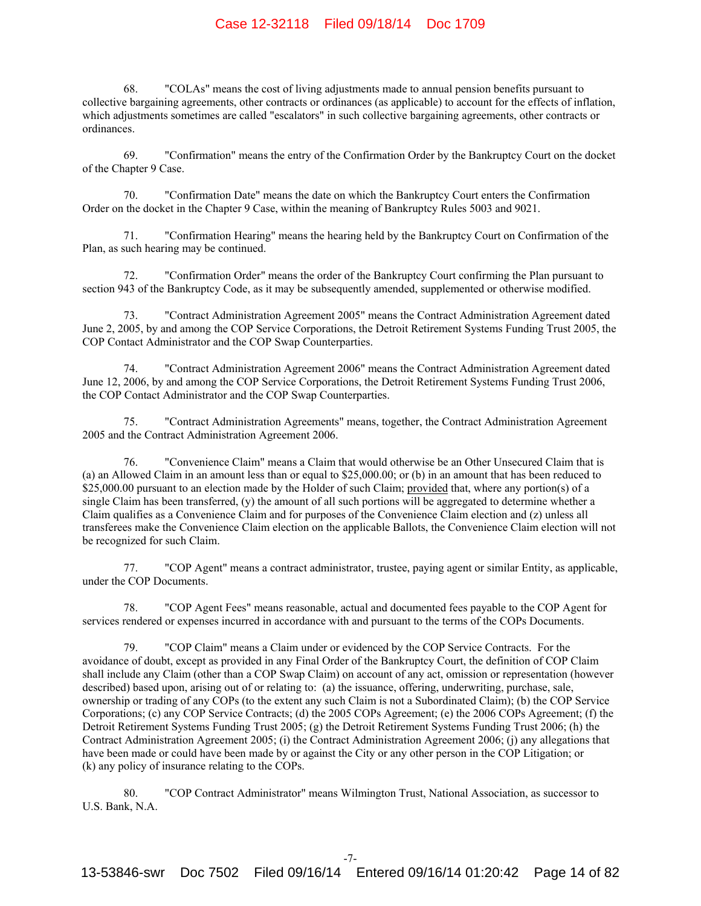68. "COLAs" means the cost of living adjustments made to annual pension benefits pursuant to collective bargaining agreements, other contracts or ordinances (as applicable) to account for the effects of inflation, which adjustments sometimes are called "escalators" in such collective bargaining agreements, other contracts or ordinances.

69. "Confirmation" means the entry of the Confirmation Order by the Bankruptcy Court on the docket of the Chapter 9 Case.

70. "Confirmation Date" means the date on which the Bankruptcy Court enters the Confirmation Order on the docket in the Chapter 9 Case, within the meaning of Bankruptcy Rules 5003 and 9021.

71. "Confirmation Hearing" means the hearing held by the Bankruptcy Court on Confirmation of the Plan, as such hearing may be continued.

72. "Confirmation Order" means the order of the Bankruptcy Court confirming the Plan pursuant to section 943 of the Bankruptcy Code, as it may be subsequently amended, supplemented or otherwise modified.

73. "Contract Administration Agreement 2005" means the Contract Administration Agreement dated June 2, 2005, by and among the COP Service Corporations, the Detroit Retirement Systems Funding Trust 2005, the COP Contact Administrator and the COP Swap Counterparties.

74. "Contract Administration Agreement 2006" means the Contract Administration Agreement dated June 12, 2006, by and among the COP Service Corporations, the Detroit Retirement Systems Funding Trust 2006, the COP Contact Administrator and the COP Swap Counterparties.

75. "Contract Administration Agreements" means, together, the Contract Administration Agreement 2005 and the Contract Administration Agreement 2006.

76. "Convenience Claim" means a Claim that would otherwise be an Other Unsecured Claim that is (a) an Allowed Claim in an amount less than or equal to $25,000.00; or (b) in an amount that has been reduced to $25,000.00 pursuant to an election made by the Holder of such Claim; provided that, where any portion(s) of a single Claim has been transferred, (y) the amount of all such portions will be aggregated to determine whether a Claim qualifies as a Convenience Claim and for purposes of the Convenience Claim election and (z) unless all transferees make the Convenience Claim election on the applicable Ballots, the Convenience Claim election will not be recognized for such Claim.

77. "COP Agent" means a contract administrator, trustee, paying agent or similar Entity, as applicable, under the COP Documents.

78. "COP Agent Fees" means reasonable, actual and documented fees payable to the COP Agent for services rendered or expenses incurred in accordance with and pursuant to the terms of the COPs Documents.

79. "COP Claim" means a Claim under or evidenced by the COP Service Contracts. For the avoidance of doubt, except as provided in any Final Order of the Bankruptcy Court, the definition of COP Claim shall include any Claim (other than a COP Swap Claim) on account of any act, omission or representation (however described) based upon, arising out of or relating to: (a) the issuance, offering, underwriting, purchase, sale, ownership or trading of any COPs (to the extent any such Claim is not a Subordinated Claim); (b) the COP Service Corporations; (c) any COP Service Contracts; (d) the 2005 COPs Agreement; (e) the 2006 COPs Agreement; (f) the Detroit Retirement Systems Funding Trust 2005; (g) the Detroit Retirement Systems Funding Trust 2006; (h) the Contract Administration Agreement 2005; (i) the Contract Administration Agreement 2006; (j) any allegations that have been made or could have been made by or against the City or any other person in the COP Litigation; or (k) any policy of insurance relating to the COPs.

80. "COP Contract Administrator" means Wilmington Trust, National Association, as successor to U.S. Bank, N.A.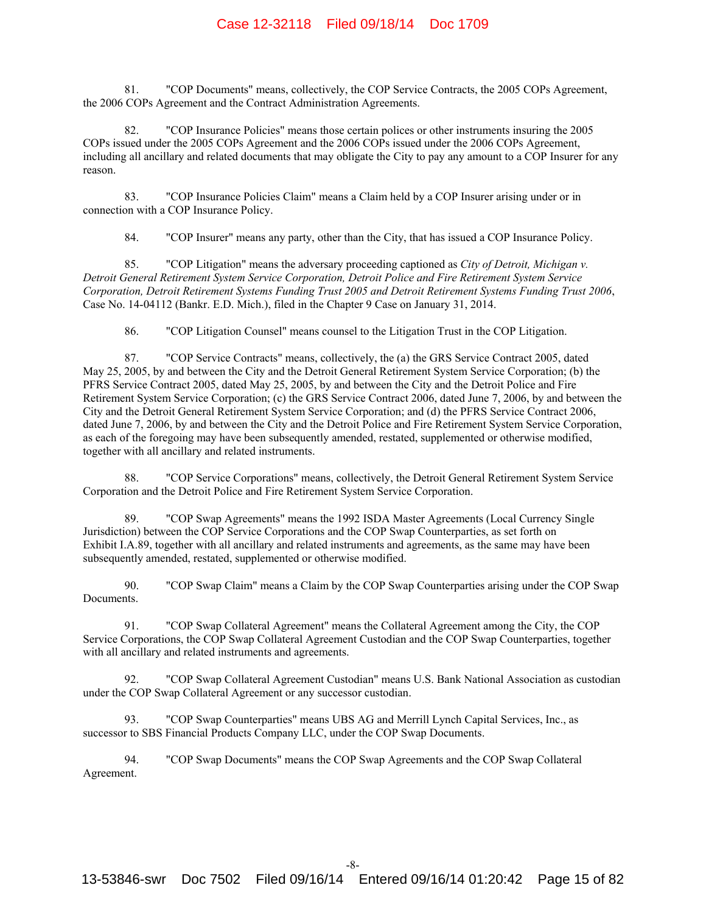81. "COP Documents" means, collectively, the COP Service Contracts, the 2005 COPs Agreement, the 2006 COPs Agreement and the Contract Administration Agreements.

82. "COP Insurance Policies" means those certain polices or other instruments insuring the 2005 COPs issued under the 2005 COPs Agreement and the 2006 COPs issued under the 2006 COPs Agreement, including all ancillary and related documents that may obligate the City to pay any amount to a COP Insurer for any reason.

83. "COP Insurance Policies Claim" means a Claim held by a COP Insurer arising under or in connection with a COP Insurance Policy.

84. "COP Insurer" means any party, other than the City, that has issued a COP Insurance Policy.

85. "COP Litigation" means the adversary proceeding captioned as *City of Detroit, Michigan v. Detroit General Retirement System Service Corporation, Detroit Police and Fire Retirement System Service Corporation, Detroit Retirement Systems Funding Trust 2005 and Detroit Retirement Systems Funding Trust 2006*, Case No. 14-04112 (Bankr. E.D. Mich.), filed in the Chapter 9 Case on January 31, 2014.

86. "COP Litigation Counsel" means counsel to the Litigation Trust in the COP Litigation.

87. "COP Service Contracts" means, collectively, the (a) the GRS Service Contract 2005, dated May 25, 2005, by and between the City and the Detroit General Retirement System Service Corporation; (b) the PFRS Service Contract 2005, dated May 25, 2005, by and between the City and the Detroit Police and Fire Retirement System Service Corporation; (c) the GRS Service Contract 2006, dated June 7, 2006, by and between the City and the Detroit General Retirement System Service Corporation; and (d) the PFRS Service Contract 2006, dated June 7, 2006, by and between the City and the Detroit Police and Fire Retirement System Service Corporation, as each of the foregoing may have been subsequently amended, restated, supplemented or otherwise modified, together with all ancillary and related instruments.

88. "COP Service Corporations" means, collectively, the Detroit General Retirement System Service Corporation and the Detroit Police and Fire Retirement System Service Corporation.

89. "COP Swap Agreements" means the 1992 ISDA Master Agreements (Local Currency Single Jurisdiction) between the COP Service Corporations and the COP Swap Counterparties, as set forth on Exhibit I.A.89, together with all ancillary and related instruments and agreements, as the same may have been subsequently amended, restated, supplemented or otherwise modified.

90. "COP Swap Claim" means a Claim by the COP Swap Counterparties arising under the COP Swap Documents.

91. "COP Swap Collateral Agreement" means the Collateral Agreement among the City, the COP Service Corporations, the COP Swap Collateral Agreement Custodian and the COP Swap Counterparties, together with all ancillary and related instruments and agreements.

92. "COP Swap Collateral Agreement Custodian" means U.S. Bank National Association as custodian under the COP Swap Collateral Agreement or any successor custodian.

93. "COP Swap Counterparties" means UBS AG and Merrill Lynch Capital Services, Inc., as successor to SBS Financial Products Company LLC, under the COP Swap Documents.

94. "COP Swap Documents" means the COP Swap Agreements and the COP Swap Collateral Agreement.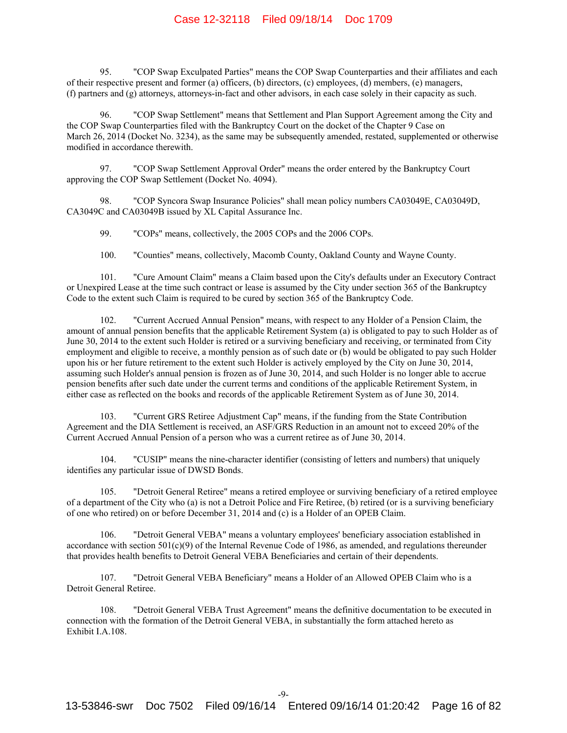95. "COP Swap Exculpated Parties" means the COP Swap Counterparties and their affiliates and each of their respective present and former (a) officers, (b) directors, (c) employees, (d) members, (e) managers, (f) partners and (g) attorneys, attorneys-in-fact and other advisors, in each case solely in their capacity as such.

96. "COP Swap Settlement" means that Settlement and Plan Support Agreement among the City and the COP Swap Counterparties filed with the Bankruptcy Court on the docket of the Chapter 9 Case on March 26, 2014 (Docket No. 3234), as the same may be subsequently amended, restated, supplemented or otherwise modified in accordance therewith.

97. "COP Swap Settlement Approval Order" means the order entered by the Bankruptcy Court approving the COP Swap Settlement (Docket No. 4094).

98. "COP Syncora Swap Insurance Policies" shall mean policy numbers CA03049E, CA03049D, CA3049C and CA03049B issued by XL Capital Assurance Inc.

99. "COPs" means, collectively, the 2005 COPs and the 2006 COPs.

100. "Counties" means, collectively, Macomb County, Oakland County and Wayne County.

101. "Cure Amount Claim" means a Claim based upon the City's defaults under an Executory Contract or Unexpired Lease at the time such contract or lease is assumed by the City under section 365 of the Bankruptcy Code to the extent such Claim is required to be cured by section 365 of the Bankruptcy Code.

102. "Current Accrued Annual Pension" means, with respect to any Holder of a Pension Claim, the amount of annual pension benefits that the applicable Retirement System (a) is obligated to pay to such Holder as of June 30, 2014 to the extent such Holder is retired or a surviving beneficiary and receiving, or terminated from City employment and eligible to receive, a monthly pension as of such date or (b) would be obligated to pay such Holder upon his or her future retirement to the extent such Holder is actively employed by the City on June 30, 2014, assuming such Holder's annual pension is frozen as of June 30, 2014, and such Holder is no longer able to accrue pension benefits after such date under the current terms and conditions of the applicable Retirement System, in either case as reflected on the books and records of the applicable Retirement System as of June 30, 2014.

103. "Current GRS Retiree Adjustment Cap" means, if the funding from the State Contribution Agreement and the DIA Settlement is received, an ASF/GRS Reduction in an amount not to exceed 20% of the Current Accrued Annual Pension of a person who was a current retiree as of June 30, 2014.

104. "CUSIP" means the nine-character identifier (consisting of letters and numbers) that uniquely identifies any particular issue of DWSD Bonds.

105. "Detroit General Retiree" means a retired employee or surviving beneficiary of a retired employee of a department of the City who (a) is not a Detroit Police and Fire Retiree, (b) retired (or is a surviving beneficiary of one who retired) on or before December 31, 2014 and (c) is a Holder of an OPEB Claim.

106. "Detroit General VEBA" means a voluntary employees' beneficiary association established in accordance with section 501(c)(9) of the Internal Revenue Code of 1986, as amended, and regulations thereunder that provides health benefits to Detroit General VEBA Beneficiaries and certain of their dependents.

107. "Detroit General VEBA Beneficiary" means a Holder of an Allowed OPEB Claim who is a Detroit General Retiree.

108. "Detroit General VEBA Trust Agreement" means the definitive documentation to be executed in connection with the formation of the Detroit General VEBA, in substantially the form attached hereto as Exhibit I.A.108.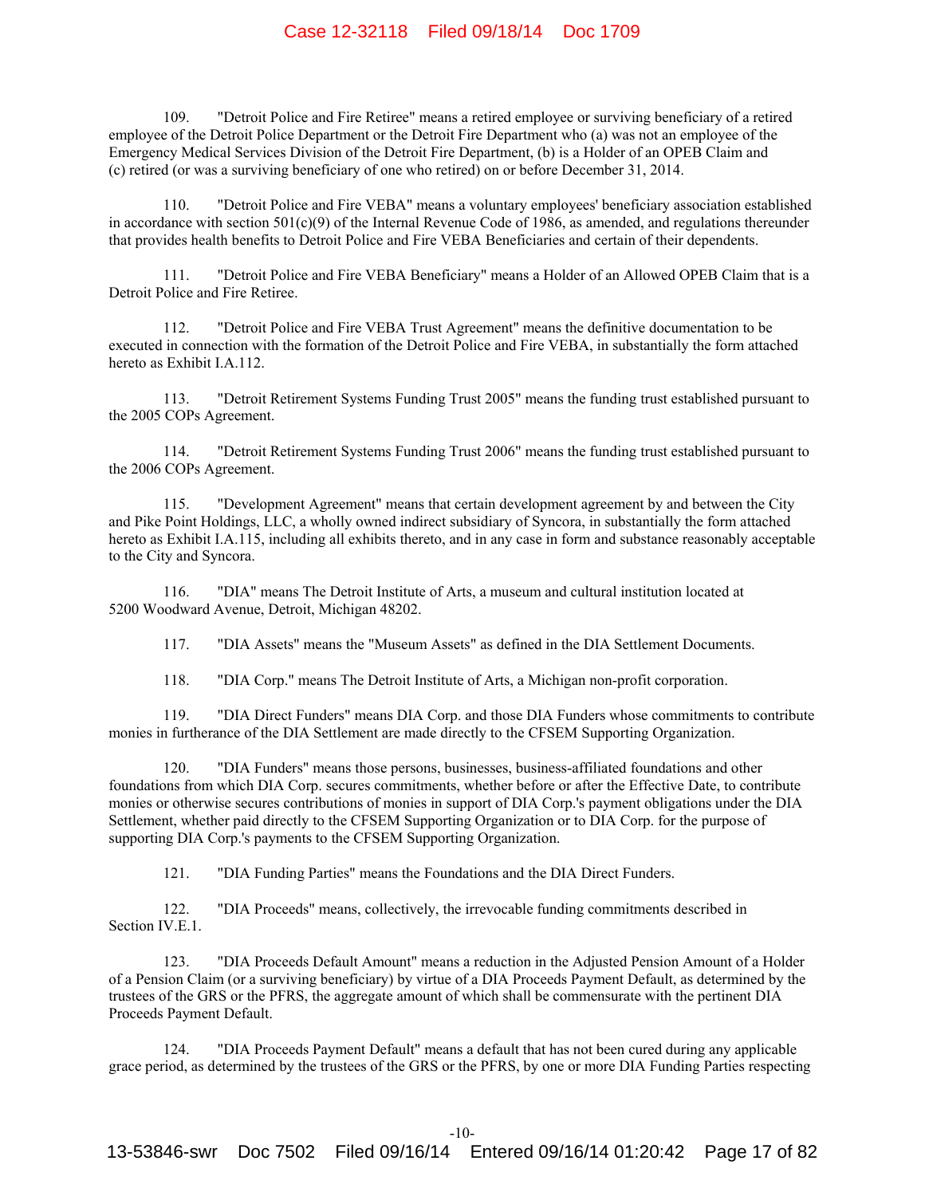109. "Detroit Police and Fire Retiree" means a retired employee or surviving beneficiary of a retired employee of the Detroit Police Department or the Detroit Fire Department who (a) was not an employee of the Emergency Medical Services Division of the Detroit Fire Department, (b) is a Holder of an OPEB Claim and (c) retired (or was a surviving beneficiary of one who retired) on or before December 31, 2014.

110. "Detroit Police and Fire VEBA" means a voluntary employees' beneficiary association established in accordance with section 501(c)(9) of the Internal Revenue Code of 1986, as amended, and regulations thereunder that provides health benefits to Detroit Police and Fire VEBA Beneficiaries and certain of their dependents.

111. "Detroit Police and Fire VEBA Beneficiary" means a Holder of an Allowed OPEB Claim that is a Detroit Police and Fire Retiree.

112. "Detroit Police and Fire VEBA Trust Agreement" means the definitive documentation to be executed in connection with the formation of the Detroit Police and Fire VEBA, in substantially the form attached hereto as Exhibit I.A.112.

113. "Detroit Retirement Systems Funding Trust 2005" means the funding trust established pursuant to the 2005 COPs Agreement.

114. "Detroit Retirement Systems Funding Trust 2006" means the funding trust established pursuant to the 2006 COPs Agreement.

115. "Development Agreement" means that certain development agreement by and between the City and Pike Point Holdings, LLC, a wholly owned indirect subsidiary of Syncora, in substantially the form attached hereto as Exhibit I.A.115, including all exhibits thereto, and in any case in form and substance reasonably acceptable to the City and Syncora.

116. "DIA" means The Detroit Institute of Arts, a museum and cultural institution located at 5200 Woodward Avenue, Detroit, Michigan 48202.

117. "DIA Assets" means the "Museum Assets" as defined in the DIA Settlement Documents.

118. "DIA Corp." means The Detroit Institute of Arts, a Michigan non-profit corporation.

119. "DIA Direct Funders" means DIA Corp. and those DIA Funders whose commitments to contribute monies in furtherance of the DIA Settlement are made directly to the CFSEM Supporting Organization.

120. "DIA Funders" means those persons, businesses, business-affiliated foundations and other foundations from which DIA Corp. secures commitments, whether before or after the Effective Date, to contribute monies or otherwise secures contributions of monies in support of DIA Corp.'s payment obligations under the DIA Settlement, whether paid directly to the CFSEM Supporting Organization or to DIA Corp. for the purpose of supporting DIA Corp.'s payments to the CFSEM Supporting Organization.

121. "DIA Funding Parties" means the Foundations and the DIA Direct Funders.

122. "DIA Proceeds" means, collectively, the irrevocable funding commitments described in Section IV.E.1.

123. "DIA Proceeds Default Amount" means a reduction in the Adjusted Pension Amount of a Holder of a Pension Claim (or a surviving beneficiary) by virtue of a DIA Proceeds Payment Default, as determined by the trustees of the GRS or the PFRS, the aggregate amount of which shall be commensurate with the pertinent DIA Proceeds Payment Default.

124. "DIA Proceeds Payment Default" means a default that has not been cured during any applicable grace period, as determined by the trustees of the GRS or the PFRS, by one or more DIA Funding Parties respecting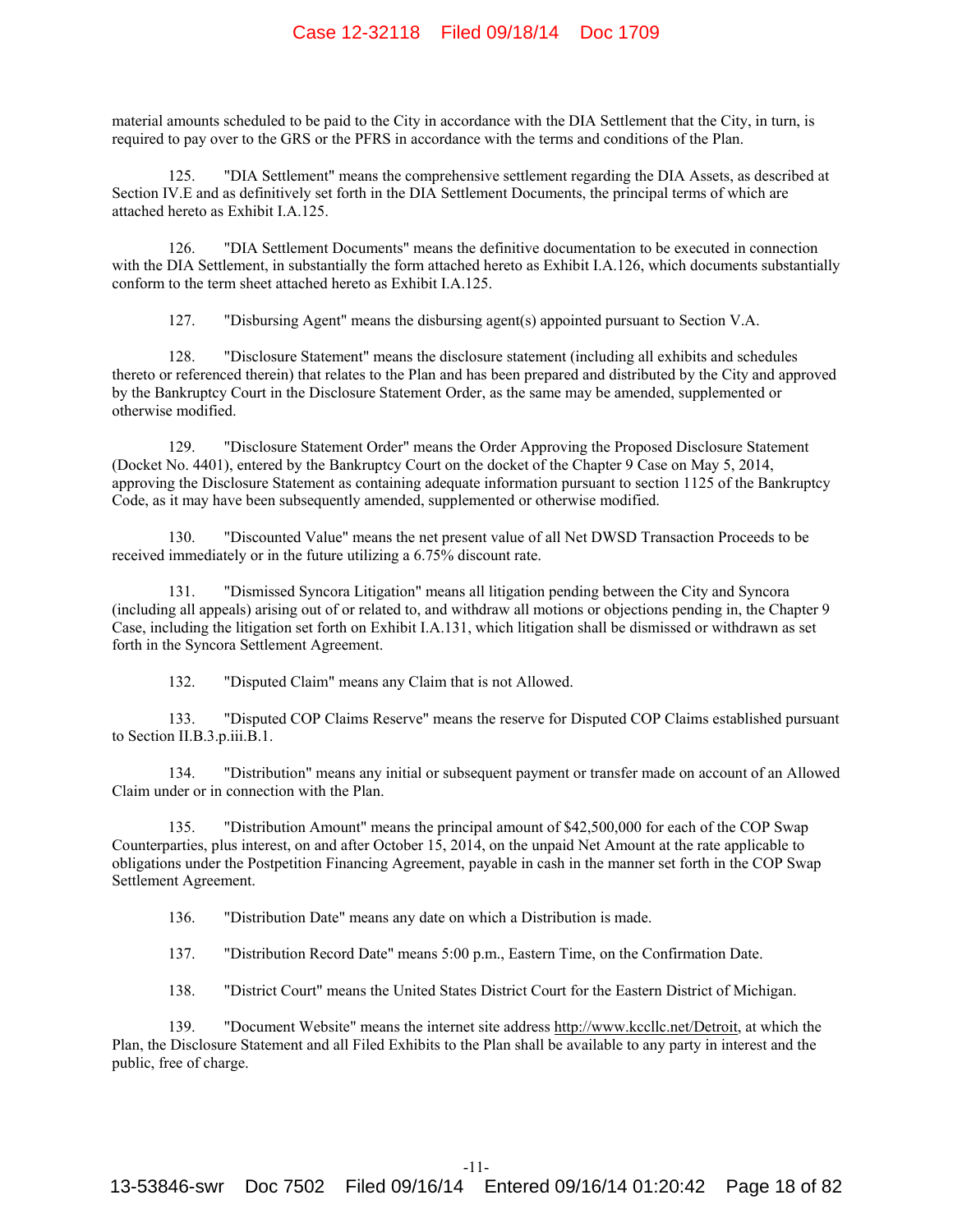material amounts scheduled to be paid to the City in accordance with the DIA Settlement that the City, in turn, is required to pay over to the GRS or the PFRS in accordance with the terms and conditions of the Plan.

125. "DIA Settlement" means the comprehensive settlement regarding the DIA Assets, as described at Section IV.E and as definitively set forth in the DIA Settlement Documents, the principal terms of which are attached hereto as Exhibit I.A.125.

126. "DIA Settlement Documents" means the definitive documentation to be executed in connection with the DIA Settlement, in substantially the form attached hereto as Exhibit I.A.126, which documents substantially conform to the term sheet attached hereto as Exhibit I.A.125.

127. "Disbursing Agent" means the disbursing agent(s) appointed pursuant to Section V.A.

128. "Disclosure Statement" means the disclosure statement (including all exhibits and schedules thereto or referenced therein) that relates to the Plan and has been prepared and distributed by the City and approved by the Bankruptcy Court in the Disclosure Statement Order, as the same may be amended, supplemented or otherwise modified.

129. "Disclosure Statement Order" means the Order Approving the Proposed Disclosure Statement (Docket No. 4401), entered by the Bankruptcy Court on the docket of the Chapter 9 Case on May 5, 2014, approving the Disclosure Statement as containing adequate information pursuant to section 1125 of the Bankruptcy Code, as it may have been subsequently amended, supplemented or otherwise modified.

130. "Discounted Value" means the net present value of all Net DWSD Transaction Proceeds to be received immediately or in the future utilizing a 6.75% discount rate.

131. "Dismissed Syncora Litigation" means all litigation pending between the City and Syncora (including all appeals) arising out of or related to, and withdraw all motions or objections pending in, the Chapter 9 Case, including the litigation set forth on Exhibit I.A.131, which litigation shall be dismissed or withdrawn as set forth in the Syncora Settlement Agreement.

132. "Disputed Claim" means any Claim that is not Allowed.

133. "Disputed COP Claims Reserve" means the reserve for Disputed COP Claims established pursuant to Section II.B.3.p.iii.B.1.

134. "Distribution" means any initial or subsequent payment or transfer made on account of an Allowed Claim under or in connection with the Plan.

135. "Distribution Amount" means the principal amount of $42,500,000 for each of the COP Swap Counterparties, plus interest, on and after October 15, 2014, on the unpaid Net Amount at the rate applicable to obligations under the Postpetition Financing Agreement, payable in cash in the manner set forth in the COP Swap Settlement Agreement.

136. "Distribution Date" means any date on which a Distribution is made.

137. "Distribution Record Date" means 5:00 p.m., Eastern Time, on the Confirmation Date.

138. "District Court" means the United States District Court for the Eastern District of Michigan.

139. "Document Website" means the internet site address http://www.kccllc.net/Detroit, at which the Plan, the Disclosure Statement and all Filed Exhibits to the Plan shall be available to any party in interest and the public, free of charge.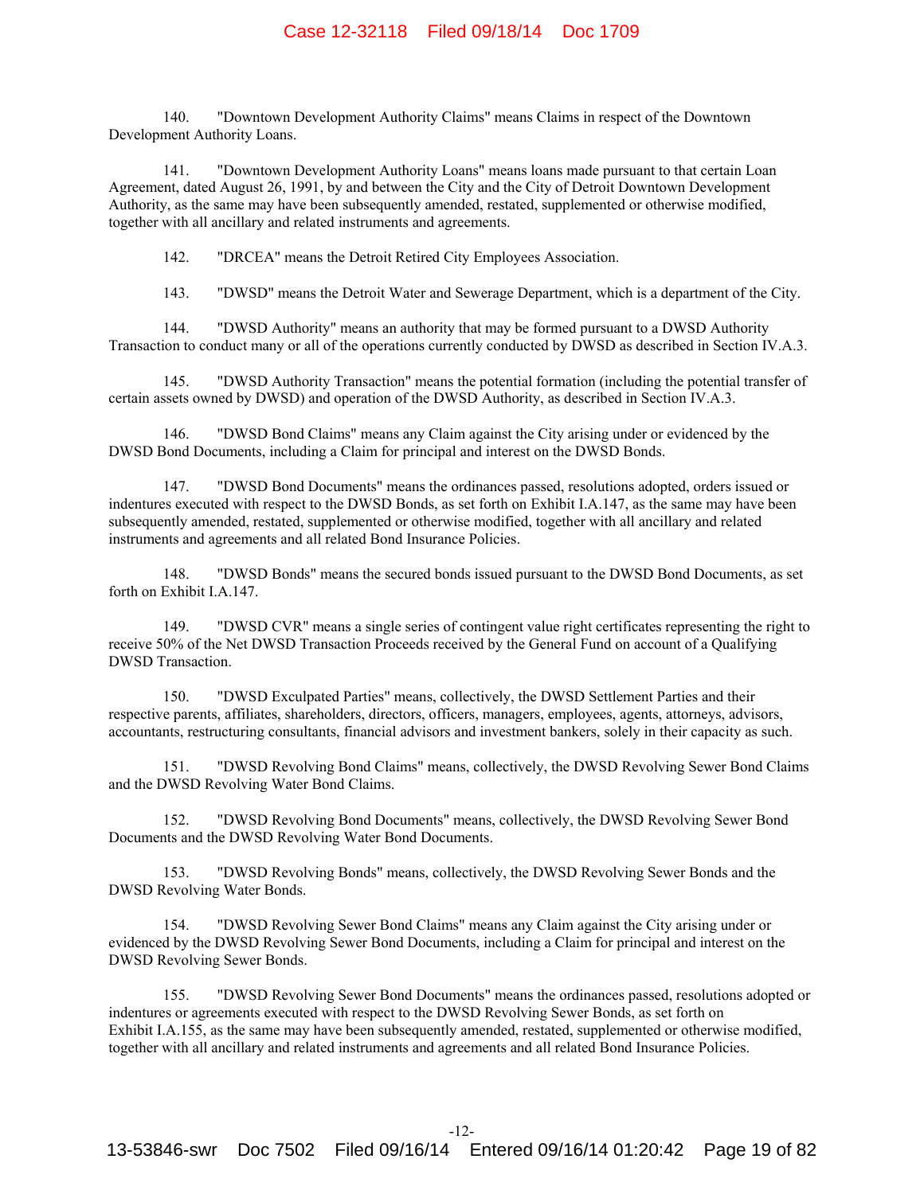140. "Downtown Development Authority Claims" means Claims in respect of the Downtown Development Authority Loans.

141. "Downtown Development Authority Loans" means loans made pursuant to that certain Loan Agreement, dated August 26, 1991, by and between the City and the City of Detroit Downtown Development Authority, as the same may have been subsequently amended, restated, supplemented or otherwise modified, together with all ancillary and related instruments and agreements.

142. "DRCEA" means the Detroit Retired City Employees Association.

143. "DWSD" means the Detroit Water and Sewerage Department, which is a department of the City.

144. "DWSD Authority" means an authority that may be formed pursuant to a DWSD Authority Transaction to conduct many or all of the operations currently conducted by DWSD as described in Section IV.A.3.

145. "DWSD Authority Transaction" means the potential formation (including the potential transfer of certain assets owned by DWSD) and operation of the DWSD Authority, as described in Section IV.A.3.

146. "DWSD Bond Claims" means any Claim against the City arising under or evidenced by the DWSD Bond Documents, including a Claim for principal and interest on the DWSD Bonds.

147. "DWSD Bond Documents" means the ordinances passed, resolutions adopted, orders issued or indentures executed with respect to the DWSD Bonds, as set forth on Exhibit I.A.147, as the same may have been subsequently amended, restated, supplemented or otherwise modified, together with all ancillary and related instruments and agreements and all related Bond Insurance Policies.

148. "DWSD Bonds" means the secured bonds issued pursuant to the DWSD Bond Documents, as set forth on Exhibit I.A.147.

149. "DWSD CVR" means a single series of contingent value right certificates representing the right to receive 50% of the Net DWSD Transaction Proceeds received by the General Fund on account of a Qualifying DWSD Transaction.

150. "DWSD Exculpated Parties" means, collectively, the DWSD Settlement Parties and their respective parents, affiliates, shareholders, directors, officers, managers, employees, agents, attorneys, advisors, accountants, restructuring consultants, financial advisors and investment bankers, solely in their capacity as such.

151. "DWSD Revolving Bond Claims" means, collectively, the DWSD Revolving Sewer Bond Claims and the DWSD Revolving Water Bond Claims.

152. "DWSD Revolving Bond Documents" means, collectively, the DWSD Revolving Sewer Bond Documents and the DWSD Revolving Water Bond Documents.

153. "DWSD Revolving Bonds" means, collectively, the DWSD Revolving Sewer Bonds and the DWSD Revolving Water Bonds.

154. "DWSD Revolving Sewer Bond Claims" means any Claim against the City arising under or evidenced by the DWSD Revolving Sewer Bond Documents, including a Claim for principal and interest on the DWSD Revolving Sewer Bonds.

155. "DWSD Revolving Sewer Bond Documents" means the ordinances passed, resolutions adopted or indentures or agreements executed with respect to the DWSD Revolving Sewer Bonds, as set forth on Exhibit I.A.155, as the same may have been subsequently amended, restated, supplemented or otherwise modified, together with all ancillary and related instruments and agreements and all related Bond Insurance Policies.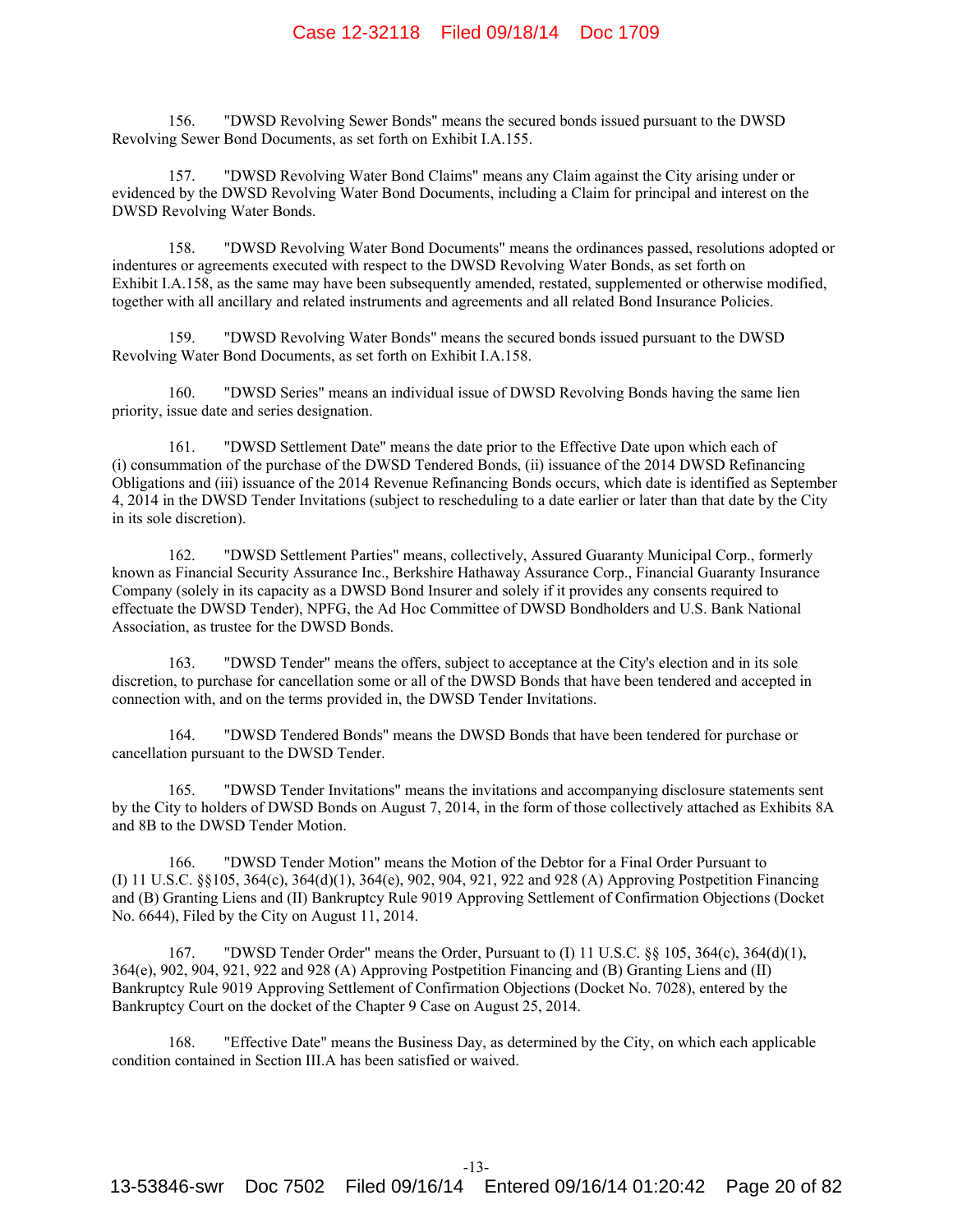156. "DWSD Revolving Sewer Bonds" means the secured bonds issued pursuant to the DWSD Revolving Sewer Bond Documents, as set forth on Exhibit I.A.155.

157. "DWSD Revolving Water Bond Claims" means any Claim against the City arising under or evidenced by the DWSD Revolving Water Bond Documents, including a Claim for principal and interest on the DWSD Revolving Water Bonds.

158. "DWSD Revolving Water Bond Documents" means the ordinances passed, resolutions adopted or indentures or agreements executed with respect to the DWSD Revolving Water Bonds, as set forth on Exhibit I.A.158, as the same may have been subsequently amended, restated, supplemented or otherwise modified, together with all ancillary and related instruments and agreements and all related Bond Insurance Policies.

159. "DWSD Revolving Water Bonds" means the secured bonds issued pursuant to the DWSD Revolving Water Bond Documents, as set forth on Exhibit I.A.158.

160. "DWSD Series" means an individual issue of DWSD Revolving Bonds having the same lien priority, issue date and series designation.

161. "DWSD Settlement Date" means the date prior to the Effective Date upon which each of (i) consummation of the purchase of the DWSD Tendered Bonds, (ii) issuance of the 2014 DWSD Refinancing Obligations and (iii) issuance of the 2014 Revenue Refinancing Bonds occurs, which date is identified as September 4, 2014 in the DWSD Tender Invitations (subject to rescheduling to a date earlier or later than that date by the City in its sole discretion).

162. "DWSD Settlement Parties" means, collectively, Assured Guaranty Municipal Corp., formerly known as Financial Security Assurance Inc., Berkshire Hathaway Assurance Corp., Financial Guaranty Insurance Company (solely in its capacity as a DWSD Bond Insurer and solely if it provides any consents required to effectuate the DWSD Tender), NPFG, the Ad Hoc Committee of DWSD Bondholders and U.S. Bank National Association, as trustee for the DWSD Bonds.

163. "DWSD Tender" means the offers, subject to acceptance at the City's election and in its sole discretion, to purchase for cancellation some or all of the DWSD Bonds that have been tendered and accepted in connection with, and on the terms provided in, the DWSD Tender Invitations.

164. "DWSD Tendered Bonds" means the DWSD Bonds that have been tendered for purchase or cancellation pursuant to the DWSD Tender.

165. "DWSD Tender Invitations" means the invitations and accompanying disclosure statements sent by the City to holders of DWSD Bonds on August 7, 2014, in the form of those collectively attached as Exhibits 8A and 8B to the DWSD Tender Motion.

166. "DWSD Tender Motion" means the Motion of the Debtor for a Final Order Pursuant to (I) 11 U.S.C. §§105, 364(c), 364(d)(1), 364(e), 902, 904, 921, 922 and 928 (A) Approving Postpetition Financing and (B) Granting Liens and (II) Bankruptcy Rule 9019 Approving Settlement of Confirmation Objections (Docket No. 6644), Filed by the City on August 11, 2014.

167. "DWSD Tender Order" means the Order, Pursuant to (I) 11 U.S.C. §§ 105, 364(c), 364(d)(1), 364(e), 902, 904, 921, 922 and 928 (A) Approving Postpetition Financing and (B) Granting Liens and (II) Bankruptcy Rule 9019 Approving Settlement of Confirmation Objections (Docket No. 7028), entered by the Bankruptcy Court on the docket of the Chapter 9 Case on August 25, 2014.

168. "Effective Date" means the Business Day, as determined by the City, on which each applicable condition contained in Section III.A has been satisfied or waived.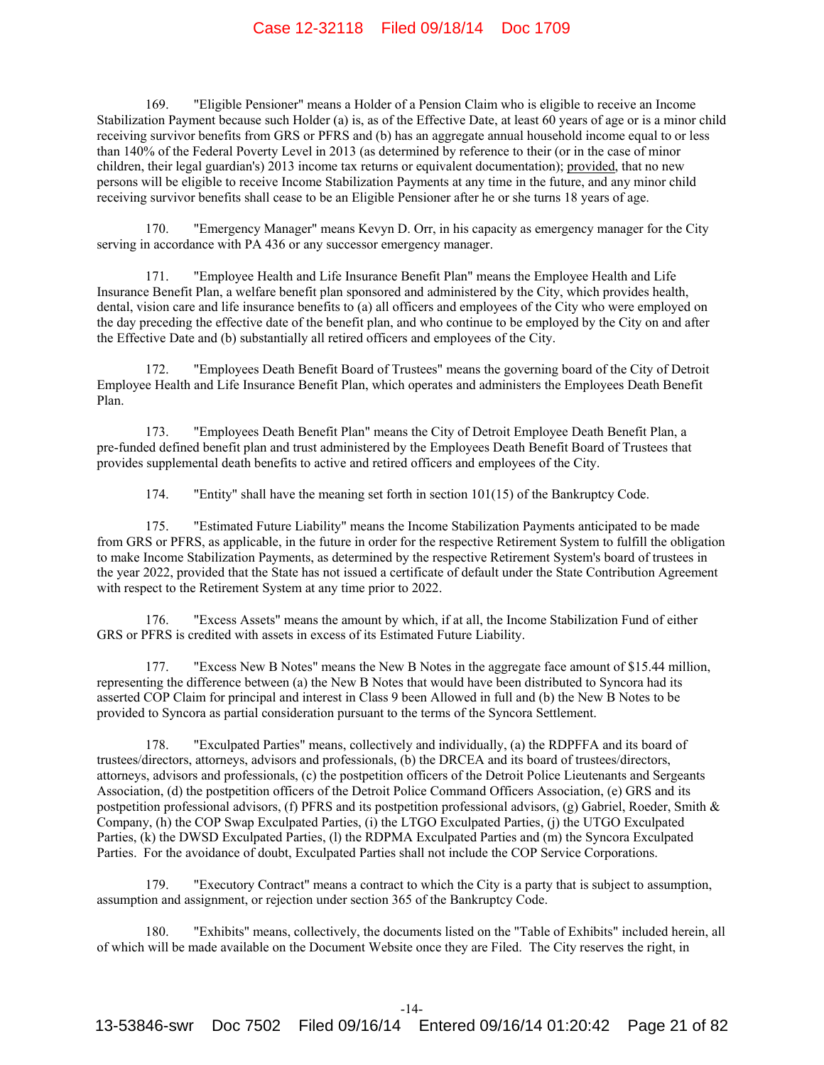169. "Eligible Pensioner" means a Holder of a Pension Claim who is eligible to receive an Income Stabilization Payment because such Holder (a) is, as of the Effective Date, at least 60 years of age or is a minor child receiving survivor benefits from GRS or PFRS and (b) has an aggregate annual household income equal to or less than 140% of the Federal Poverty Level in 2013 (as determined by reference to their (or in the case of minor children, their legal guardian's) 2013 income tax returns or equivalent documentation); provided, that no new persons will be eligible to receive Income Stabilization Payments at any time in the future, and any minor child receiving survivor benefits shall cease to be an Eligible Pensioner after he or she turns 18 years of age.

170. "Emergency Manager" means Kevyn D. Orr, in his capacity as emergency manager for the City serving in accordance with PA 436 or any successor emergency manager.

171. "Employee Health and Life Insurance Benefit Plan" means the Employee Health and Life Insurance Benefit Plan, a welfare benefit plan sponsored and administered by the City, which provides health, dental, vision care and life insurance benefits to (a) all officers and employees of the City who were employed on the day preceding the effective date of the benefit plan, and who continue to be employed by the City on and after the Effective Date and (b) substantially all retired officers and employees of the City.

172. "Employees Death Benefit Board of Trustees" means the governing board of the City of Detroit Employee Health and Life Insurance Benefit Plan, which operates and administers the Employees Death Benefit Plan.

173. "Employees Death Benefit Plan" means the City of Detroit Employee Death Benefit Plan, a pre-funded defined benefit plan and trust administered by the Employees Death Benefit Board of Trustees that provides supplemental death benefits to active and retired officers and employees of the City.

174. "Entity" shall have the meaning set forth in section 101(15) of the Bankruptcy Code.

175. "Estimated Future Liability" means the Income Stabilization Payments anticipated to be made from GRS or PFRS, as applicable, in the future in order for the respective Retirement System to fulfill the obligation to make Income Stabilization Payments, as determined by the respective Retirement System's board of trustees in the year 2022, provided that the State has not issued a certificate of default under the State Contribution Agreement with respect to the Retirement System at any time prior to 2022.

176. "Excess Assets" means the amount by which, if at all, the Income Stabilization Fund of either GRS or PFRS is credited with assets in excess of its Estimated Future Liability.

177. "Excess New B Notes" means the New B Notes in the aggregate face amount of $15.44 million, representing the difference between (a) the New B Notes that would have been distributed to Syncora had its asserted COP Claim for principal and interest in Class 9 been Allowed in full and (b) the New B Notes to be provided to Syncora as partial consideration pursuant to the terms of the Syncora Settlement.

178. "Exculpated Parties" means, collectively and individually, (a) the RDPFFA and its board of trustees/directors, attorneys, advisors and professionals, (b) the DRCEA and its board of trustees/directors, attorneys, advisors and professionals, (c) the postpetition officers of the Detroit Police Lieutenants and Sergeants Association, (d) the postpetition officers of the Detroit Police Command Officers Association, (e) GRS and its postpetition professional advisors, (f) PFRS and its postpetition professional advisors, (g) Gabriel, Roeder, Smith & Company, (h) the COP Swap Exculpated Parties, (i) the LTGO Exculpated Parties, (j) the UTGO Exculpated Parties, (k) the DWSD Exculpated Parties, (l) the RDPMA Exculpated Parties and (m) the Syncora Exculpated Parties. For the avoidance of doubt, Exculpated Parties shall not include the COP Service Corporations.

179. "Executory Contract" means a contract to which the City is a party that is subject to assumption, assumption and assignment, or rejection under section 365 of the Bankruptcy Code.

180. "Exhibits" means, collectively, the documents listed on the "Table of Exhibits" included herein, all of which will be made available on the Document Website once they are Filed. The City reserves the right, in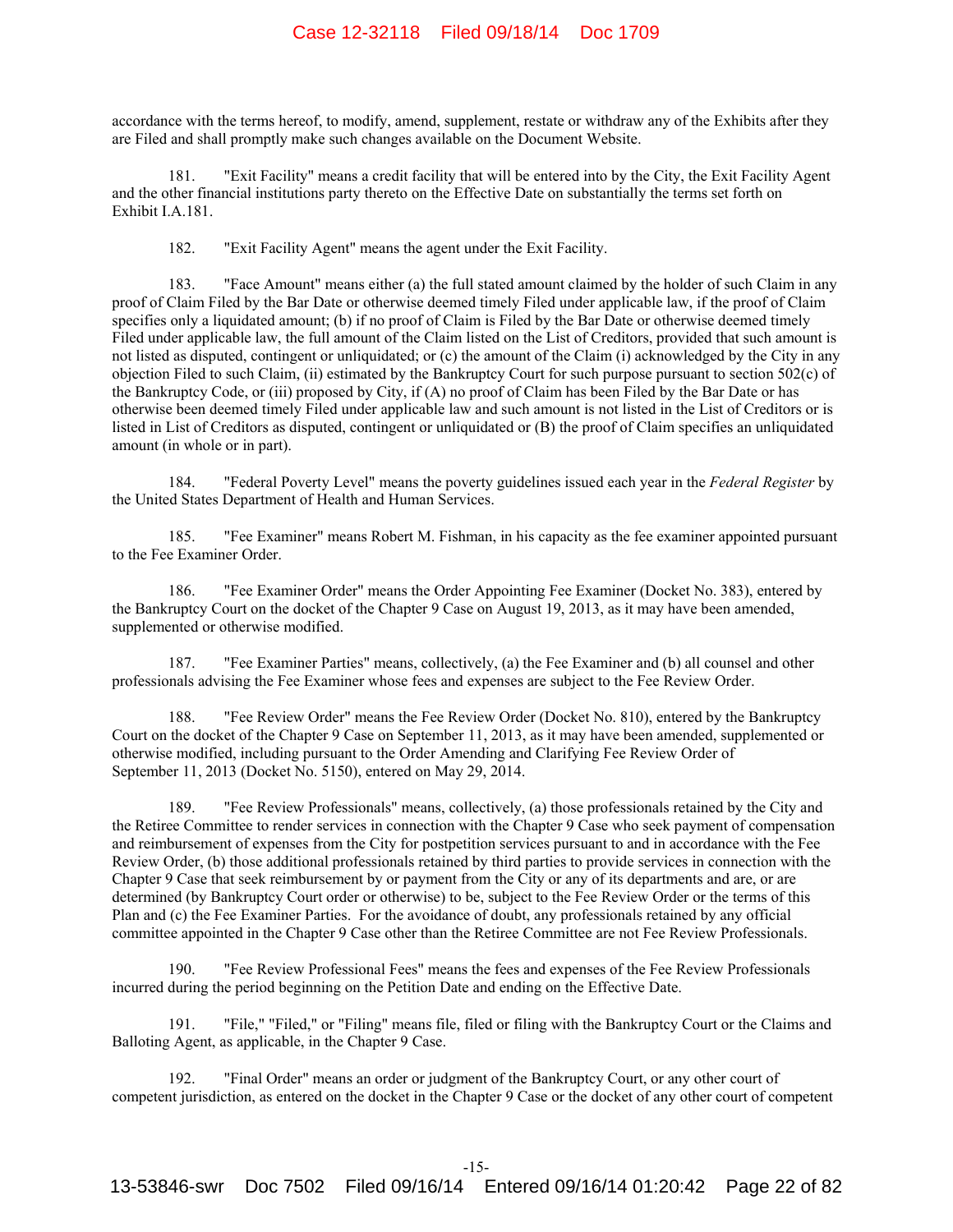accordance with the terms hereof, to modify, amend, supplement, restate or withdraw any of the Exhibits after they are Filed and shall promptly make such changes available on the Document Website.

181. "Exit Facility" means a credit facility that will be entered into by the City, the Exit Facility Agent and the other financial institutions party thereto on the Effective Date on substantially the terms set forth on Exhibit I.A.181.

182. "Exit Facility Agent" means the agent under the Exit Facility.

183. "Face Amount" means either (a) the full stated amount claimed by the holder of such Claim in any proof of Claim Filed by the Bar Date or otherwise deemed timely Filed under applicable law, if the proof of Claim specifies only a liquidated amount; (b) if no proof of Claim is Filed by the Bar Date or otherwise deemed timely Filed under applicable law, the full amount of the Claim listed on the List of Creditors, provided that such amount is not listed as disputed, contingent or unliquidated; or (c) the amount of the Claim (i) acknowledged by the City in any objection Filed to such Claim, (ii) estimated by the Bankruptcy Court for such purpose pursuant to section 502(c) of the Bankruptcy Code, or (iii) proposed by City, if (A) no proof of Claim has been Filed by the Bar Date or has otherwise been deemed timely Filed under applicable law and such amount is not listed in the List of Creditors or is listed in List of Creditors as disputed, contingent or unliquidated or (B) the proof of Claim specifies an unliquidated amount (in whole or in part).

184. "Federal Poverty Level" means the poverty guidelines issued each year in the *Federal Register* by the United States Department of Health and Human Services.

185. "Fee Examiner" means Robert M. Fishman, in his capacity as the fee examiner appointed pursuant to the Fee Examiner Order.

186. "Fee Examiner Order" means the Order Appointing Fee Examiner (Docket No. 383), entered by the Bankruptcy Court on the docket of the Chapter 9 Case on August 19, 2013, as it may have been amended, supplemented or otherwise modified.

187. "Fee Examiner Parties" means, collectively, (a) the Fee Examiner and (b) all counsel and other professionals advising the Fee Examiner whose fees and expenses are subject to the Fee Review Order.

188. "Fee Review Order" means the Fee Review Order (Docket No. 810), entered by the Bankruptcy Court on the docket of the Chapter 9 Case on September 11, 2013, as it may have been amended, supplemented or otherwise modified, including pursuant to the Order Amending and Clarifying Fee Review Order of September 11, 2013 (Docket No. 5150), entered on May 29, 2014.

189. "Fee Review Professionals" means, collectively, (a) those professionals retained by the City and the Retiree Committee to render services in connection with the Chapter 9 Case who seek payment of compensation and reimbursement of expenses from the City for postpetition services pursuant to and in accordance with the Fee Review Order, (b) those additional professionals retained by third parties to provide services in connection with the Chapter 9 Case that seek reimbursement by or payment from the City or any of its departments and are, or are determined (by Bankruptcy Court order or otherwise) to be, subject to the Fee Review Order or the terms of this Plan and (c) the Fee Examiner Parties. For the avoidance of doubt, any professionals retained by any official committee appointed in the Chapter 9 Case other than the Retiree Committee are not Fee Review Professionals.

190. "Fee Review Professional Fees" means the fees and expenses of the Fee Review Professionals incurred during the period beginning on the Petition Date and ending on the Effective Date.

191. "File," "Filed," or "Filing" means file, filed or filing with the Bankruptcy Court or the Claims and Balloting Agent, as applicable, in the Chapter 9 Case.

192. "Final Order" means an order or judgment of the Bankruptcy Court, or any other court of competent jurisdiction, as entered on the docket in the Chapter 9 Case or the docket of any other court of competent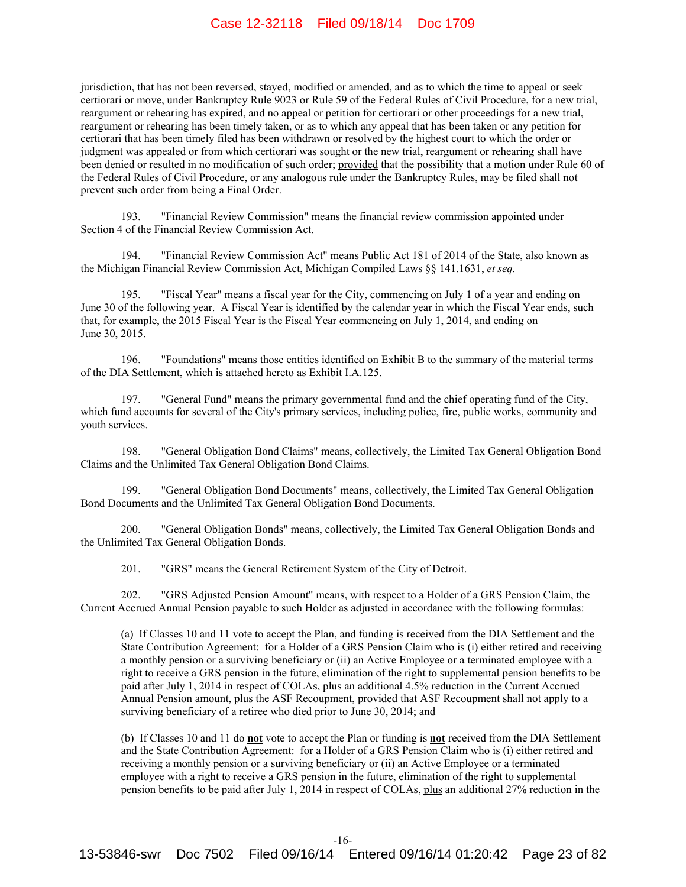jurisdiction, that has not been reversed, stayed, modified or amended, and as to which the time to appeal or seek certiorari or move, under Bankruptcy Rule 9023 or Rule 59 of the Federal Rules of Civil Procedure, for a new trial, reargument or rehearing has expired, and no appeal or petition for certiorari or other proceedings for a new trial, reargument or rehearing has been timely taken, or as to which any appeal that has been taken or any petition for certiorari that has been timely filed has been withdrawn or resolved by the highest court to which the order or judgment was appealed or from which certiorari was sought or the new trial, reargument or rehearing shall have been denied or resulted in no modification of such order; provided that the possibility that a motion under Rule 60 of the Federal Rules of Civil Procedure, or any analogous rule under the Bankruptcy Rules, may be filed shall not prevent such order from being a Final Order.

193. "Financial Review Commission" means the financial review commission appointed under Section 4 of the Financial Review Commission Act.

194. "Financial Review Commission Act" means Public Act 181 of 2014 of the State, also known as the Michigan Financial Review Commission Act, Michigan Compiled Laws §§ 141.1631, *et seq.*

195. "Fiscal Year" means a fiscal year for the City, commencing on July 1 of a year and ending on June 30 of the following year. A Fiscal Year is identified by the calendar year in which the Fiscal Year ends, such that, for example, the 2015 Fiscal Year is the Fiscal Year commencing on July 1, 2014, and ending on June 30, 2015.

196. "Foundations" means those entities identified on Exhibit B to the summary of the material terms of the DIA Settlement, which is attached hereto as Exhibit I.A.125.

197. "General Fund" means the primary governmental fund and the chief operating fund of the City, which fund accounts for several of the City's primary services, including police, fire, public works, community and youth services.

198. "General Obligation Bond Claims" means, collectively, the Limited Tax General Obligation Bond Claims and the Unlimited Tax General Obligation Bond Claims.

199. "General Obligation Bond Documents" means, collectively, the Limited Tax General Obligation Bond Documents and the Unlimited Tax General Obligation Bond Documents.

200. "General Obligation Bonds" means, collectively, the Limited Tax General Obligation Bonds and the Unlimited Tax General Obligation Bonds.

201. "GRS" means the General Retirement System of the City of Detroit.

202. "GRS Adjusted Pension Amount" means, with respect to a Holder of a GRS Pension Claim, the Current Accrued Annual Pension payable to such Holder as adjusted in accordance with the following formulas:

(a) If Classes 10 and 11 vote to accept the Plan, and funding is received from the DIA Settlement and the State Contribution Agreement: for a Holder of a GRS Pension Claim who is (i) either retired and receiving a monthly pension or a surviving beneficiary or (ii) an Active Employee or a terminated employee with a right to receive a GRS pension in the future, elimination of the right to supplemental pension benefits to be paid after July 1, 2014 in respect of COLAs, plus an additional 4.5% reduction in the Current Accrued Annual Pension amount, plus the ASF Recoupment, provided that ASF Recoupment shall not apply to a surviving beneficiary of a retiree who died prior to June 30, 2014; and

(b) If Classes 10 and 11 do **not** vote to accept the Plan or funding is **not** received from the DIA Settlement and the State Contribution Agreement: for a Holder of a GRS Pension Claim who is (i) either retired and receiving a monthly pension or a surviving beneficiary or (ii) an Active Employee or a terminated employee with a right to receive a GRS pension in the future, elimination of the right to supplemental pension benefits to be paid after July 1, 2014 in respect of COLAs, plus an additional 27% reduction in the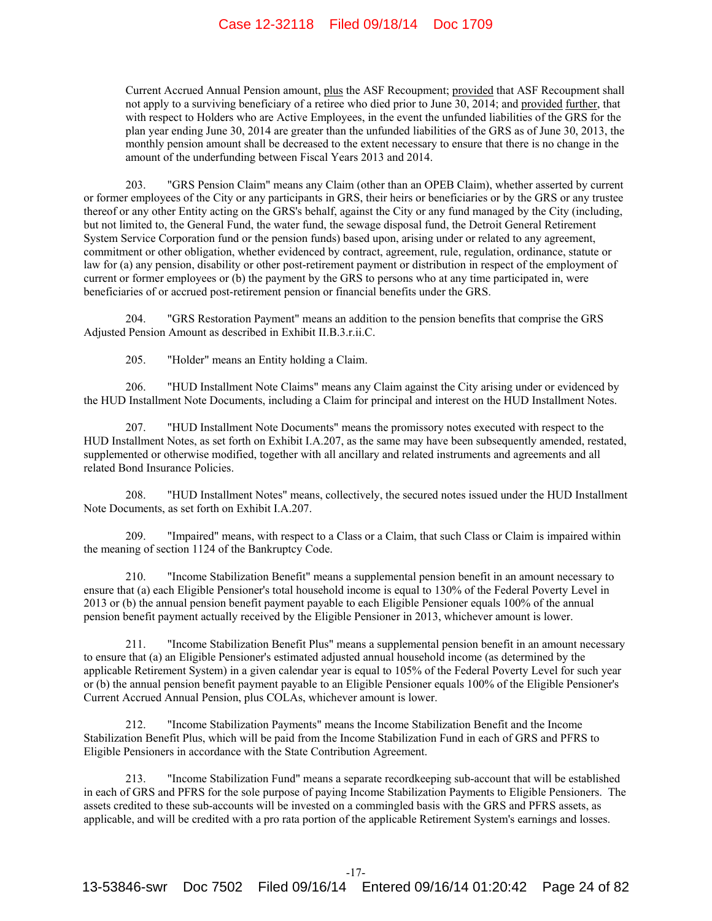Current Accrued Annual Pension amount, plus the ASF Recoupment; provided that ASF Recoupment shall not apply to a surviving beneficiary of a retiree who died prior to June 30, 2014; and provided further, that with respect to Holders who are Active Employees, in the event the unfunded liabilities of the GRS for the plan year ending June 30, 2014 are greater than the unfunded liabilities of the GRS as of June 30, 2013, the monthly pension amount shall be decreased to the extent necessary to ensure that there is no change in the amount of the underfunding between Fiscal Years 2013 and 2014.

203. "GRS Pension Claim" means any Claim (other than an OPEB Claim), whether asserted by current or former employees of the City or any participants in GRS, their heirs or beneficiaries or by the GRS or any trustee thereof or any other Entity acting on the GRS's behalf, against the City or any fund managed by the City (including, but not limited to, the General Fund, the water fund, the sewage disposal fund, the Detroit General Retirement System Service Corporation fund or the pension funds) based upon, arising under or related to any agreement, commitment or other obligation, whether evidenced by contract, agreement, rule, regulation, ordinance, statute or law for (a) any pension, disability or other post-retirement payment or distribution in respect of the employment of current or former employees or (b) the payment by the GRS to persons who at any time participated in, were beneficiaries of or accrued post-retirement pension or financial benefits under the GRS.

204. "GRS Restoration Payment" means an addition to the pension benefits that comprise the GRS Adjusted Pension Amount as described in Exhibit II.B.3.r.ii.C.

205. "Holder" means an Entity holding a Claim.

206. "HUD Installment Note Claims" means any Claim against the City arising under or evidenced by the HUD Installment Note Documents, including a Claim for principal and interest on the HUD Installment Notes.

207. "HUD Installment Note Documents" means the promissory notes executed with respect to the HUD Installment Notes, as set forth on Exhibit I.A.207, as the same may have been subsequently amended, restated, supplemented or otherwise modified, together with all ancillary and related instruments and agreements and all related Bond Insurance Policies.

208. "HUD Installment Notes" means, collectively, the secured notes issued under the HUD Installment Note Documents, as set forth on Exhibit I.A.207.

209. "Impaired" means, with respect to a Class or a Claim, that such Class or Claim is impaired within the meaning of section 1124 of the Bankruptcy Code.

210. "Income Stabilization Benefit" means a supplemental pension benefit in an amount necessary to ensure that (a) each Eligible Pensioner's total household income is equal to 130% of the Federal Poverty Level in 2013 or (b) the annual pension benefit payment payable to each Eligible Pensioner equals 100% of the annual pension benefit payment actually received by the Eligible Pensioner in 2013, whichever amount is lower.

211. "Income Stabilization Benefit Plus" means a supplemental pension benefit in an amount necessary to ensure that (a) an Eligible Pensioner's estimated adjusted annual household income (as determined by the applicable Retirement System) in a given calendar year is equal to 105% of the Federal Poverty Level for such year or (b) the annual pension benefit payment payable to an Eligible Pensioner equals 100% of the Eligible Pensioner's Current Accrued Annual Pension, plus COLAs, whichever amount is lower.

212. "Income Stabilization Payments" means the Income Stabilization Benefit and the Income Stabilization Benefit Plus, which will be paid from the Income Stabilization Fund in each of GRS and PFRS to Eligible Pensioners in accordance with the State Contribution Agreement.

213. "Income Stabilization Fund" means a separate recordkeeping sub-account that will be established in each of GRS and PFRS for the sole purpose of paying Income Stabilization Payments to Eligible Pensioners. The assets credited to these sub-accounts will be invested on a commingled basis with the GRS and PFRS assets, as applicable, and will be credited with a pro rata portion of the applicable Retirement System's earnings and losses.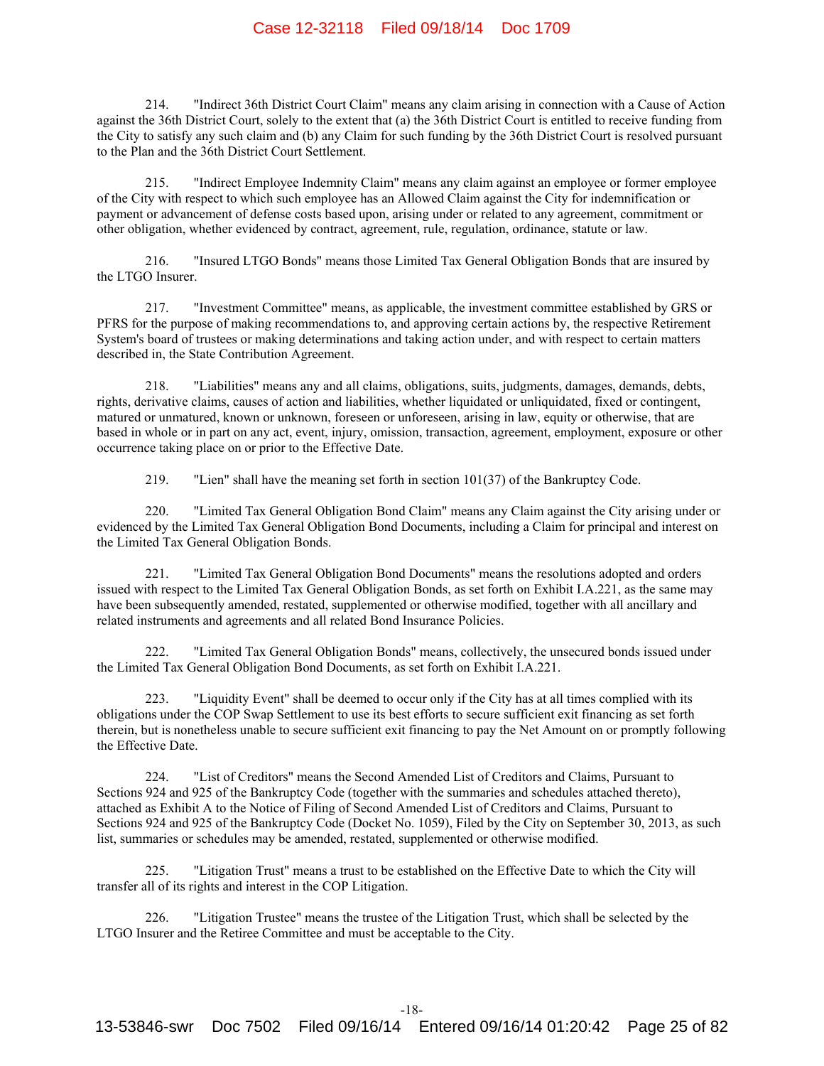214. "Indirect 36th District Court Claim" means any claim arising in connection with a Cause of Action against the 36th District Court, solely to the extent that (a) the 36th District Court is entitled to receive funding from the City to satisfy any such claim and (b) any Claim for such funding by the 36th District Court is resolved pursuant to the Plan and the 36th District Court Settlement.

215. "Indirect Employee Indemnity Claim" means any claim against an employee or former employee of the City with respect to which such employee has an Allowed Claim against the City for indemnification or payment or advancement of defense costs based upon, arising under or related to any agreement, commitment or other obligation, whether evidenced by contract, agreement, rule, regulation, ordinance, statute or law.

216. "Insured LTGO Bonds" means those Limited Tax General Obligation Bonds that are insured by the LTGO Insurer.

217. "Investment Committee" means, as applicable, the investment committee established by GRS or PFRS for the purpose of making recommendations to, and approving certain actions by, the respective Retirement System's board of trustees or making determinations and taking action under, and with respect to certain matters described in, the State Contribution Agreement.

218. "Liabilities" means any and all claims, obligations, suits, judgments, damages, demands, debts, rights, derivative claims, causes of action and liabilities, whether liquidated or unliquidated, fixed or contingent, matured or unmatured, known or unknown, foreseen or unforeseen, arising in law, equity or otherwise, that are based in whole or in part on any act, event, injury, omission, transaction, agreement, employment, exposure or other occurrence taking place on or prior to the Effective Date.

219. "Lien" shall have the meaning set forth in section 101(37) of the Bankruptcy Code.

220. "Limited Tax General Obligation Bond Claim" means any Claim against the City arising under or evidenced by the Limited Tax General Obligation Bond Documents, including a Claim for principal and interest on the Limited Tax General Obligation Bonds.

221. "Limited Tax General Obligation Bond Documents" means the resolutions adopted and orders issued with respect to the Limited Tax General Obligation Bonds, as set forth on Exhibit I.A.221, as the same may have been subsequently amended, restated, supplemented or otherwise modified, together with all ancillary and related instruments and agreements and all related Bond Insurance Policies.

222. "Limited Tax General Obligation Bonds" means, collectively, the unsecured bonds issued under the Limited Tax General Obligation Bond Documents, as set forth on Exhibit I.A.221.

223. "Liquidity Event" shall be deemed to occur only if the City has at all times complied with its obligations under the COP Swap Settlement to use its best efforts to secure sufficient exit financing as set forth therein, but is nonetheless unable to secure sufficient exit financing to pay the Net Amount on or promptly following the Effective Date.

224. "List of Creditors" means the Second Amended List of Creditors and Claims, Pursuant to Sections 924 and 925 of the Bankruptcy Code (together with the summaries and schedules attached thereto), attached as Exhibit A to the Notice of Filing of Second Amended List of Creditors and Claims, Pursuant to Sections 924 and 925 of the Bankruptcy Code (Docket No. 1059), Filed by the City on September 30, 2013, as such list, summaries or schedules may be amended, restated, supplemented or otherwise modified.

225. "Litigation Trust" means a trust to be established on the Effective Date to which the City will transfer all of its rights and interest in the COP Litigation.

226. "Litigation Trustee" means the trustee of the Litigation Trust, which shall be selected by the LTGO Insurer and the Retiree Committee and must be acceptable to the City.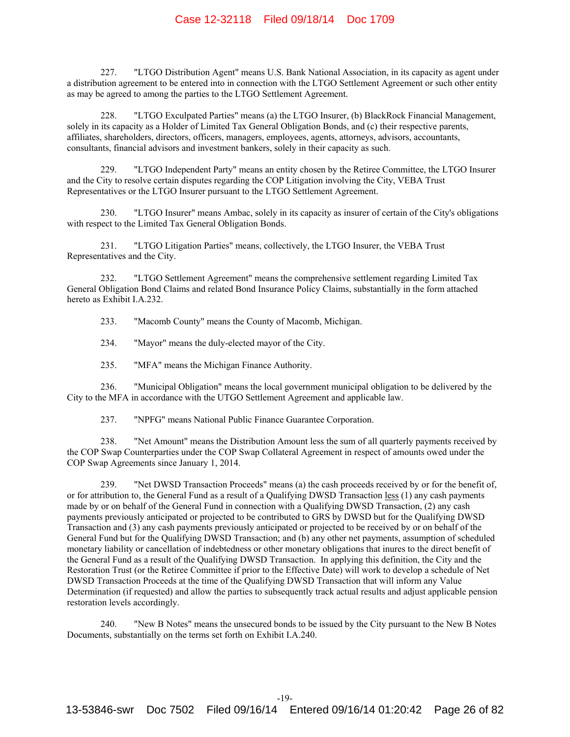227. "LTGO Distribution Agent" means U.S. Bank National Association, in its capacity as agent under a distribution agreement to be entered into in connection with the LTGO Settlement Agreement or such other entity as may be agreed to among the parties to the LTGO Settlement Agreement.

228. "LTGO Exculpated Parties" means (a) the LTGO Insurer, (b) BlackRock Financial Management, solely in its capacity as a Holder of Limited Tax General Obligation Bonds, and (c) their respective parents, affiliates, shareholders, directors, officers, managers, employees, agents, attorneys, advisors, accountants, consultants, financial advisors and investment bankers, solely in their capacity as such.

229. "LTGO Independent Party" means an entity chosen by the Retiree Committee, the LTGO Insurer and the City to resolve certain disputes regarding the COP Litigation involving the City, VEBA Trust Representatives or the LTGO Insurer pursuant to the LTGO Settlement Agreement.

230. "LTGO Insurer" means Ambac, solely in its capacity as insurer of certain of the City's obligations with respect to the Limited Tax General Obligation Bonds.

231. "LTGO Litigation Parties" means, collectively, the LTGO Insurer, the VEBA Trust Representatives and the City.

232. "LTGO Settlement Agreement" means the comprehensive settlement regarding Limited Tax General Obligation Bond Claims and related Bond Insurance Policy Claims, substantially in the form attached hereto as Exhibit I.A.232.

233. "Macomb County" means the County of Macomb, Michigan.

234. "Mayor" means the duly-elected mayor of the City.

235. "MFA" means the Michigan Finance Authority.

236. "Municipal Obligation" means the local government municipal obligation to be delivered by the City to the MFA in accordance with the UTGO Settlement Agreement and applicable law.

237. "NPFG" means National Public Finance Guarantee Corporation.

238. "Net Amount" means the Distribution Amount less the sum of all quarterly payments received by the COP Swap Counterparties under the COP Swap Collateral Agreement in respect of amounts owed under the COP Swap Agreements since January 1, 2014.

239. "Net DWSD Transaction Proceeds" means (a) the cash proceeds received by or for the benefit of, or for attribution to, the General Fund as a result of a Qualifying DWSD Transaction less (1) any cash payments made by or on behalf of the General Fund in connection with a Qualifying DWSD Transaction, (2) any cash payments previously anticipated or projected to be contributed to GRS by DWSD but for the Qualifying DWSD Transaction and (3) any cash payments previously anticipated or projected to be received by or on behalf of the General Fund but for the Qualifying DWSD Transaction; and (b) any other net payments, assumption of scheduled monetary liability or cancellation of indebtedness or other monetary obligations that inures to the direct benefit of the General Fund as a result of the Qualifying DWSD Transaction. In applying this definition, the City and the Restoration Trust (or the Retiree Committee if prior to the Effective Date) will work to develop a schedule of Net DWSD Transaction Proceeds at the time of the Qualifying DWSD Transaction that will inform any Value Determination (if requested) and allow the parties to subsequently track actual results and adjust applicable pension restoration levels accordingly.

240. "New B Notes" means the unsecured bonds to be issued by the City pursuant to the New B Notes Documents, substantially on the terms set forth on Exhibit I.A.240.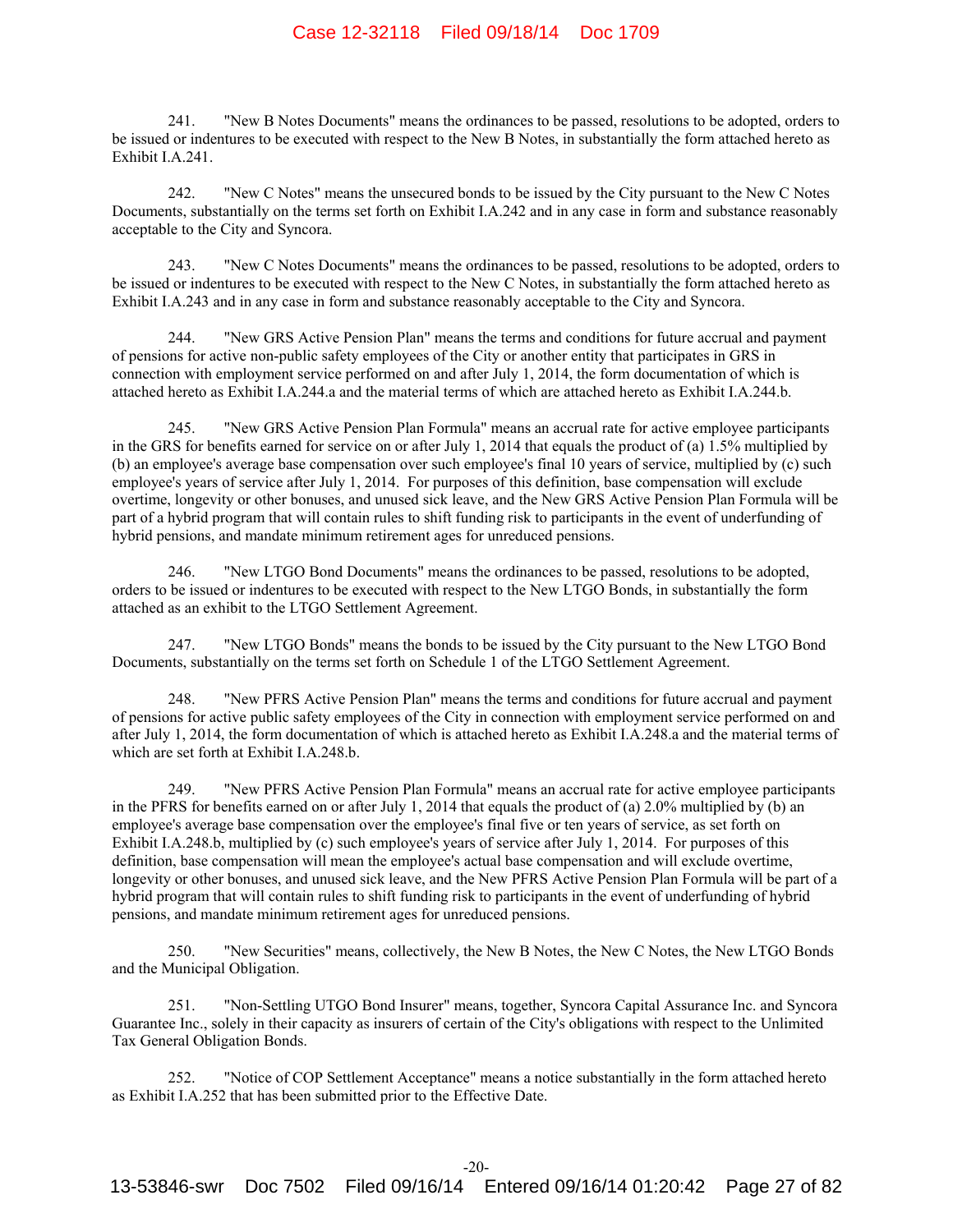241. "New B Notes Documents" means the ordinances to be passed, resolutions to be adopted, orders to be issued or indentures to be executed with respect to the New B Notes, in substantially the form attached hereto as Exhibit I.A.241.

242. "New C Notes" means the unsecured bonds to be issued by the City pursuant to the New C Notes Documents, substantially on the terms set forth on Exhibit I.A.242 and in any case in form and substance reasonably acceptable to the City and Syncora.

243. "New C Notes Documents" means the ordinances to be passed, resolutions to be adopted, orders to be issued or indentures to be executed with respect to the New C Notes, in substantially the form attached hereto as Exhibit I.A.243 and in any case in form and substance reasonably acceptable to the City and Syncora.

244. "New GRS Active Pension Plan" means the terms and conditions for future accrual and payment of pensions for active non-public safety employees of the City or another entity that participates in GRS in connection with employment service performed on and after July 1, 2014, the form documentation of which is attached hereto as Exhibit I.A.244.a and the material terms of which are attached hereto as Exhibit I.A.244.b.

245. "New GRS Active Pension Plan Formula" means an accrual rate for active employee participants in the GRS for benefits earned for service on or after July 1, 2014 that equals the product of (a) 1.5% multiplied by (b) an employee's average base compensation over such employee's final 10 years of service, multiplied by (c) such employee's years of service after July 1, 2014. For purposes of this definition, base compensation will exclude overtime, longevity or other bonuses, and unused sick leave, and the New GRS Active Pension Plan Formula will be part of a hybrid program that will contain rules to shift funding risk to participants in the event of underfunding of hybrid pensions, and mandate minimum retirement ages for unreduced pensions.

246. "New LTGO Bond Documents" means the ordinances to be passed, resolutions to be adopted, orders to be issued or indentures to be executed with respect to the New LTGO Bonds, in substantially the form attached as an exhibit to the LTGO Settlement Agreement.

247. "New LTGO Bonds" means the bonds to be issued by the City pursuant to the New LTGO Bond Documents, substantially on the terms set forth on Schedule 1 of the LTGO Settlement Agreement.

248. "New PFRS Active Pension Plan" means the terms and conditions for future accrual and payment of pensions for active public safety employees of the City in connection with employment service performed on and after July 1, 2014, the form documentation of which is attached hereto as Exhibit I.A.248.a and the material terms of which are set forth at Exhibit I.A.248.b.

249. "New PFRS Active Pension Plan Formula" means an accrual rate for active employee participants in the PFRS for benefits earned on or after July 1, 2014 that equals the product of (a) 2.0% multiplied by (b) an employee's average base compensation over the employee's final five or ten years of service, as set forth on Exhibit I.A.248.b, multiplied by (c) such employee's years of service after July 1, 2014. For purposes of this definition, base compensation will mean the employee's actual base compensation and will exclude overtime, longevity or other bonuses, and unused sick leave, and the New PFRS Active Pension Plan Formula will be part of a hybrid program that will contain rules to shift funding risk to participants in the event of underfunding of hybrid pensions, and mandate minimum retirement ages for unreduced pensions.

250. "New Securities" means, collectively, the New B Notes, the New C Notes, the New LTGO Bonds and the Municipal Obligation.

251. "Non-Settling UTGO Bond Insurer" means, together, Syncora Capital Assurance Inc. and Syncora Guarantee Inc., solely in their capacity as insurers of certain of the City's obligations with respect to the Unlimited Tax General Obligation Bonds.

252. "Notice of COP Settlement Acceptance" means a notice substantially in the form attached hereto as Exhibit I.A.252 that has been submitted prior to the Effective Date.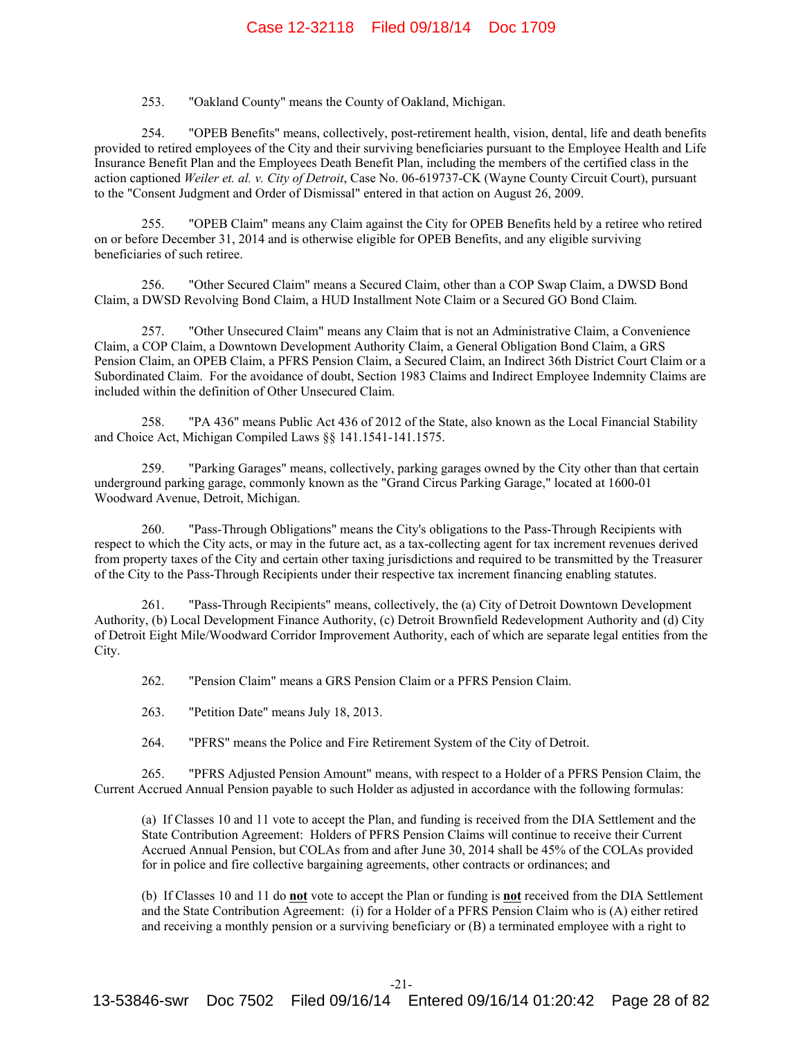253. "Oakland County" means the County of Oakland, Michigan.

254. "OPEB Benefits" means, collectively, post-retirement health, vision, dental, life and death benefits provided to retired employees of the City and their surviving beneficiaries pursuant to the Employee Health and Life Insurance Benefit Plan and the Employees Death Benefit Plan, including the members of the certified class in the action captioned *Weiler et. al. v. City of Detroit*, Case No. 06-619737-CK (Wayne County Circuit Court), pursuant to the "Consent Judgment and Order of Dismissal" entered in that action on August 26, 2009.

255. "OPEB Claim" means any Claim against the City for OPEB Benefits held by a retiree who retired on or before December 31, 2014 and is otherwise eligible for OPEB Benefits, and any eligible surviving beneficiaries of such retiree.

256. "Other Secured Claim" means a Secured Claim, other than a COP Swap Claim, a DWSD Bond Claim, a DWSD Revolving Bond Claim, a HUD Installment Note Claim or a Secured GO Bond Claim.

257. "Other Unsecured Claim" means any Claim that is not an Administrative Claim, a Convenience Claim, a COP Claim, a Downtown Development Authority Claim, a General Obligation Bond Claim, a GRS Pension Claim, an OPEB Claim, a PFRS Pension Claim, a Secured Claim, an Indirect 36th District Court Claim or a Subordinated Claim. For the avoidance of doubt, Section 1983 Claims and Indirect Employee Indemnity Claims are included within the definition of Other Unsecured Claim.

258. "PA 436" means Public Act 436 of 2012 of the State, also known as the Local Financial Stability and Choice Act, Michigan Compiled Laws §§ 141.1541-141.1575.

259. "Parking Garages" means, collectively, parking garages owned by the City other than that certain underground parking garage, commonly known as the "Grand Circus Parking Garage," located at 1600-01 Woodward Avenue, Detroit, Michigan.

260. "Pass-Through Obligations" means the City's obligations to the Pass-Through Recipients with respect to which the City acts, or may in the future act, as a tax-collecting agent for tax increment revenues derived from property taxes of the City and certain other taxing jurisdictions and required to be transmitted by the Treasurer of the City to the Pass-Through Recipients under their respective tax increment financing enabling statutes.

261. "Pass-Through Recipients" means, collectively, the (a) City of Detroit Downtown Development Authority, (b) Local Development Finance Authority, (c) Detroit Brownfield Redevelopment Authority and (d) City of Detroit Eight Mile/Woodward Corridor Improvement Authority, each of which are separate legal entities from the City.

262. "Pension Claim" means a GRS Pension Claim or a PFRS Pension Claim.

263. "Petition Date" means July 18, 2013.

264. "PFRS" means the Police and Fire Retirement System of the City of Detroit.

265. "PFRS Adjusted Pension Amount" means, with respect to a Holder of a PFRS Pension Claim, the Current Accrued Annual Pension payable to such Holder as adjusted in accordance with the following formulas:

(a) If Classes 10 and 11 vote to accept the Plan, and funding is received from the DIA Settlement and the State Contribution Agreement: Holders of PFRS Pension Claims will continue to receive their Current Accrued Annual Pension, but COLAs from and after June 30, 2014 shall be 45% of the COLAs provided for in police and fire collective bargaining agreements, other contracts or ordinances; and

(b) If Classes 10 and 11 do **not** vote to accept the Plan or funding is **not** received from the DIA Settlement and the State Contribution Agreement: (i) for a Holder of a PFRS Pension Claim who is (A) either retired and receiving a monthly pension or a surviving beneficiary or (B) a terminated employee with a right to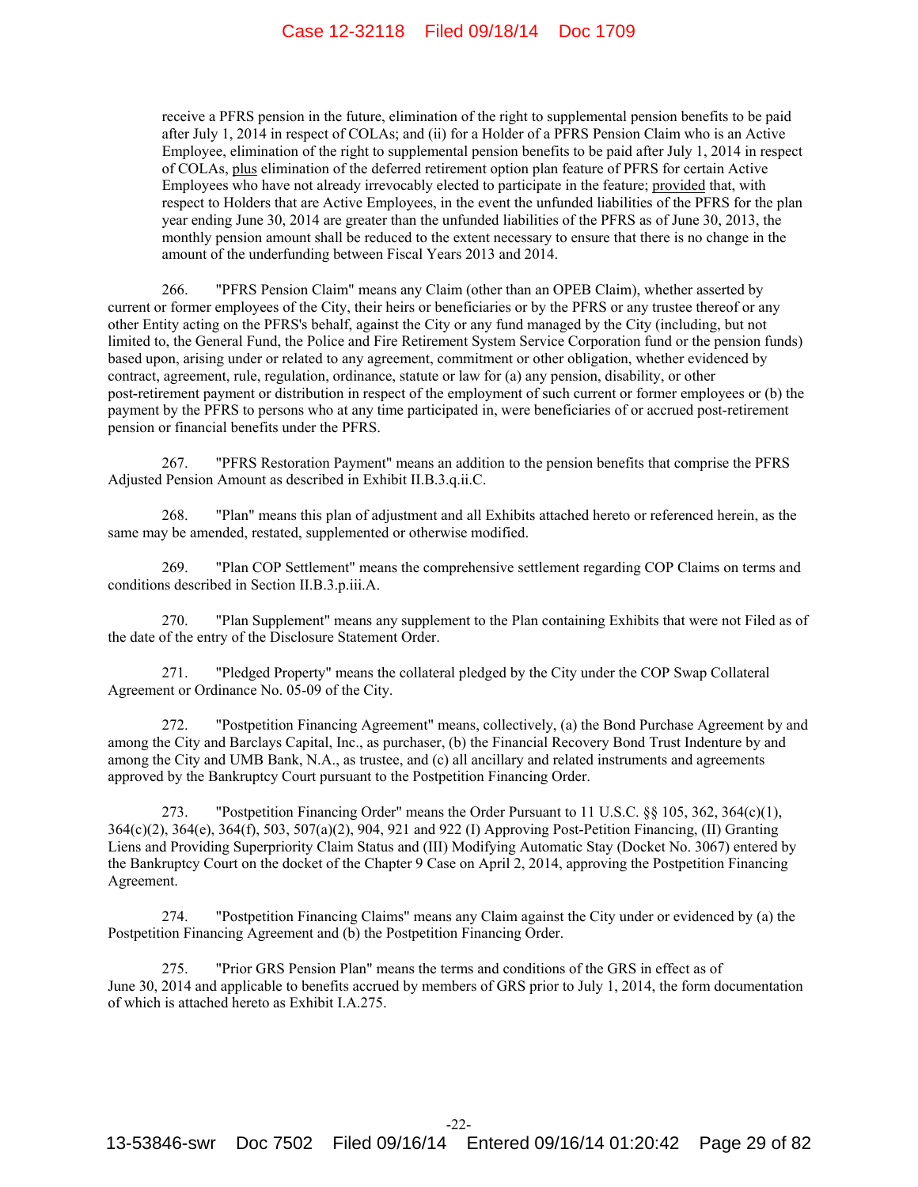receive a PFRS pension in the future, elimination of the right to supplemental pension benefits to be paid after July 1, 2014 in respect of COLAs; and (ii) for a Holder of a PFRS Pension Claim who is an Active Employee, elimination of the right to supplemental pension benefits to be paid after July 1, 2014 in respect of COLAs, plus elimination of the deferred retirement option plan feature of PFRS for certain Active Employees who have not already irrevocably elected to participate in the feature; provided that, with respect to Holders that are Active Employees, in the event the unfunded liabilities of the PFRS for the plan year ending June 30, 2014 are greater than the unfunded liabilities of the PFRS as of June 30, 2013, the monthly pension amount shall be reduced to the extent necessary to ensure that there is no change in the amount of the underfunding between Fiscal Years 2013 and 2014.

266. "PFRS Pension Claim" means any Claim (other than an OPEB Claim), whether asserted by current or former employees of the City, their heirs or beneficiaries or by the PFRS or any trustee thereof or any other Entity acting on the PFRS's behalf, against the City or any fund managed by the City (including, but not limited to, the General Fund, the Police and Fire Retirement System Service Corporation fund or the pension funds) based upon, arising under or related to any agreement, commitment or other obligation, whether evidenced by contract, agreement, rule, regulation, ordinance, statute or law for (a) any pension, disability, or other post-retirement payment or distribution in respect of the employment of such current or former employees or (b) the payment by the PFRS to persons who at any time participated in, were beneficiaries of or accrued post-retirement pension or financial benefits under the PFRS.

267. "PFRS Restoration Payment" means an addition to the pension benefits that comprise the PFRS Adjusted Pension Amount as described in Exhibit II.B.3.q.ii.C.

268. "Plan" means this plan of adjustment and all Exhibits attached hereto or referenced herein, as the same may be amended, restated, supplemented or otherwise modified.

269. "Plan COP Settlement" means the comprehensive settlement regarding COP Claims on terms and conditions described in Section II.B.3.p.iii.A.

270. "Plan Supplement" means any supplement to the Plan containing Exhibits that were not Filed as of the date of the entry of the Disclosure Statement Order.

271. "Pledged Property" means the collateral pledged by the City under the COP Swap Collateral Agreement or Ordinance No. 05-09 of the City.

272. "Postpetition Financing Agreement" means, collectively, (a) the Bond Purchase Agreement by and among the City and Barclays Capital, Inc., as purchaser, (b) the Financial Recovery Bond Trust Indenture by and among the City and UMB Bank, N.A., as trustee, and (c) all ancillary and related instruments and agreements approved by the Bankruptcy Court pursuant to the Postpetition Financing Order.

273. "Postpetition Financing Order" means the Order Pursuant to 11 U.S.C. §§ 105, 362, 364(c)(1), 364(c)(2), 364(e), 364(f), 503, 507(a)(2), 904, 921 and 922 (I) Approving Post-Petition Financing, (II) Granting Liens and Providing Superpriority Claim Status and (III) Modifying Automatic Stay (Docket No. 3067) entered by the Bankruptcy Court on the docket of the Chapter 9 Case on April 2, 2014, approving the Postpetition Financing Agreement.

274. "Postpetition Financing Claims" means any Claim against the City under or evidenced by (a) the Postpetition Financing Agreement and (b) the Postpetition Financing Order.

275. "Prior GRS Pension Plan" means the terms and conditions of the GRS in effect as of June 30, 2014 and applicable to benefits accrued by members of GRS prior to July 1, 2014, the form documentation of which is attached hereto as Exhibit I.A.275.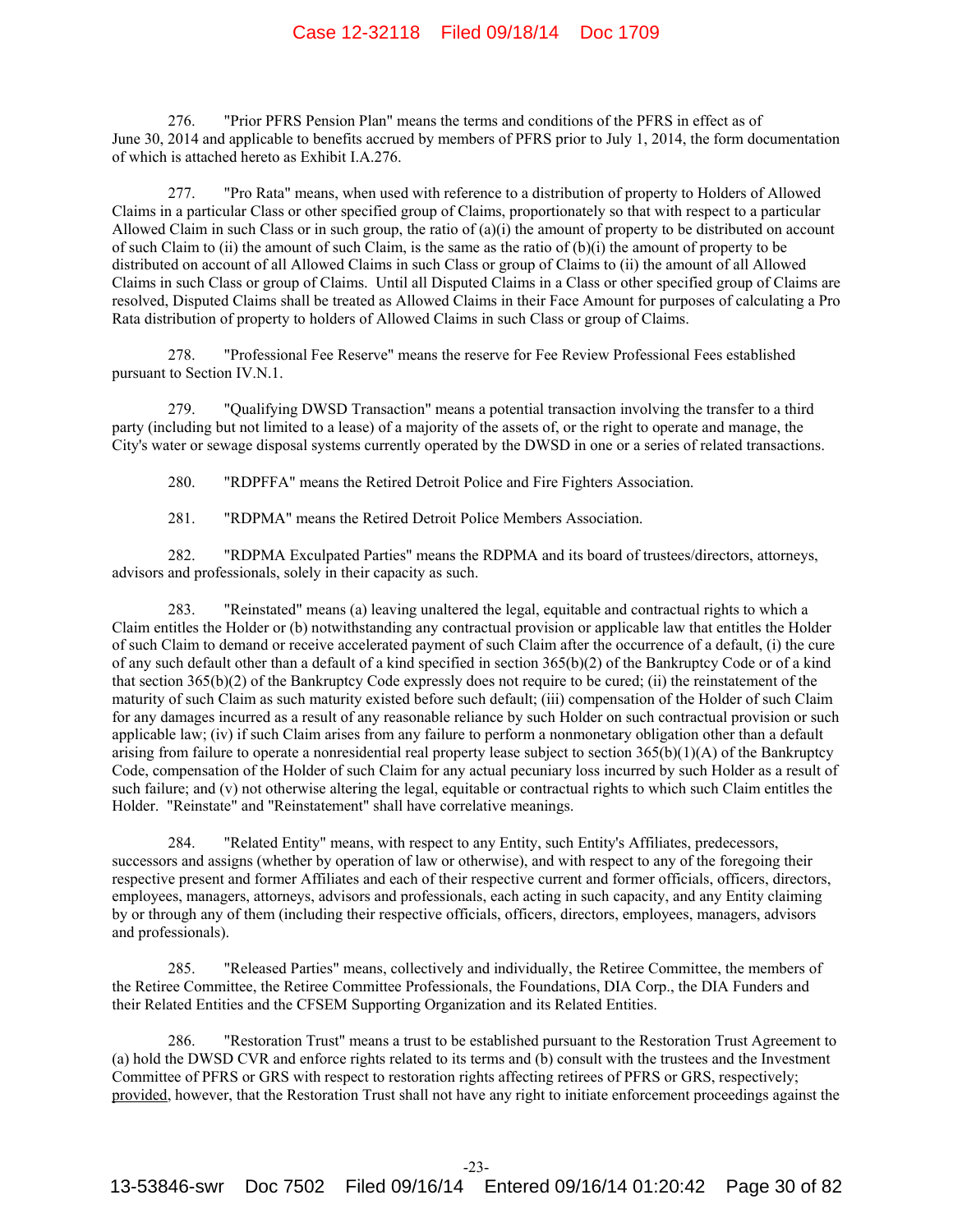276. "Prior PFRS Pension Plan" means the terms and conditions of the PFRS in effect as of June 30, 2014 and applicable to benefits accrued by members of PFRS prior to July 1, 2014, the form documentation of which is attached hereto as Exhibit I.A.276.

277. "Pro Rata" means, when used with reference to a distribution of property to Holders of Allowed Claims in a particular Class or other specified group of Claims, proportionately so that with respect to a particular Allowed Claim in such Class or in such group, the ratio of (a)(i) the amount of property to be distributed on account of such Claim to (ii) the amount of such Claim, is the same as the ratio of (b)(i) the amount of property to be distributed on account of all Allowed Claims in such Class or group of Claims to (ii) the amount of all Allowed Claims in such Class or group of Claims. Until all Disputed Claims in a Class or other specified group of Claims are resolved, Disputed Claims shall be treated as Allowed Claims in their Face Amount for purposes of calculating a Pro Rata distribution of property to holders of Allowed Claims in such Class or group of Claims.

278. "Professional Fee Reserve" means the reserve for Fee Review Professional Fees established pursuant to Section IV.N.1.

279. "Qualifying DWSD Transaction" means a potential transaction involving the transfer to a third party (including but not limited to a lease) of a majority of the assets of, or the right to operate and manage, the City's water or sewage disposal systems currently operated by the DWSD in one or a series of related transactions.

280. "RDPFFA" means the Retired Detroit Police and Fire Fighters Association.

281. "RDPMA" means the Retired Detroit Police Members Association.

282. "RDPMA Exculpated Parties" means the RDPMA and its board of trustees/directors, attorneys, advisors and professionals, solely in their capacity as such.

283. "Reinstated" means (a) leaving unaltered the legal, equitable and contractual rights to which a Claim entitles the Holder or (b) notwithstanding any contractual provision or applicable law that entitles the Holder of such Claim to demand or receive accelerated payment of such Claim after the occurrence of a default, (i) the cure of any such default other than a default of a kind specified in section 365(b)(2) of the Bankruptcy Code or of a kind that section 365(b)(2) of the Bankruptcy Code expressly does not require to be cured; (ii) the reinstatement of the maturity of such Claim as such maturity existed before such default; (iii) compensation of the Holder of such Claim for any damages incurred as a result of any reasonable reliance by such Holder on such contractual provision or such applicable law; (iv) if such Claim arises from any failure to perform a nonmonetary obligation other than a default arising from failure to operate a nonresidential real property lease subject to section 365(b)(1)(A) of the Bankruptcy Code, compensation of the Holder of such Claim for any actual pecuniary loss incurred by such Holder as a result of such failure; and (v) not otherwise altering the legal, equitable or contractual rights to which such Claim entitles the Holder. "Reinstate" and "Reinstatement" shall have correlative meanings.

284. "Related Entity" means, with respect to any Entity, such Entity's Affiliates, predecessors, successors and assigns (whether by operation of law or otherwise), and with respect to any of the foregoing their respective present and former Affiliates and each of their respective current and former officials, officers, directors, employees, managers, attorneys, advisors and professionals, each acting in such capacity, and any Entity claiming by or through any of them (including their respective officials, officers, directors, employees, managers, advisors and professionals).

285. "Released Parties" means, collectively and individually, the Retiree Committee, the members of the Retiree Committee, the Retiree Committee Professionals, the Foundations, DIA Corp., the DIA Funders and their Related Entities and the CFSEM Supporting Organization and its Related Entities.

286. "Restoration Trust" means a trust to be established pursuant to the Restoration Trust Agreement to (a) hold the DWSD CVR and enforce rights related to its terms and (b) consult with the trustees and the Investment Committee of PFRS or GRS with respect to restoration rights affecting retirees of PFRS or GRS, respectively; provided, however, that the Restoration Trust shall not have any right to initiate enforcement proceedings against the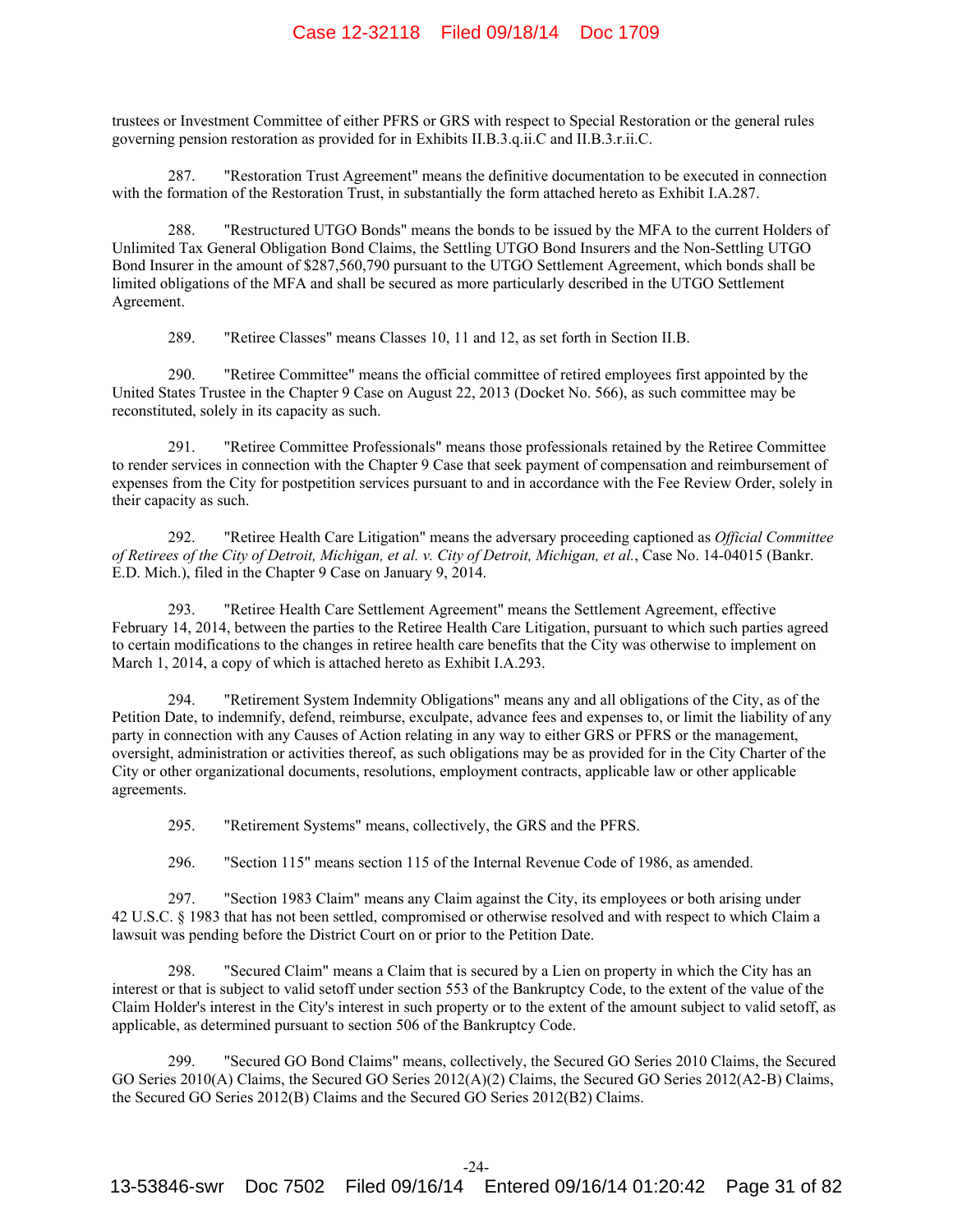trustees or Investment Committee of either PFRS or GRS with respect to Special Restoration or the general rules governing pension restoration as provided for in Exhibits II.B.3.q.ii.C and II.B.3.r.ii.C.

287. "Restoration Trust Agreement" means the definitive documentation to be executed in connection with the formation of the Restoration Trust, in substantially the form attached hereto as Exhibit I.A.287.

288. "Restructured UTGO Bonds" means the bonds to be issued by the MFA to the current Holders of Unlimited Tax General Obligation Bond Claims, the Settling UTGO Bond Insurers and the Non-Settling UTGO Bond Insurer in the amount of $287,560,790 pursuant to the UTGO Settlement Agreement, which bonds shall be limited obligations of the MFA and shall be secured as more particularly described in the UTGO Settlement Agreement.

289. "Retiree Classes" means Classes 10, 11 and 12, as set forth in Section II.B.

290. "Retiree Committee" means the official committee of retired employees first appointed by the United States Trustee in the Chapter 9 Case on August 22, 2013 (Docket No. 566), as such committee may be reconstituted, solely in its capacity as such.

291. "Retiree Committee Professionals" means those professionals retained by the Retiree Committee to render services in connection with the Chapter 9 Case that seek payment of compensation and reimbursement of expenses from the City for postpetition services pursuant to and in accordance with the Fee Review Order, solely in their capacity as such.

292. "Retiree Health Care Litigation" means the adversary proceeding captioned as *Official Committee of Retirees of the City of Detroit, Michigan, et al. v. City of Detroit, Michigan, et al.*, Case No. 14-04015 (Bankr. E.D. Mich.), filed in the Chapter 9 Case on January 9, 2014.

293. "Retiree Health Care Settlement Agreement" means the Settlement Agreement, effective February 14, 2014, between the parties to the Retiree Health Care Litigation, pursuant to which such parties agreed to certain modifications to the changes in retiree health care benefits that the City was otherwise to implement on March 1, 2014, a copy of which is attached hereto as Exhibit I.A.293.

294. "Retirement System Indemnity Obligations" means any and all obligations of the City, as of the Petition Date, to indemnify, defend, reimburse, exculpate, advance fees and expenses to, or limit the liability of any party in connection with any Causes of Action relating in any way to either GRS or PFRS or the management, oversight, administration or activities thereof, as such obligations may be as provided for in the City Charter of the City or other organizational documents, resolutions, employment contracts, applicable law or other applicable agreements.

295. "Retirement Systems" means, collectively, the GRS and the PFRS.

296. "Section 115" means section 115 of the Internal Revenue Code of 1986, as amended.

297. "Section 1983 Claim" means any Claim against the City, its employees or both arising under 42 U.S.C. § 1983 that has not been settled, compromised or otherwise resolved and with respect to which Claim a lawsuit was pending before the District Court on or prior to the Petition Date.

298. "Secured Claim" means a Claim that is secured by a Lien on property in which the City has an interest or that is subject to valid setoff under section 553 of the Bankruptcy Code, to the extent of the value of the Claim Holder's interest in the City's interest in such property or to the extent of the amount subject to valid setoff, as applicable, as determined pursuant to section 506 of the Bankruptcy Code.

299. "Secured GO Bond Claims" means, collectively, the Secured GO Series 2010 Claims, the Secured GO Series 2010(A) Claims, the Secured GO Series 2012(A)(2) Claims, the Secured GO Series 2012(A2-B) Claims, the Secured GO Series 2012(B) Claims and the Secured GO Series 2012(B2) Claims.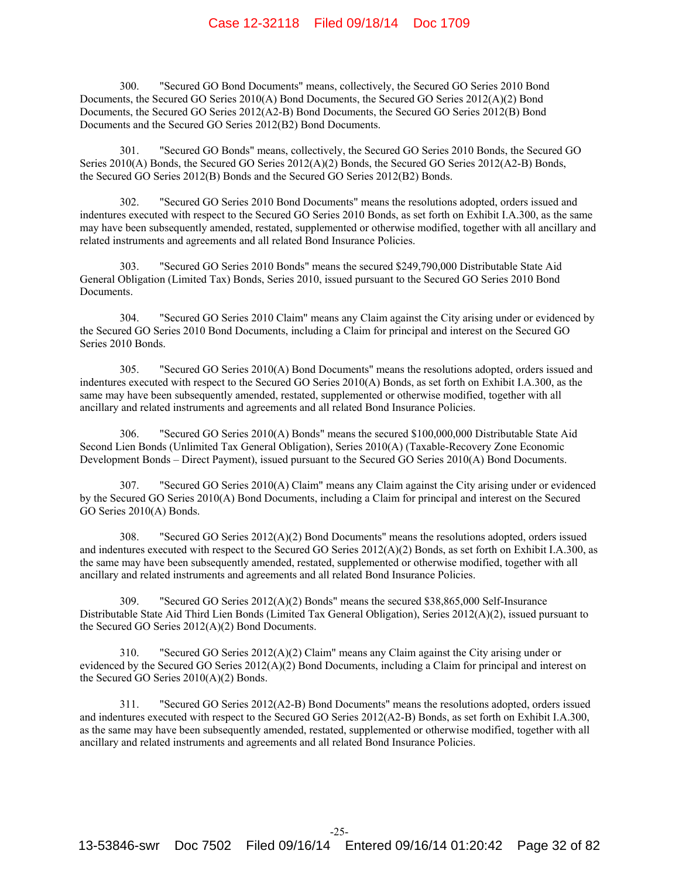300. "Secured GO Bond Documents" means, collectively, the Secured GO Series 2010 Bond Documents, the Secured GO Series 2010(A) Bond Documents, the Secured GO Series 2012(A)(2) Bond Documents, the Secured GO Series 2012(A2-B) Bond Documents, the Secured GO Series 2012(B) Bond Documents and the Secured GO Series 2012(B2) Bond Documents.

301. "Secured GO Bonds" means, collectively, the Secured GO Series 2010 Bonds, the Secured GO Series 2010(A) Bonds, the Secured GO Series 2012(A)(2) Bonds, the Secured GO Series 2012(A2-B) Bonds, the Secured GO Series 2012(B) Bonds and the Secured GO Series 2012(B2) Bonds.

302. "Secured GO Series 2010 Bond Documents" means the resolutions adopted, orders issued and indentures executed with respect to the Secured GO Series 2010 Bonds, as set forth on Exhibit I.A.300, as the same may have been subsequently amended, restated, supplemented or otherwise modified, together with all ancillary and related instruments and agreements and all related Bond Insurance Policies.

303. "Secured GO Series 2010 Bonds" means the secured $249,790,000 Distributable State Aid General Obligation (Limited Tax) Bonds, Series 2010, issued pursuant to the Secured GO Series 2010 Bond Documents.

304. "Secured GO Series 2010 Claim" means any Claim against the City arising under or evidenced by the Secured GO Series 2010 Bond Documents, including a Claim for principal and interest on the Secured GO Series 2010 Bonds.

305. "Secured GO Series 2010(A) Bond Documents" means the resolutions adopted, orders issued and indentures executed with respect to the Secured GO Series 2010(A) Bonds, as set forth on Exhibit I.A.300, as the same may have been subsequently amended, restated, supplemented or otherwise modified, together with all ancillary and related instruments and agreements and all related Bond Insurance Policies.

306. "Secured GO Series 2010(A) Bonds" means the secured $100,000,000 Distributable State Aid Second Lien Bonds (Unlimited Tax General Obligation), Series 2010(A) (Taxable-Recovery Zone Economic Development Bonds – Direct Payment), issued pursuant to the Secured GO Series 2010(A) Bond Documents.

307. "Secured GO Series 2010(A) Claim" means any Claim against the City arising under or evidenced by the Secured GO Series 2010(A) Bond Documents, including a Claim for principal and interest on the Secured GO Series 2010(A) Bonds.

308. "Secured GO Series 2012(A)(2) Bond Documents" means the resolutions adopted, orders issued and indentures executed with respect to the Secured GO Series 2012(A)(2) Bonds, as set forth on Exhibit I.A.300, as the same may have been subsequently amended, restated, supplemented or otherwise modified, together with all ancillary and related instruments and agreements and all related Bond Insurance Policies.

309. "Secured GO Series 2012(A)(2) Bonds" means the secured $38,865,000 Self-Insurance Distributable State Aid Third Lien Bonds (Limited Tax General Obligation), Series 2012(A)(2), issued pursuant to the Secured GO Series 2012(A)(2) Bond Documents.

310. "Secured GO Series 2012(A)(2) Claim" means any Claim against the City arising under or evidenced by the Secured GO Series 2012(A)(2) Bond Documents, including a Claim for principal and interest on the Secured GO Series 2010(A)(2) Bonds.

311. "Secured GO Series 2012(A2-B) Bond Documents" means the resolutions adopted, orders issued and indentures executed with respect to the Secured GO Series 2012(A2-B) Bonds, as set forth on Exhibit I.A.300, as the same may have been subsequently amended, restated, supplemented or otherwise modified, together with all ancillary and related instruments and agreements and all related Bond Insurance Policies.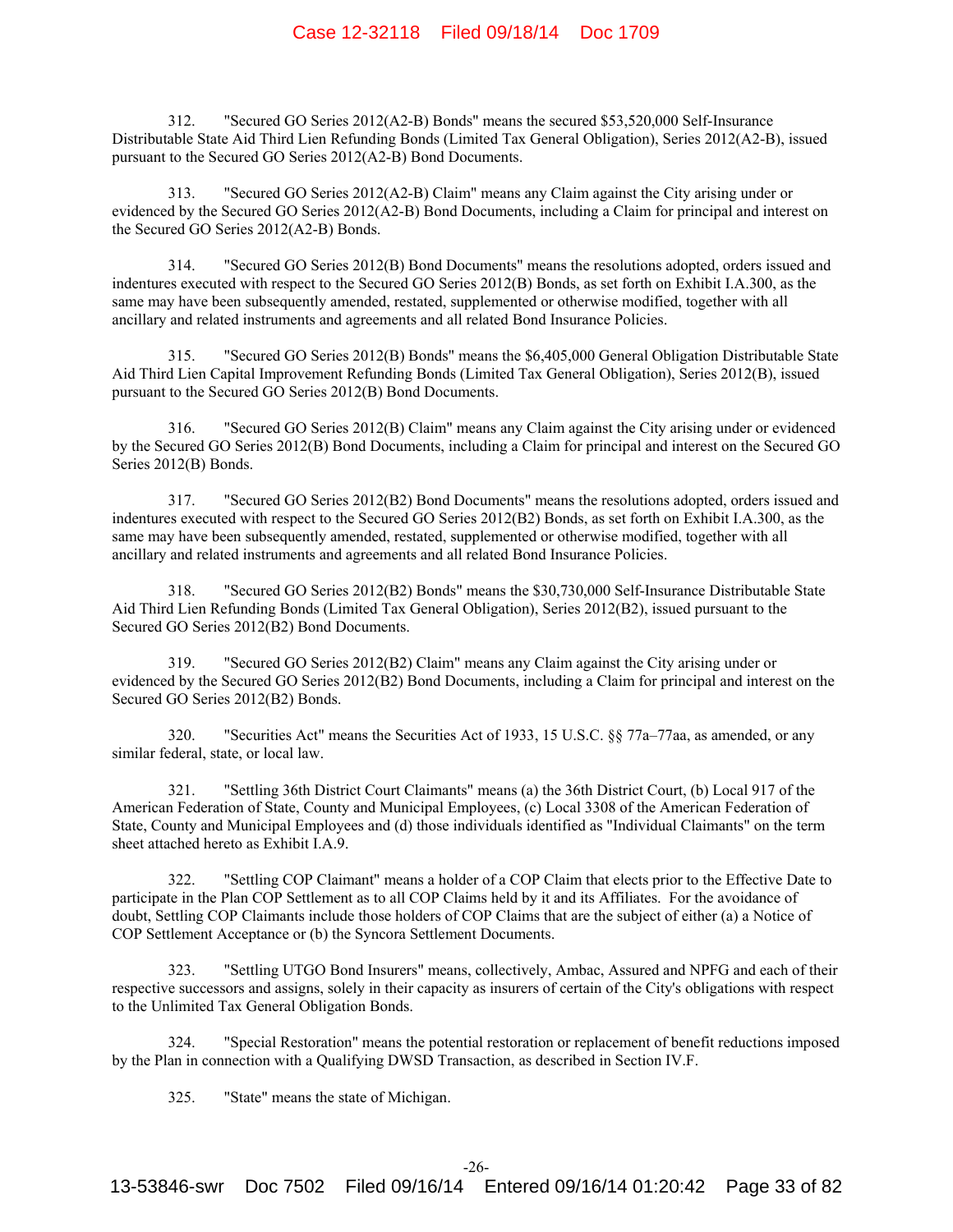312. "Secured GO Series 2012(A2-B) Bonds" means the secured $53,520,000 Self-Insurance Distributable State Aid Third Lien Refunding Bonds (Limited Tax General Obligation), Series 2012(A2-B), issued pursuant to the Secured GO Series 2012(A2-B) Bond Documents.

313. "Secured GO Series 2012(A2-B) Claim" means any Claim against the City arising under or evidenced by the Secured GO Series 2012(A2-B) Bond Documents, including a Claim for principal and interest on the Secured GO Series 2012(A2-B) Bonds.

314. "Secured GO Series 2012(B) Bond Documents" means the resolutions adopted, orders issued and indentures executed with respect to the Secured GO Series 2012(B) Bonds, as set forth on Exhibit I.A.300, as the same may have been subsequently amended, restated, supplemented or otherwise modified, together with all ancillary and related instruments and agreements and all related Bond Insurance Policies.

315. "Secured GO Series 2012(B) Bonds" means the $6,405,000 General Obligation Distributable State Aid Third Lien Capital Improvement Refunding Bonds (Limited Tax General Obligation), Series 2012(B), issued pursuant to the Secured GO Series 2012(B) Bond Documents.

316. "Secured GO Series 2012(B) Claim" means any Claim against the City arising under or evidenced by the Secured GO Series 2012(B) Bond Documents, including a Claim for principal and interest on the Secured GO Series 2012(B) Bonds.

317. "Secured GO Series 2012(B2) Bond Documents" means the resolutions adopted, orders issued and indentures executed with respect to the Secured GO Series 2012(B2) Bonds, as set forth on Exhibit I.A.300, as the same may have been subsequently amended, restated, supplemented or otherwise modified, together with all ancillary and related instruments and agreements and all related Bond Insurance Policies.

318. "Secured GO Series 2012(B2) Bonds" means the $30,730,000 Self-Insurance Distributable State Aid Third Lien Refunding Bonds (Limited Tax General Obligation), Series 2012(B2), issued pursuant to the Secured GO Series 2012(B2) Bond Documents.

319. "Secured GO Series 2012(B2) Claim" means any Claim against the City arising under or evidenced by the Secured GO Series 2012(B2) Bond Documents, including a Claim for principal and interest on the Secured GO Series 2012(B2) Bonds.

320. "Securities Act" means the Securities Act of 1933, 15 U.S.C. §§ 77a–77aa, as amended, or any similar federal, state, or local law.

321. "Settling 36th District Court Claimants" means (a) the 36th District Court, (b) Local 917 of the American Federation of State, County and Municipal Employees, (c) Local 3308 of the American Federation of State, County and Municipal Employees and (d) those individuals identified as "Individual Claimants" on the term sheet attached hereto as Exhibit I.A.9.

322. "Settling COP Claimant" means a holder of a COP Claim that elects prior to the Effective Date to participate in the Plan COP Settlement as to all COP Claims held by it and its Affiliates. For the avoidance of doubt, Settling COP Claimants include those holders of COP Claims that are the subject of either (a) a Notice of COP Settlement Acceptance or (b) the Syncora Settlement Documents.

323. "Settling UTGO Bond Insurers" means, collectively, Ambac, Assured and NPFG and each of their respective successors and assigns, solely in their capacity as insurers of certain of the City's obligations with respect to the Unlimited Tax General Obligation Bonds.

324. "Special Restoration" means the potential restoration or replacement of benefit reductions imposed by the Plan in connection with a Qualifying DWSD Transaction, as described in Section IV.F.

325. "State" means the state of Michigan.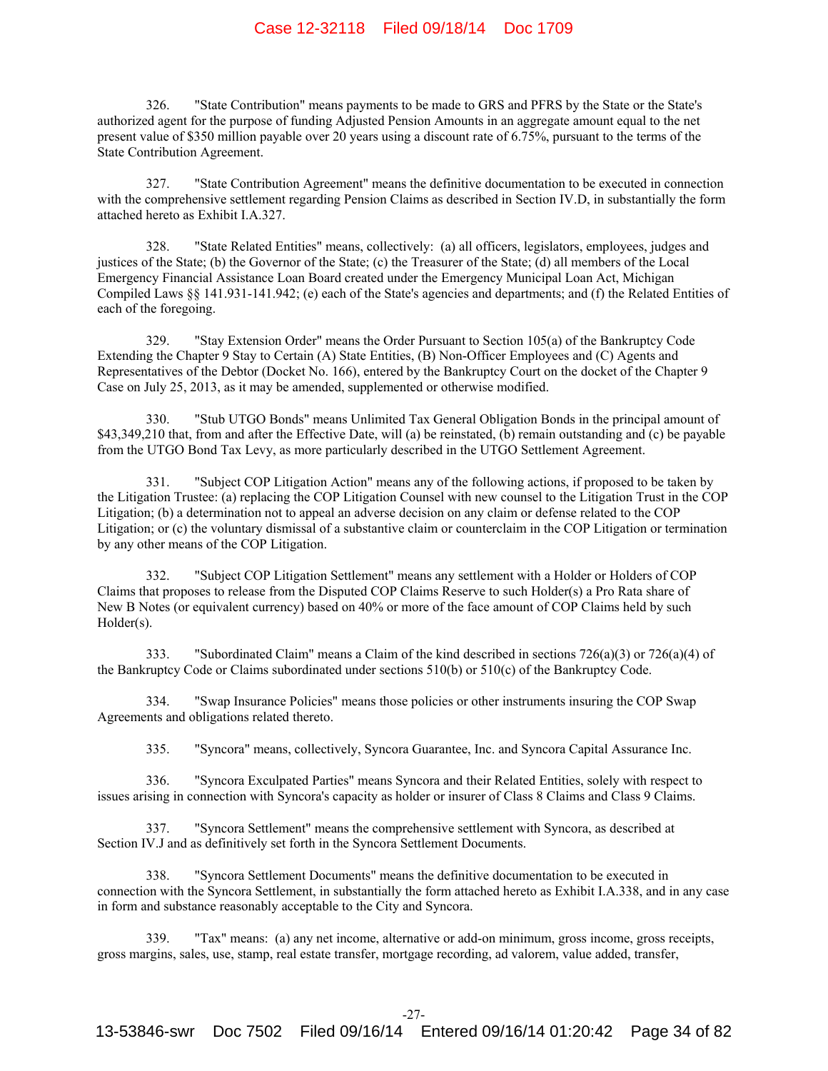326. "State Contribution" means payments to be made to GRS and PFRS by the State or the State's authorized agent for the purpose of funding Adjusted Pension Amounts in an aggregate amount equal to the net present value of $350 million payable over 20 years using a discount rate of 6.75%, pursuant to the terms of the State Contribution Agreement.

327. "State Contribution Agreement" means the definitive documentation to be executed in connection with the comprehensive settlement regarding Pension Claims as described in Section IV.D, in substantially the form attached hereto as Exhibit I.A.327.

328. "State Related Entities" means, collectively: (a) all officers, legislators, employees, judges and justices of the State; (b) the Governor of the State; (c) the Treasurer of the State; (d) all members of the Local Emergency Financial Assistance Loan Board created under the Emergency Municipal Loan Act, Michigan Compiled Laws §§ 141.931-141.942; (e) each of the State's agencies and departments; and (f) the Related Entities of each of the foregoing.

329. "Stay Extension Order" means the Order Pursuant to Section 105(a) of the Bankruptcy Code Extending the Chapter 9 Stay to Certain (A) State Entities, (B) Non-Officer Employees and (C) Agents and Representatives of the Debtor (Docket No. 166), entered by the Bankruptcy Court on the docket of the Chapter 9 Case on July 25, 2013, as it may be amended, supplemented or otherwise modified.

330. "Stub UTGO Bonds" means Unlimited Tax General Obligation Bonds in the principal amount of $43,349,210 that, from and after the Effective Date, will (a) be reinstated, (b) remain outstanding and (c) be payable from the UTGO Bond Tax Levy, as more particularly described in the UTGO Settlement Agreement.

331. "Subject COP Litigation Action" means any of the following actions, if proposed to be taken by the Litigation Trustee: (a) replacing the COP Litigation Counsel with new counsel to the Litigation Trust in the COP Litigation; (b) a determination not to appeal an adverse decision on any claim or defense related to the COP Litigation; or (c) the voluntary dismissal of a substantive claim or counterclaim in the COP Litigation or termination by any other means of the COP Litigation.

332. "Subject COP Litigation Settlement" means any settlement with a Holder or Holders of COP Claims that proposes to release from the Disputed COP Claims Reserve to such Holder(s) a Pro Rata share of New B Notes (or equivalent currency) based on 40% or more of the face amount of COP Claims held by such Holder(s).

333. "Subordinated Claim" means a Claim of the kind described in sections 726(a)(3) or 726(a)(4) of the Bankruptcy Code or Claims subordinated under sections 510(b) or 510(c) of the Bankruptcy Code.

334. "Swap Insurance Policies" means those policies or other instruments insuring the COP Swap Agreements and obligations related thereto.

335. "Syncora" means, collectively, Syncora Guarantee, Inc. and Syncora Capital Assurance Inc.

336. "Syncora Exculpated Parties" means Syncora and their Related Entities, solely with respect to issues arising in connection with Syncora's capacity as holder or insurer of Class 8 Claims and Class 9 Claims.

337. "Syncora Settlement" means the comprehensive settlement with Syncora, as described at Section IV.J and as definitively set forth in the Syncora Settlement Documents.

338. "Syncora Settlement Documents" means the definitive documentation to be executed in connection with the Syncora Settlement, in substantially the form attached hereto as Exhibit I.A.338, and in any case in form and substance reasonably acceptable to the City and Syncora.

339. "Tax" means: (a) any net income, alternative or add-on minimum, gross income, gross receipts, gross margins, sales, use, stamp, real estate transfer, mortgage recording, ad valorem, value added, transfer,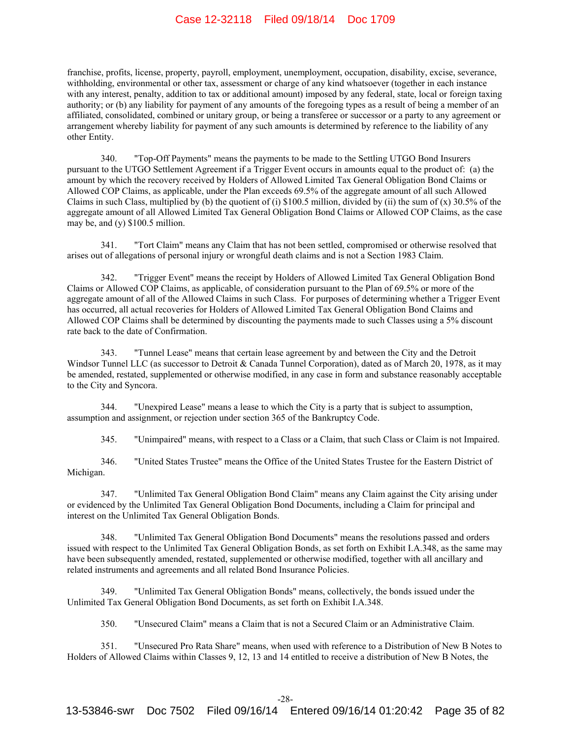franchise, profits, license, property, payroll, employment, unemployment, occupation, disability, excise, severance, withholding, environmental or other tax, assessment or charge of any kind whatsoever (together in each instance with any interest, penalty, addition to tax or additional amount) imposed by any federal, state, local or foreign taxing authority; or (b) any liability for payment of any amounts of the foregoing types as a result of being a member of an affiliated, consolidated, combined or unitary group, or being a transferee or successor or a party to any agreement or arrangement whereby liability for payment of any such amounts is determined by reference to the liability of any other Entity.

340. "Top-Off Payments" means the payments to be made to the Settling UTGO Bond Insurers pursuant to the UTGO Settlement Agreement if a Trigger Event occurs in amounts equal to the product of: (a) the amount by which the recovery received by Holders of Allowed Limited Tax General Obligation Bond Claims or Allowed COP Claims, as applicable, under the Plan exceeds 69.5% of the aggregate amount of all such Allowed Claims in such Class, multiplied by (b) the quotient of (i) $100.5 million, divided by (ii) the sum of (x) 30.5% of the aggregate amount of all Allowed Limited Tax General Obligation Bond Claims or Allowed COP Claims, as the case may be, and (y) $100.5 million.

341. "Tort Claim" means any Claim that has not been settled, compromised or otherwise resolved that arises out of allegations of personal injury or wrongful death claims and is not a Section 1983 Claim.

342. "Trigger Event" means the receipt by Holders of Allowed Limited Tax General Obligation Bond Claims or Allowed COP Claims, as applicable, of consideration pursuant to the Plan of 69.5% or more of the aggregate amount of all of the Allowed Claims in such Class. For purposes of determining whether a Trigger Event has occurred, all actual recoveries for Holders of Allowed Limited Tax General Obligation Bond Claims and Allowed COP Claims shall be determined by discounting the payments made to such Classes using a 5% discount rate back to the date of Confirmation.

343. "Tunnel Lease" means that certain lease agreement by and between the City and the Detroit Windsor Tunnel LLC (as successor to Detroit & Canada Tunnel Corporation), dated as of March 20, 1978, as it may be amended, restated, supplemented or otherwise modified, in any case in form and substance reasonably acceptable to the City and Syncora.

344. "Unexpired Lease" means a lease to which the City is a party that is subject to assumption, assumption and assignment, or rejection under section 365 of the Bankruptcy Code.

345. "Unimpaired" means, with respect to a Class or a Claim, that such Class or Claim is not Impaired.

346. "United States Trustee" means the Office of the United States Trustee for the Eastern District of Michigan.

347. "Unlimited Tax General Obligation Bond Claim" means any Claim against the City arising under or evidenced by the Unlimited Tax General Obligation Bond Documents, including a Claim for principal and interest on the Unlimited Tax General Obligation Bonds.

348. "Unlimited Tax General Obligation Bond Documents" means the resolutions passed and orders issued with respect to the Unlimited Tax General Obligation Bonds, as set forth on Exhibit I.A.348, as the same may have been subsequently amended, restated, supplemented or otherwise modified, together with all ancillary and related instruments and agreements and all related Bond Insurance Policies.

349. "Unlimited Tax General Obligation Bonds" means, collectively, the bonds issued under the Unlimited Tax General Obligation Bond Documents, as set forth on Exhibit I.A.348.

350. "Unsecured Claim" means a Claim that is not a Secured Claim or an Administrative Claim.

351. "Unsecured Pro Rata Share" means, when used with reference to a Distribution of New B Notes to Holders of Allowed Claims within Classes 9, 12, 13 and 14 entitled to receive a distribution of New B Notes, the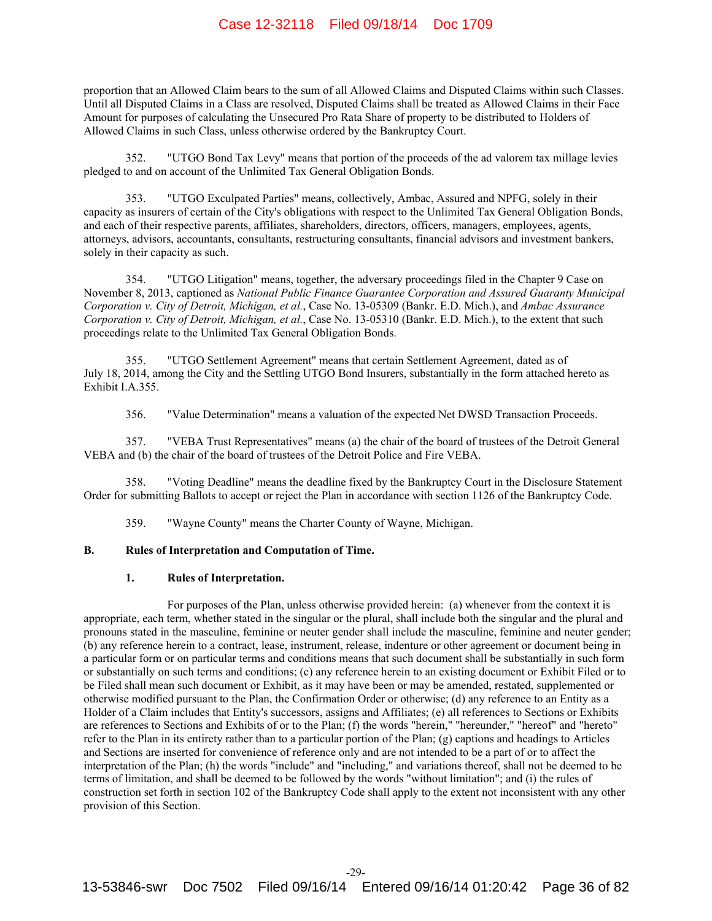proportion that an Allowed Claim bears to the sum of all Allowed Claims and Disputed Claims within such Classes. Until all Disputed Claims in a Class are resolved, Disputed Claims shall be treated as Allowed Claims in their Face Amount for purposes of calculating the Unsecured Pro Rata Share of property to be distributed to Holders of Allowed Claims in such Class, unless otherwise ordered by the Bankruptcy Court.

352. "UTGO Bond Tax Levy" means that portion of the proceeds of the ad valorem tax millage levies pledged to and on account of the Unlimited Tax General Obligation Bonds.

353. "UTGO Exculpated Parties" means, collectively, Ambac, Assured and NPFG, solely in their capacity as insurers of certain of the City's obligations with respect to the Unlimited Tax General Obligation Bonds, and each of their respective parents, affiliates, shareholders, directors, officers, managers, employees, agents, attorneys, advisors, accountants, consultants, restructuring consultants, financial advisors and investment bankers, solely in their capacity as such.

354. "UTGO Litigation" means, together, the adversary proceedings filed in the Chapter 9 Case on November 8, 2013, captioned as *National Public Finance Guarantee Corporation and Assured Guaranty Municipal Corporation v. City of Detroit, Michigan, et al.*, Case No. 13-05309 (Bankr. E.D. Mich.), and *Ambac Assurance Corporation v. City of Detroit, Michigan, et al.*, Case No. 13-05310 (Bankr. E.D. Mich.), to the extent that such proceedings relate to the Unlimited Tax General Obligation Bonds.

355. "UTGO Settlement Agreement" means that certain Settlement Agreement, dated as of July 18, 2014, among the City and the Settling UTGO Bond Insurers, substantially in the form attached hereto as Exhibit I.A.355.

356. "Value Determination" means a valuation of the expected Net DWSD Transaction Proceeds.

357. "VEBA Trust Representatives" means (a) the chair of the board of trustees of the Detroit General VEBA and (b) the chair of the board of trustees of the Detroit Police and Fire VEBA.

358. "Voting Deadline" means the deadline fixed by the Bankruptcy Court in the Disclosure Statement Order for submitting Ballots to accept or reject the Plan in accordance with section 1126 of the Bankruptcy Code.

359. "Wayne County" means the Charter County of Wayne, Michigan.

## B. Rules of Interpretation and Computation of Time.

### 1. Rules of Interpretation.

For purposes of the Plan, unless otherwise provided herein: (a) whenever from the context it is appropriate, each term, whether stated in the singular or the plural, shall include both the singular and the plural and pronouns stated in the masculine, feminine or neuter gender shall include the masculine, feminine and neuter gender; (b) any reference herein to a contract, lease, instrument, release, indenture or other agreement or document being in a particular form or on particular terms and conditions means that such document shall be substantially in such form or substantially on such terms and conditions; (c) any reference herein to an existing document or Exhibit Filed or to be Filed shall mean such document or Exhibit, as it may have been or may be amended, restated, supplemented or otherwise modified pursuant to the Plan, the Confirmation Order or otherwise; (d) any reference to an Entity as a Holder of a Claim includes that Entity's successors, assigns and Affiliates; (e) all references to Sections or Exhibits are references to Sections and Exhibits of or to the Plan; (f) the words "herein," "hereunder," "hereof" and "hereto" refer to the Plan in its entirety rather than to a particular portion of the Plan; (g) captions and headings to Articles and Sections are inserted for convenience of reference only and are not intended to be a part of or to affect the interpretation of the Plan; (h) the words "include" and "including," and variations thereof, shall not be deemed to be terms of limitation, and shall be deemed to be followed by the words "without limitation"; and (i) the rules of construction set forth in section 102 of the Bankruptcy Code shall apply to the extent not inconsistent with any other provision of this Section.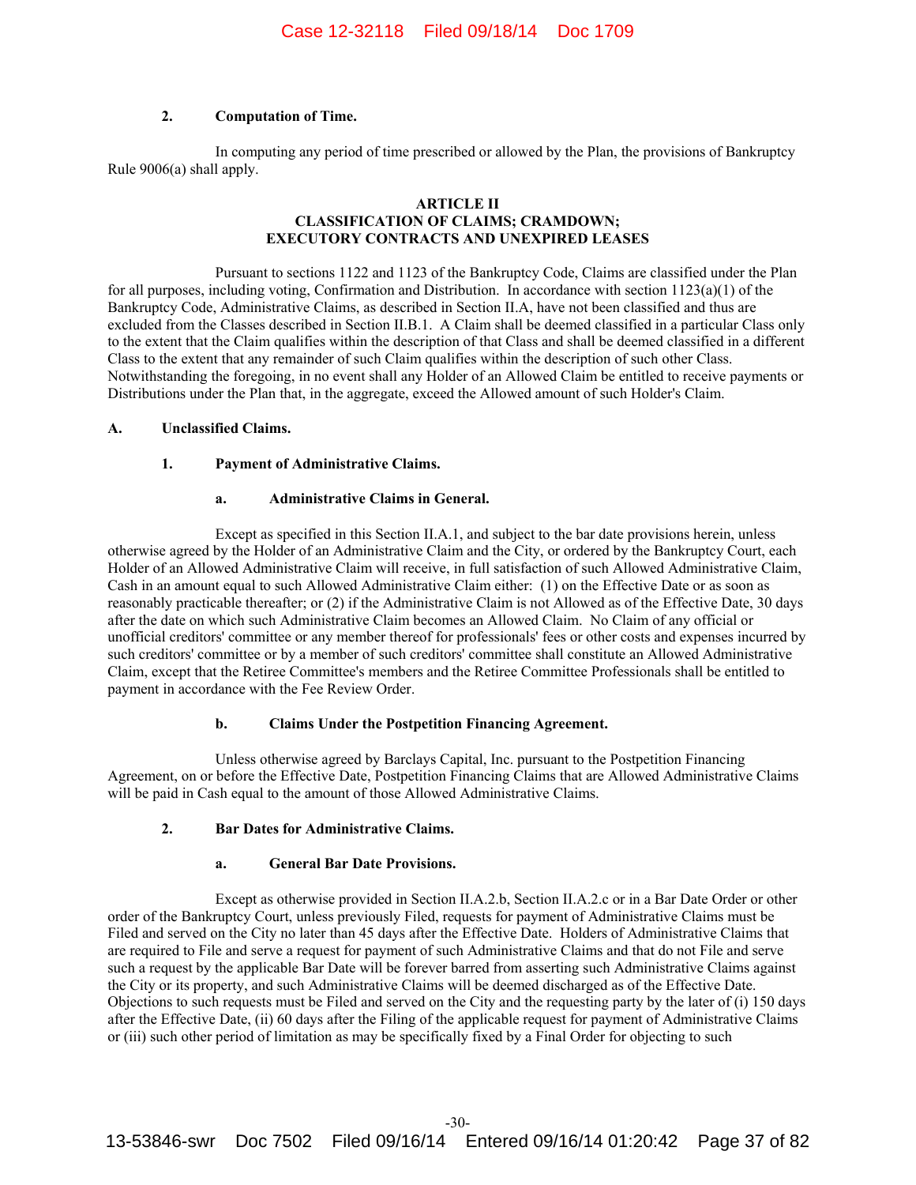### 2. Computation of Time.

In computing any period of time prescribed or allowed by the Plan, the provisions of Bankruptcy Rule 9006(a) shall apply.

## ARTICLE II
## CLASSIFICATION OF CLAIMS; CRAMDOWN; EXECUTORY CONTRACTS AND UNEXPIRED LEASES

Pursuant to sections 1122 and 1123 of the Bankruptcy Code, Claims are classified under the Plan for all purposes, including voting, Confirmation and Distribution. In accordance with section 1123(a)(1) of the Bankruptcy Code, Administrative Claims, as described in Section II.A, have not been classified and thus are excluded from the Classes described in Section II.B.1. A Claim shall be deemed classified in a particular Class only to the extent that the Claim qualifies within the description of that Class and shall be deemed classified in a different Class to the extent that any remainder of such Claim qualifies within the description of such other Class. Notwithstanding the foregoing, in no event shall any Holder of an Allowed Claim be entitled to receive payments or Distributions under the Plan that, in the aggregate, exceed the Allowed amount of such Holder's Claim.

### A. Unclassified Claims.

#### 1. Payment of Administrative Claims.

##### a. Administrative Claims in General.

Except as specified in this Section II.A.1, and subject to the bar date provisions herein, unless otherwise agreed by the Holder of an Administrative Claim and the City, or ordered by the Bankruptcy Court, each Holder of an Allowed Administrative Claim will receive, in full satisfaction of such Allowed Administrative Claim, Cash in an amount equal to such Allowed Administrative Claim either: (1) on the Effective Date or as soon as reasonably practicable thereafter; or (2) if the Administrative Claim is not Allowed as of the Effective Date, 30 days after the date on which such Administrative Claim becomes an Allowed Claim. No Claim of any official or unofficial creditors' committee or any member thereof for professionals' fees or other costs and expenses incurred by such creditors' committee or by a member of such creditors' committee shall constitute an Allowed Administrative Claim, except that the Retiree Committee's members and the Retiree Committee Professionals shall be entitled to payment in accordance with the Fee Review Order.

##### b. Claims Under the Postpetition Financing Agreement.

Unless otherwise agreed by Barclays Capital, Inc. pursuant to the Postpetition Financing Agreement, on or before the Effective Date, Postpetition Financing Claims that are Allowed Administrative Claims will be paid in Cash equal to the amount of those Allowed Administrative Claims.

#### 2. Bar Dates for Administrative Claims.

##### a. General Bar Date Provisions.

Except as otherwise provided in Section II.A.2.b, Section II.A.2.c or in a Bar Date Order or other order of the Bankruptcy Court, unless previously Filed, requests for payment of Administrative Claims must be Filed and served on the City no later than 45 days after the Effective Date. Holders of Administrative Claims that are required to File and serve a request for payment of such Administrative Claims and that do not File and serve such a request by the applicable Bar Date will be forever barred from asserting such Administrative Claims against the City or its property, and such Administrative Claims will be deemed discharged as of the Effective Date. Objections to such requests must be Filed and served on the City and the requesting party by the later of (i) 150 days after the Effective Date, (ii) 60 days after the Filing of the applicable request for payment of Administrative Claims or (iii) such other period of limitation as may be specifically fixed by a Final Order for objecting to such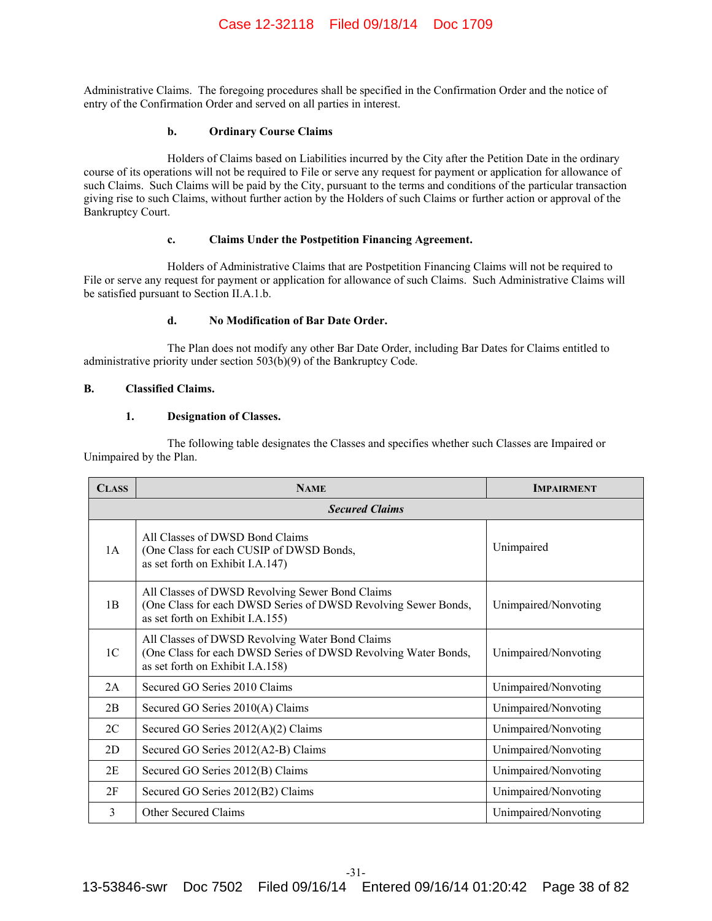Administrative Claims. The foregoing procedures shall be specified in the Confirmation Order and the notice of entry of the Confirmation Order and served on all parties in interest.

#### b. Ordinary Course Claims

Holders of Claims based on Liabilities incurred by the City after the Petition Date in the ordinary course of its operations will not be required to File or serve any request for payment or application for allowance of such Claims. Such Claims will be paid by the City, pursuant to the terms and conditions of the particular transaction giving rise to such Claims, without further action by the Holders of such Claims or further action or approval of the Bankruptcy Court.

#### c. Claims Under the Postpetition Financing Agreement.

Holders of Administrative Claims that are Postpetition Financing Claims will not be required to File or serve any request for payment or application for allowance of such Claims. Such Administrative Claims will be satisfied pursuant to Section II.A.1.b.

#### d. No Modification of Bar Date Order.

The Plan does not modify any other Bar Date Order, including Bar Dates for Claims entitled to administrative priority under section 503(b)(9) of the Bankruptcy Code.

## B. Classified Claims.

### 1. Designation of Classes.

The following table designates the Classes and specifies whether such Classes are Impaired or Unimpaired by the Plan.

| Class | Name | Impairment |
|---|---|---|
| | ***Secured Claims*** | |
| 1A | All Classes of DWSD Bond Claims (One Class for each CUSIP of DWSD Bonds, as set forth on Exhibit I.A.147) | Unimpaired |
| 1B | All Classes of DWSD Revolving Sewer Bond Claims (One Class for each DWSD Series of DWSD Revolving Sewer Bonds, as set forth on Exhibit I.A.155) | Unimpaired/Nonvoting |
| 1C | All Classes of DWSD Revolving Water Bond Claims (One Class for each DWSD Series of DWSD Revolving Water Bonds, as set forth on Exhibit I.A.158) | Unimpaired/Nonvoting |
| 2A | Secured GO Series 2010 Claims | Unimpaired/Nonvoting |
| 2B | Secured GO Series 2010(A) Claims | Unimpaired/Nonvoting |
| 2C | Secured GO Series 2012(A)(2) Claims | Unimpaired/Nonvoting |
| 2D | Secured GO Series 2012(A2-B) Claims | Unimpaired/Nonvoting |
| 2E | Secured GO Series 2012(B) Claims | Unimpaired/Nonvoting |
| 2F | Secured GO Series 2012(B2) Claims | Unimpaired/Nonvoting |
| 3 | Other Secured Claims | Unimpaired/Nonvoting |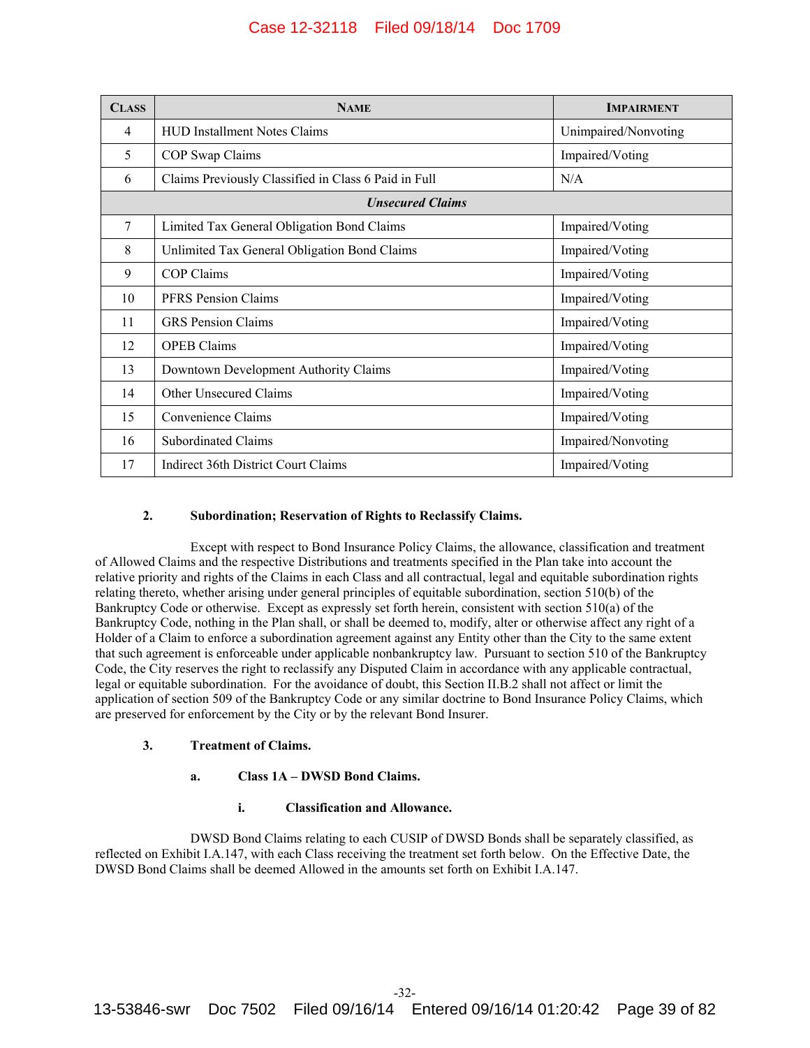| Class | Name | Impairment |
|---|---|---|
| 4 | HUD Installment Notes Claims | Unimpaired/Nonvoting |
| 5 | COP Swap Claims | Impaired/Voting |
| 6 | Claims Previously Classified in Class 6 Paid in Full | N/A |
| | ***Unsecured Claims*** | |
| 7 | Limited Tax General Obligation Bond Claims | Impaired/Voting |
| 8 | Unlimited Tax General Obligation Bond Claims | Impaired/Voting |
| 9 | COP Claims | Impaired/Voting |
| 10 | PFRS Pension Claims | Impaired/Voting |
| 11 | GRS Pension Claims | Impaired/Voting |
| 12 | OPEB Claims | Impaired/Voting |
| 13 | Downtown Development Authority Claims | Impaired/Voting |
| 14 | Other Unsecured Claims | Impaired/Voting |
| 15 | Convenience Claims | Impaired/Voting |
| 16 | Subordinated Claims | Impaired/Nonvoting |
| 17 | Indirect 36th District Court Claims | Impaired/Voting |

**2. Subordination; Reservation of Rights to Reclassify Claims.**

Except with respect to Bond Insurance Policy Claims, the allowance, classification and treatment of Allowed Claims and the respective Distributions and treatments specified in the Plan take into account the relative priority and rights of the Claims in each Class and all contractual, legal and equitable subordination rights relating thereto, whether arising under general principles of equitable subordination, section 510(b) of the Bankruptcy Code or otherwise. Except as expressly set forth herein, consistent with section 510(a) of the Bankruptcy Code, nothing in the Plan shall, or shall be deemed to, modify, alter or otherwise affect any right of a Holder of a Claim to enforce a subordination agreement against any Entity other than the City to the same extent that such agreement is enforceable under applicable nonbankruptcy law. Pursuant to section 510 of the Bankruptcy Code, the City reserves the right to reclassify any Disputed Claim in accordance with any applicable contractual, legal or equitable subordination. For the avoidance of doubt, this Section II.B.2 shall not affect or limit the application of section 509 of the Bankruptcy Code or any similar doctrine to Bond Insurance Policy Claims, which are preserved for enforcement by the City or by the relevant Bond Insurer.

**3. Treatment of Claims.**

**a. Class 1A – DWSD Bond Claims.**

**i. Classification and Allowance.**

DWSD Bond Claims relating to each CUSIP of DWSD Bonds shall be separately classified, as reflected on Exhibit I.A.147, with each Class receiving the treatment set forth below. On the Effective Date, the DWSD Bond Claims shall be deemed Allowed in the amounts set forth on Exhibit I.A.147.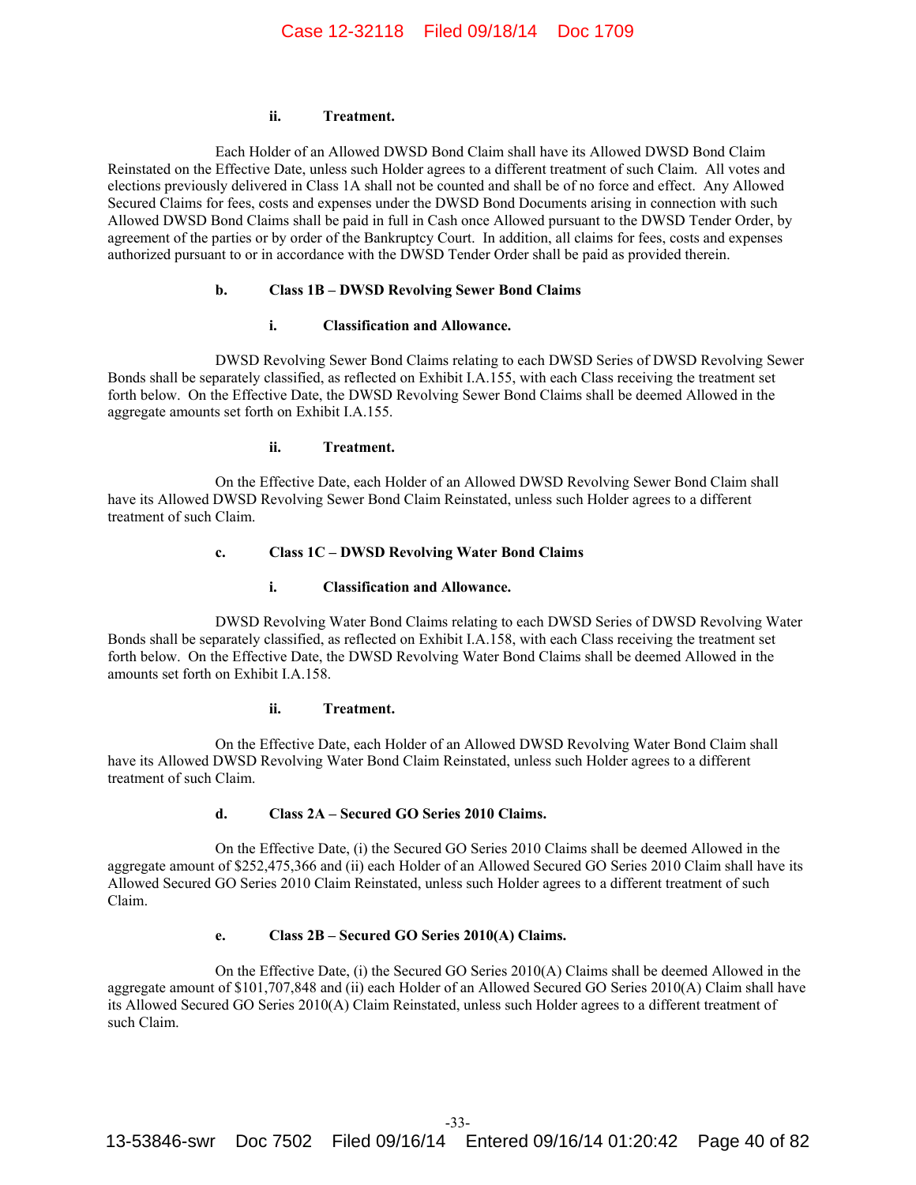#### ii. Treatment.

Each Holder of an Allowed DWSD Bond Claim shall have its Allowed DWSD Bond Claim Reinstated on the Effective Date, unless such Holder agrees to a different treatment of such Claim. All votes and elections previously delivered in Class 1A shall not be counted and shall be of no force and effect. Any Allowed Secured Claims for fees, costs and expenses under the DWSD Bond Documents arising in connection with such Allowed DWSD Bond Claims shall be paid in full in Cash once Allowed pursuant to the DWSD Tender Order, by agreement of the parties or by order of the Bankruptcy Court. In addition, all claims for fees, costs and expenses authorized pursuant to or in accordance with the DWSD Tender Order shall be paid as provided therein.

### b. Class 1B – DWSD Revolving Sewer Bond Claims

#### i. Classification and Allowance.

DWSD Revolving Sewer Bond Claims relating to each DWSD Series of DWSD Revolving Sewer Bonds shall be separately classified, as reflected on Exhibit I.A.155, with each Class receiving the treatment set forth below. On the Effective Date, the DWSD Revolving Sewer Bond Claims shall be deemed Allowed in the aggregate amounts set forth on Exhibit I.A.155.

#### ii. Treatment.

On the Effective Date, each Holder of an Allowed DWSD Revolving Sewer Bond Claim shall have its Allowed DWSD Revolving Sewer Bond Claim Reinstated, unless such Holder agrees to a different treatment of such Claim.

### c. Class 1C – DWSD Revolving Water Bond Claims

#### i. Classification and Allowance.

DWSD Revolving Water Bond Claims relating to each DWSD Series of DWSD Revolving Water Bonds shall be separately classified, as reflected on Exhibit I.A.158, with each Class receiving the treatment set forth below. On the Effective Date, the DWSD Revolving Water Bond Claims shall be deemed Allowed in the amounts set forth on Exhibit I.A.158.

#### ii. Treatment.

On the Effective Date, each Holder of an Allowed DWSD Revolving Water Bond Claim shall have its Allowed DWSD Revolving Water Bond Claim Reinstated, unless such Holder agrees to a different treatment of such Claim.

### d. Class 2A – Secured GO Series 2010 Claims.

On the Effective Date, (i) the Secured GO Series 2010 Claims shall be deemed Allowed in the aggregate amount of $252,475,366 and (ii) each Holder of an Allowed Secured GO Series 2010 Claim shall have its Allowed Secured GO Series 2010 Claim Reinstated, unless such Holder agrees to a different treatment of such Claim.

### e. Class 2B – Secured GO Series 2010(A) Claims.

On the Effective Date, (i) the Secured GO Series 2010(A) Claims shall be deemed Allowed in the aggregate amount of $101,707,848 and (ii) each Holder of an Allowed Secured GO Series 2010(A) Claim shall have its Allowed Secured GO Series 2010(A) Claim Reinstated, unless such Holder agrees to a different treatment of such Claim.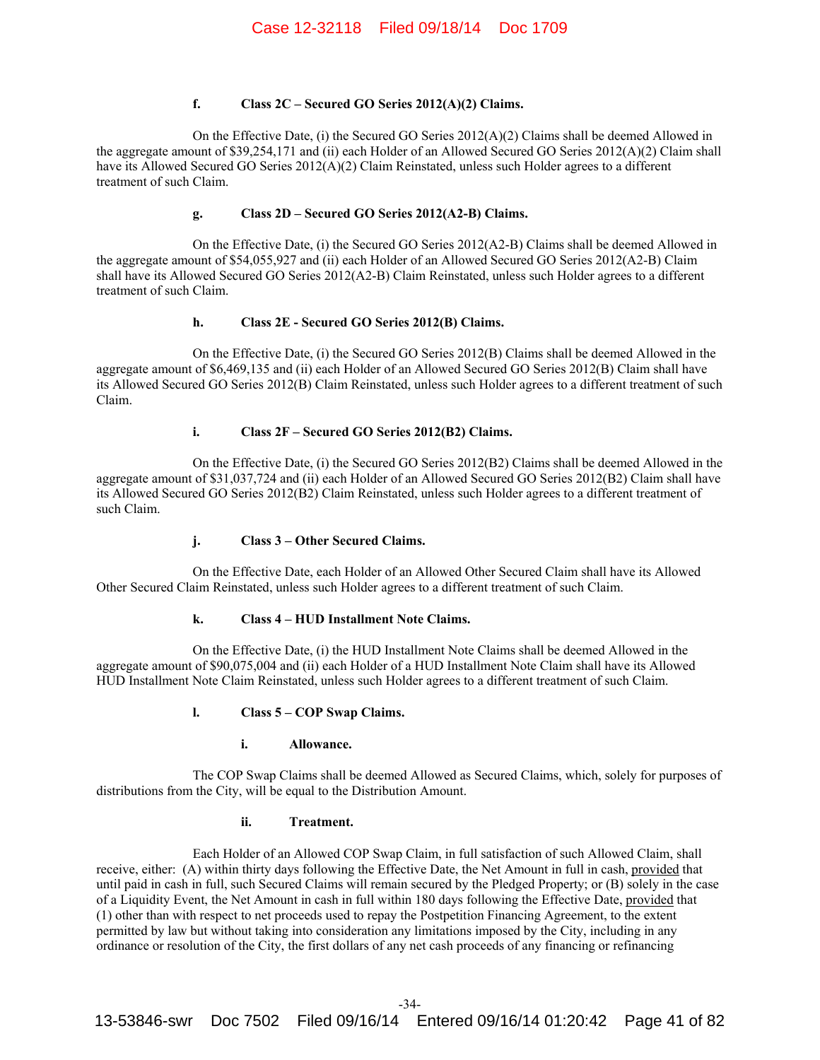#### f. Class 2C – Secured GO Series 2012(A)(2) Claims.

On the Effective Date, (i) the Secured GO Series 2012(A)(2) Claims shall be deemed Allowed in the aggregate amount of $39,254,171 and (ii) each Holder of an Allowed Secured GO Series 2012(A)(2) Claim shall have its Allowed Secured GO Series 2012(A)(2) Claim Reinstated, unless such Holder agrees to a different treatment of such Claim.

#### g. Class 2D – Secured GO Series 2012(A2-B) Claims.

On the Effective Date, (i) the Secured GO Series 2012(A2-B) Claims shall be deemed Allowed in the aggregate amount of $54,055,927 and (ii) each Holder of an Allowed Secured GO Series 2012(A2-B) Claim shall have its Allowed Secured GO Series 2012(A2-B) Claim Reinstated, unless such Holder agrees to a different treatment of such Claim.

#### h. Class 2E - Secured GO Series 2012(B) Claims.

On the Effective Date, (i) the Secured GO Series 2012(B) Claims shall be deemed Allowed in the aggregate amount of $6,469,135 and (ii) each Holder of an Allowed Secured GO Series 2012(B) Claim shall have its Allowed Secured GO Series 2012(B) Claim Reinstated, unless such Holder agrees to a different treatment of such Claim.

#### i. Class 2F – Secured GO Series 2012(B2) Claims.

On the Effective Date, (i) the Secured GO Series 2012(B2) Claims shall be deemed Allowed in the aggregate amount of $31,037,724 and (ii) each Holder of an Allowed Secured GO Series 2012(B2) Claim shall have its Allowed Secured GO Series 2012(B2) Claim Reinstated, unless such Holder agrees to a different treatment of such Claim.

#### j. Class 3 – Other Secured Claims.

On the Effective Date, each Holder of an Allowed Other Secured Claim shall have its Allowed Other Secured Claim Reinstated, unless such Holder agrees to a different treatment of such Claim.

#### k. Class 4 – HUD Installment Note Claims.

On the Effective Date, (i) the HUD Installment Note Claims shall be deemed Allowed in the aggregate amount of $90,075,004 and (ii) each Holder of a HUD Installment Note Claim shall have its Allowed HUD Installment Note Claim Reinstated, unless such Holder agrees to a different treatment of such Claim.

#### l. Class 5 – COP Swap Claims.

##### i. Allowance.

The COP Swap Claims shall be deemed Allowed as Secured Claims, which, solely for purposes of distributions from the City, will be equal to the Distribution Amount.

##### ii. Treatment.

Each Holder of an Allowed COP Swap Claim, in full satisfaction of such Allowed Claim, shall receive, either: (A) within thirty days following the Effective Date, the Net Amount in full in cash, provided that until paid in cash in full, such Secured Claims will remain secured by the Pledged Property; or (B) solely in the case of a Liquidity Event, the Net Amount in cash in full within 180 days following the Effective Date, provided that (1) other than with respect to net proceeds used to repay the Postpetition Financing Agreement, to the extent permitted by law but without taking into consideration any limitations imposed by the City, including in any ordinance or resolution of the City, the first dollars of any net cash proceeds of any financing or refinancing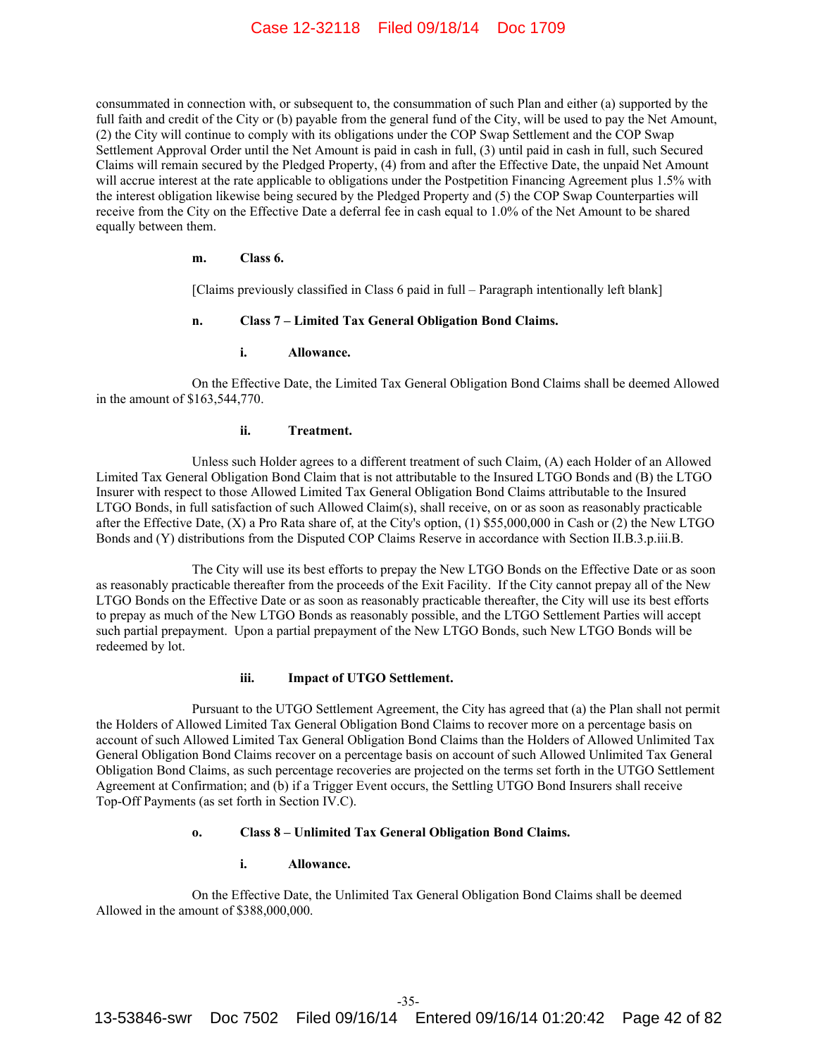consummated in connection with, or subsequent to, the consummation of such Plan and either (a) supported by the full faith and credit of the City or (b) payable from the general fund of the City, will be used to pay the Net Amount, (2) the City will continue to comply with its obligations under the COP Swap Settlement and the COP Swap Settlement Approval Order until the Net Amount is paid in cash in full, (3) until paid in cash in full, such Secured Claims will remain secured by the Pledged Property, (4) from and after the Effective Date, the unpaid Net Amount will accrue interest at the rate applicable to obligations under the Postpetition Financing Agreement plus 1.5% with the interest obligation likewise being secured by the Pledged Property and (5) the COP Swap Counterparties will receive from the City on the Effective Date a deferral fee in cash equal to 1.0% of the Net Amount to be shared equally between them.

**m. Class 6.**

[Claims previously classified in Class 6 paid in full – Paragraph intentionally left blank]

**n. Class 7 – Limited Tax General Obligation Bond Claims.**

**i. Allowance.**

On the Effective Date, the Limited Tax General Obligation Bond Claims shall be deemed Allowed in the amount of $163,544,770.

**ii. Treatment.**

Unless such Holder agrees to a different treatment of such Claim, (A) each Holder of an Allowed Limited Tax General Obligation Bond Claim that is not attributable to the Insured LTGO Bonds and (B) the LTGO Insurer with respect to those Allowed Limited Tax General Obligation Bond Claims attributable to the Insured LTGO Bonds, in full satisfaction of such Allowed Claim(s), shall receive, on or as soon as reasonably practicable after the Effective Date, (X) a Pro Rata share of, at the City's option, (1) $55,000,000 in Cash or (2) the New LTGO Bonds and (Y) distributions from the Disputed COP Claims Reserve in accordance with Section II.B.3.p.iii.B.

The City will use its best efforts to prepay the New LTGO Bonds on the Effective Date or as soon as reasonably practicable thereafter from the proceeds of the Exit Facility. If the City cannot prepay all of the New LTGO Bonds on the Effective Date or as soon as reasonably practicable thereafter, the City will use its best efforts to prepay as much of the New LTGO Bonds as reasonably possible, and the LTGO Settlement Parties will accept such partial prepayment. Upon a partial prepayment of the New LTGO Bonds, such New LTGO Bonds will be redeemed by lot.

**iii. Impact of UTGO Settlement.**

Pursuant to the UTGO Settlement Agreement, the City has agreed that (a) the Plan shall not permit the Holders of Allowed Limited Tax General Obligation Bond Claims to recover more on a percentage basis on account of such Allowed Limited Tax General Obligation Bond Claims than the Holders of Allowed Unlimited Tax General Obligation Bond Claims recover on a percentage basis on account of such Allowed Unlimited Tax General Obligation Bond Claims, as such percentage recoveries are projected on the terms set forth in the UTGO Settlement Agreement at Confirmation; and (b) if a Trigger Event occurs, the Settling UTGO Bond Insurers shall receive Top-Off Payments (as set forth in Section IV.C).

**o. Class 8 – Unlimited Tax General Obligation Bond Claims.**

**i. Allowance.**

On the Effective Date, the Unlimited Tax General Obligation Bond Claims shall be deemed Allowed in the amount of $388,000,000.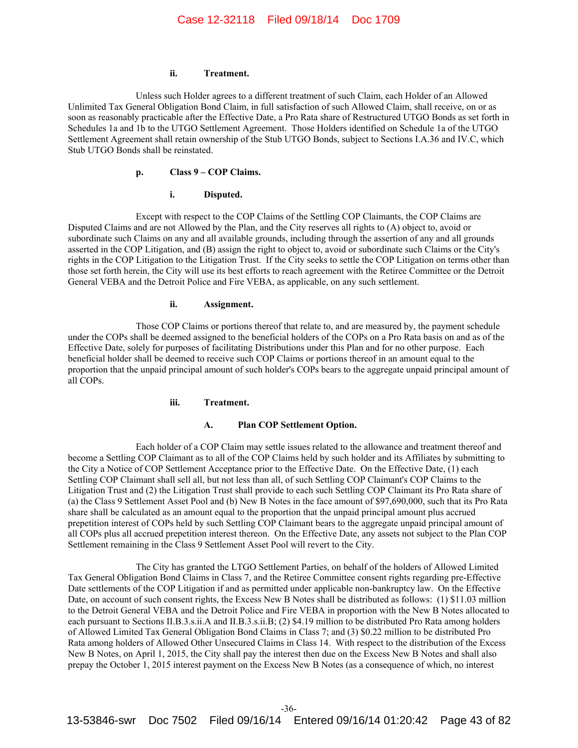#### ii. Treatment.

Unless such Holder agrees to a different treatment of such Claim, each Holder of an Allowed Unlimited Tax General Obligation Bond Claim, in full satisfaction of such Allowed Claim, shall receive, on or as soon as reasonably practicable after the Effective Date, a Pro Rata share of Restructured UTGO Bonds as set forth in Schedules 1a and 1b to the UTGO Settlement Agreement. Those Holders identified on Schedule 1a of the UTGO Settlement Agreement shall retain ownership of the Stub UTGO Bonds, subject to Sections I.A.36 and IV.C, which Stub UTGO Bonds shall be reinstated.

### p. Class 9 – COP Claims.

#### i. Disputed.

Except with respect to the COP Claims of the Settling COP Claimants, the COP Claims are Disputed Claims and are not Allowed by the Plan, and the City reserves all rights to (A) object to, avoid or subordinate such Claims on any and all available grounds, including through the assertion of any and all grounds asserted in the COP Litigation, and (B) assign the right to object to, avoid or subordinate such Claims or the City's rights in the COP Litigation to the Litigation Trust. If the City seeks to settle the COP Litigation on terms other than those set forth herein, the City will use its best efforts to reach agreement with the Retiree Committee or the Detroit General VEBA and the Detroit Police and Fire VEBA, as applicable, on any such settlement.

#### ii. Assignment.

Those COP Claims or portions thereof that relate to, and are measured by, the payment schedule under the COPs shall be deemed assigned to the beneficial holders of the COPs on a Pro Rata basis on and as of the Effective Date, solely for purposes of facilitating Distributions under this Plan and for no other purpose. Each beneficial holder shall be deemed to receive such COP Claims or portions thereof in an amount equal to the proportion that the unpaid principal amount of such holder's COPs bears to the aggregate unpaid principal amount of all COPs.

#### iii. Treatment.

##### A. Plan COP Settlement Option.

Each holder of a COP Claim may settle issues related to the allowance and treatment thereof and become a Settling COP Claimant as to all of the COP Claims held by such holder and its Affiliates by submitting to the City a Notice of COP Settlement Acceptance prior to the Effective Date. On the Effective Date, (1) each Settling COP Claimant shall sell all, but not less than all, of such Settling COP Claimant's COP Claims to the Litigation Trust and (2) the Litigation Trust shall provide to each such Settling COP Claimant its Pro Rata share of (a) the Class 9 Settlement Asset Pool and (b) New B Notes in the face amount of $97,690,000, such that its Pro Rata share shall be calculated as an amount equal to the proportion that the unpaid principal amount plus accrued prepetition interest of COPs held by such Settling COP Claimant bears to the aggregate unpaid principal amount of all COPs plus all accrued prepetition interest thereon. On the Effective Date, any assets not subject to the Plan COP Settlement remaining in the Class 9 Settlement Asset Pool will revert to the City.

The City has granted the LTGO Settlement Parties, on behalf of the holders of Allowed Limited Tax General Obligation Bond Claims in Class 7, and the Retiree Committee consent rights regarding pre-Effective Date settlements of the COP Litigation if and as permitted under applicable non-bankruptcy law. On the Effective Date, on account of such consent rights, the Excess New B Notes shall be distributed as follows: (1) $11.03 million to the Detroit General VEBA and the Detroit Police and Fire VEBA in proportion with the New B Notes allocated to each pursuant to Sections II.B.3.s.ii.A and II.B.3.s.ii.B; (2) $4.19 million to be distributed Pro Rata among holders of Allowed Limited Tax General Obligation Bond Claims in Class 7; and (3) $0.22 million to be distributed Pro Rata among holders of Allowed Other Unsecured Claims in Class 14. With respect to the distribution of the Excess New B Notes, on April 1, 2015, the City shall pay the interest then due on the Excess New B Notes and shall also prepay the October 1, 2015 interest payment on the Excess New B Notes (as a consequence of which, no interest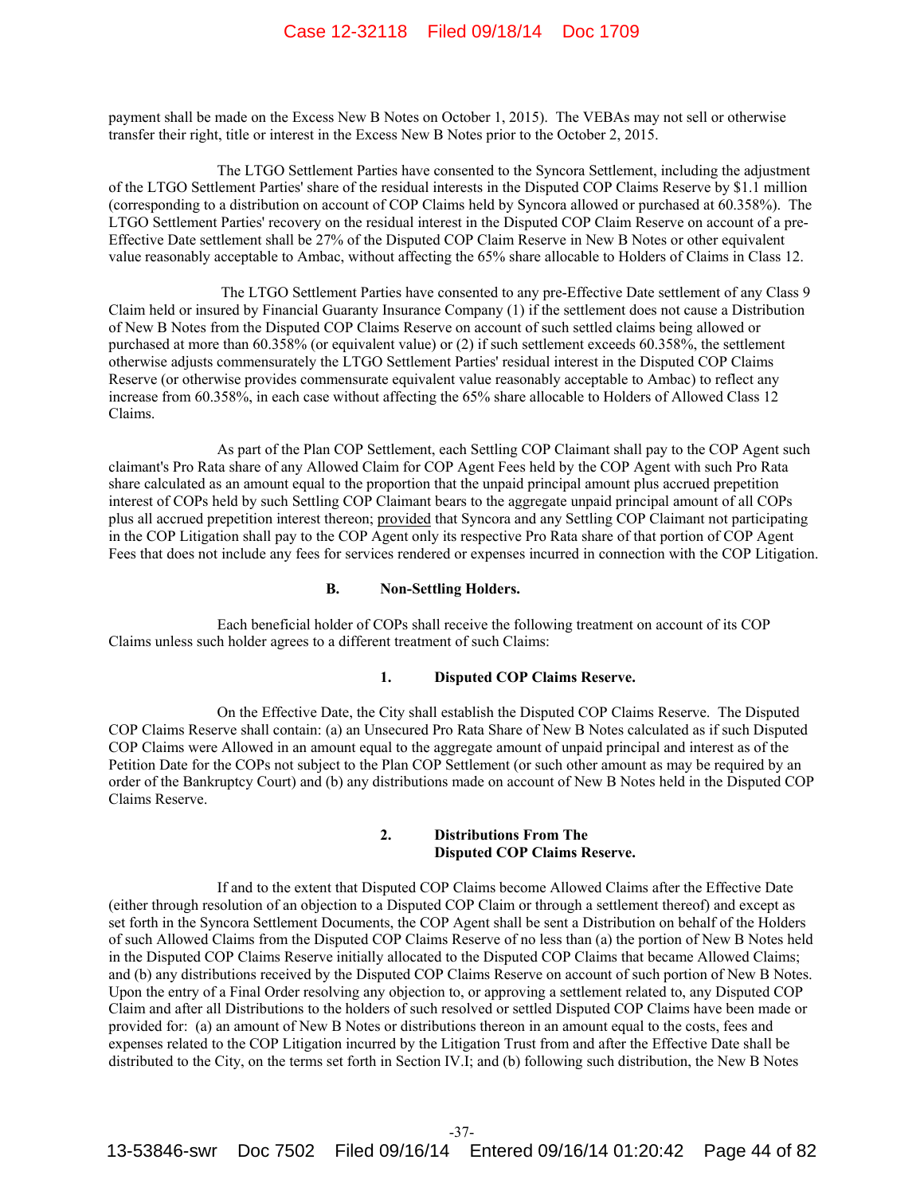payment shall be made on the Excess New B Notes on October 1, 2015). The VEBAs may not sell or otherwise transfer their right, title or interest in the Excess New B Notes prior to the October 2, 2015.

The LTGO Settlement Parties have consented to the Syncora Settlement, including the adjustment of the LTGO Settlement Parties' share of the residual interests in the Disputed COP Claims Reserve by $1.1 million (corresponding to a distribution on account of COP Claims held by Syncora allowed or purchased at 60.358%). The LTGO Settlement Parties' recovery on the residual interest in the Disputed COP Claim Reserve on account of a pre-Effective Date settlement shall be 27% of the Disputed COP Claim Reserve in New B Notes or other equivalent value reasonably acceptable to Ambac, without affecting the 65% share allocable to Holders of Claims in Class 12.

The LTGO Settlement Parties have consented to any pre-Effective Date settlement of any Class 9 Claim held or insured by Financial Guaranty Insurance Company (1) if the settlement does not cause a Distribution of New B Notes from the Disputed COP Claims Reserve on account of such settled claims being allowed or purchased at more than 60.358% (or equivalent value) or (2) if such settlement exceeds 60.358%, the settlement otherwise adjusts commensurately the LTGO Settlement Parties' residual interest in the Disputed COP Claims Reserve (or otherwise provides commensurate equivalent value reasonably acceptable to Ambac) to reflect any increase from 60.358%, in each case without affecting the 65% share allocable to Holders of Allowed Class 12 Claims.

As part of the Plan COP Settlement, each Settling COP Claimant shall pay to the COP Agent such claimant's Pro Rata share of any Allowed Claim for COP Agent Fees held by the COP Agent with such Pro Rata share calculated as an amount equal to the proportion that the unpaid principal amount plus accrued prepetition interest of COPs held by such Settling COP Claimant bears to the aggregate unpaid principal amount of all COPs plus all accrued prepetition interest thereon; provided that Syncora and any Settling COP Claimant not participating in the COP Litigation shall pay to the COP Agent only its respective Pro Rata share of that portion of COP Agent Fees that does not include any fees for services rendered or expenses incurred in connection with the COP Litigation.

### B. Non-Settling Holders.

Each beneficial holder of COPs shall receive the following treatment on account of its COP Claims unless such holder agrees to a different treatment of such Claims:

#### 1. Disputed COP Claims Reserve.

On the Effective Date, the City shall establish the Disputed COP Claims Reserve. The Disputed COP Claims Reserve shall contain: (a) an Unsecured Pro Rata Share of New B Notes calculated as if such Disputed COP Claims were Allowed in an amount equal to the aggregate amount of unpaid principal and interest as of the Petition Date for the COPs not subject to the Plan COP Settlement (or such other amount as may be required by an order of the Bankruptcy Court) and (b) any distributions made on account of New B Notes held in the Disputed COP Claims Reserve.

#### 2. Distributions From The Disputed COP Claims Reserve.

If and to the extent that Disputed COP Claims become Allowed Claims after the Effective Date (either through resolution of an objection to a Disputed COP Claim or through a settlement thereof) and except as set forth in the Syncora Settlement Documents, the COP Agent shall be sent a Distribution on behalf of the Holders of such Allowed Claims from the Disputed COP Claims Reserve of no less than (a) the portion of New B Notes held in the Disputed COP Claims Reserve initially allocated to the Disputed COP Claims that became Allowed Claims; and (b) any distributions received by the Disputed COP Claims Reserve on account of such portion of New B Notes. Upon the entry of a Final Order resolving any objection to, or approving a settlement related to, any Disputed COP Claim and after all Distributions to the holders of such resolved or settled Disputed COP Claims have been made or provided for: (a) an amount of New B Notes or distributions thereon in an amount equal to the costs, fees and expenses related to the COP Litigation incurred by the Litigation Trust from and after the Effective Date shall be distributed to the City, on the terms set forth in Section IV.I; and (b) following such distribution, the New B Notes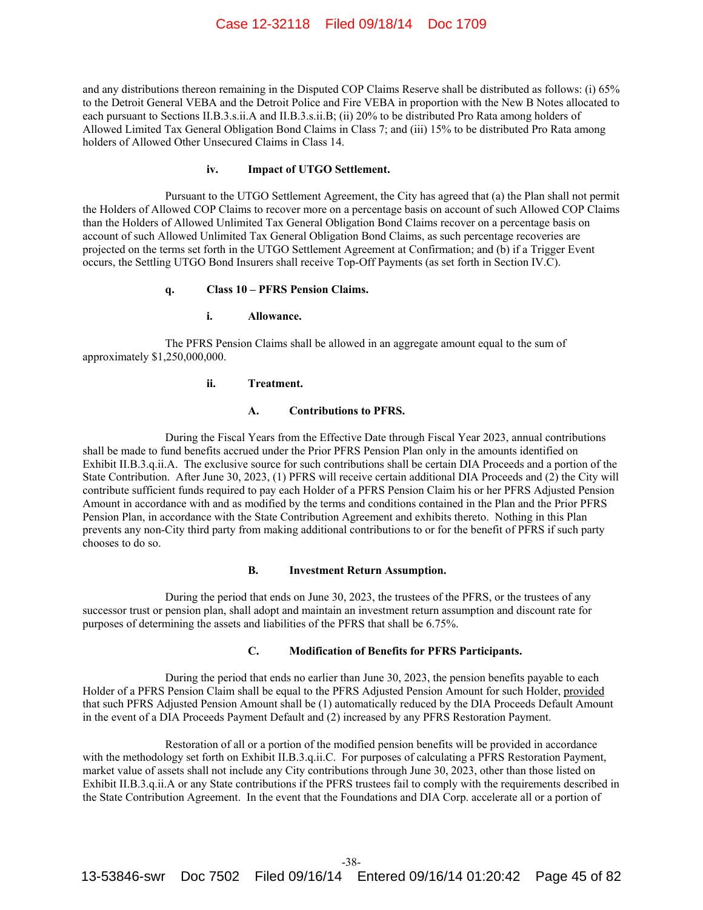and any distributions thereon remaining in the Disputed COP Claims Reserve shall be distributed as follows: (i) 65% to the Detroit General VEBA and the Detroit Police and Fire VEBA in proportion with the New B Notes allocated to each pursuant to Sections II.B.3.s.ii.A and II.B.3.s.ii.B; (ii) 20% to be distributed Pro Rata among holders of Allowed Limited Tax General Obligation Bond Claims in Class 7; and (iii) 15% to be distributed Pro Rata among holders of Allowed Other Unsecured Claims in Class 14.

#### iv. Impact of UTGO Settlement.

Pursuant to the UTGO Settlement Agreement, the City has agreed that (a) the Plan shall not permit the Holders of Allowed COP Claims to recover more on a percentage basis on account of such Allowed COP Claims than the Holders of Allowed Unlimited Tax General Obligation Bond Claims recover on a percentage basis on account of such Allowed Unlimited Tax General Obligation Bond Claims, as such percentage recoveries are projected on the terms set forth in the UTGO Settlement Agreement at Confirmation; and (b) if a Trigger Event occurs, the Settling UTGO Bond Insurers shall receive Top-Off Payments (as set forth in Section IV.C).

### q. Class 10 – PFRS Pension Claims.

#### i. Allowance.

The PFRS Pension Claims shall be allowed in an aggregate amount equal to the sum of approximately $1,250,000,000.

#### ii. Treatment.

##### A. Contributions to PFRS.

During the Fiscal Years from the Effective Date through Fiscal Year 2023, annual contributions shall be made to fund benefits accrued under the Prior PFRS Pension Plan only in the amounts identified on Exhibit II.B.3.q.ii.A. The exclusive source for such contributions shall be certain DIA Proceeds and a portion of the State Contribution. After June 30, 2023, (1) PFRS will receive certain additional DIA Proceeds and (2) the City will contribute sufficient funds required to pay each Holder of a PFRS Pension Claim his or her PFRS Adjusted Pension Amount in accordance with and as modified by the terms and conditions contained in the Plan and the Prior PFRS Pension Plan, in accordance with the State Contribution Agreement and exhibits thereto. Nothing in this Plan prevents any non-City third party from making additional contributions to or for the benefit of PFRS if such party chooses to do so.

##### B. Investment Return Assumption.

During the period that ends on June 30, 2023, the trustees of the PFRS, or the trustees of any successor trust or pension plan, shall adopt and maintain an investment return assumption and discount rate for purposes of determining the assets and liabilities of the PFRS that shall be 6.75%.

##### C. Modification of Benefits for PFRS Participants.

During the period that ends no earlier than June 30, 2023, the pension benefits payable to each Holder of a PFRS Pension Claim shall be equal to the PFRS Adjusted Pension Amount for such Holder, provided that such PFRS Adjusted Pension Amount shall be (1) automatically reduced by the DIA Proceeds Default Amount in the event of a DIA Proceeds Payment Default and (2) increased by any PFRS Restoration Payment.

Restoration of all or a portion of the modified pension benefits will be provided in accordance with the methodology set forth on Exhibit II.B.3.q.ii.C. For purposes of calculating a PFRS Restoration Payment, market value of assets shall not include any City contributions through June 30, 2023, other than those listed on Exhibit II.B.3.q.ii.A or any State contributions if the PFRS trustees fail to comply with the requirements described in the State Contribution Agreement. In the event that the Foundations and DIA Corp. accelerate all or a portion of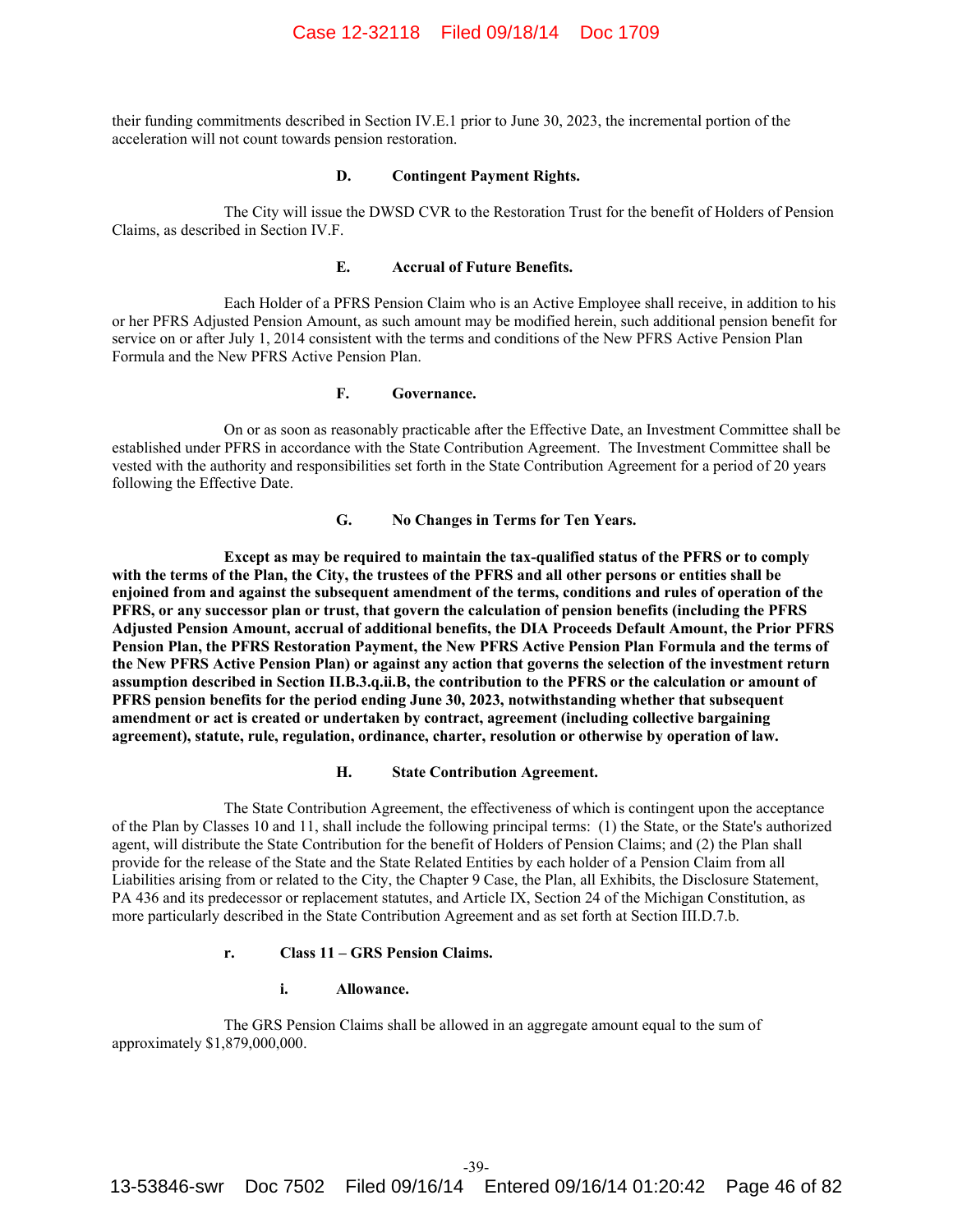their funding commitments described in Section IV.E.1 prior to June 30, 2023, the incremental portion of the acceleration will not count towards pension restoration.

#### D. Contingent Payment Rights.

The City will issue the DWSD CVR to the Restoration Trust for the benefit of Holders of Pension Claims, as described in Section IV.F.

#### E. Accrual of Future Benefits.

Each Holder of a PFRS Pension Claim who is an Active Employee shall receive, in addition to his or her PFRS Adjusted Pension Amount, as such amount may be modified herein, such additional pension benefit for service on or after July 1, 2014 consistent with the terms and conditions of the New PFRS Active Pension Plan Formula and the New PFRS Active Pension Plan.

#### F. Governance.

On or as soon as reasonably practicable after the Effective Date, an Investment Committee shall be established under PFRS in accordance with the State Contribution Agreement. The Investment Committee shall be vested with the authority and responsibilities set forth in the State Contribution Agreement for a period of 20 years following the Effective Date.

#### G. No Changes in Terms for Ten Years.

**Except as may be required to maintain the tax-qualified status of the PFRS or to comply with the terms of the Plan, the City, the trustees of the PFRS and all other persons or entities shall be enjoined from and against the subsequent amendment of the terms, conditions and rules of operation of the PFRS, or any successor plan or trust, that govern the calculation of pension benefits (including the PFRS Adjusted Pension Amount, accrual of additional benefits, the DIA Proceeds Default Amount, the Prior PFRS Pension Plan, the PFRS Restoration Payment, the New PFRS Active Pension Plan Formula and the terms of the New PFRS Active Pension Plan) or against any action that governs the selection of the investment return assumption described in Section II.B.3.q.ii.B, the contribution to the PFRS or the calculation or amount of PFRS pension benefits for the period ending June 30, 2023, notwithstanding whether that subsequent amendment or act is created or undertaken by contract, agreement (including collective bargaining agreement), statute, rule, regulation, ordinance, charter, resolution or otherwise by operation of law.**

#### H. State Contribution Agreement.

The State Contribution Agreement, the effectiveness of which is contingent upon the acceptance of the Plan by Classes 10 and 11, shall include the following principal terms: (1) the State, or the State's authorized agent, will distribute the State Contribution for the benefit of Holders of Pension Claims; and (2) the Plan shall provide for the release of the State and the State Related Entities by each holder of a Pension Claim from all Liabilities arising from or related to the City, the Chapter 9 Case, the Plan, all Exhibits, the Disclosure Statement, PA 436 and its predecessor or replacement statutes, and Article IX, Section 24 of the Michigan Constitution, as more particularly described in the State Contribution Agreement and as set forth at Section III.D.7.b.

### r. Class 11 – GRS Pension Claims.

#### i. Allowance.

The GRS Pension Claims shall be allowed in an aggregate amount equal to the sum of approximately $1,879,000,000.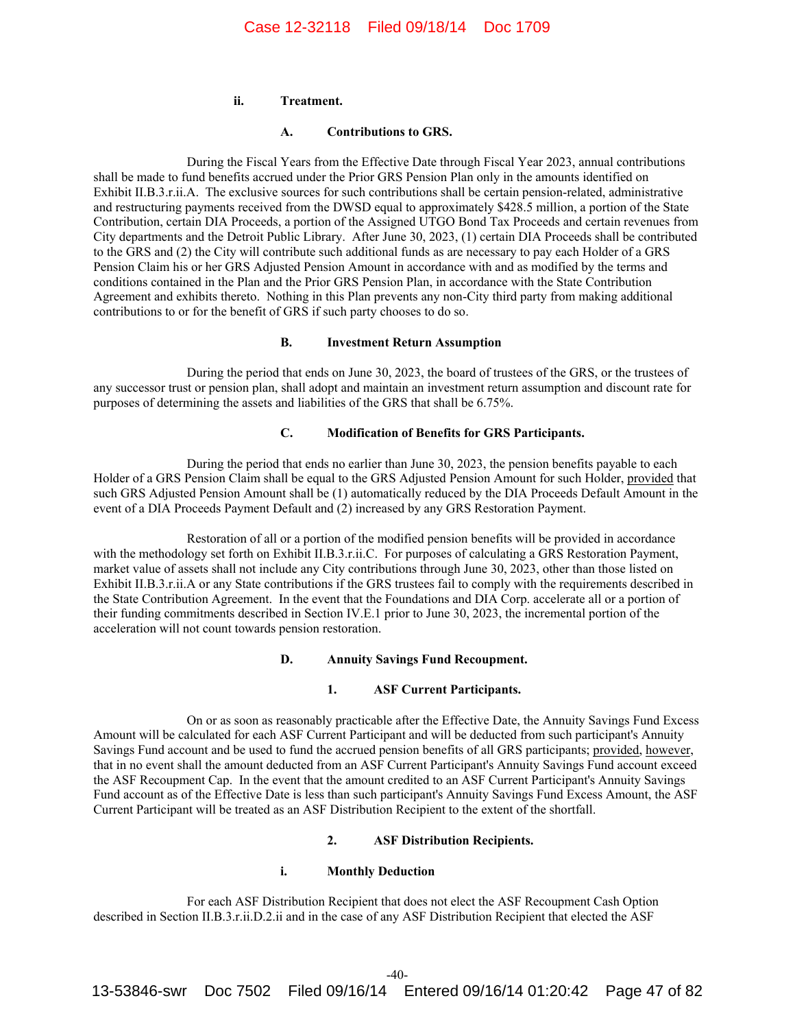#### ii. Treatment.

##### A. Contributions to GRS.

During the Fiscal Years from the Effective Date through Fiscal Year 2023, annual contributions shall be made to fund benefits accrued under the Prior GRS Pension Plan only in the amounts identified on Exhibit II.B.3.r.ii.A. The exclusive sources for such contributions shall be certain pension-related, administrative and restructuring payments received from the DWSD equal to approximately $428.5 million, a portion of the State Contribution, certain DIA Proceeds, a portion of the Assigned UTGO Bond Tax Proceeds and certain revenues from City departments and the Detroit Public Library. After June 30, 2023, (1) certain DIA Proceeds shall be contributed to the GRS and (2) the City will contribute such additional funds as are necessary to pay each Holder of a GRS Pension Claim his or her GRS Adjusted Pension Amount in accordance with and as modified by the terms and conditions contained in the Plan and the Prior GRS Pension Plan, in accordance with the State Contribution Agreement and exhibits thereto. Nothing in this Plan prevents any non-City third party from making additional contributions to or for the benefit of GRS if such party chooses to do so.

##### B. Investment Return Assumption

During the period that ends on June 30, 2023, the board of trustees of the GRS, or the trustees of any successor trust or pension plan, shall adopt and maintain an investment return assumption and discount rate for purposes of determining the assets and liabilities of the GRS that shall be 6.75%.

##### C. Modification of Benefits for GRS Participants.

During the period that ends no earlier than June 30, 2023, the pension benefits payable to each Holder of a GRS Pension Claim shall be equal to the GRS Adjusted Pension Amount for such Holder, provided that such GRS Adjusted Pension Amount shall be (1) automatically reduced by the DIA Proceeds Default Amount in the event of a DIA Proceeds Payment Default and (2) increased by any GRS Restoration Payment.

Restoration of all or a portion of the modified pension benefits will be provided in accordance with the methodology set forth on Exhibit II.B.3.r.ii.C. For purposes of calculating a GRS Restoration Payment, market value of assets shall not include any City contributions through June 30, 2023, other than those listed on Exhibit II.B.3.r.ii.A or any State contributions if the GRS trustees fail to comply with the requirements described in the State Contribution Agreement. In the event that the Foundations and DIA Corp. accelerate all or a portion of their funding commitments described in Section IV.E.1 prior to June 30, 2023, the incremental portion of the acceleration will not count towards pension restoration.

##### D. Annuity Savings Fund Recoupment.

###### 1. ASF Current Participants.

On or as soon as reasonably practicable after the Effective Date, the Annuity Savings Fund Excess Amount will be calculated for each ASF Current Participant and will be deducted from such participant's Annuity Savings Fund account and be used to fund the accrued pension benefits of all GRS participants; provided, however, that in no event shall the amount deducted from an ASF Current Participant's Annuity Savings Fund account exceed the ASF Recoupment Cap. In the event that the amount credited to an ASF Current Participant's Annuity Savings Fund account as of the Effective Date is less than such participant's Annuity Savings Fund Excess Amount, the ASF Current Participant will be treated as an ASF Distribution Recipient to the extent of the shortfall.

###### 2. ASF Distribution Recipients.

###### i. Monthly Deduction

For each ASF Distribution Recipient that does not elect the ASF Recoupment Cash Option described in Section II.B.3.r.ii.D.2.ii and in the case of any ASF Distribution Recipient that elected the ASF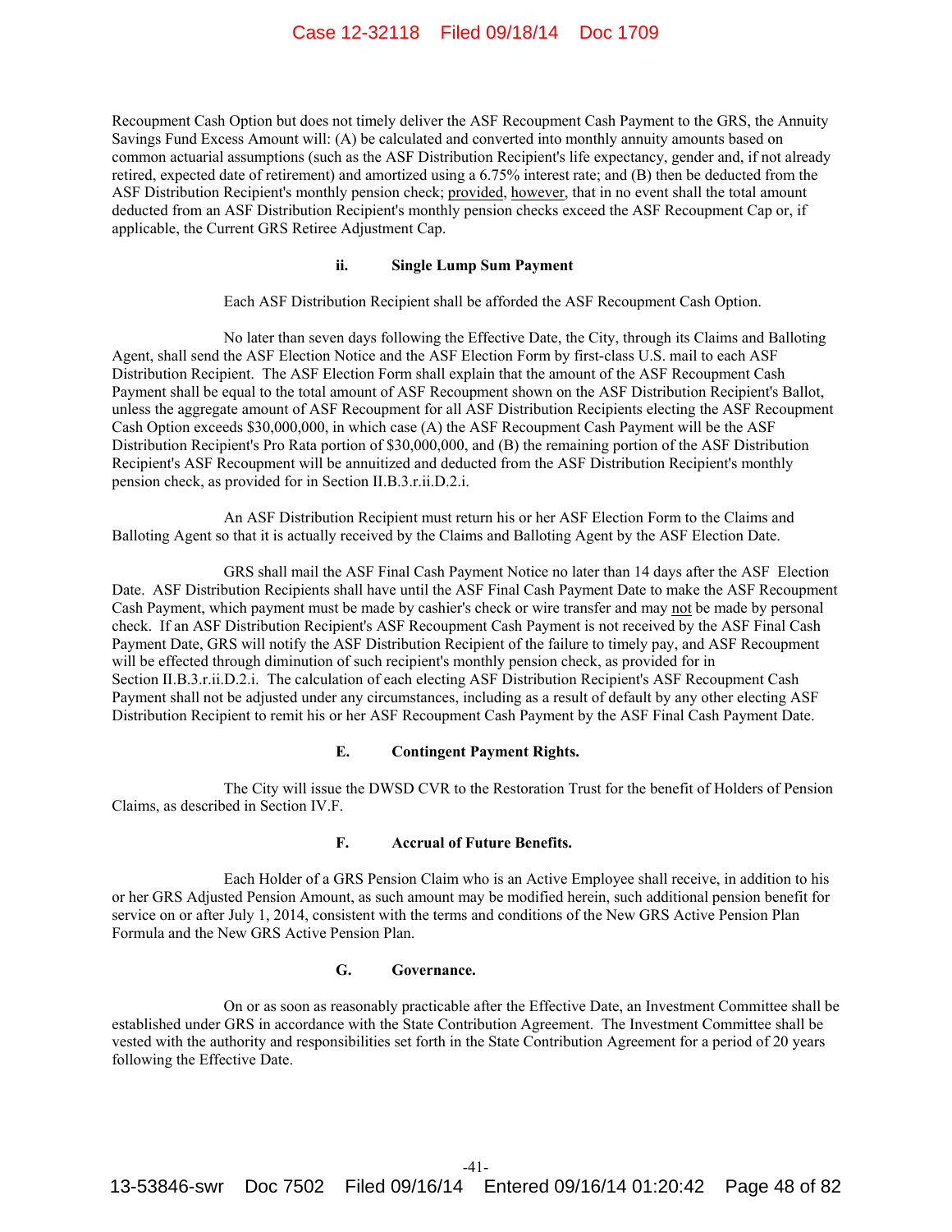Recoupment Cash Option but does not timely deliver the ASF Recoupment Cash Payment to the GRS, the Annuity Savings Fund Excess Amount will: (A) be calculated and converted into monthly annuity amounts based on common actuarial assumptions (such as the ASF Distribution Recipient's life expectancy, gender and, if not already retired, expected date of retirement) and amortized using a 6.75% interest rate; and (B) then be deducted from the ASF Distribution Recipient's monthly pension check; provided, however, that in no event shall the total amount deducted from an ASF Distribution Recipient's monthly pension checks exceed the ASF Recoupment Cap or, if applicable, the Current GRS Retiree Adjustment Cap.

**ii. Single Lump Sum Payment**

Each ASF Distribution Recipient shall be afforded the ASF Recoupment Cash Option.

No later than seven days following the Effective Date, the City, through its Claims and Balloting Agent, shall send the ASF Election Notice and the ASF Election Form by first-class U.S. mail to each ASF Distribution Recipient. The ASF Election Form shall explain that the amount of the ASF Recoupment Cash Payment shall be equal to the total amount of ASF Recoupment shown on the ASF Distribution Recipient's Ballot, unless the aggregate amount of ASF Recoupment for all ASF Distribution Recipients electing the ASF Recoupment Cash Option exceeds $30,000,000, in which case (A) the ASF Recoupment Cash Payment will be the ASF Distribution Recipient's Pro Rata portion of $30,000,000, and (B) the remaining portion of the ASF Distribution Recipient's ASF Recoupment will be annuitized and deducted from the ASF Distribution Recipient's monthly pension check, as provided for in Section II.B.3.r.ii.D.2.i.

An ASF Distribution Recipient must return his or her ASF Election Form to the Claims and Balloting Agent so that it is actually received by the Claims and Balloting Agent by the ASF Election Date.

GRS shall mail the ASF Final Cash Payment Notice no later than 14 days after the ASF Election Date. ASF Distribution Recipients shall have until the ASF Final Cash Payment Date to make the ASF Recoupment Cash Payment, which payment must be made by cashier's check or wire transfer and may not be made by personal check. If an ASF Distribution Recipient's ASF Recoupment Cash Payment is not received by the ASF Final Cash Payment Date, GRS will notify the ASF Distribution Recipient of the failure to timely pay, and ASF Recoupment will be effected through diminution of such recipient's monthly pension check, as provided for in Section II.B.3.r.ii.D.2.i. The calculation of each electing ASF Distribution Recipient's ASF Recoupment Cash Payment shall not be adjusted under any circumstances, including as a result of default by any other electing ASF Distribution Recipient to remit his or her ASF Recoupment Cash Payment by the ASF Final Cash Payment Date.

**E. Contingent Payment Rights.**

The City will issue the DWSD CVR to the Restoration Trust for the benefit of Holders of Pension Claims, as described in Section IV.F.

**F. Accrual of Future Benefits.**

Each Holder of a GRS Pension Claim who is an Active Employee shall receive, in addition to his or her GRS Adjusted Pension Amount, as such amount may be modified herein, such additional pension benefit for service on or after July 1, 2014, consistent with the terms and conditions of the New GRS Active Pension Plan Formula and the New GRS Active Pension Plan.

**G. Governance.**

On or as soon as reasonably practicable after the Effective Date, an Investment Committee shall be established under GRS in accordance with the State Contribution Agreement. The Investment Committee shall be vested with the authority and responsibilities set forth in the State Contribution Agreement for a period of 20 years following the Effective Date.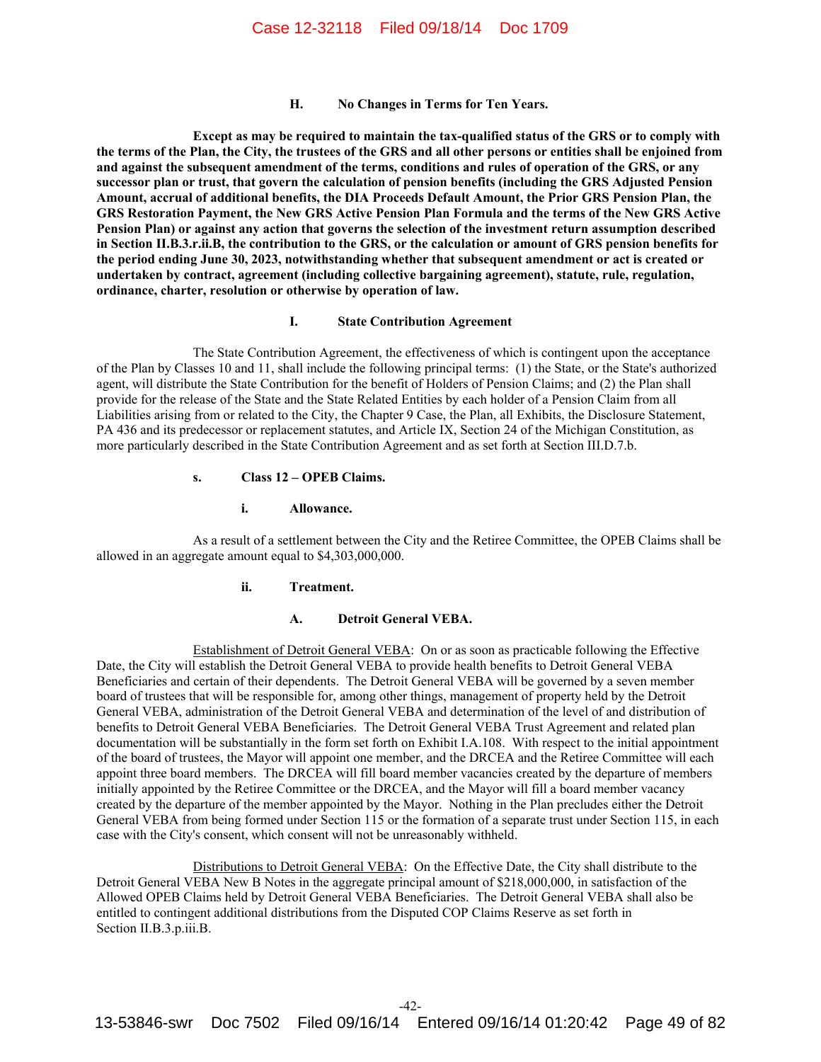#### H. No Changes in Terms for Ten Years.

**Except as may be required to maintain the tax-qualified status of the GRS or to comply with the terms of the Plan, the City, the trustees of the GRS and all other persons or entities shall be enjoined from and against the subsequent amendment of the terms, conditions and rules of operation of the GRS, or any successor plan or trust, that govern the calculation of pension benefits (including the GRS Adjusted Pension Amount, accrual of additional benefits, the DIA Proceeds Default Amount, the Prior GRS Pension Plan, the GRS Restoration Payment, the New GRS Active Pension Plan Formula and the terms of the New GRS Active Pension Plan) or against any action that governs the selection of the investment return assumption described in Section II.B.3.r.ii.B, the contribution to the GRS, or the calculation or amount of GRS pension benefits for the period ending June 30, 2023, notwithstanding whether that subsequent amendment or act is created or undertaken by contract, agreement (including collective bargaining agreement), statute, rule, regulation, ordinance, charter, resolution or otherwise by operation of law.**

#### I. State Contribution Agreement

The State Contribution Agreement, the effectiveness of which is contingent upon the acceptance of the Plan by Classes 10 and 11, shall include the following principal terms: (1) the State, or the State's authorized agent, will distribute the State Contribution for the benefit of Holders of Pension Claims; and (2) the Plan shall provide for the release of the State and the State Related Entities by each holder of a Pension Claim from all Liabilities arising from or related to the City, the Chapter 9 Case, the Plan, all Exhibits, the Disclosure Statement, PA 436 and its predecessor or replacement statutes, and Article IX, Section 24 of the Michigan Constitution, as more particularly described in the State Contribution Agreement and as set forth at Section III.D.7.b.

### s. Class 12 – OPEB Claims.

#### i. Allowance.

As a result of a settlement between the City and the Retiree Committee, the OPEB Claims shall be allowed in an aggregate amount equal to $4,303,000,000.

#### ii. Treatment.

#### A. Detroit General VEBA.

Establishment of Detroit General VEBA: On or as soon as practicable following the Effective Date, the City will establish the Detroit General VEBA to provide health benefits to Detroit General VEBA Beneficiaries and certain of their dependents. The Detroit General VEBA will be governed by a seven member board of trustees that will be responsible for, among other things, management of property held by the Detroit General VEBA, administration of the Detroit General VEBA and determination of the level of and distribution of benefits to Detroit General VEBA Beneficiaries. The Detroit General VEBA Trust Agreement and related plan documentation will be substantially in the form set forth on Exhibit I.A.108. With respect to the initial appointment of the board of trustees, the Mayor will appoint one member, and the DRCEA and the Retiree Committee will each appoint three board members. The DRCEA will fill board member vacancies created by the departure of members initially appointed by the Retiree Committee or the DRCEA, and the Mayor will fill a board member vacancy created by the departure of the member appointed by the Mayor. Nothing in the Plan precludes either the Detroit General VEBA from being formed under Section 115 or the formation of a separate trust under Section 115, in each case with the City's consent, which consent will not be unreasonably withheld.

Distributions to Detroit General VEBA: On the Effective Date, the City shall distribute to the Detroit General VEBA New B Notes in the aggregate principal amount of $218,000,000, in satisfaction of the Allowed OPEB Claims held by Detroit General VEBA Beneficiaries. The Detroit General VEBA shall also be entitled to contingent additional distributions from the Disputed COP Claims Reserve as set forth in Section II.B.3.p.iii.B.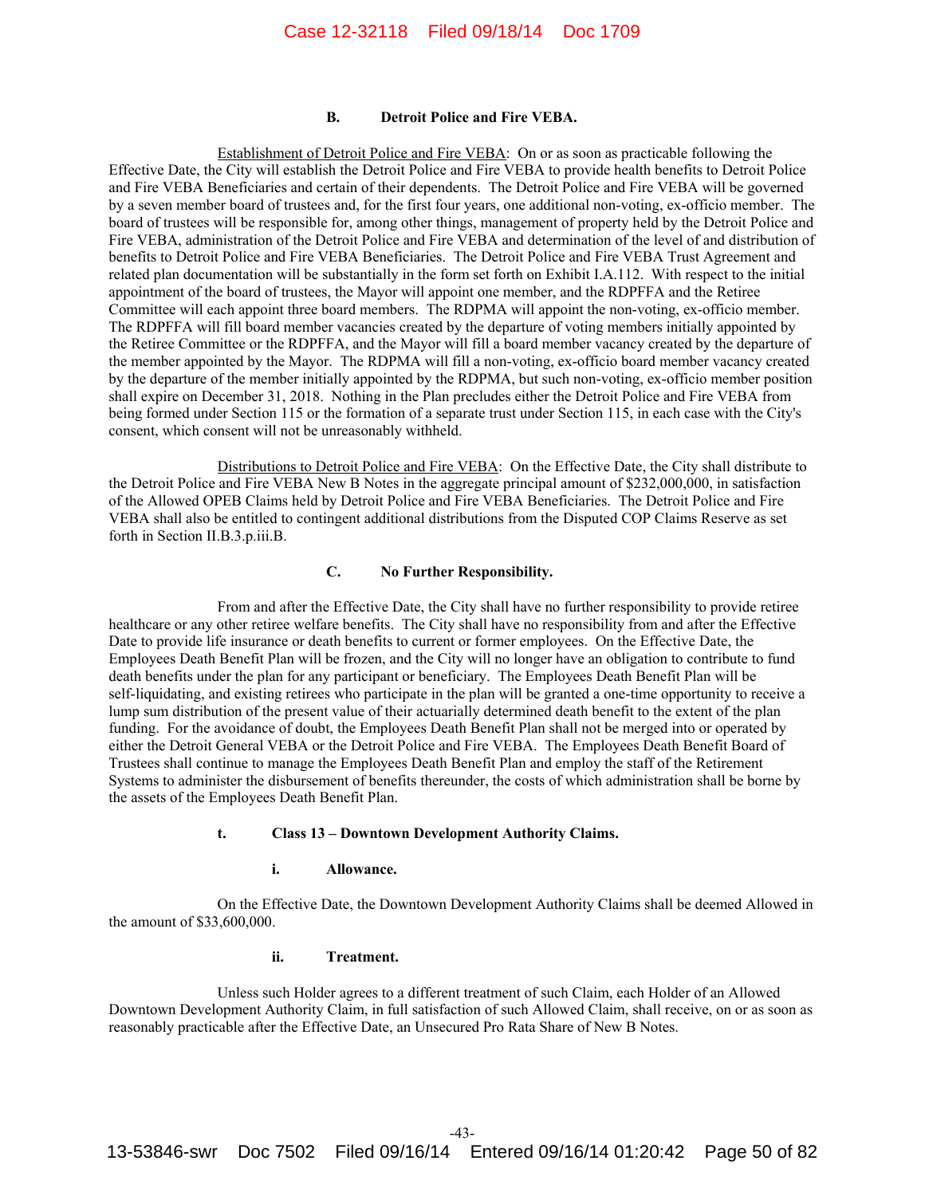### B. Detroit Police and Fire VEBA.

Establishment of Detroit Police and Fire VEBA: On or as soon as practicable following the Effective Date, the City will establish the Detroit Police and Fire VEBA to provide health benefits to Detroit Police and Fire VEBA Beneficiaries and certain of their dependents. The Detroit Police and Fire VEBA will be governed by a seven member board of trustees and, for the first four years, one additional non-voting, ex-officio member. The board of trustees will be responsible for, among other things, management of property held by the Detroit Police and Fire VEBA, administration of the Detroit Police and Fire VEBA and determination of the level of and distribution of benefits to Detroit Police and Fire VEBA Beneficiaries. The Detroit Police and Fire VEBA Trust Agreement and related plan documentation will be substantially in the form set forth on Exhibit I.A.112. With respect to the initial appointment of the board of trustees, the Mayor will appoint one member, and the RDPFFA and the Retiree Committee will each appoint three board members. The RDPMA will appoint the non-voting, ex-officio member. The RDPFFA will fill board member vacancies created by the departure of voting members initially appointed by the Retiree Committee or the RDPFFA, and the Mayor will fill a board member vacancy created by the departure of the member appointed by the Mayor. The RDPMA will fill a non-voting, ex-officio board member vacancy created by the departure of the member initially appointed by the RDPMA, but such non-voting, ex-officio member position shall expire on December 31, 2018. Nothing in the Plan precludes either the Detroit Police and Fire VEBA from being formed under Section 115 or the formation of a separate trust under Section 115, in each case with the City's consent, which consent will not be unreasonably withheld.

Distributions to Detroit Police and Fire VEBA: On the Effective Date, the City shall distribute to the Detroit Police and Fire VEBA New B Notes in the aggregate principal amount of $232,000,000, in satisfaction of the Allowed OPEB Claims held by Detroit Police and Fire VEBA Beneficiaries. The Detroit Police and Fire VEBA shall also be entitled to contingent additional distributions from the Disputed COP Claims Reserve as set forth in Section II.B.3.p.iii.B.

### C. No Further Responsibility.

From and after the Effective Date, the City shall have no further responsibility to provide retiree healthcare or any other retiree welfare benefits. The City shall have no responsibility from and after the Effective Date to provide life insurance or death benefits to current or former employees. On the Effective Date, the Employees Death Benefit Plan will be frozen, and the City will no longer have an obligation to contribute to fund death benefits under the plan for any participant or beneficiary. The Employees Death Benefit Plan will be self-liquidating, and existing retirees who participate in the plan will be granted a one-time opportunity to receive a lump sum distribution of the present value of their actuarially determined death benefit to the extent of the plan funding. For the avoidance of doubt, the Employees Death Benefit Plan shall not be merged into or operated by either the Detroit General VEBA or the Detroit Police and Fire VEBA. The Employees Death Benefit Board of Trustees shall continue to manage the Employees Death Benefit Plan and employ the staff of the Retirement Systems to administer the disbursement of benefits thereunder, the costs of which administration shall be borne by the assets of the Employees Death Benefit Plan.

#### t. Class 13 – Downtown Development Authority Claims.

##### i. Allowance.

On the Effective Date, the Downtown Development Authority Claims shall be deemed Allowed in the amount of $33,600,000.

##### ii. Treatment.

Unless such Holder agrees to a different treatment of such Claim, each Holder of an Allowed Downtown Development Authority Claim, in full satisfaction of such Allowed Claim, shall receive, on or as soon as reasonably practicable after the Effective Date, an Unsecured Pro Rata Share of New B Notes.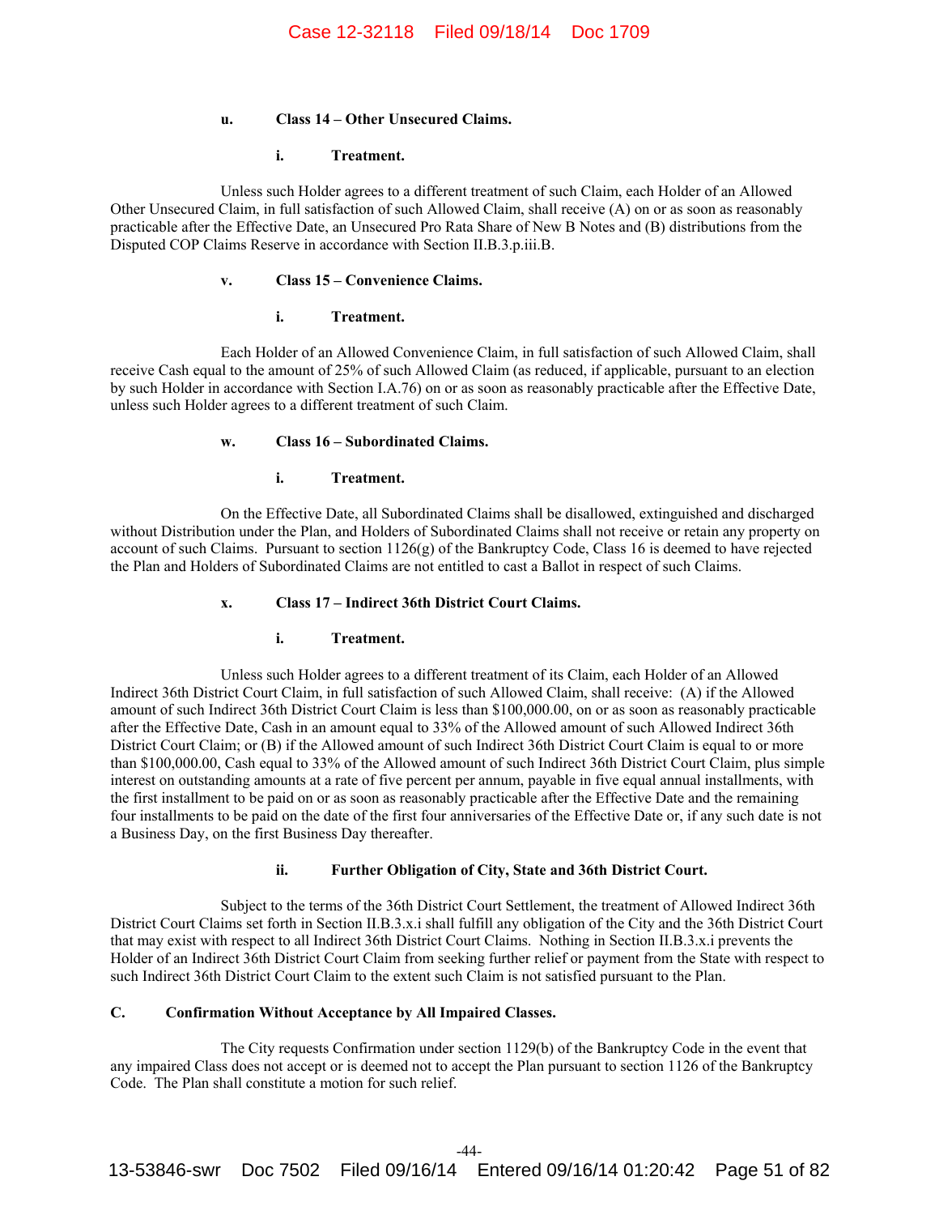#### u. Class 14 – Other Unsecured Claims.

##### i. Treatment.

Unless such Holder agrees to a different treatment of such Claim, each Holder of an Allowed Other Unsecured Claim, in full satisfaction of such Allowed Claim, shall receive (A) on or as soon as reasonably practicable after the Effective Date, an Unsecured Pro Rata Share of New B Notes and (B) distributions from the Disputed COP Claims Reserve in accordance with Section II.B.3.p.iii.B.

#### v. Class 15 – Convenience Claims.

##### i. Treatment.

Each Holder of an Allowed Convenience Claim, in full satisfaction of such Allowed Claim, shall receive Cash equal to the amount of 25% of such Allowed Claim (as reduced, if applicable, pursuant to an election by such Holder in accordance with Section I.A.76) on or as soon as reasonably practicable after the Effective Date, unless such Holder agrees to a different treatment of such Claim.

#### w. Class 16 – Subordinated Claims.

##### i. Treatment.

On the Effective Date, all Subordinated Claims shall be disallowed, extinguished and discharged without Distribution under the Plan, and Holders of Subordinated Claims shall not receive or retain any property on account of such Claims. Pursuant to section 1126(g) of the Bankruptcy Code, Class 16 is deemed to have rejected the Plan and Holders of Subordinated Claims are not entitled to cast a Ballot in respect of such Claims.

#### x. Class 17 – Indirect 36th District Court Claims.

##### i. Treatment.

Unless such Holder agrees to a different treatment of its Claim, each Holder of an Allowed Indirect 36th District Court Claim, in full satisfaction of such Allowed Claim, shall receive: (A) if the Allowed amount of such Indirect 36th District Court Claim is less than $100,000.00, on or as soon as reasonably practicable after the Effective Date, Cash in an amount equal to 33% of the Allowed amount of such Allowed Indirect 36th District Court Claim; or (B) if the Allowed amount of such Indirect 36th District Court Claim is equal to or more than $100,000.00, Cash equal to 33% of the Allowed amount of such Indirect 36th District Court Claim, plus simple interest on outstanding amounts at a rate of five percent per annum, payable in five equal annual installments, with the first installment to be paid on or as soon as reasonably practicable after the Effective Date and the remaining four installments to be paid on the date of the first four anniversaries of the Effective Date or, if any such date is not a Business Day, on the first Business Day thereafter.

##### ii. Further Obligation of City, State and 36th District Court.

Subject to the terms of the 36th District Court Settlement, the treatment of Allowed Indirect 36th District Court Claims set forth in Section II.B.3.x.i shall fulfill any obligation of the City and the 36th District Court that may exist with respect to all Indirect 36th District Court Claims. Nothing in Section II.B.3.x.i prevents the Holder of an Indirect 36th District Court Claim from seeking further relief or payment from the State with respect to such Indirect 36th District Court Claim to the extent such Claim is not satisfied pursuant to the Plan.

### C. Confirmation Without Acceptance by All Impaired Classes.

The City requests Confirmation under section 1129(b) of the Bankruptcy Code in the event that any impaired Class does not accept or is deemed not to accept the Plan pursuant to section 1126 of the Bankruptcy Code. The Plan shall constitute a motion for such relief.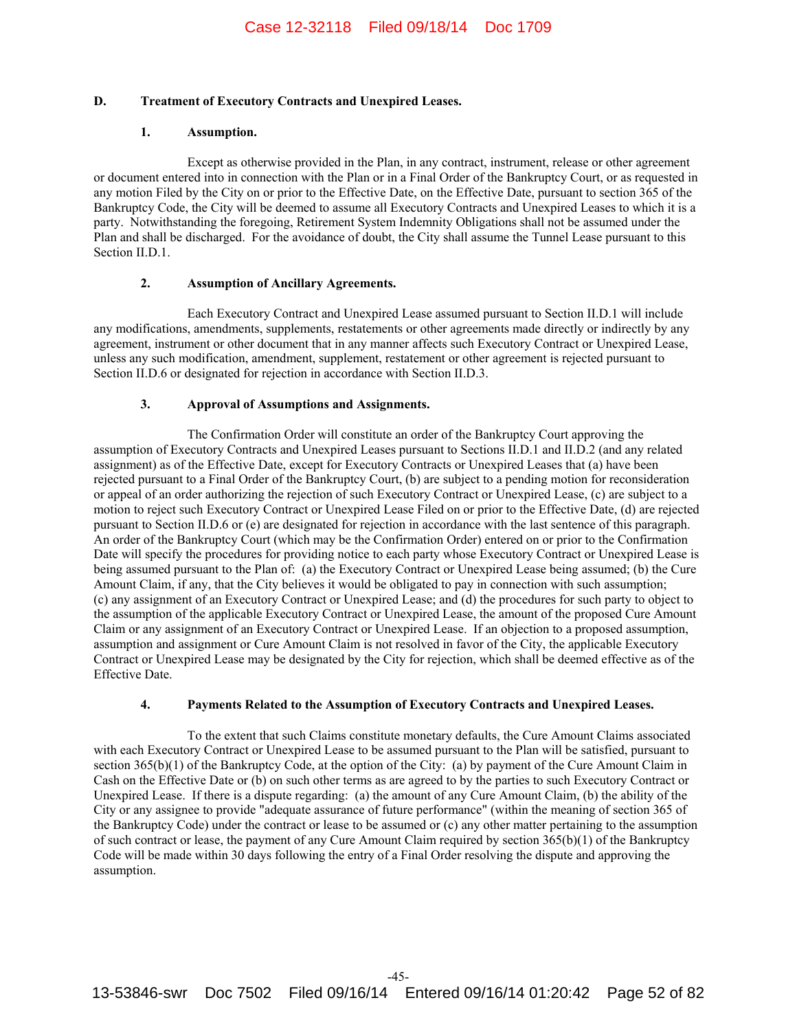## D. Treatment of Executory Contracts and Unexpired Leases.

### 1. Assumption.

Except as otherwise provided in the Plan, in any contract, instrument, release or other agreement or document entered into in connection with the Plan or in a Final Order of the Bankruptcy Court, or as requested in any motion Filed by the City on or prior to the Effective Date, on the Effective Date, pursuant to section 365 of the Bankruptcy Code, the City will be deemed to assume all Executory Contracts and Unexpired Leases to which it is a party. Notwithstanding the foregoing, Retirement System Indemnity Obligations shall not be assumed under the Plan and shall be discharged. For the avoidance of doubt, the City shall assume the Tunnel Lease pursuant to this Section II.D.1.

### 2. Assumption of Ancillary Agreements.

Each Executory Contract and Unexpired Lease assumed pursuant to Section II.D.1 will include any modifications, amendments, supplements, restatements or other agreements made directly or indirectly by any agreement, instrument or other document that in any manner affects such Executory Contract or Unexpired Lease, unless any such modification, amendment, supplement, restatement or other agreement is rejected pursuant to Section II.D.6 or designated for rejection in accordance with Section II.D.3.

### 3. Approval of Assumptions and Assignments.

The Confirmation Order will constitute an order of the Bankruptcy Court approving the assumption of Executory Contracts and Unexpired Leases pursuant to Sections II.D.1 and II.D.2 (and any related assignment) as of the Effective Date, except for Executory Contracts or Unexpired Leases that (a) have been rejected pursuant to a Final Order of the Bankruptcy Court, (b) are subject to a pending motion for reconsideration or appeal of an order authorizing the rejection of such Executory Contract or Unexpired Lease, (c) are subject to a motion to reject such Executory Contract or Unexpired Lease Filed on or prior to the Effective Date, (d) are rejected pursuant to Section II.D.6 or (e) are designated for rejection in accordance with the last sentence of this paragraph. An order of the Bankruptcy Court (which may be the Confirmation Order) entered on or prior to the Confirmation Date will specify the procedures for providing notice to each party whose Executory Contract or Unexpired Lease is being assumed pursuant to the Plan of: (a) the Executory Contract or Unexpired Lease being assumed; (b) the Cure Amount Claim, if any, that the City believes it would be obligated to pay in connection with such assumption; (c) any assignment of an Executory Contract or Unexpired Lease; and (d) the procedures for such party to object to the assumption of the applicable Executory Contract or Unexpired Lease, the amount of the proposed Cure Amount Claim or any assignment of an Executory Contract or Unexpired Lease. If an objection to a proposed assumption, assumption and assignment or Cure Amount Claim is not resolved in favor of the City, the applicable Executory Contract or Unexpired Lease may be designated by the City for rejection, which shall be deemed effective as of the Effective Date.

### 4. Payments Related to the Assumption of Executory Contracts and Unexpired Leases.

To the extent that such Claims constitute monetary defaults, the Cure Amount Claims associated with each Executory Contract or Unexpired Lease to be assumed pursuant to the Plan will be satisfied, pursuant to section 365(b)(1) of the Bankruptcy Code, at the option of the City: (a) by payment of the Cure Amount Claim in Cash on the Effective Date or (b) on such other terms as are agreed to by the parties to such Executory Contract or Unexpired Lease. If there is a dispute regarding: (a) the amount of any Cure Amount Claim, (b) the ability of the City or any assignee to provide "adequate assurance of future performance" (within the meaning of section 365 of the Bankruptcy Code) under the contract or lease to be assumed or (c) any other matter pertaining to the assumption of such contract or lease, the payment of any Cure Amount Claim required by section 365(b)(1) of the Bankruptcy Code will be made within 30 days following the entry of a Final Order resolving the dispute and approving the assumption.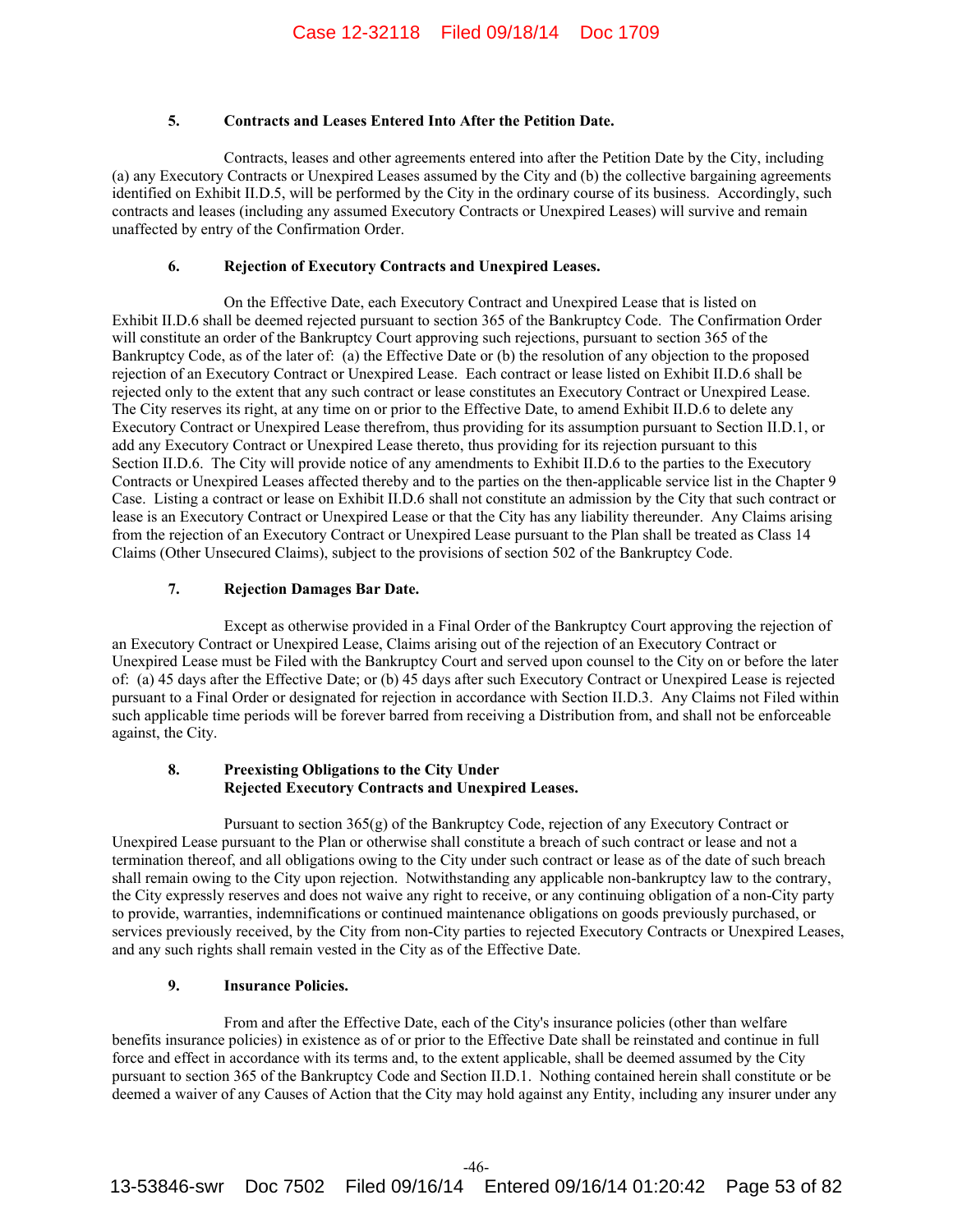### 5. Contracts and Leases Entered Into After the Petition Date.

Contracts, leases and other agreements entered into after the Petition Date by the City, including (a) any Executory Contracts or Unexpired Leases assumed by the City and (b) the collective bargaining agreements identified on Exhibit II.D.5, will be performed by the City in the ordinary course of its business. Accordingly, such contracts and leases (including any assumed Executory Contracts or Unexpired Leases) will survive and remain unaffected by entry of the Confirmation Order.

### 6. Rejection of Executory Contracts and Unexpired Leases.

On the Effective Date, each Executory Contract and Unexpired Lease that is listed on Exhibit II.D.6 shall be deemed rejected pursuant to section 365 of the Bankruptcy Code. The Confirmation Order will constitute an order of the Bankruptcy Court approving such rejections, pursuant to section 365 of the Bankruptcy Code, as of the later of: (a) the Effective Date or (b) the resolution of any objection to the proposed rejection of an Executory Contract or Unexpired Lease. Each contract or lease listed on Exhibit II.D.6 shall be rejected only to the extent that any such contract or lease constitutes an Executory Contract or Unexpired Lease. The City reserves its right, at any time on or prior to the Effective Date, to amend Exhibit II.D.6 to delete any Executory Contract or Unexpired Lease therefrom, thus providing for its assumption pursuant to Section II.D.1, or add any Executory Contract or Unexpired Lease thereto, thus providing for its rejection pursuant to this Section II.D.6. The City will provide notice of any amendments to Exhibit II.D.6 to the parties to the Executory Contracts or Unexpired Leases affected thereby and to the parties on the then-applicable service list in the Chapter 9 Case. Listing a contract or lease on Exhibit II.D.6 shall not constitute an admission by the City that such contract or lease is an Executory Contract or Unexpired Lease or that the City has any liability thereunder. Any Claims arising from the rejection of an Executory Contract or Unexpired Lease pursuant to the Plan shall be treated as Class 14 Claims (Other Unsecured Claims), subject to the provisions of section 502 of the Bankruptcy Code.

### 7. Rejection Damages Bar Date.

Except as otherwise provided in a Final Order of the Bankruptcy Court approving the rejection of an Executory Contract or Unexpired Lease, Claims arising out of the rejection of an Executory Contract or Unexpired Lease must be Filed with the Bankruptcy Court and served upon counsel to the City on or before the later of: (a) 45 days after the Effective Date; or (b) 45 days after such Executory Contract or Unexpired Lease is rejected pursuant to a Final Order or designated for rejection in accordance with Section II.D.3. Any Claims not Filed within such applicable time periods will be forever barred from receiving a Distribution from, and shall not be enforceable against, the City.

### 8. Preexisting Obligations to the City Under Rejected Executory Contracts and Unexpired Leases.

Pursuant to section 365(g) of the Bankruptcy Code, rejection of any Executory Contract or Unexpired Lease pursuant to the Plan or otherwise shall constitute a breach of such contract or lease and not a termination thereof, and all obligations owing to the City under such contract or lease as of the date of such breach shall remain owing to the City upon rejection. Notwithstanding any applicable non-bankruptcy law to the contrary, the City expressly reserves and does not waive any right to receive, or any continuing obligation of a non-City party to provide, warranties, indemnifications or continued maintenance obligations on goods previously purchased, or services previously received, by the City from non-City parties to rejected Executory Contracts or Unexpired Leases, and any such rights shall remain vested in the City as of the Effective Date.

### 9. Insurance Policies.

From and after the Effective Date, each of the City's insurance policies (other than welfare benefits insurance policies) in existence as of or prior to the Effective Date shall be reinstated and continue in full force and effect in accordance with its terms and, to the extent applicable, shall be deemed assumed by the City pursuant to section 365 of the Bankruptcy Code and Section II.D.1. Nothing contained herein shall constitute or be deemed a waiver of any Causes of Action that the City may hold against any Entity, including any insurer under any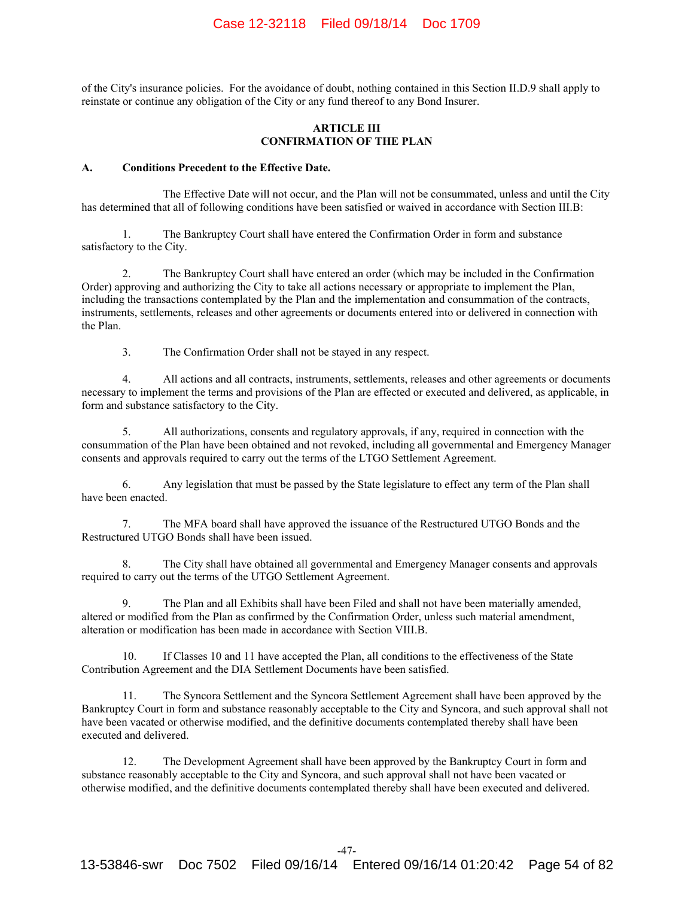of the City's insurance policies. For the avoidance of doubt, nothing contained in this Section II.D.9 shall apply to reinstate or continue any obligation of the City or any fund thereof to any Bond Insurer.

## ARTICLE III
## CONFIRMATION OF THE PLAN

### A. Conditions Precedent to the Effective Date.

The Effective Date will not occur, and the Plan will not be consummated, unless and until the City has determined that all of following conditions have been satisfied or waived in accordance with Section III.B:

1. The Bankruptcy Court shall have entered the Confirmation Order in form and substance satisfactory to the City.

2. The Bankruptcy Court shall have entered an order (which may be included in the Confirmation Order) approving and authorizing the City to take all actions necessary or appropriate to implement the Plan, including the transactions contemplated by the Plan and the implementation and consummation of the contracts, instruments, settlements, releases and other agreements or documents entered into or delivered in connection with the Plan.

3. The Confirmation Order shall not be stayed in any respect.

4. All actions and all contracts, instruments, settlements, releases and other agreements or documents necessary to implement the terms and provisions of the Plan are effected or executed and delivered, as applicable, in form and substance satisfactory to the City.

5. All authorizations, consents and regulatory approvals, if any, required in connection with the consummation of the Plan have been obtained and not revoked, including all governmental and Emergency Manager consents and approvals required to carry out the terms of the LTGO Settlement Agreement.

6. Any legislation that must be passed by the State legislature to effect any term of the Plan shall have been enacted.

7. The MFA board shall have approved the issuance of the Restructured UTGO Bonds and the Restructured UTGO Bonds shall have been issued.

8. The City shall have obtained all governmental and Emergency Manager consents and approvals required to carry out the terms of the UTGO Settlement Agreement.

9. The Plan and all Exhibits shall have been Filed and shall not have been materially amended, altered or modified from the Plan as confirmed by the Confirmation Order, unless such material amendment, alteration or modification has been made in accordance with Section VIII.B.

10. If Classes 10 and 11 have accepted the Plan, all conditions to the effectiveness of the State Contribution Agreement and the DIA Settlement Documents have been satisfied.

11. The Syncora Settlement and the Syncora Settlement Agreement shall have been approved by the Bankruptcy Court in form and substance reasonably acceptable to the City and Syncora, and such approval shall not have been vacated or otherwise modified, and the definitive documents contemplated thereby shall have been executed and delivered.

12. The Development Agreement shall have been approved by the Bankruptcy Court in form and substance reasonably acceptable to the City and Syncora, and such approval shall not have been vacated or otherwise modified, and the definitive documents contemplated thereby shall have been executed and delivered.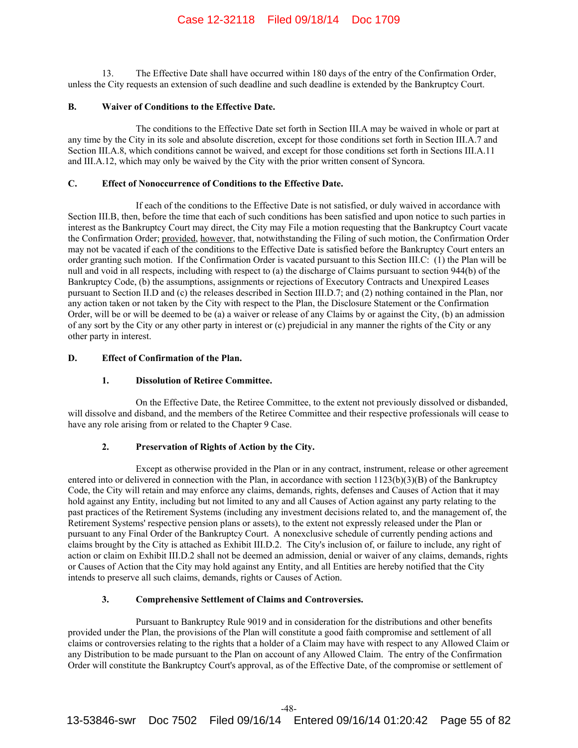13. The Effective Date shall have occurred within 180 days of the entry of the Confirmation Order, unless the City requests an extension of such deadline and such deadline is extended by the Bankruptcy Court.

### B. Waiver of Conditions to the Effective Date.

The conditions to the Effective Date set forth in Section III.A may be waived in whole or part at any time by the City in its sole and absolute discretion, except for those conditions set forth in Section III.A.7 and Section III.A.8, which conditions cannot be waived, and except for those conditions set forth in Sections III.A.11 and III.A.12, which may only be waived by the City with the prior written consent of Syncora.

### C. Effect of Nonoccurrence of Conditions to the Effective Date.

If each of the conditions to the Effective Date is not satisfied, or duly waived in accordance with Section III.B, then, before the time that each of such conditions has been satisfied and upon notice to such parties in interest as the Bankruptcy Court may direct, the City may File a motion requesting that the Bankruptcy Court vacate the Confirmation Order; provided, however, that, notwithstanding the Filing of such motion, the Confirmation Order may not be vacated if each of the conditions to the Effective Date is satisfied before the Bankruptcy Court enters an order granting such motion. If the Confirmation Order is vacated pursuant to this Section III.C: (1) the Plan will be null and void in all respects, including with respect to (a) the discharge of Claims pursuant to section 944(b) of the Bankruptcy Code, (b) the assumptions, assignments or rejections of Executory Contracts and Unexpired Leases pursuant to Section II.D and (c) the releases described in Section III.D.7; and (2) nothing contained in the Plan, nor any action taken or not taken by the City with respect to the Plan, the Disclosure Statement or the Confirmation Order, will be or will be deemed to be (a) a waiver or release of any Claims by or against the City, (b) an admission of any sort by the City or any other party in interest or (c) prejudicial in any manner the rights of the City or any other party in interest.

### D. Effect of Confirmation of the Plan.

#### 1. Dissolution of Retiree Committee.

On the Effective Date, the Retiree Committee, to the extent not previously dissolved or disbanded, will dissolve and disband, and the members of the Retiree Committee and their respective professionals will cease to have any role arising from or related to the Chapter 9 Case.

#### 2. Preservation of Rights of Action by the City.

Except as otherwise provided in the Plan or in any contract, instrument, release or other agreement entered into or delivered in connection with the Plan, in accordance with section 1123(b)(3)(B) of the Bankruptcy Code, the City will retain and may enforce any claims, demands, rights, defenses and Causes of Action that it may hold against any Entity, including but not limited to any and all Causes of Action against any party relating to the past practices of the Retirement Systems (including any investment decisions related to, and the management of, the Retirement Systems' respective pension plans or assets), to the extent not expressly released under the Plan or pursuant to any Final Order of the Bankruptcy Court. A nonexclusive schedule of currently pending actions and claims brought by the City is attached as Exhibit III.D.2. The City's inclusion of, or failure to include, any right of action or claim on Exhibit III.D.2 shall not be deemed an admission, denial or waiver of any claims, demands, rights or Causes of Action that the City may hold against any Entity, and all Entities are hereby notified that the City intends to preserve all such claims, demands, rights or Causes of Action.

#### 3. Comprehensive Settlement of Claims and Controversies.

Pursuant to Bankruptcy Rule 9019 and in consideration for the distributions and other benefits provided under the Plan, the provisions of the Plan will constitute a good faith compromise and settlement of all claims or controversies relating to the rights that a holder of a Claim may have with respect to any Allowed Claim or any Distribution to be made pursuant to the Plan on account of any Allowed Claim. The entry of the Confirmation Order will constitute the Bankruptcy Court's approval, as of the Effective Date, of the compromise or settlement of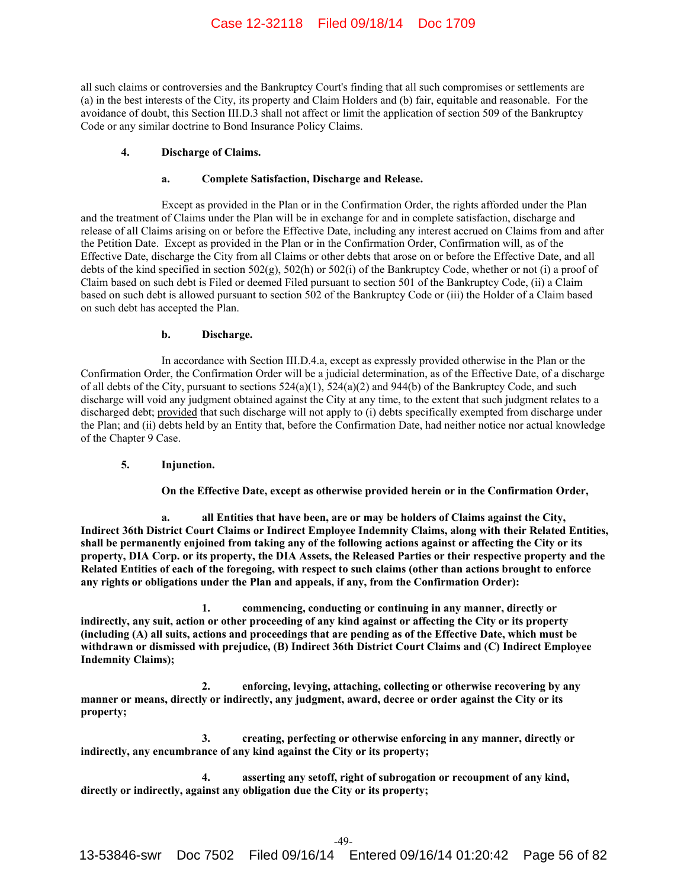all such claims or controversies and the Bankruptcy Court's finding that all such compromises or settlements are (a) in the best interests of the City, its property and Claim Holders and (b) fair, equitable and reasonable. For the avoidance of doubt, this Section III.D.3 shall not affect or limit the application of section 509 of the Bankruptcy Code or any similar doctrine to Bond Insurance Policy Claims.

**4. Discharge of Claims.**

**a. Complete Satisfaction, Discharge and Release.**

Except as provided in the Plan or in the Confirmation Order, the rights afforded under the Plan and the treatment of Claims under the Plan will be in exchange for and in complete satisfaction, discharge and release of all Claims arising on or before the Effective Date, including any interest accrued on Claims from and after the Petition Date. Except as provided in the Plan or in the Confirmation Order, Confirmation will, as of the Effective Date, discharge the City from all Claims or other debts that arose on or before the Effective Date, and all debts of the kind specified in section 502(g), 502(h) or 502(i) of the Bankruptcy Code, whether or not (i) a proof of Claim based on such debt is Filed or deemed Filed pursuant to section 501 of the Bankruptcy Code, (ii) a Claim based on such debt is allowed pursuant to section 502 of the Bankruptcy Code or (iii) the Holder of a Claim based on such debt has accepted the Plan.

**b. Discharge.**

In accordance with Section III.D.4.a, except as expressly provided otherwise in the Plan or the Confirmation Order, the Confirmation Order will be a judicial determination, as of the Effective Date, of a discharge of all debts of the City, pursuant to sections 524(a)(1), 524(a)(2) and 944(b) of the Bankruptcy Code, and such discharge will void any judgment obtained against the City at any time, to the extent that such judgment relates to a discharged debt; provided that such discharge will not apply to (i) debts specifically exempted from discharge under the Plan; and (ii) debts held by an Entity that, before the Confirmation Date, had neither notice nor actual knowledge of the Chapter 9 Case.

**5. Injunction.**

**On the Effective Date, except as otherwise provided herein or in the Confirmation Order,**

**a. all Entities that have been, are or may be holders of Claims against the City, Indirect 36th District Court Claims or Indirect Employee Indemnity Claims, along with their Related Entities, shall be permanently enjoined from taking any of the following actions against or affecting the City or its property, DIA Corp. or its property, the DIA Assets, the Released Parties or their respective property and the Related Entities of each of the foregoing, with respect to such claims (other than actions brought to enforce any rights or obligations under the Plan and appeals, if any, from the Confirmation Order):**

**1. commencing, conducting or continuing in any manner, directly or indirectly, any suit, action or other proceeding of any kind against or affecting the City or its property (including (A) all suits, actions and proceedings that are pending as of the Effective Date, which must be withdrawn or dismissed with prejudice, (B) Indirect 36th District Court Claims and (C) Indirect Employee Indemnity Claims);**

**2. enforcing, levying, attaching, collecting or otherwise recovering by any manner or means, directly or indirectly, any judgment, award, decree or order against the City or its property;**

**3. creating, perfecting or otherwise enforcing in any manner, directly or indirectly, any encumbrance of any kind against the City or its property;**

**4. asserting any setoff, right of subrogation or recoupment of any kind, directly or indirectly, against any obligation due the City or its property;**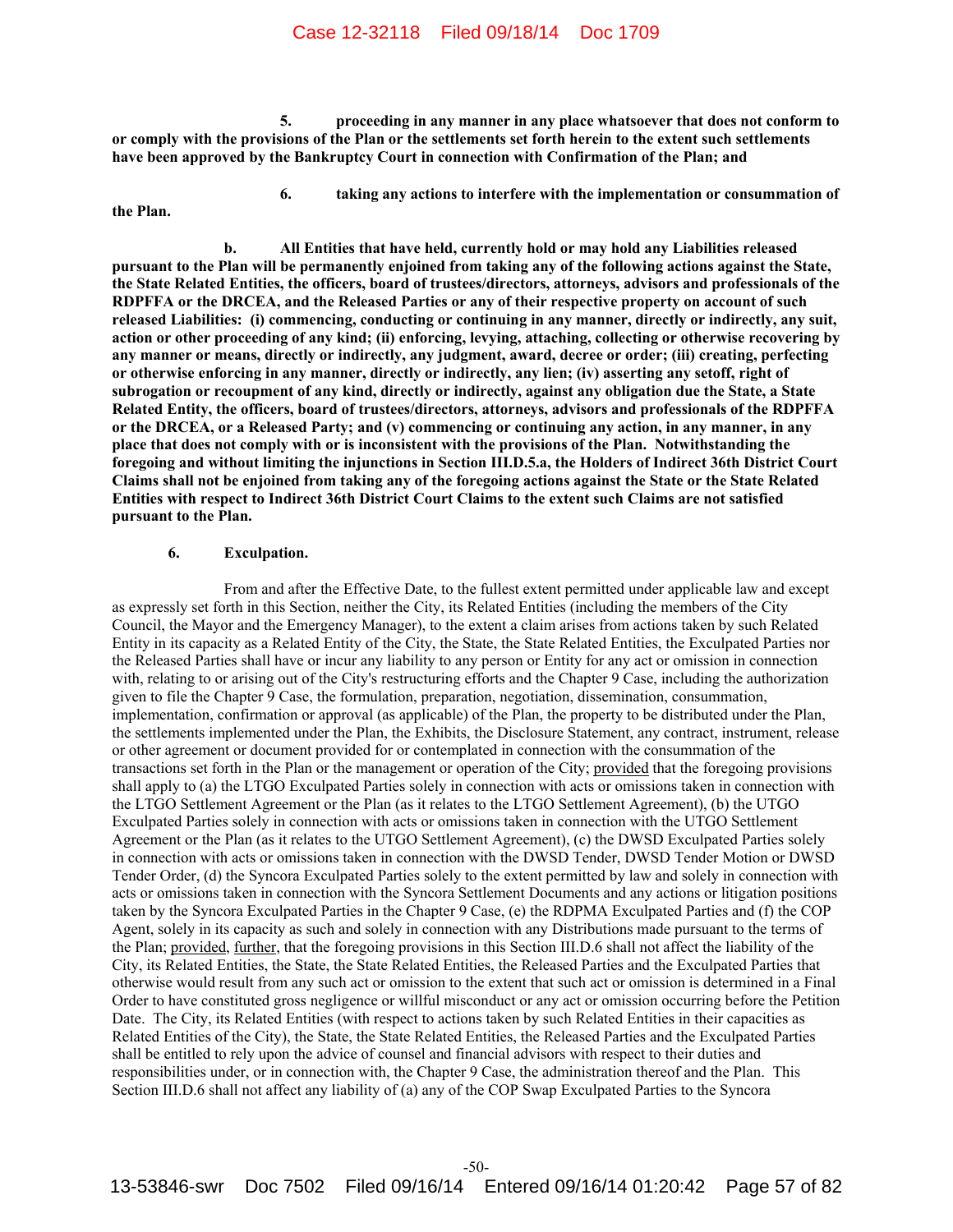**5. proceeding in any manner in any place whatsoever that does not conform to or comply with the provisions of the Plan or the settlements set forth herein to the extent such settlements have been approved by the Bankruptcy Court in connection with Confirmation of the Plan; and**

**6. taking any actions to interfere with the implementation or consummation of the Plan.**

**b. All Entities that have held, currently hold or may hold any Liabilities released pursuant to the Plan will be permanently enjoined from taking any of the following actions against the State, the State Related Entities, the officers, board of trustees/directors, attorneys, advisors and professionals of the RDPFFA or the DRCEA, and the Released Parties or any of their respective property on account of such released Liabilities: (i) commencing, conducting or continuing in any manner, directly or indirectly, any suit, action or other proceeding of any kind; (ii) enforcing, levying, attaching, collecting or otherwise recovering by any manner or means, directly or indirectly, any judgment, award, decree or order; (iii) creating, perfecting or otherwise enforcing in any manner, directly or indirectly, any lien; (iv) asserting any setoff, right of subrogation or recoupment of any kind, directly or indirectly, against any obligation due the State, a State Related Entity, the officers, board of trustees/directors, attorneys, advisors and professionals of the RDPFFA or the DRCEA, or a Released Party; and (v) commencing or continuing any action, in any manner, in any place that does not comply with or is inconsistent with the provisions of the Plan. Notwithstanding the foregoing and without limiting the injunctions in Section III.D.5.a, the Holders of Indirect 36th District Court Claims shall not be enjoined from taking any of the foregoing actions against the State or the State Related Entities with respect to Indirect 36th District Court Claims to the extent such Claims are not satisfied pursuant to the Plan.**

### 6. Exculpation.

From and after the Effective Date, to the fullest extent permitted under applicable law and except as expressly set forth in this Section, neither the City, its Related Entities (including the members of the City Council, the Mayor and the Emergency Manager), to the extent a claim arises from actions taken by such Related Entity in its capacity as a Related Entity of the City, the State, the State Related Entities, the Exculpated Parties nor the Released Parties shall have or incur any liability to any person or Entity for any act or omission in connection with, relating to or arising out of the City's restructuring efforts and the Chapter 9 Case, including the authorization given to file the Chapter 9 Case, the formulation, preparation, negotiation, dissemination, consummation, implementation, confirmation or approval (as applicable) of the Plan, the property to be distributed under the Plan, the settlements implemented under the Plan, the Exhibits, the Disclosure Statement, any contract, instrument, release or other agreement or document provided for or contemplated in connection with the consummation of the transactions set forth in the Plan or the management or operation of the City; provided that the foregoing provisions shall apply to (a) the LTGO Exculpated Parties solely in connection with acts or omissions taken in connection with the LTGO Settlement Agreement or the Plan (as it relates to the LTGO Settlement Agreement), (b) the UTGO Exculpated Parties solely in connection with acts or omissions taken in connection with the UTGO Settlement Agreement or the Plan (as it relates to the UTGO Settlement Agreement), (c) the DWSD Exculpated Parties solely in connection with acts or omissions taken in connection with the DWSD Tender, DWSD Tender Motion or DWSD Tender Order, (d) the Syncora Exculpated Parties solely to the extent permitted by law and solely in connection with acts or omissions taken in connection with the Syncora Settlement Documents and any actions or litigation positions taken by the Syncora Exculpated Parties in the Chapter 9 Case, (e) the RDPMA Exculpated Parties and (f) the COP Agent, solely in its capacity as such and solely in connection with any Distributions made pursuant to the terms of the Plan; provided, further, that the foregoing provisions in this Section III.D.6 shall not affect the liability of the City, its Related Entities, the State, the State Related Entities, the Released Parties and the Exculpated Parties that otherwise would result from any such act or omission to the extent that such act or omission is determined in a Final Order to have constituted gross negligence or willful misconduct or any act or omission occurring before the Petition Date. The City, its Related Entities (with respect to actions taken by such Related Entities in their capacities as Related Entities of the City), the State, the State Related Entities, the Released Parties and the Exculpated Parties shall be entitled to rely upon the advice of counsel and financial advisors with respect to their duties and responsibilities under, or in connection with, the Chapter 9 Case, the administration thereof and the Plan. This Section III.D.6 shall not affect any liability of (a) any of the COP Swap Exculpated Parties to the Syncora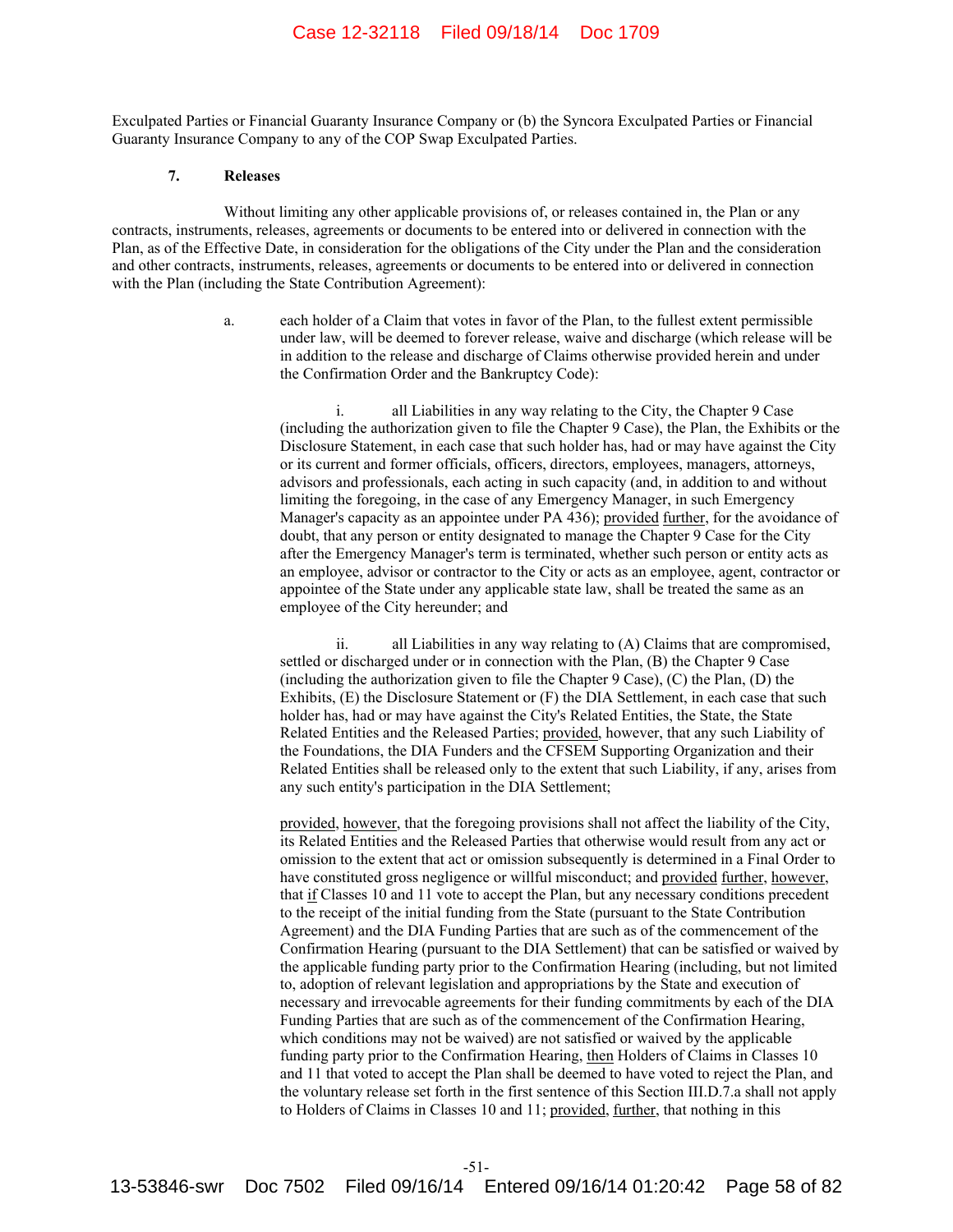Exculpated Parties or Financial Guaranty Insurance Company or (b) the Syncora Exculpated Parties or Financial Guaranty Insurance Company to any of the COP Swap Exculpated Parties.

**7. Releases**

Without limiting any other applicable provisions of, or releases contained in, the Plan or any contracts, instruments, releases, agreements or documents to be entered into or delivered in connection with the Plan, as of the Effective Date, in consideration for the obligations of the City under the Plan and the consideration and other contracts, instruments, releases, agreements or documents to be entered into or delivered in connection with the Plan (including the State Contribution Agreement):

a. each holder of a Claim that votes in favor of the Plan, to the fullest extent permissible under law, will be deemed to forever release, waive and discharge (which release will be in addition to the release and discharge of Claims otherwise provided herein and under the Confirmation Order and the Bankruptcy Code):

i. all Liabilities in any way relating to the City, the Chapter 9 Case (including the authorization given to file the Chapter 9 Case), the Plan, the Exhibits or the Disclosure Statement, in each case that such holder has, had or may have against the City or its current and former officials, officers, directors, employees, managers, attorneys, advisors and professionals, each acting in such capacity (and, in addition to and without limiting the foregoing, in the case of any Emergency Manager, in such Emergency Manager's capacity as an appointee under PA 436); provided further, for the avoidance of doubt, that any person or entity designated to manage the Chapter 9 Case for the City after the Emergency Manager's term is terminated, whether such person or entity acts as an employee, advisor or contractor to the City or acts as an employee, agent, contractor or appointee of the State under any applicable state law, shall be treated the same as an employee of the City hereunder; and

ii. all Liabilities in any way relating to (A) Claims that are compromised, settled or discharged under or in connection with the Plan, (B) the Chapter 9 Case (including the authorization given to file the Chapter 9 Case), (C) the Plan, (D) the Exhibits, (E) the Disclosure Statement or (F) the DIA Settlement, in each case that such holder has, had or may have against the City's Related Entities, the State, the State Related Entities and the Released Parties; provided, however, that any such Liability of the Foundations, the DIA Funders and the CFSEM Supporting Organization and their Related Entities shall be released only to the extent that such Liability, if any, arises from any such entity's participation in the DIA Settlement;

provided, however, that the foregoing provisions shall not affect the liability of the City, its Related Entities and the Released Parties that otherwise would result from any act or omission to the extent that act or omission subsequently is determined in a Final Order to have constituted gross negligence or willful misconduct; and provided further, however, that if Classes 10 and 11 vote to accept the Plan, but any necessary conditions precedent to the receipt of the initial funding from the State (pursuant to the State Contribution Agreement) and the DIA Funding Parties that are such as of the commencement of the Confirmation Hearing (pursuant to the DIA Settlement) that can be satisfied or waived by the applicable funding party prior to the Confirmation Hearing (including, but not limited to, adoption of relevant legislation and appropriations by the State and execution of necessary and irrevocable agreements for their funding commitments by each of the DIA Funding Parties that are such as of the commencement of the Confirmation Hearing, which conditions may not be waived) are not satisfied or waived by the applicable funding party prior to the Confirmation Hearing, then Holders of Claims in Classes 10 and 11 that voted to accept the Plan shall be deemed to have voted to reject the Plan, and the voluntary release set forth in the first sentence of this Section III.D.7.a shall not apply to Holders of Claims in Classes 10 and 11; provided, further, that nothing in this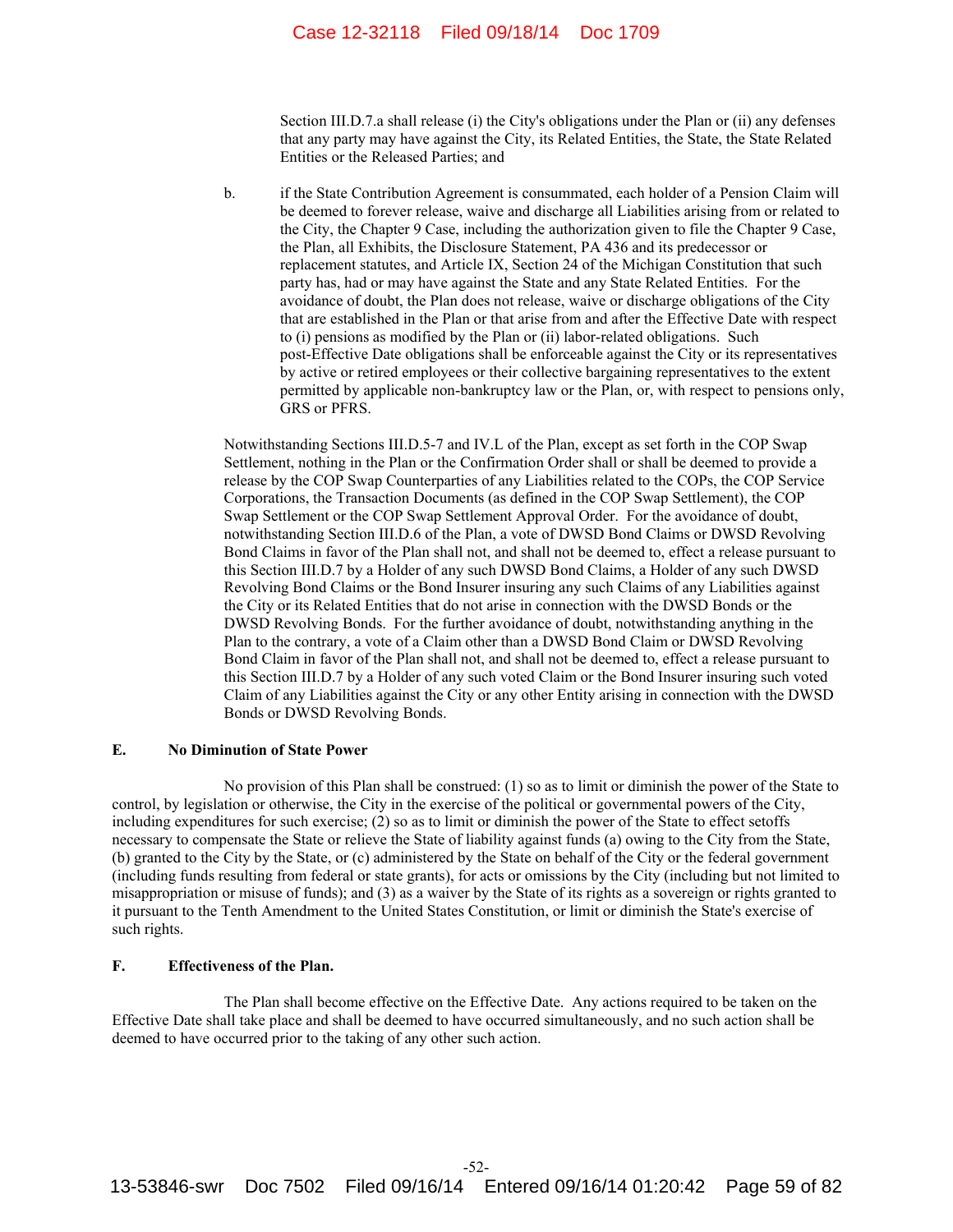Section III.D.7.a shall release (i) the City's obligations under the Plan or (ii) any defenses that any party may have against the City, its Related Entities, the State, the State Related Entities or the Released Parties; and

b. if the State Contribution Agreement is consummated, each holder of a Pension Claim will be deemed to forever release, waive and discharge all Liabilities arising from or related to the City, the Chapter 9 Case, including the authorization given to file the Chapter 9 Case, the Plan, all Exhibits, the Disclosure Statement, PA 436 and its predecessor or replacement statutes, and Article IX, Section 24 of the Michigan Constitution that such party has, had or may have against the State and any State Related Entities. For the avoidance of doubt, the Plan does not release, waive or discharge obligations of the City that are established in the Plan or that arise from and after the Effective Date with respect to (i) pensions as modified by the Plan or (ii) labor-related obligations. Such post-Effective Date obligations shall be enforceable against the City or its representatives by active or retired employees or their collective bargaining representatives to the extent permitted by applicable non-bankruptcy law or the Plan, or, with respect to pensions only, GRS or PFRS.

Notwithstanding Sections III.D.5-7 and IV.L of the Plan, except as set forth in the COP Swap Settlement, nothing in the Plan or the Confirmation Order shall or shall be deemed to provide a release by the COP Swap Counterparties of any Liabilities related to the COPs, the COP Service Corporations, the Transaction Documents (as defined in the COP Swap Settlement), the COP Swap Settlement or the COP Swap Settlement Approval Order. For the avoidance of doubt, notwithstanding Section III.D.6 of the Plan, a vote of DWSD Bond Claims or DWSD Revolving Bond Claims in favor of the Plan shall not, and shall not be deemed to, effect a release pursuant to this Section III.D.7 by a Holder of any such DWSD Bond Claims, a Holder of any such DWSD Revolving Bond Claims or the Bond Insurer insuring any such Claims of any Liabilities against the City or its Related Entities that do not arise in connection with the DWSD Bonds or the DWSD Revolving Bonds. For the further avoidance of doubt, notwithstanding anything in the Plan to the contrary, a vote of a Claim other than a DWSD Bond Claim or DWSD Revolving Bond Claim in favor of the Plan shall not, and shall not be deemed to, effect a release pursuant to this Section III.D.7 by a Holder of any such voted Claim or the Bond Insurer insuring such voted Claim of any Liabilities against the City or any other Entity arising in connection with the DWSD Bonds or DWSD Revolving Bonds.

## E. No Diminution of State Power

No provision of this Plan shall be construed: (1) so as to limit or diminish the power of the State to control, by legislation or otherwise, the City in the exercise of the political or governmental powers of the City, including expenditures for such exercise; (2) so as to limit or diminish the power of the State to effect setoffs necessary to compensate the State or relieve the State of liability against funds (a) owing to the City from the State, (b) granted to the City by the State, or (c) administered by the State on behalf of the City or the federal government (including funds resulting from federal or state grants), for acts or omissions by the City (including but not limited to misappropriation or misuse of funds); and (3) as a waiver by the State of its rights as a sovereign or rights granted to it pursuant to the Tenth Amendment to the United States Constitution, or limit or diminish the State's exercise of such rights.

## F. Effectiveness of the Plan.

The Plan shall become effective on the Effective Date. Any actions required to be taken on the Effective Date shall take place and shall be deemed to have occurred simultaneously, and no such action shall be deemed to have occurred prior to the taking of any other such action.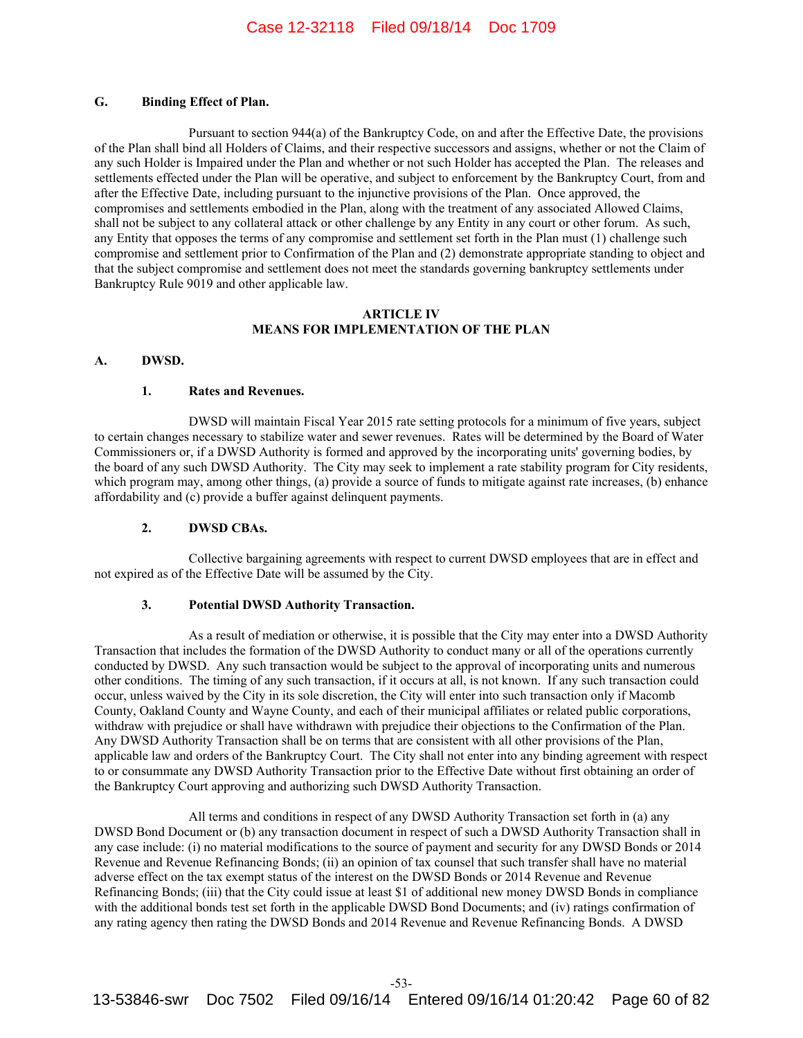### G. Binding Effect of Plan.

Pursuant to section 944(a) of the Bankruptcy Code, on and after the Effective Date, the provisions of the Plan shall bind all Holders of Claims, and their respective successors and assigns, whether or not the Claim of any such Holder is Impaired under the Plan and whether or not such Holder has accepted the Plan. The releases and settlements effected under the Plan will be operative, and subject to enforcement by the Bankruptcy Court, from and after the Effective Date, including pursuant to the injunctive provisions of the Plan. Once approved, the compromises and settlements embodied in the Plan, along with the treatment of any associated Allowed Claims, shall not be subject to any collateral attack or other challenge by any Entity in any court or other forum. As such, any Entity that opposes the terms of any compromise and settlement set forth in the Plan must (1) challenge such compromise and settlement prior to Confirmation of the Plan and (2) demonstrate appropriate standing to object and that the subject compromise and settlement does not meet the standards governing bankruptcy settlements under Bankruptcy Rule 9019 and other applicable law.

## ARTICLE IV
## MEANS FOR IMPLEMENTATION OF THE PLAN

### A. DWSD.

#### 1. Rates and Revenues.

DWSD will maintain Fiscal Year 2015 rate setting protocols for a minimum of five years, subject to certain changes necessary to stabilize water and sewer revenues. Rates will be determined by the Board of Water Commissioners or, if a DWSD Authority is formed and approved by the incorporating units' governing bodies, by the board of any such DWSD Authority. The City may seek to implement a rate stability program for City residents, which program may, among other things, (a) provide a source of funds to mitigate against rate increases, (b) enhance affordability and (c) provide a buffer against delinquent payments.

#### 2. DWSD CBAs.

Collective bargaining agreements with respect to current DWSD employees that are in effect and not expired as of the Effective Date will be assumed by the City.

#### 3. Potential DWSD Authority Transaction.

As a result of mediation or otherwise, it is possible that the City may enter into a DWSD Authority Transaction that includes the formation of the DWSD Authority to conduct many or all of the operations currently conducted by DWSD. Any such transaction would be subject to the approval of incorporating units and numerous other conditions. The timing of any such transaction, if it occurs at all, is not known. If any such transaction could occur, unless waived by the City in its sole discretion, the City will enter into such transaction only if Macomb County, Oakland County and Wayne County, and each of their municipal affiliates or related public corporations, withdraw with prejudice or shall have withdrawn with prejudice their objections to the Confirmation of the Plan. Any DWSD Authority Transaction shall be on terms that are consistent with all other provisions of the Plan, applicable law and orders of the Bankruptcy Court. The City shall not enter into any binding agreement with respect to or consummate any DWSD Authority Transaction prior to the Effective Date without first obtaining an order of the Bankruptcy Court approving and authorizing such DWSD Authority Transaction.

All terms and conditions in respect of any DWSD Authority Transaction set forth in (a) any DWSD Bond Document or (b) any transaction document in respect of such a DWSD Authority Transaction shall in any case include: (i) no material modifications to the source of payment and security for any DWSD Bonds or 2014 Revenue and Revenue Refinancing Bonds; (ii) an opinion of tax counsel that such transfer shall have no material adverse effect on the tax exempt status of the interest on the DWSD Bonds or 2014 Revenue and Revenue Refinancing Bonds; (iii) that the City could issue at least $1 of additional new money DWSD Bonds in compliance with the additional bonds test set forth in the applicable DWSD Bond Documents; and (iv) ratings confirmation of any rating agency then rating the DWSD Bonds and 2014 Revenue and Revenue Refinancing Bonds. A DWSD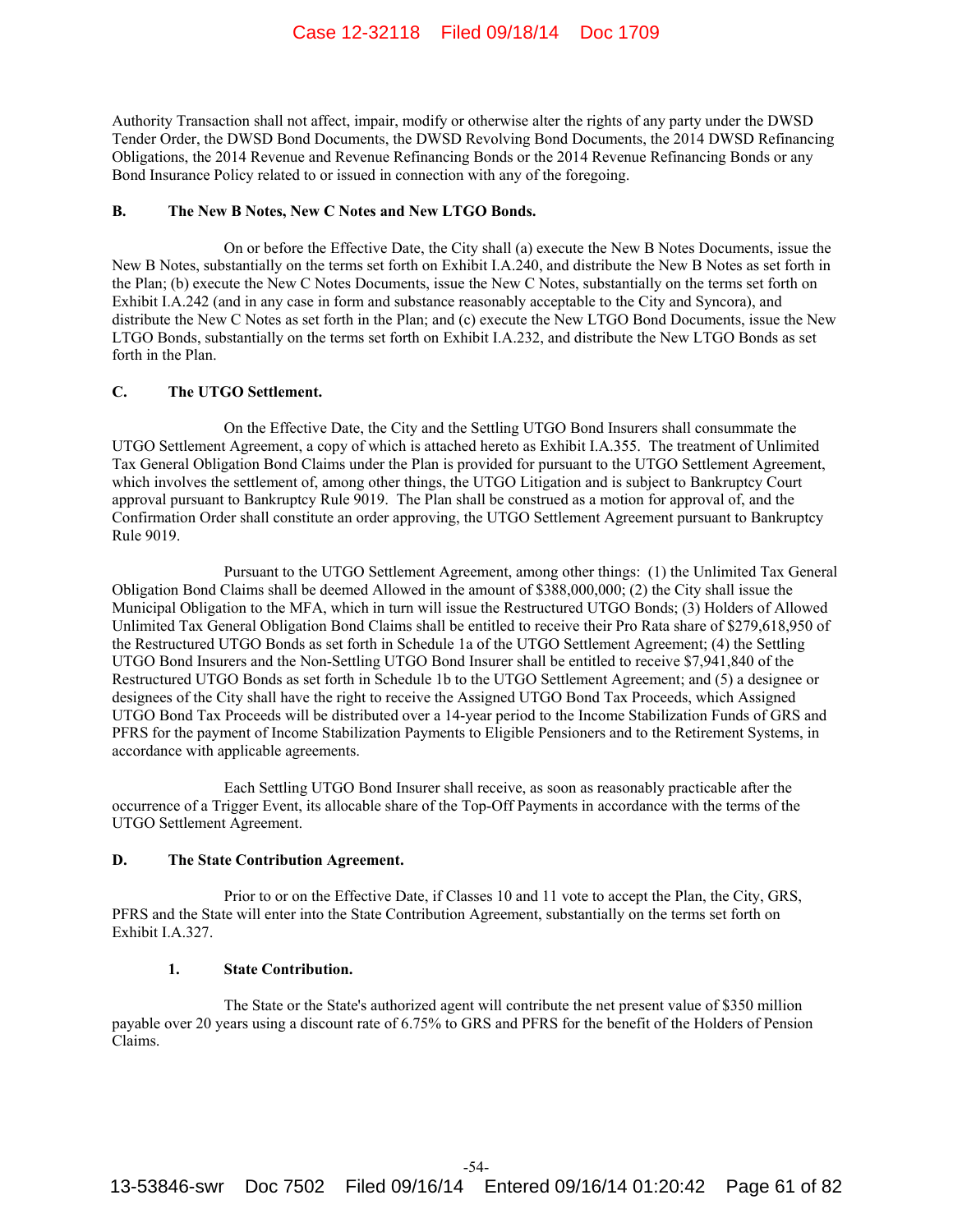Authority Transaction shall not affect, impair, modify or otherwise alter the rights of any party under the DWSD Tender Order, the DWSD Bond Documents, the DWSD Revolving Bond Documents, the 2014 DWSD Refinancing Obligations, the 2014 Revenue and Revenue Refinancing Bonds or the 2014 Revenue Refinancing Bonds or any Bond Insurance Policy related to or issued in connection with any of the foregoing.

### B. The New B Notes, New C Notes and New LTGO Bonds.

On or before the Effective Date, the City shall (a) execute the New B Notes Documents, issue the New B Notes, substantially on the terms set forth on Exhibit I.A.240, and distribute the New B Notes as set forth in the Plan; (b) execute the New C Notes Documents, issue the New C Notes, substantially on the terms set forth on Exhibit I.A.242 (and in any case in form and substance reasonably acceptable to the City and Syncora), and distribute the New C Notes as set forth in the Plan; and (c) execute the New LTGO Bond Documents, issue the New LTGO Bonds, substantially on the terms set forth on Exhibit I.A.232, and distribute the New LTGO Bonds as set forth in the Plan.

### C. The UTGO Settlement.

On the Effective Date, the City and the Settling UTGO Bond Insurers shall consummate the UTGO Settlement Agreement, a copy of which is attached hereto as Exhibit I.A.355. The treatment of Unlimited Tax General Obligation Bond Claims under the Plan is provided for pursuant to the UTGO Settlement Agreement, which involves the settlement of, among other things, the UTGO Litigation and is subject to Bankruptcy Court approval pursuant to Bankruptcy Rule 9019. The Plan shall be construed as a motion for approval of, and the Confirmation Order shall constitute an order approving, the UTGO Settlement Agreement pursuant to Bankruptcy Rule 9019.

Pursuant to the UTGO Settlement Agreement, among other things: (1) the Unlimited Tax General Obligation Bond Claims shall be deemed Allowed in the amount of $388,000,000; (2) the City shall issue the Municipal Obligation to the MFA, which in turn will issue the Restructured UTGO Bonds; (3) Holders of Allowed Unlimited Tax General Obligation Bond Claims shall be entitled to receive their Pro Rata share of $279,618,950 of the Restructured UTGO Bonds as set forth in Schedule 1a of the UTGO Settlement Agreement; (4) the Settling UTGO Bond Insurers and the Non-Settling UTGO Bond Insurer shall be entitled to receive $7,941,840 of the Restructured UTGO Bonds as set forth in Schedule 1b to the UTGO Settlement Agreement; and (5) a designee or designees of the City shall have the right to receive the Assigned UTGO Bond Tax Proceeds, which Assigned UTGO Bond Tax Proceeds will be distributed over a 14-year period to the Income Stabilization Funds of GRS and PFRS for the payment of Income Stabilization Payments to Eligible Pensioners and to the Retirement Systems, in accordance with applicable agreements.

Each Settling UTGO Bond Insurer shall receive, as soon as reasonably practicable after the occurrence of a Trigger Event, its allocable share of the Top-Off Payments in accordance with the terms of the UTGO Settlement Agreement.

### D. The State Contribution Agreement.

Prior to or on the Effective Date, if Classes 10 and 11 vote to accept the Plan, the City, GRS, PFRS and the State will enter into the State Contribution Agreement, substantially on the terms set forth on Exhibit I.A.327.

#### 1. State Contribution.

The State or the State's authorized agent will contribute the net present value of $350 million payable over 20 years using a discount rate of 6.75% to GRS and PFRS for the benefit of the Holders of Pension Claims.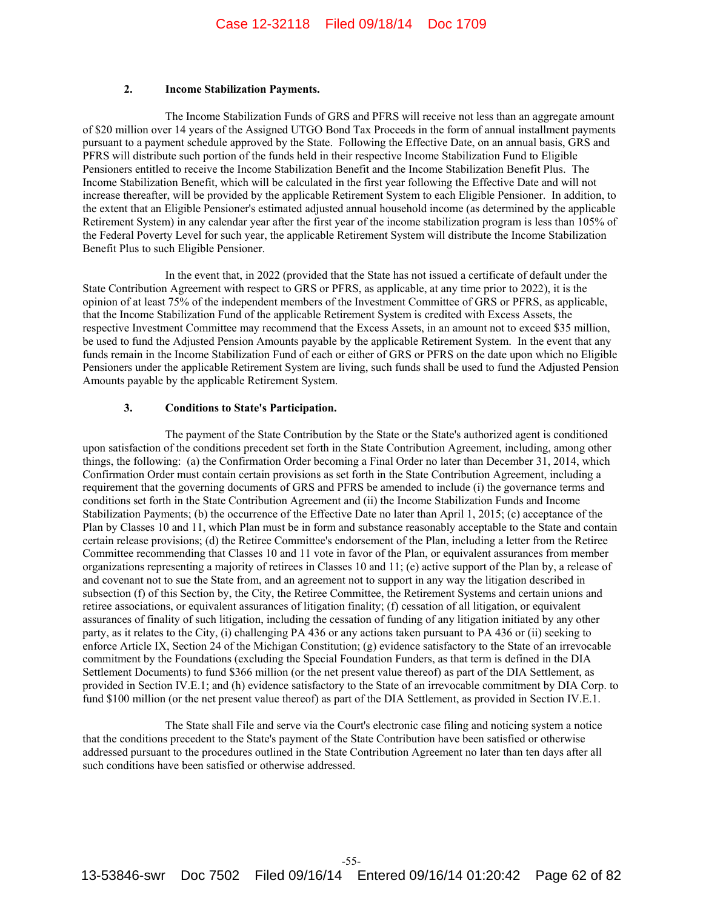### 2. Income Stabilization Payments.

The Income Stabilization Funds of GRS and PFRS will receive not less than an aggregate amount of $20 million over 14 years of the Assigned UTGO Bond Tax Proceeds in the form of annual installment payments pursuant to a payment schedule approved by the State. Following the Effective Date, on an annual basis, GRS and PFRS will distribute such portion of the funds held in their respective Income Stabilization Fund to Eligible Pensioners entitled to receive the Income Stabilization Benefit and the Income Stabilization Benefit Plus. The Income Stabilization Benefit, which will be calculated in the first year following the Effective Date and will not increase thereafter, will be provided by the applicable Retirement System to each Eligible Pensioner. In addition, to the extent that an Eligible Pensioner's estimated adjusted annual household income (as determined by the applicable Retirement System) in any calendar year after the first year of the income stabilization program is less than 105% of the Federal Poverty Level for such year, the applicable Retirement System will distribute the Income Stabilization Benefit Plus to such Eligible Pensioner.

In the event that, in 2022 (provided that the State has not issued a certificate of default under the State Contribution Agreement with respect to GRS or PFRS, as applicable, at any time prior to 2022), it is the opinion of at least 75% of the independent members of the Investment Committee of GRS or PFRS, as applicable, that the Income Stabilization Fund of the applicable Retirement System is credited with Excess Assets, the respective Investment Committee may recommend that the Excess Assets, in an amount not to exceed $35 million, be used to fund the Adjusted Pension Amounts payable by the applicable Retirement System. In the event that any funds remain in the Income Stabilization Fund of each or either of GRS or PFRS on the date upon which no Eligible Pensioners under the applicable Retirement System are living, such funds shall be used to fund the Adjusted Pension Amounts payable by the applicable Retirement System.

### 3. Conditions to State's Participation.

The payment of the State Contribution by the State or the State's authorized agent is conditioned upon satisfaction of the conditions precedent set forth in the State Contribution Agreement, including, among other things, the following: (a) the Confirmation Order becoming a Final Order no later than December 31, 2014, which Confirmation Order must contain certain provisions as set forth in the State Contribution Agreement, including a requirement that the governing documents of GRS and PFRS be amended to include (i) the governance terms and conditions set forth in the State Contribution Agreement and (ii) the Income Stabilization Funds and Income Stabilization Payments; (b) the occurrence of the Effective Date no later than April 1, 2015; (c) acceptance of the Plan by Classes 10 and 11, which Plan must be in form and substance reasonably acceptable to the State and contain certain release provisions; (d) the Retiree Committee's endorsement of the Plan, including a letter from the Retiree Committee recommending that Classes 10 and 11 vote in favor of the Plan, or equivalent assurances from member organizations representing a majority of retirees in Classes 10 and 11; (e) active support of the Plan by, a release of and covenant not to sue the State from, and an agreement not to support in any way the litigation described in subsection (f) of this Section by, the City, the Retiree Committee, the Retirement Systems and certain unions and retiree associations, or equivalent assurances of litigation finality; (f) cessation of all litigation, or equivalent assurances of finality of such litigation, including the cessation of funding of any litigation initiated by any other party, as it relates to the City, (i) challenging PA 436 or any actions taken pursuant to PA 436 or (ii) seeking to enforce Article IX, Section 24 of the Michigan Constitution; (g) evidence satisfactory to the State of an irrevocable commitment by the Foundations (excluding the Special Foundation Funders, as that term is defined in the DIA Settlement Documents) to fund $366 million (or the net present value thereof) as part of the DIA Settlement, as provided in Section IV.E.1; and (h) evidence satisfactory to the State of an irrevocable commitment by DIA Corp. to fund $100 million (or the net present value thereof) as part of the DIA Settlement, as provided in Section IV.E.1.

The State shall File and serve via the Court's electronic case filing and noticing system a notice that the conditions precedent to the State's payment of the State Contribution have been satisfied or otherwise addressed pursuant to the procedures outlined in the State Contribution Agreement no later than ten days after all such conditions have been satisfied or otherwise addressed.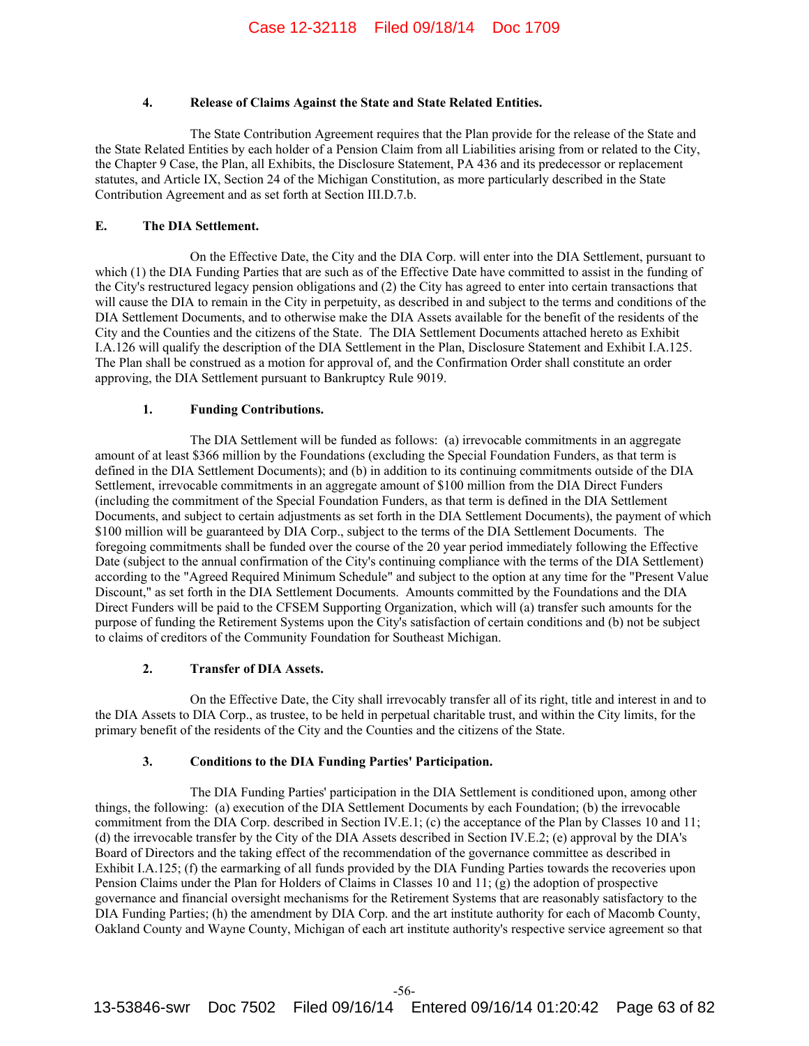#### 4. Release of Claims Against the State and State Related Entities.

The State Contribution Agreement requires that the Plan provide for the release of the State and the State Related Entities by each holder of a Pension Claim from all Liabilities arising from or related to the City, the Chapter 9 Case, the Plan, all Exhibits, the Disclosure Statement, PA 436 and its predecessor or replacement statutes, and Article IX, Section 24 of the Michigan Constitution, as more particularly described in the State Contribution Agreement and as set forth at Section III.D.7.b.

### E. The DIA Settlement.

On the Effective Date, the City and the DIA Corp. will enter into the DIA Settlement, pursuant to which (1) the DIA Funding Parties that are such as of the Effective Date have committed to assist in the funding of the City's restructured legacy pension obligations and (2) the City has agreed to enter into certain transactions that will cause the DIA to remain in the City in perpetuity, as described in and subject to the terms and conditions of the DIA Settlement Documents, and to otherwise make the DIA Assets available for the benefit of the residents of the City and the Counties and the citizens of the State. The DIA Settlement Documents attached hereto as Exhibit I.A.126 will qualify the description of the DIA Settlement in the Plan, Disclosure Statement and Exhibit I.A.125. The Plan shall be construed as a motion for approval of, and the Confirmation Order shall constitute an order approving, the DIA Settlement pursuant to Bankruptcy Rule 9019.

#### 1. Funding Contributions.

The DIA Settlement will be funded as follows: (a) irrevocable commitments in an aggregate amount of at least $366 million by the Foundations (excluding the Special Foundation Funders, as that term is defined in the DIA Settlement Documents); and (b) in addition to its continuing commitments outside of the DIA Settlement, irrevocable commitments in an aggregate amount of $100 million from the DIA Direct Funders (including the commitment of the Special Foundation Funders, as that term is defined in the DIA Settlement Documents, and subject to certain adjustments as set forth in the DIA Settlement Documents), the payment of which $100 million will be guaranteed by DIA Corp., subject to the terms of the DIA Settlement Documents. The foregoing commitments shall be funded over the course of the 20 year period immediately following the Effective Date (subject to the annual confirmation of the City's continuing compliance with the terms of the DIA Settlement) according to the "Agreed Required Minimum Schedule" and subject to the option at any time for the "Present Value Discount," as set forth in the DIA Settlement Documents. Amounts committed by the Foundations and the DIA Direct Funders will be paid to the CFSEM Supporting Organization, which will (a) transfer such amounts for the purpose of funding the Retirement Systems upon the City's satisfaction of certain conditions and (b) not be subject to claims of creditors of the Community Foundation for Southeast Michigan.

#### 2. Transfer of DIA Assets.

On the Effective Date, the City shall irrevocably transfer all of its right, title and interest in and to the DIA Assets to DIA Corp., as trustee, to be held in perpetual charitable trust, and within the City limits, for the primary benefit of the residents of the City and the Counties and the citizens of the State.

#### 3. Conditions to the DIA Funding Parties' Participation.

The DIA Funding Parties' participation in the DIA Settlement is conditioned upon, among other things, the following: (a) execution of the DIA Settlement Documents by each Foundation; (b) the irrevocable commitment from the DIA Corp. described in Section IV.E.1; (c) the acceptance of the Plan by Classes 10 and 11; (d) the irrevocable transfer by the City of the DIA Assets described in Section IV.E.2; (e) approval by the DIA's Board of Directors and the taking effect of the recommendation of the governance committee as described in Exhibit I.A.125; (f) the earmarking of all funds provided by the DIA Funding Parties towards the recoveries upon Pension Claims under the Plan for Holders of Claims in Classes 10 and 11; (g) the adoption of prospective governance and financial oversight mechanisms for the Retirement Systems that are reasonably satisfactory to the DIA Funding Parties; (h) the amendment by DIA Corp. and the art institute authority for each of Macomb County, Oakland County and Wayne County, Michigan of each art institute authority's respective service agreement so that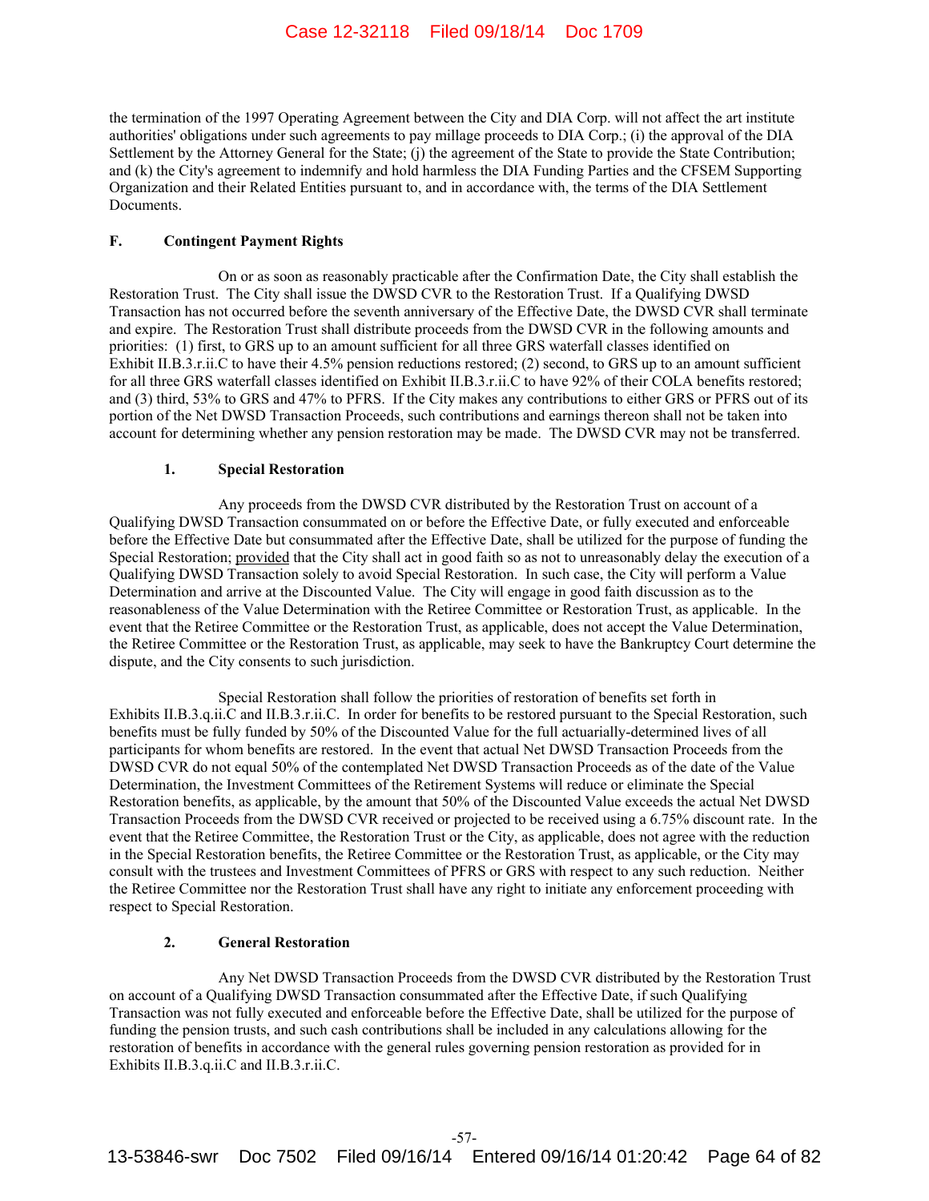the termination of the 1997 Operating Agreement between the City and DIA Corp. will not affect the art institute authorities' obligations under such agreements to pay millage proceeds to DIA Corp.; (i) the approval of the DIA Settlement by the Attorney General for the State; (j) the agreement of the State to provide the State Contribution; and (k) the City's agreement to indemnify and hold harmless the DIA Funding Parties and the CFSEM Supporting Organization and their Related Entities pursuant to, and in accordance with, the terms of the DIA Settlement Documents.

### F. Contingent Payment Rights

On or as soon as reasonably practicable after the Confirmation Date, the City shall establish the Restoration Trust. The City shall issue the DWSD CVR to the Restoration Trust. If a Qualifying DWSD Transaction has not occurred before the seventh anniversary of the Effective Date, the DWSD CVR shall terminate and expire. The Restoration Trust shall distribute proceeds from the DWSD CVR in the following amounts and priorities: (1) first, to GRS up to an amount sufficient for all three GRS waterfall classes identified on Exhibit II.B.3.r.ii.C to have their 4.5% pension reductions restored; (2) second, to GRS up to an amount sufficient for all three GRS waterfall classes identified on Exhibit II.B.3.r.ii.C to have 92% of their COLA benefits restored; and (3) third, 53% to GRS and 47% to PFRS. If the City makes any contributions to either GRS or PFRS out of its portion of the Net DWSD Transaction Proceeds, such contributions and earnings thereon shall not be taken into account for determining whether any pension restoration may be made. The DWSD CVR may not be transferred.

#### 1. Special Restoration

Any proceeds from the DWSD CVR distributed by the Restoration Trust on account of a Qualifying DWSD Transaction consummated on or before the Effective Date, or fully executed and enforceable before the Effective Date but consummated after the Effective Date, shall be utilized for the purpose of funding the Special Restoration; provided that the City shall act in good faith so as not to unreasonably delay the execution of a Qualifying DWSD Transaction solely to avoid Special Restoration. In such case, the City will perform a Value Determination and arrive at the Discounted Value. The City will engage in good faith discussion as to the reasonableness of the Value Determination with the Retiree Committee or Restoration Trust, as applicable. In the event that the Retiree Committee or the Restoration Trust, as applicable, does not accept the Value Determination, the Retiree Committee or the Restoration Trust, as applicable, may seek to have the Bankruptcy Court determine the dispute, and the City consents to such jurisdiction.

Special Restoration shall follow the priorities of restoration of benefits set forth in Exhibits II.B.3.q.ii.C and II.B.3.r.ii.C. In order for benefits to be restored pursuant to the Special Restoration, such benefits must be fully funded by 50% of the Discounted Value for the full actuarially-determined lives of all participants for whom benefits are restored. In the event that actual Net DWSD Transaction Proceeds from the DWSD CVR do not equal 50% of the contemplated Net DWSD Transaction Proceeds as of the date of the Value Determination, the Investment Committees of the Retirement Systems will reduce or eliminate the Special Restoration benefits, as applicable, by the amount that 50% of the Discounted Value exceeds the actual Net DWSD Transaction Proceeds from the DWSD CVR received or projected to be received using a 6.75% discount rate. In the event that the Retiree Committee, the Restoration Trust or the City, as applicable, does not agree with the reduction in the Special Restoration benefits, the Retiree Committee or the Restoration Trust, as applicable, or the City may consult with the trustees and Investment Committees of PFRS or GRS with respect to any such reduction. Neither the Retiree Committee nor the Restoration Trust shall have any right to initiate any enforcement proceeding with respect to Special Restoration.

#### 2. General Restoration

Any Net DWSD Transaction Proceeds from the DWSD CVR distributed by the Restoration Trust on account of a Qualifying DWSD Transaction consummated after the Effective Date, if such Qualifying Transaction was not fully executed and enforceable before the Effective Date, shall be utilized for the purpose of funding the pension trusts, and such cash contributions shall be included in any calculations allowing for the restoration of benefits in accordance with the general rules governing pension restoration as provided for in Exhibits II.B.3.q.ii.C and II.B.3.r.ii.C.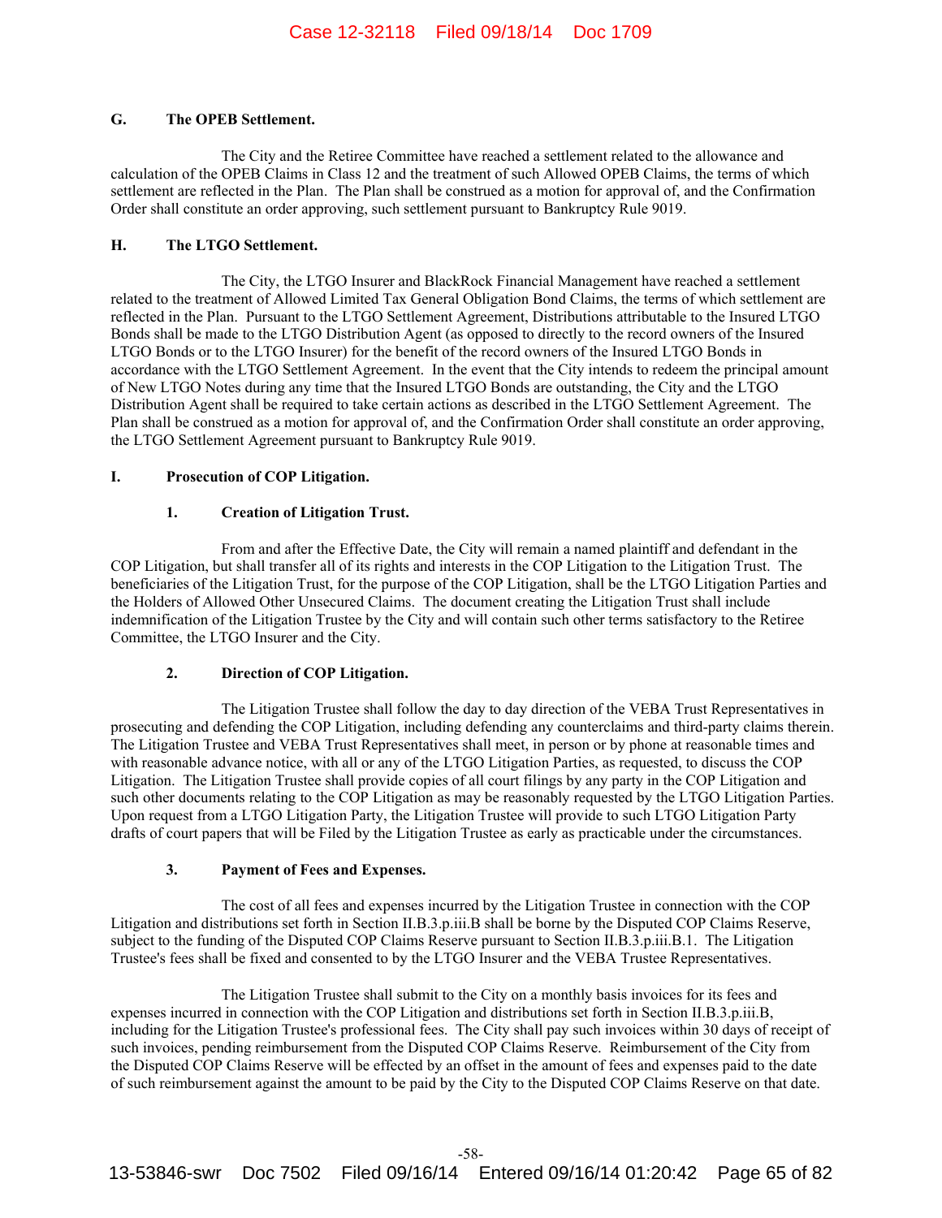## G. The OPEB Settlement.

The City and the Retiree Committee have reached a settlement related to the allowance and calculation of the OPEB Claims in Class 12 and the treatment of such Allowed OPEB Claims, the terms of which settlement are reflected in the Plan. The Plan shall be construed as a motion for approval of, and the Confirmation Order shall constitute an order approving, such settlement pursuant to Bankruptcy Rule 9019.

## H. The LTGO Settlement.

The City, the LTGO Insurer and BlackRock Financial Management have reached a settlement related to the treatment of Allowed Limited Tax General Obligation Bond Claims, the terms of which settlement are reflected in the Plan. Pursuant to the LTGO Settlement Agreement, Distributions attributable to the Insured LTGO Bonds shall be made to the LTGO Distribution Agent (as opposed to directly to the record owners of the Insured LTGO Bonds or to the LTGO Insurer) for the benefit of the record owners of the Insured LTGO Bonds in accordance with the LTGO Settlement Agreement. In the event that the City intends to redeem the principal amount of New LTGO Notes during any time that the Insured LTGO Bonds are outstanding, the City and the LTGO Distribution Agent shall be required to take certain actions as described in the LTGO Settlement Agreement. The Plan shall be construed as a motion for approval of, and the Confirmation Order shall constitute an order approving, the LTGO Settlement Agreement pursuant to Bankruptcy Rule 9019.

## I. Prosecution of COP Litigation.

### 1. Creation of Litigation Trust.

From and after the Effective Date, the City will remain a named plaintiff and defendant in the COP Litigation, but shall transfer all of its rights and interests in the COP Litigation to the Litigation Trust. The beneficiaries of the Litigation Trust, for the purpose of the COP Litigation, shall be the LTGO Litigation Parties and the Holders of Allowed Other Unsecured Claims. The document creating the Litigation Trust shall include indemnification of the Litigation Trustee by the City and will contain such other terms satisfactory to the Retiree Committee, the LTGO Insurer and the City.

### 2. Direction of COP Litigation.

The Litigation Trustee shall follow the day to day direction of the VEBA Trust Representatives in prosecuting and defending the COP Litigation, including defending any counterclaims and third-party claims therein. The Litigation Trustee and VEBA Trust Representatives shall meet, in person or by phone at reasonable times and with reasonable advance notice, with all or any of the LTGO Litigation Parties, as requested, to discuss the COP Litigation. The Litigation Trustee shall provide copies of all court filings by any party in the COP Litigation and such other documents relating to the COP Litigation as may be reasonably requested by the LTGO Litigation Parties. Upon request from a LTGO Litigation Party, the Litigation Trustee will provide to such LTGO Litigation Party drafts of court papers that will be Filed by the Litigation Trustee as early as practicable under the circumstances.

### 3. Payment of Fees and Expenses.

The cost of all fees and expenses incurred by the Litigation Trustee in connection with the COP Litigation and distributions set forth in Section II.B.3.p.iii.B shall be borne by the Disputed COP Claims Reserve, subject to the funding of the Disputed COP Claims Reserve pursuant to Section II.B.3.p.iii.B.1. The Litigation Trustee's fees shall be fixed and consented to by the LTGO Insurer and the VEBA Trustee Representatives.

The Litigation Trustee shall submit to the City on a monthly basis invoices for its fees and expenses incurred in connection with the COP Litigation and distributions set forth in Section II.B.3.p.iii.B, including for the Litigation Trustee's professional fees. The City shall pay such invoices within 30 days of receipt of such invoices, pending reimbursement from the Disputed COP Claims Reserve. Reimbursement of the City from the Disputed COP Claims Reserve will be effected by an offset in the amount of fees and expenses paid to the date of such reimbursement against the amount to be paid by the City to the Disputed COP Claims Reserve on that date.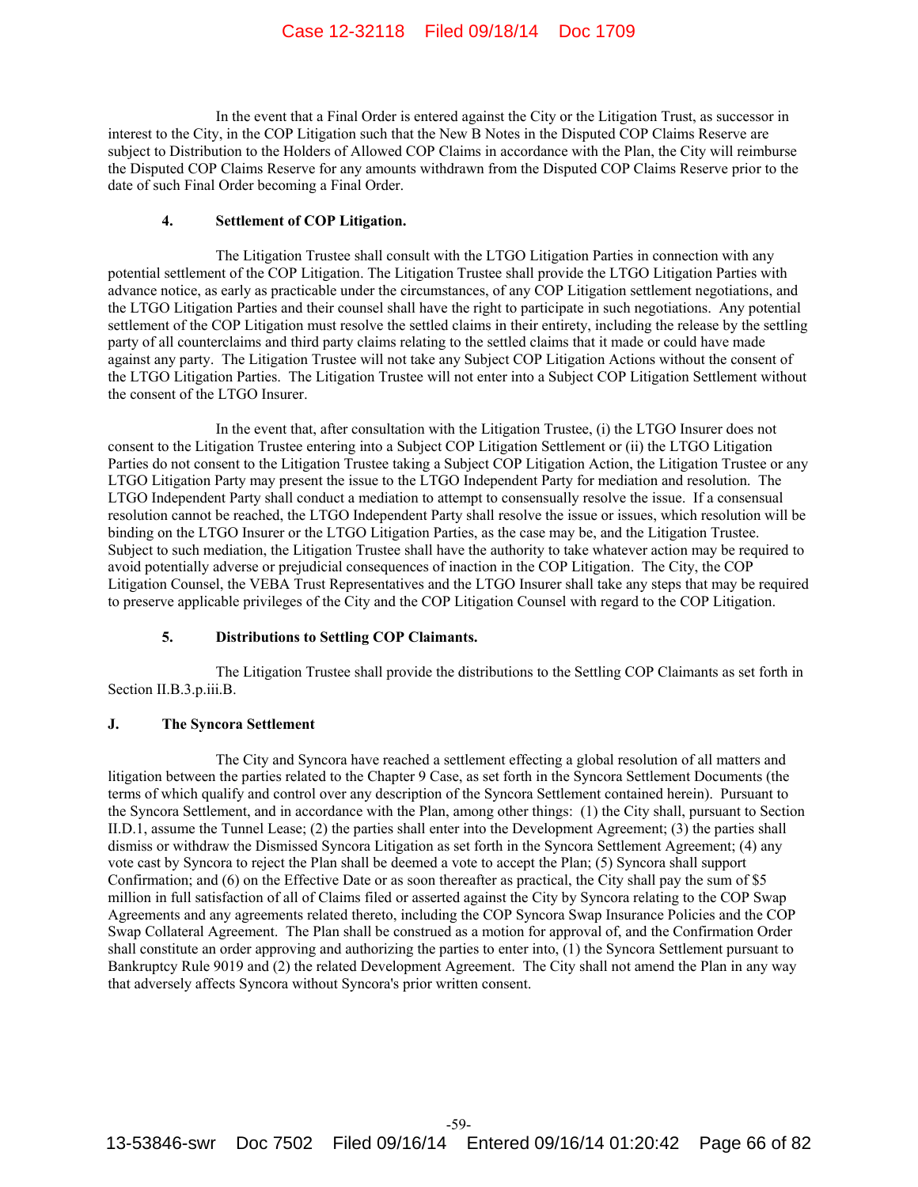In the event that a Final Order is entered against the City or the Litigation Trust, as successor in interest to the City, in the COP Litigation such that the New B Notes in the Disputed COP Claims Reserve are subject to Distribution to the Holders of Allowed COP Claims in accordance with the Plan, the City will reimburse the Disputed COP Claims Reserve for any amounts withdrawn from the Disputed COP Claims Reserve prior to the date of such Final Order becoming a Final Order.

#### 4. Settlement of COP Litigation.

The Litigation Trustee shall consult with the LTGO Litigation Parties in connection with any potential settlement of the COP Litigation. The Litigation Trustee shall provide the LTGO Litigation Parties with advance notice, as early as practicable under the circumstances, of any COP Litigation settlement negotiations, and the LTGO Litigation Parties and their counsel shall have the right to participate in such negotiations. Any potential settlement of the COP Litigation must resolve the settled claims in their entirety, including the release by the settling party of all counterclaims and third party claims relating to the settled claims that it made or could have made against any party. The Litigation Trustee will not take any Subject COP Litigation Actions without the consent of the LTGO Litigation Parties. The Litigation Trustee will not enter into a Subject COP Litigation Settlement without the consent of the LTGO Insurer.

In the event that, after consultation with the Litigation Trustee, (i) the LTGO Insurer does not consent to the Litigation Trustee entering into a Subject COP Litigation Settlement or (ii) the LTGO Litigation Parties do not consent to the Litigation Trustee taking a Subject COP Litigation Action, the Litigation Trustee or any LTGO Litigation Party may present the issue to the LTGO Independent Party for mediation and resolution. The LTGO Independent Party shall conduct a mediation to attempt to consensually resolve the issue. If a consensual resolution cannot be reached, the LTGO Independent Party shall resolve the issue or issues, which resolution will be binding on the LTGO Insurer or the LTGO Litigation Parties, as the case may be, and the Litigation Trustee. Subject to such mediation, the Litigation Trustee shall have the authority to take whatever action may be required to avoid potentially adverse or prejudicial consequences of inaction in the COP Litigation. The City, the COP Litigation Counsel, the VEBA Trust Representatives and the LTGO Insurer shall take any steps that may be required to preserve applicable privileges of the City and the COP Litigation Counsel with regard to the COP Litigation.

#### 5. Distributions to Settling COP Claimants.

The Litigation Trustee shall provide the distributions to the Settling COP Claimants as set forth in Section II.B.3.p.iii.B.

### J. The Syncora Settlement

The City and Syncora have reached a settlement effecting a global resolution of all matters and litigation between the parties related to the Chapter 9 Case, as set forth in the Syncora Settlement Documents (the terms of which qualify and control over any description of the Syncora Settlement contained herein). Pursuant to the Syncora Settlement, and in accordance with the Plan, among other things: (1) the City shall, pursuant to Section II.D.1, assume the Tunnel Lease; (2) the parties shall enter into the Development Agreement; (3) the parties shall dismiss or withdraw the Dismissed Syncora Litigation as set forth in the Syncora Settlement Agreement; (4) any vote cast by Syncora to reject the Plan shall be deemed a vote to accept the Plan; (5) Syncora shall support Confirmation; and (6) on the Effective Date or as soon thereafter as practical, the City shall pay the sum of $5 million in full satisfaction of all of Claims filed or asserted against the City by Syncora relating to the COP Swap Agreements and any agreements related thereto, including the COP Syncora Swap Insurance Policies and the COP Swap Collateral Agreement. The Plan shall be construed as a motion for approval of, and the Confirmation Order shall constitute an order approving and authorizing the parties to enter into, (1) the Syncora Settlement pursuant to Bankruptcy Rule 9019 and (2) the related Development Agreement. The City shall not amend the Plan in any way that adversely affects Syncora without Syncora's prior written consent.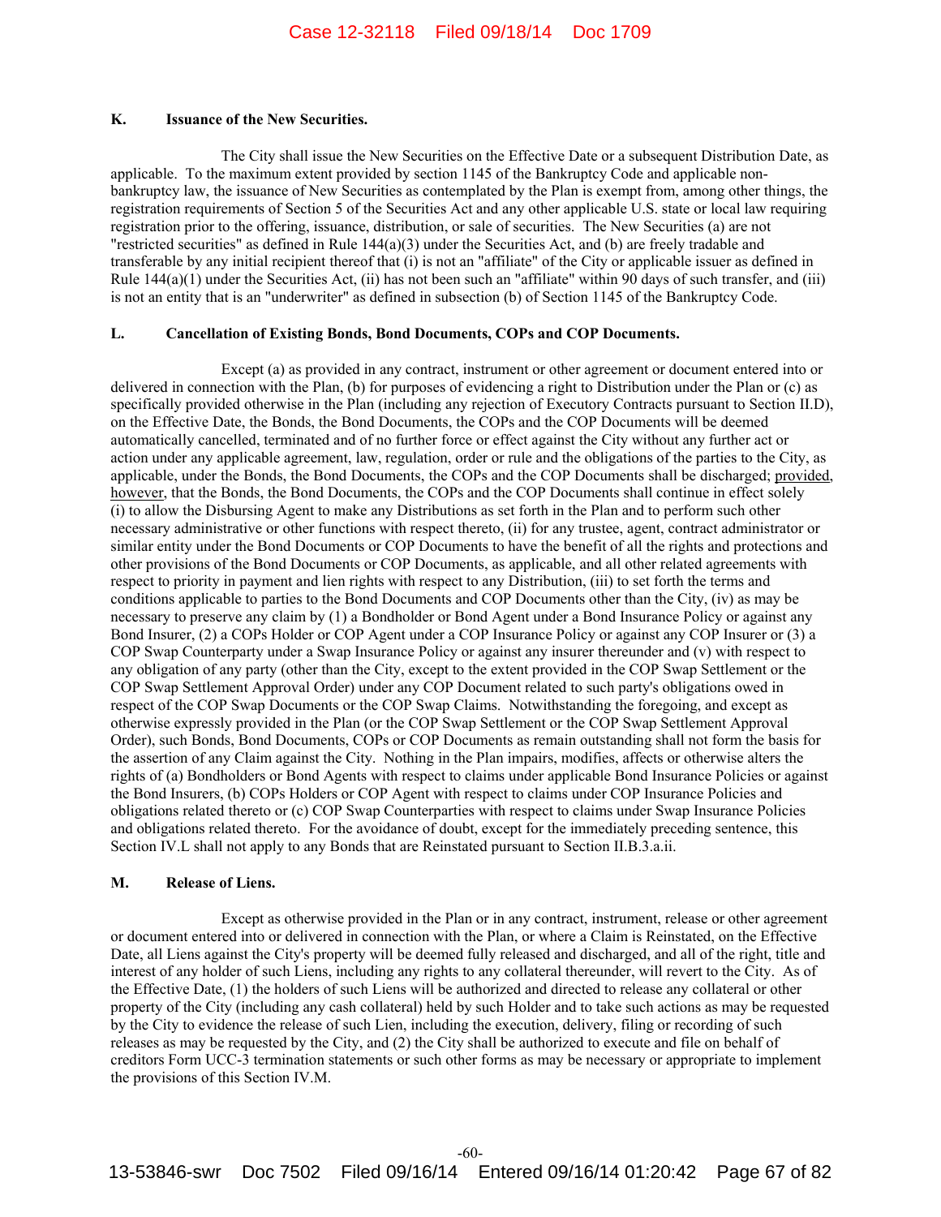### K. Issuance of the New Securities.

The City shall issue the New Securities on the Effective Date or a subsequent Distribution Date, as applicable. To the maximum extent provided by section 1145 of the Bankruptcy Code and applicable non-bankruptcy law, the issuance of New Securities as contemplated by the Plan is exempt from, among other things, the registration requirements of Section 5 of the Securities Act and any other applicable U.S. state or local law requiring registration prior to the offering, issuance, distribution, or sale of securities. The New Securities (a) are not "restricted securities" as defined in Rule 144(a)(3) under the Securities Act, and (b) are freely tradable and transferable by any initial recipient thereof that (i) is not an "affiliate" of the City or applicable issuer as defined in Rule 144(a)(1) under the Securities Act, (ii) has not been such an "affiliate" within 90 days of such transfer, and (iii) is not an entity that is an "underwriter" as defined in subsection (b) of Section 1145 of the Bankruptcy Code.

### L. Cancellation of Existing Bonds, Bond Documents, COPs and COP Documents.

Except (a) as provided in any contract, instrument or other agreement or document entered into or delivered in connection with the Plan, (b) for purposes of evidencing a right to Distribution under the Plan or (c) as specifically provided otherwise in the Plan (including any rejection of Executory Contracts pursuant to Section II.D), on the Effective Date, the Bonds, the Bond Documents, the COPs and the COP Documents will be deemed automatically cancelled, terminated and of no further force or effect against the City without any further act or action under any applicable agreement, law, regulation, order or rule and the obligations of the parties to the City, as applicable, under the Bonds, the Bond Documents, the COPs and the COP Documents shall be discharged; provided, however, that the Bonds, the Bond Documents, the COPs and the COP Documents shall continue in effect solely (i) to allow the Disbursing Agent to make any Distributions as set forth in the Plan and to perform such other necessary administrative or other functions with respect thereto, (ii) for any trustee, agent, contract administrator or similar entity under the Bond Documents or COP Documents to have the benefit of all the rights and protections and other provisions of the Bond Documents or COP Documents, as applicable, and all other related agreements with respect to priority in payment and lien rights with respect to any Distribution, (iii) to set forth the terms and conditions applicable to parties to the Bond Documents and COP Documents other than the City, (iv) as may be necessary to preserve any claim by (1) a Bondholder or Bond Agent under a Bond Insurance Policy or against any Bond Insurer, (2) a COPs Holder or COP Agent under a COP Insurance Policy or against any COP Insurer or (3) a COP Swap Counterparty under a Swap Insurance Policy or against any insurer thereunder and (v) with respect to any obligation of any party (other than the City, except to the extent provided in the COP Swap Settlement or the COP Swap Settlement Approval Order) under any COP Document related to such party's obligations owed in respect of the COP Swap Documents or the COP Swap Claims. Notwithstanding the foregoing, and except as otherwise expressly provided in the Plan (or the COP Swap Settlement or the COP Swap Settlement Approval Order), such Bonds, Bond Documents, COPs or COP Documents as remain outstanding shall not form the basis for the assertion of any Claim against the City. Nothing in the Plan impairs, modifies, affects or otherwise alters the rights of (a) Bondholders or Bond Agents with respect to claims under applicable Bond Insurance Policies or against the Bond Insurers, (b) COPs Holders or COP Agent with respect to claims under COP Insurance Policies and obligations related thereto or (c) COP Swap Counterparties with respect to claims under Swap Insurance Policies and obligations related thereto. For the avoidance of doubt, except for the immediately preceding sentence, this Section IV.L shall not apply to any Bonds that are Reinstated pursuant to Section II.B.3.a.ii.

### M. Release of Liens.

Except as otherwise provided in the Plan or in any contract, instrument, release or other agreement or document entered into or delivered in connection with the Plan, or where a Claim is Reinstated, on the Effective Date, all Liens against the City's property will be deemed fully released and discharged, and all of the right, title and interest of any holder of such Liens, including any rights to any collateral thereunder, will revert to the City. As of the Effective Date, (1) the holders of such Liens will be authorized and directed to release any collateral or other property of the City (including any cash collateral) held by such Holder and to take such actions as may be requested by the City to evidence the release of such Lien, including the execution, delivery, filing or recording of such releases as may be requested by the City, and (2) the City shall be authorized to execute and file on behalf of creditors Form UCC-3 termination statements or such other forms as may be necessary or appropriate to implement the provisions of this Section IV.M.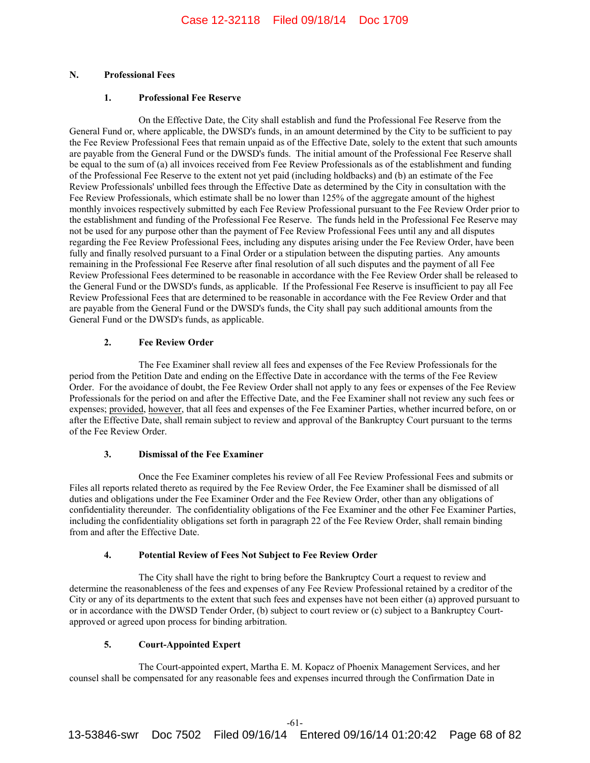## N. Professional Fees

### 1. Professional Fee Reserve

On the Effective Date, the City shall establish and fund the Professional Fee Reserve from the General Fund or, where applicable, the DWSD's funds, in an amount determined by the City to be sufficient to pay the Fee Review Professional Fees that remain unpaid as of the Effective Date, solely to the extent that such amounts are payable from the General Fund or the DWSD's funds. The initial amount of the Professional Fee Reserve shall be equal to the sum of (a) all invoices received from Fee Review Professionals as of the establishment and funding of the Professional Fee Reserve to the extent not yet paid (including holdbacks) and (b) an estimate of the Fee Review Professionals' unbilled fees through the Effective Date as determined by the City in consultation with the Fee Review Professionals, which estimate shall be no lower than 125% of the aggregate amount of the highest monthly invoices respectively submitted by each Fee Review Professional pursuant to the Fee Review Order prior to the establishment and funding of the Professional Fee Reserve. The funds held in the Professional Fee Reserve may not be used for any purpose other than the payment of Fee Review Professional Fees until any and all disputes regarding the Fee Review Professional Fees, including any disputes arising under the Fee Review Order, have been fully and finally resolved pursuant to a Final Order or a stipulation between the disputing parties. Any amounts remaining in the Professional Fee Reserve after final resolution of all such disputes and the payment of all Fee Review Professional Fees determined to be reasonable in accordance with the Fee Review Order shall be released to the General Fund or the DWSD's funds, as applicable. If the Professional Fee Reserve is insufficient to pay all Fee Review Professional Fees that are determined to be reasonable in accordance with the Fee Review Order and that are payable from the General Fund or the DWSD's funds, the City shall pay such additional amounts from the General Fund or the DWSD's funds, as applicable.

### 2. Fee Review Order

The Fee Examiner shall review all fees and expenses of the Fee Review Professionals for the period from the Petition Date and ending on the Effective Date in accordance with the terms of the Fee Review Order. For the avoidance of doubt, the Fee Review Order shall not apply to any fees or expenses of the Fee Review Professionals for the period on and after the Effective Date, and the Fee Examiner shall not review any such fees or expenses; provided, however, that all fees and expenses of the Fee Examiner Parties, whether incurred before, on or after the Effective Date, shall remain subject to review and approval of the Bankruptcy Court pursuant to the terms of the Fee Review Order.

### 3. Dismissal of the Fee Examiner

Once the Fee Examiner completes his review of all Fee Review Professional Fees and submits or Files all reports related thereto as required by the Fee Review Order, the Fee Examiner shall be dismissed of all duties and obligations under the Fee Examiner Order and the Fee Review Order, other than any obligations of confidentiality thereunder. The confidentiality obligations of the Fee Examiner and the other Fee Examiner Parties, including the confidentiality obligations set forth in paragraph 22 of the Fee Review Order, shall remain binding from and after the Effective Date.

### 4. Potential Review of Fees Not Subject to Fee Review Order

The City shall have the right to bring before the Bankruptcy Court a request to review and determine the reasonableness of the fees and expenses of any Fee Review Professional retained by a creditor of the City or any of its departments to the extent that such fees and expenses have not been either (a) approved pursuant to or in accordance with the DWSD Tender Order, (b) subject to court review or (c) subject to a Bankruptcy Court-approved or agreed upon process for binding arbitration.

### 5. Court-Appointed Expert

The Court-appointed expert, Martha E. M. Kopacz of Phoenix Management Services, and her counsel shall be compensated for any reasonable fees and expenses incurred through the Confirmation Date in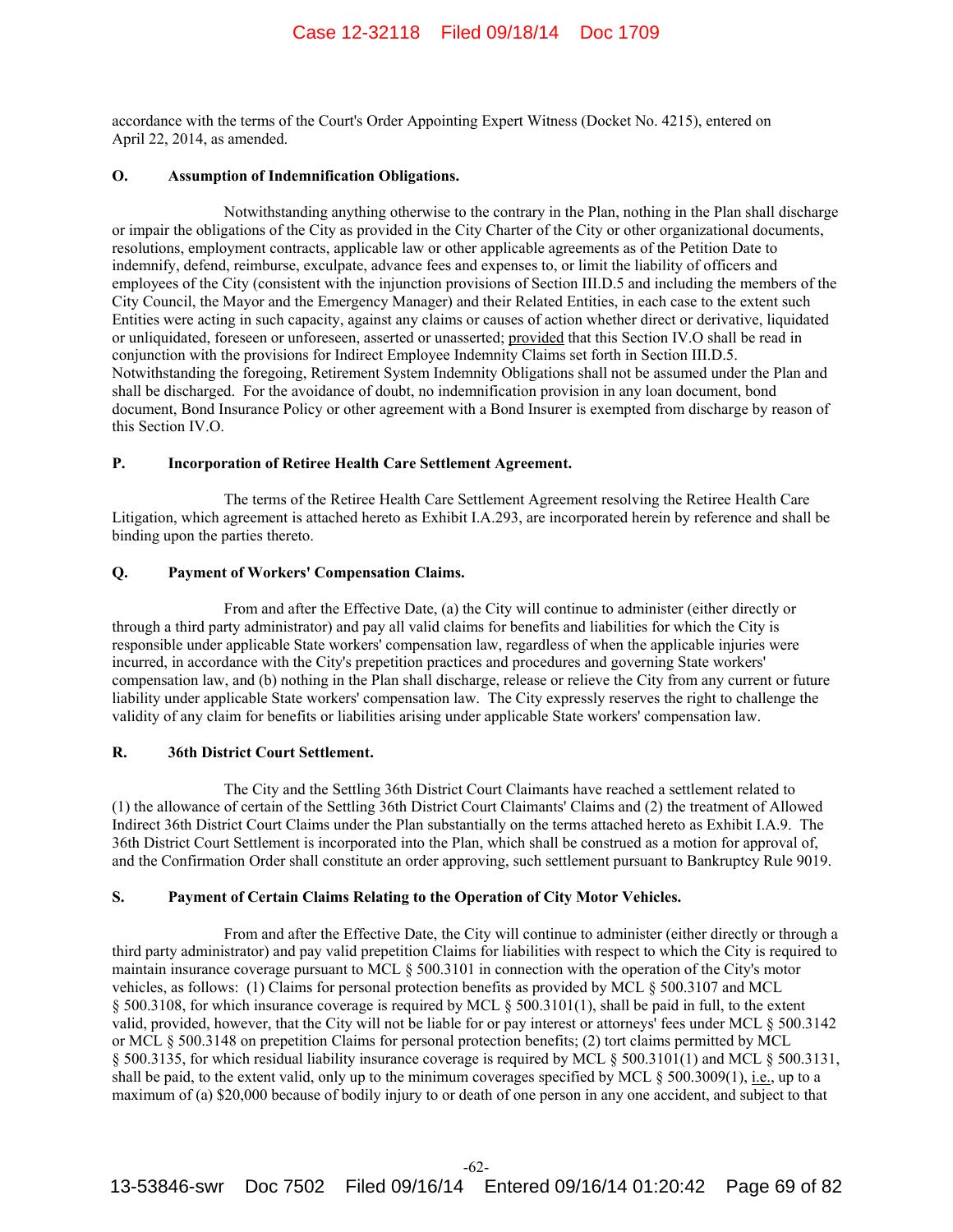accordance with the terms of the Court's Order Appointing Expert Witness (Docket No. 4215), entered on April 22, 2014, as amended.

## O. Assumption of Indemnification Obligations.

Notwithstanding anything otherwise to the contrary in the Plan, nothing in the Plan shall discharge or impair the obligations of the City as provided in the City Charter of the City or other organizational documents, resolutions, employment contracts, applicable law or other applicable agreements as of the Petition Date to indemnify, defend, reimburse, exculpate, advance fees and expenses to, or limit the liability of officers and employees of the City (consistent with the injunction provisions of Section III.D.5 and including the members of the City Council, the Mayor and the Emergency Manager) and their Related Entities, in each case to the extent such Entities were acting in such capacity, against any claims or causes of action whether direct or derivative, liquidated or unliquidated, foreseen or unforeseen, asserted or unasserted; provided that this Section IV.O shall be read in conjunction with the provisions for Indirect Employee Indemnity Claims set forth in Section III.D.5. Notwithstanding the foregoing, Retirement System Indemnity Obligations shall not be assumed under the Plan and shall be discharged. For the avoidance of doubt, no indemnification provision in any loan document, bond document, Bond Insurance Policy or other agreement with a Bond Insurer is exempted from discharge by reason of this Section IV.O.

## P. Incorporation of Retiree Health Care Settlement Agreement.

The terms of the Retiree Health Care Settlement Agreement resolving the Retiree Health Care Litigation, which agreement is attached hereto as Exhibit I.A.293, are incorporated herein by reference and shall be binding upon the parties thereto.

## Q. Payment of Workers' Compensation Claims.

From and after the Effective Date, (a) the City will continue to administer (either directly or through a third party administrator) and pay all valid claims for benefits and liabilities for which the City is responsible under applicable State workers' compensation law, regardless of when the applicable injuries were incurred, in accordance with the City's prepetition practices and procedures and governing State workers' compensation law, and (b) nothing in the Plan shall discharge, release or relieve the City from any current or future liability under applicable State workers' compensation law. The City expressly reserves the right to challenge the validity of any claim for benefits or liabilities arising under applicable State workers' compensation law.

## R. 36th District Court Settlement.

The City and the Settling 36th District Court Claimants have reached a settlement related to (1) the allowance of certain of the Settling 36th District Court Claimants' Claims and (2) the treatment of Allowed Indirect 36th District Court Claims under the Plan substantially on the terms attached hereto as Exhibit I.A.9. The 36th District Court Settlement is incorporated into the Plan, which shall be construed as a motion for approval of, and the Confirmation Order shall constitute an order approving, such settlement pursuant to Bankruptcy Rule 9019.

## S. Payment of Certain Claims Relating to the Operation of City Motor Vehicles.

From and after the Effective Date, the City will continue to administer (either directly or through a third party administrator) and pay valid prepetition Claims for liabilities with respect to which the City is required to maintain insurance coverage pursuant to MCL § 500.3101 in connection with the operation of the City's motor vehicles, as follows: (1) Claims for personal protection benefits as provided by MCL § 500.3107 and MCL § 500.3108, for which insurance coverage is required by MCL § 500.3101(1), shall be paid in full, to the extent valid, provided, however, that the City will not be liable for or pay interest or attorneys' fees under MCL § 500.3142 or MCL § 500.3148 on prepetition Claims for personal protection benefits; (2) tort claims permitted by MCL § 500.3135, for which residual liability insurance coverage is required by MCL § 500.3101(1) and MCL § 500.3131, shall be paid, to the extent valid, only up to the minimum coverages specified by MCL § 500.3009(1), i.e., up to a maximum of (a) $20,000 because of bodily injury to or death of one person in any one accident, and subject to that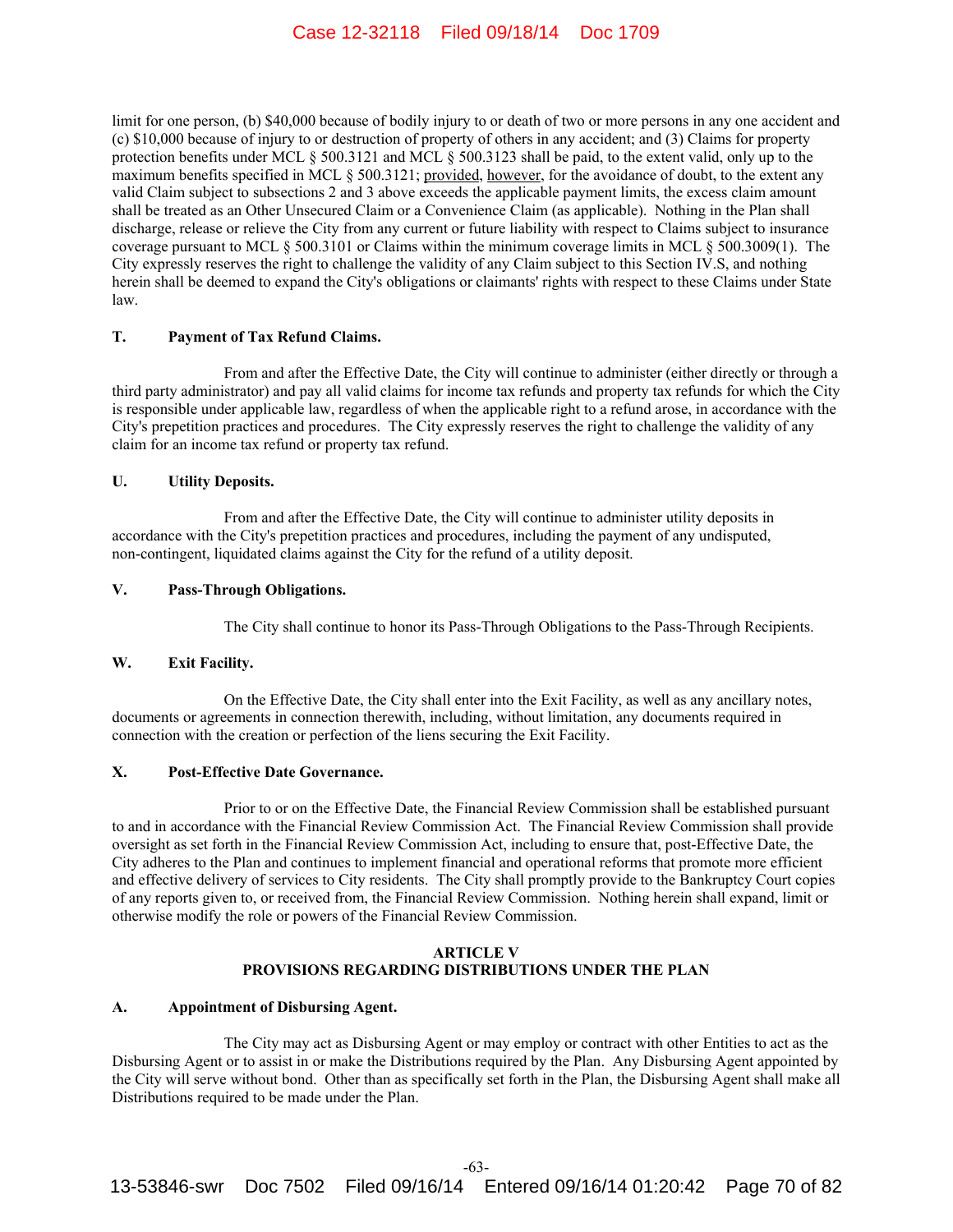limit for one person, (b) $40,000 because of bodily injury to or death of two or more persons in any one accident and (c) $10,000 because of injury to or destruction of property of others in any accident; and (3) Claims for property protection benefits under MCL § 500.3121 and MCL § 500.3123 shall be paid, to the extent valid, only up to the maximum benefits specified in MCL § 500.3121; provided, however, for the avoidance of doubt, to the extent any valid Claim subject to subsections 2 and 3 above exceeds the applicable payment limits, the excess claim amount shall be treated as an Other Unsecured Claim or a Convenience Claim (as applicable). Nothing in the Plan shall discharge, release or relieve the City from any current or future liability with respect to Claims subject to insurance coverage pursuant to MCL § 500.3101 or Claims within the minimum coverage limits in MCL § 500.3009(1). The City expressly reserves the right to challenge the validity of any Claim subject to this Section IV.S, and nothing herein shall be deemed to expand the City's obligations or claimants' rights with respect to these Claims under State law.

### T. Payment of Tax Refund Claims.

From and after the Effective Date, the City will continue to administer (either directly or through a third party administrator) and pay all valid claims for income tax refunds and property tax refunds for which the City is responsible under applicable law, regardless of when the applicable right to a refund arose, in accordance with the City's prepetition practices and procedures. The City expressly reserves the right to challenge the validity of any claim for an income tax refund or property tax refund.

### U. Utility Deposits.

From and after the Effective Date, the City will continue to administer utility deposits in accordance with the City's prepetition practices and procedures, including the payment of any undisputed, non-contingent, liquidated claims against the City for the refund of a utility deposit.

### V. Pass-Through Obligations.

The City shall continue to honor its Pass-Through Obligations to the Pass-Through Recipients.

### W. Exit Facility.

On the Effective Date, the City shall enter into the Exit Facility, as well as any ancillary notes, documents or agreements in connection therewith, including, without limitation, any documents required in connection with the creation or perfection of the liens securing the Exit Facility.

### X. Post-Effective Date Governance.

Prior to or on the Effective Date, the Financial Review Commission shall be established pursuant to and in accordance with the Financial Review Commission Act. The Financial Review Commission shall provide oversight as set forth in the Financial Review Commission Act, including to ensure that, post-Effective Date, the City adheres to the Plan and continues to implement financial and operational reforms that promote more efficient and effective delivery of services to City residents. The City shall promptly provide to the Bankruptcy Court copies of any reports given to, or received from, the Financial Review Commission. Nothing herein shall expand, limit or otherwise modify the role or powers of the Financial Review Commission.

## ARTICLE V
## PROVISIONS REGARDING DISTRIBUTIONS UNDER THE PLAN

### A. Appointment of Disbursing Agent.

The City may act as Disbursing Agent or may employ or contract with other Entities to act as the Disbursing Agent or to assist in or make the Distributions required by the Plan. Any Disbursing Agent appointed by the City will serve without bond. Other than as specifically set forth in the Plan, the Disbursing Agent shall make all Distributions required to be made under the Plan.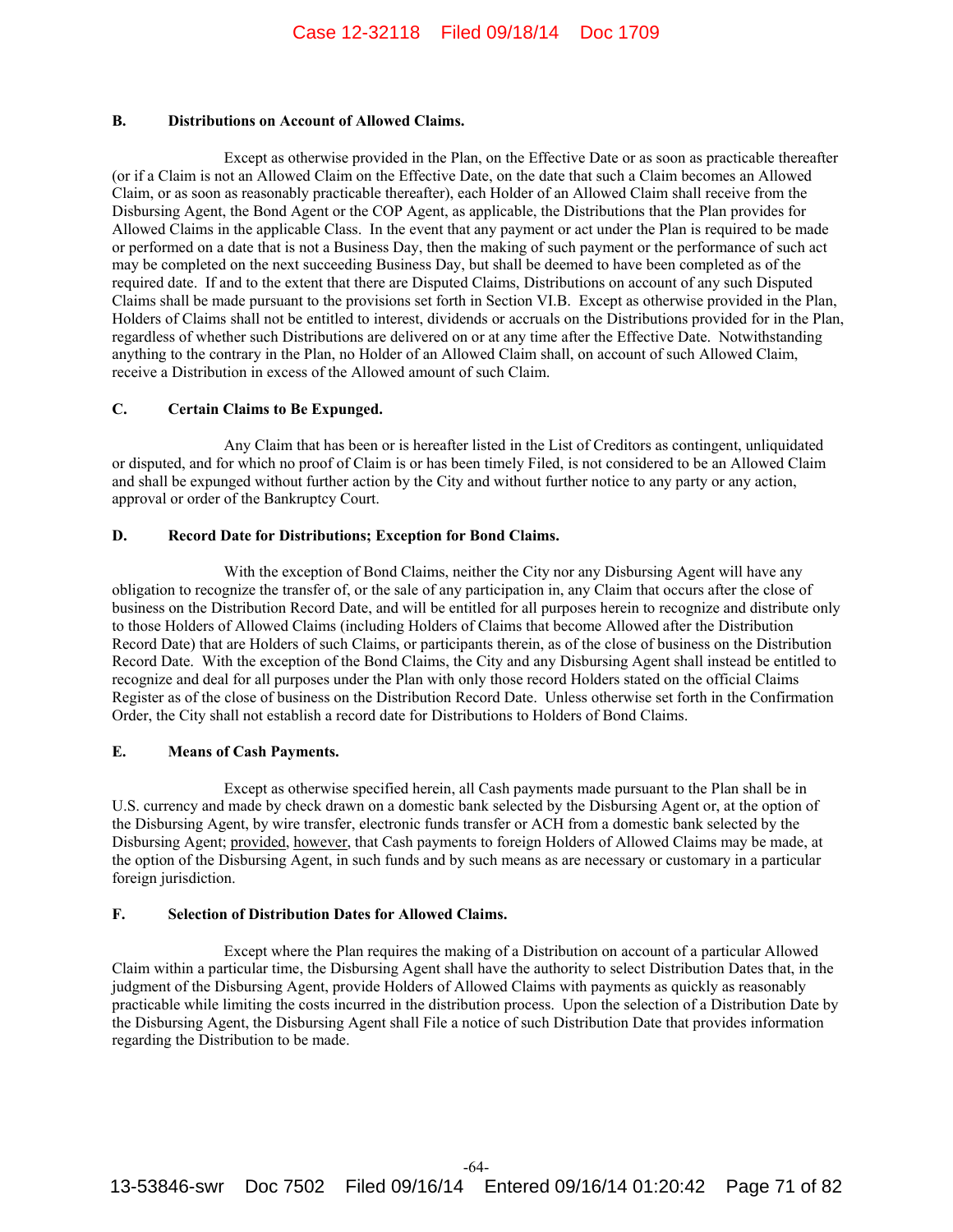## B. Distributions on Account of Allowed Claims.

Except as otherwise provided in the Plan, on the Effective Date or as soon as practicable thereafter (or if a Claim is not an Allowed Claim on the Effective Date, on the date that such a Claim becomes an Allowed Claim, or as soon as reasonably practicable thereafter), each Holder of an Allowed Claim shall receive from the Disbursing Agent, the Bond Agent or the COP Agent, as applicable, the Distributions that the Plan provides for Allowed Claims in the applicable Class. In the event that any payment or act under the Plan is required to be made or performed on a date that is not a Business Day, then the making of such payment or the performance of such act may be completed on the next succeeding Business Day, but shall be deemed to have been completed as of the required date. If and to the extent that there are Disputed Claims, Distributions on account of any such Disputed Claims shall be made pursuant to the provisions set forth in Section VI.B. Except as otherwise provided in the Plan, Holders of Claims shall not be entitled to interest, dividends or accruals on the Distributions provided for in the Plan, regardless of whether such Distributions are delivered on or at any time after the Effective Date. Notwithstanding anything to the contrary in the Plan, no Holder of an Allowed Claim shall, on account of such Allowed Claim, receive a Distribution in excess of the Allowed amount of such Claim.

## C. Certain Claims to Be Expunged.

Any Claim that has been or is hereafter listed in the List of Creditors as contingent, unliquidated or disputed, and for which no proof of Claim is or has been timely Filed, is not considered to be an Allowed Claim and shall be expunged without further action by the City and without further notice to any party or any action, approval or order of the Bankruptcy Court.

## D. Record Date for Distributions; Exception for Bond Claims.

With the exception of Bond Claims, neither the City nor any Disbursing Agent will have any obligation to recognize the transfer of, or the sale of any participation in, any Claim that occurs after the close of business on the Distribution Record Date, and will be entitled for all purposes herein to recognize and distribute only to those Holders of Allowed Claims (including Holders of Claims that become Allowed after the Distribution Record Date) that are Holders of such Claims, or participants therein, as of the close of business on the Distribution Record Date. With the exception of the Bond Claims, the City and any Disbursing Agent shall instead be entitled to recognize and deal for all purposes under the Plan with only those record Holders stated on the official Claims Register as of the close of business on the Distribution Record Date. Unless otherwise set forth in the Confirmation Order, the City shall not establish a record date for Distributions to Holders of Bond Claims.

## E. Means of Cash Payments.

Except as otherwise specified herein, all Cash payments made pursuant to the Plan shall be in U.S. currency and made by check drawn on a domestic bank selected by the Disbursing Agent or, at the option of the Disbursing Agent, by wire transfer, electronic funds transfer or ACH from a domestic bank selected by the Disbursing Agent; provided, however, that Cash payments to foreign Holders of Allowed Claims may be made, at the option of the Disbursing Agent, in such funds and by such means as are necessary or customary in a particular foreign jurisdiction.

## F. Selection of Distribution Dates for Allowed Claims.

Except where the Plan requires the making of a Distribution on account of a particular Allowed Claim within a particular time, the Disbursing Agent shall have the authority to select Distribution Dates that, in the judgment of the Disbursing Agent, provide Holders of Allowed Claims with payments as quickly as reasonably practicable while limiting the costs incurred in the distribution process. Upon the selection of a Distribution Date by the Disbursing Agent, the Disbursing Agent shall File a notice of such Distribution Date that provides information regarding the Distribution to be made.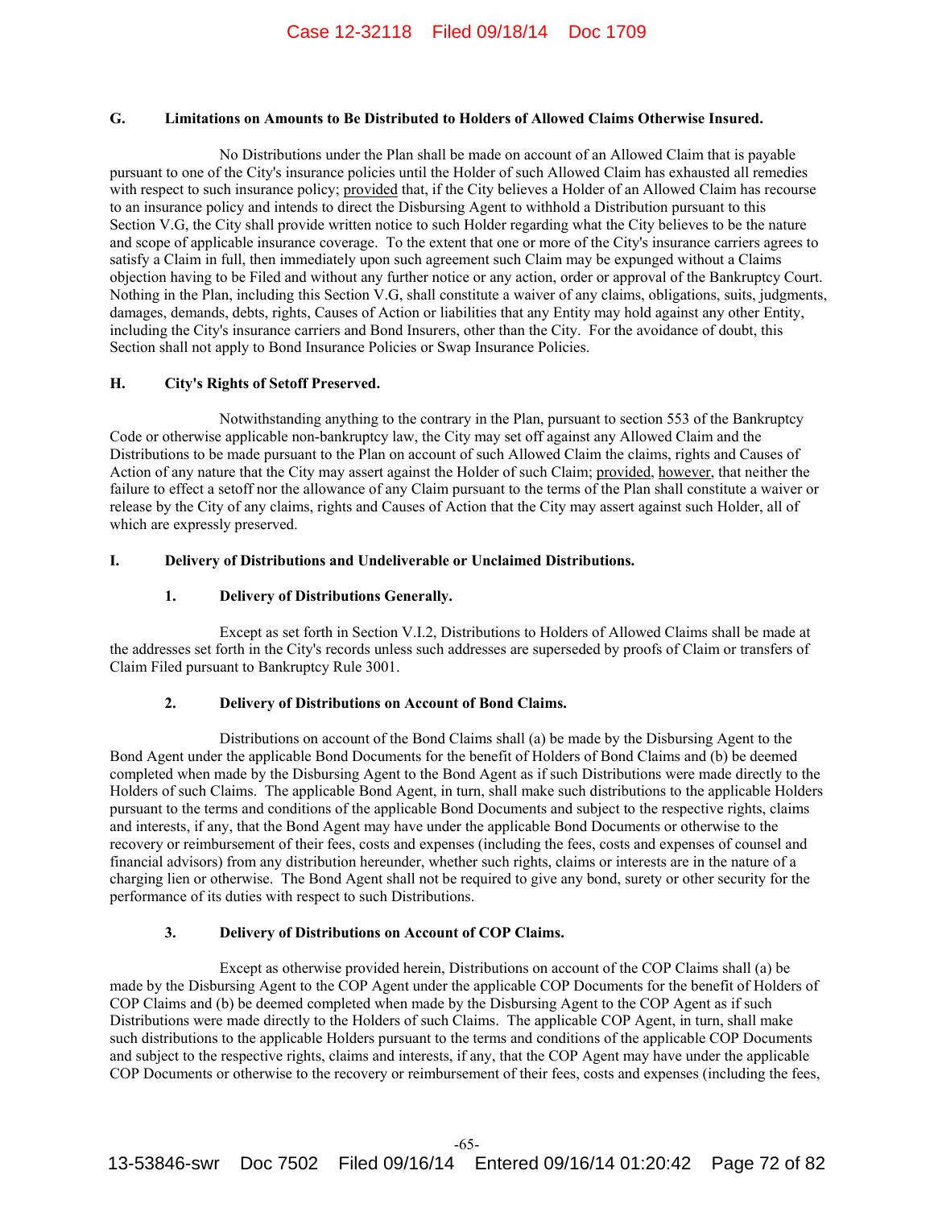## G. Limitations on Amounts to Be Distributed to Holders of Allowed Claims Otherwise Insured.

No Distributions under the Plan shall be made on account of an Allowed Claim that is payable pursuant to one of the City's insurance policies until the Holder of such Allowed Claim has exhausted all remedies with respect to such insurance policy; provided that, if the City believes a Holder of an Allowed Claim has recourse to an insurance policy and intends to direct the Disbursing Agent to withhold a Distribution pursuant to this Section V.G, the City shall provide written notice to such Holder regarding what the City believes to be the nature and scope of applicable insurance coverage. To the extent that one or more of the City's insurance carriers agrees to satisfy a Claim in full, then immediately upon such agreement such Claim may be expunged without a Claims objection having to be Filed and without any further notice or any action, order or approval of the Bankruptcy Court. Nothing in the Plan, including this Section V.G, shall constitute a waiver of any claims, obligations, suits, judgments, damages, demands, debts, rights, Causes of Action or liabilities that any Entity may hold against any other Entity, including the City's insurance carriers and Bond Insurers, other than the City. For the avoidance of doubt, this Section shall not apply to Bond Insurance Policies or Swap Insurance Policies.

## H. City's Rights of Setoff Preserved.

Notwithstanding anything to the contrary in the Plan, pursuant to section 553 of the Bankruptcy Code or otherwise applicable non-bankruptcy law, the City may set off against any Allowed Claim and the Distributions to be made pursuant to the Plan on account of such Allowed Claim the claims, rights and Causes of Action of any nature that the City may assert against the Holder of such Claim; provided, however, that neither the failure to effect a setoff nor the allowance of any Claim pursuant to the terms of the Plan shall constitute a waiver or release by the City of any claims, rights and Causes of Action that the City may assert against such Holder, all of which are expressly preserved.

## I. Delivery of Distributions and Undeliverable or Unclaimed Distributions.

### 1. Delivery of Distributions Generally.

Except as set forth in Section V.I.2, Distributions to Holders of Allowed Claims shall be made at the addresses set forth in the City's records unless such addresses are superseded by proofs of Claim or transfers of Claim Filed pursuant to Bankruptcy Rule 3001.

### 2. Delivery of Distributions on Account of Bond Claims.

Distributions on account of the Bond Claims shall (a) be made by the Disbursing Agent to the Bond Agent under the applicable Bond Documents for the benefit of Holders of Bond Claims and (b) be deemed completed when made by the Disbursing Agent to the Bond Agent as if such Distributions were made directly to the Holders of such Claims. The applicable Bond Agent, in turn, shall make such distributions to the applicable Holders pursuant to the terms and conditions of the applicable Bond Documents and subject to the respective rights, claims and interests, if any, that the Bond Agent may have under the applicable Bond Documents or otherwise to the recovery or reimbursement of their fees, costs and expenses (including the fees, costs and expenses of counsel and financial advisors) from any distribution hereunder, whether such rights, claims or interests are in the nature of a charging lien or otherwise. The Bond Agent shall not be required to give any bond, surety or other security for the performance of its duties with respect to such Distributions.

### 3. Delivery of Distributions on Account of COP Claims.

Except as otherwise provided herein, Distributions on account of the COP Claims shall (a) be made by the Disbursing Agent to the COP Agent under the applicable COP Documents for the benefit of Holders of COP Claims and (b) be deemed completed when made by the Disbursing Agent to the COP Agent as if such Distributions were made directly to the Holders of such Claims. The applicable COP Agent, in turn, shall make such distributions to the applicable Holders pursuant to the terms and conditions of the applicable COP Documents and subject to the respective rights, claims and interests, if any, that the COP Agent may have under the applicable COP Documents or otherwise to the recovery or reimbursement of their fees, costs and expenses (including the fees,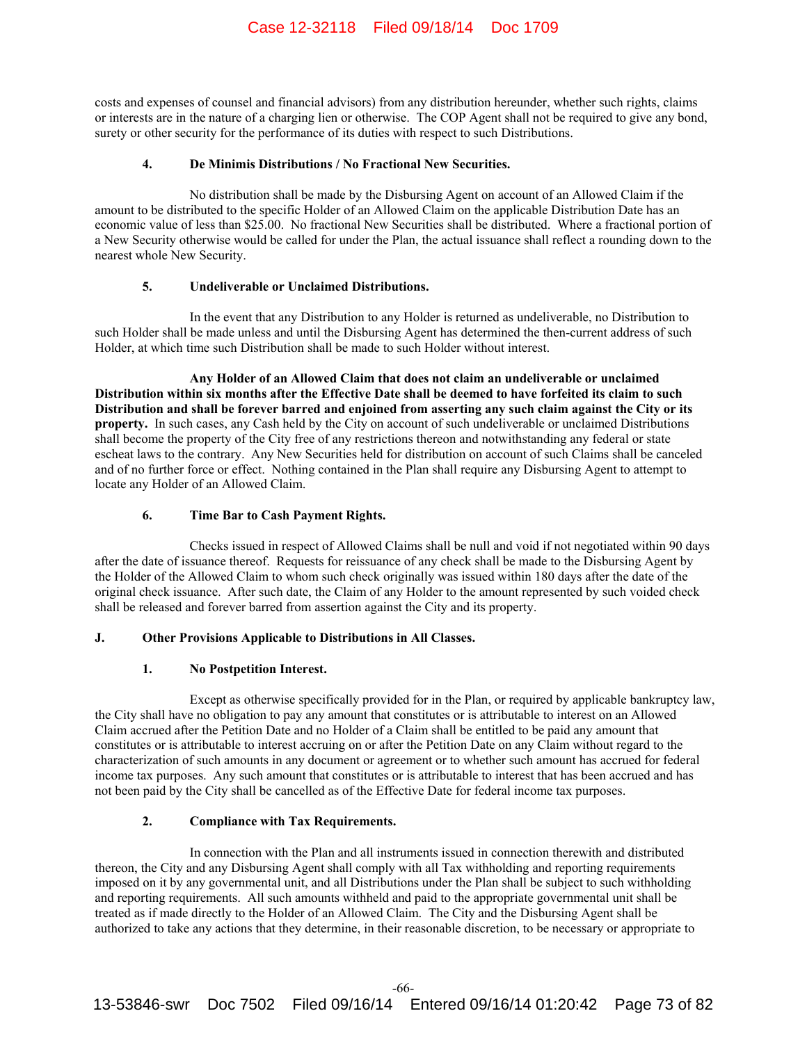costs and expenses of counsel and financial advisors) from any distribution hereunder, whether such rights, claims or interests are in the nature of a charging lien or otherwise. The COP Agent shall not be required to give any bond, surety or other security for the performance of its duties with respect to such Distributions.

#### 4. De Minimis Distributions / No Fractional New Securities.

No distribution shall be made by the Disbursing Agent on account of an Allowed Claim if the amount to be distributed to the specific Holder of an Allowed Claim on the applicable Distribution Date has an economic value of less than $25.00. No fractional New Securities shall be distributed. Where a fractional portion of a New Security otherwise would be called for under the Plan, the actual issuance shall reflect a rounding down to the nearest whole New Security.

#### 5. Undeliverable or Unclaimed Distributions.

In the event that any Distribution to any Holder is returned as undeliverable, no Distribution to such Holder shall be made unless and until the Disbursing Agent has determined the then-current address of such Holder, at which time such Distribution shall be made to such Holder without interest.

**Any Holder of an Allowed Claim that does not claim an undeliverable or unclaimed Distribution within six months after the Effective Date shall be deemed to have forfeited its claim to such Distribution and shall be forever barred and enjoined from asserting any such claim against the City or its property.** In such cases, any Cash held by the City on account of such undeliverable or unclaimed Distributions shall become the property of the City free of any restrictions thereon and notwithstanding any federal or state escheat laws to the contrary. Any New Securities held for distribution on account of such Claims shall be canceled and of no further force or effect. Nothing contained in the Plan shall require any Disbursing Agent to attempt to locate any Holder of an Allowed Claim.

#### 6. Time Bar to Cash Payment Rights.

Checks issued in respect of Allowed Claims shall be null and void if not negotiated within 90 days after the date of issuance thereof. Requests for reissuance of any check shall be made to the Disbursing Agent by the Holder of the Allowed Claim to whom such check originally was issued within 180 days after the date of the original check issuance. After such date, the Claim of any Holder to the amount represented by such voided check shall be released and forever barred from assertion against the City and its property.

### J. Other Provisions Applicable to Distributions in All Classes.

#### 1. No Postpetition Interest.

Except as otherwise specifically provided for in the Plan, or required by applicable bankruptcy law, the City shall have no obligation to pay any amount that constitutes or is attributable to interest on an Allowed Claim accrued after the Petition Date and no Holder of a Claim shall be entitled to be paid any amount that constitutes or is attributable to interest accruing on or after the Petition Date on any Claim without regard to the characterization of such amounts in any document or agreement or to whether such amount has accrued for federal income tax purposes. Any such amount that constitutes or is attributable to interest that has been accrued and has not been paid by the City shall be cancelled as of the Effective Date for federal income tax purposes.

#### 2. Compliance with Tax Requirements.

In connection with the Plan and all instruments issued in connection therewith and distributed thereon, the City and any Disbursing Agent shall comply with all Tax withholding and reporting requirements imposed on it by any governmental unit, and all Distributions under the Plan shall be subject to such withholding and reporting requirements. All such amounts withheld and paid to the appropriate governmental unit shall be treated as if made directly to the Holder of an Allowed Claim. The City and the Disbursing Agent shall be authorized to take any actions that they determine, in their reasonable discretion, to be necessary or appropriate to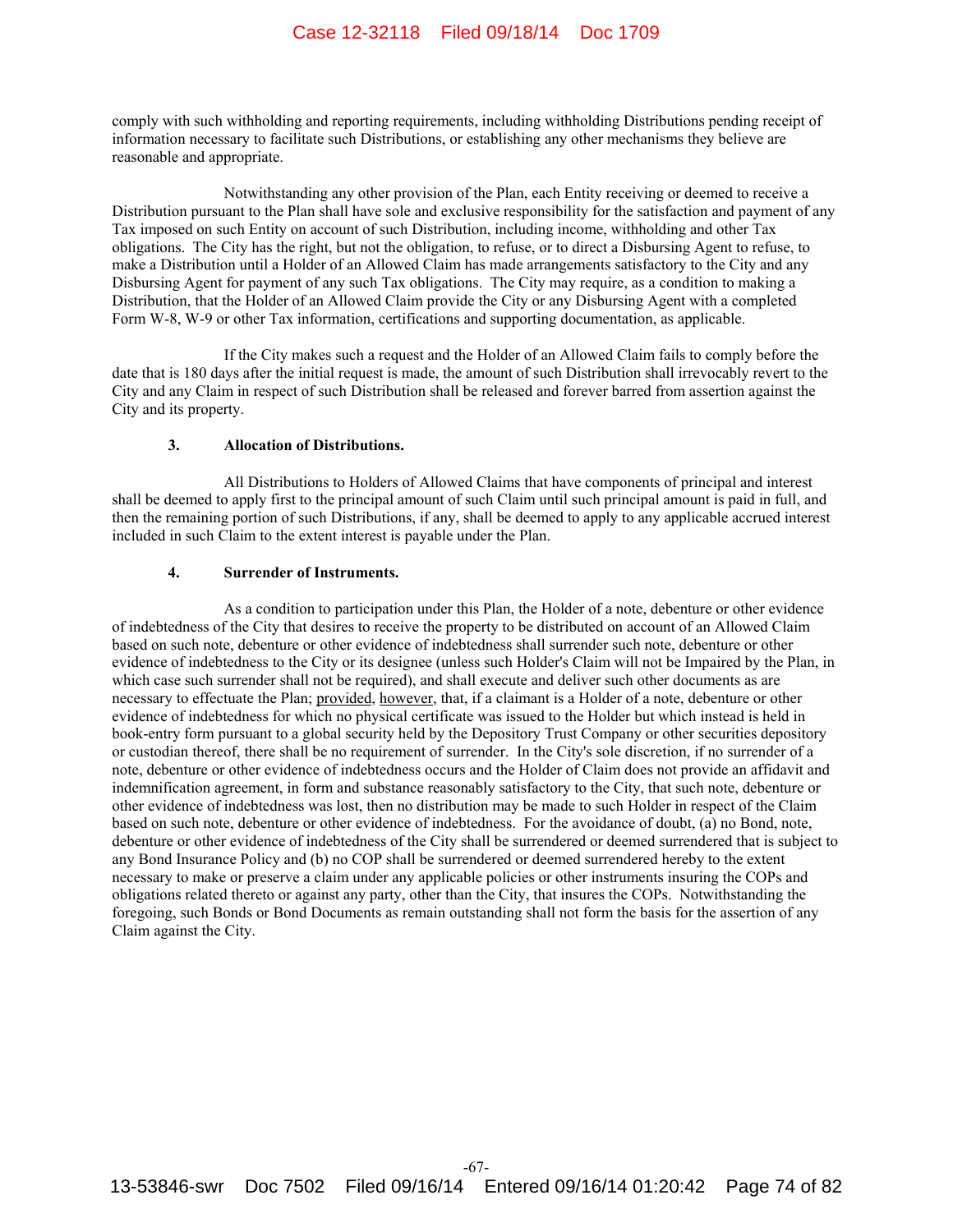comply with such withholding and reporting requirements, including withholding Distributions pending receipt of information necessary to facilitate such Distributions, or establishing any other mechanisms they believe are reasonable and appropriate.

Notwithstanding any other provision of the Plan, each Entity receiving or deemed to receive a Distribution pursuant to the Plan shall have sole and exclusive responsibility for the satisfaction and payment of any Tax imposed on such Entity on account of such Distribution, including income, withholding and other Tax obligations. The City has the right, but not the obligation, to refuse, or to direct a Disbursing Agent to refuse, to make a Distribution until a Holder of an Allowed Claim has made arrangements satisfactory to the City and any Disbursing Agent for payment of any such Tax obligations. The City may require, as a condition to making a Distribution, that the Holder of an Allowed Claim provide the City or any Disbursing Agent with a completed Form W-8, W-9 or other Tax information, certifications and supporting documentation, as applicable.

If the City makes such a request and the Holder of an Allowed Claim fails to comply before the date that is 180 days after the initial request is made, the amount of such Distribution shall irrevocably revert to the City and any Claim in respect of such Distribution shall be released and forever barred from assertion against the City and its property.

**3. Allocation of Distributions.**

All Distributions to Holders of Allowed Claims that have components of principal and interest shall be deemed to apply first to the principal amount of such Claim until such principal amount is paid in full, and then the remaining portion of such Distributions, if any, shall be deemed to apply to any applicable accrued interest included in such Claim to the extent interest is payable under the Plan.

**4. Surrender of Instruments.**

As a condition to participation under this Plan, the Holder of a note, debenture or other evidence of indebtedness of the City that desires to receive the property to be distributed on account of an Allowed Claim based on such note, debenture or other evidence of indebtedness shall surrender such note, debenture or other evidence of indebtedness to the City or its designee (unless such Holder's Claim will not be Impaired by the Plan, in which case such surrender shall not be required), and shall execute and deliver such other documents as are necessary to effectuate the Plan; provided, however, that, if a claimant is a Holder of a note, debenture or other evidence of indebtedness for which no physical certificate was issued to the Holder but which instead is held in book-entry form pursuant to a global security held by the Depository Trust Company or other securities depository or custodian thereof, there shall be no requirement of surrender. In the City's sole discretion, if no surrender of a note, debenture or other evidence of indebtedness occurs and the Holder of Claim does not provide an affidavit and indemnification agreement, in form and substance reasonably satisfactory to the City, that such note, debenture or other evidence of indebtedness was lost, then no distribution may be made to such Holder in respect of the Claim based on such note, debenture or other evidence of indebtedness. For the avoidance of doubt, (a) no Bond, note, debenture or other evidence of indebtedness of the City shall be surrendered or deemed surrendered that is subject to any Bond Insurance Policy and (b) no COP shall be surrendered or deemed surrendered hereby to the extent necessary to make or preserve a claim under any applicable policies or other instruments insuring the COPs and obligations related thereto or against any party, other than the City, that insures the COPs. Notwithstanding the foregoing, such Bonds or Bond Documents as remain outstanding shall not form the basis for the assertion of any Claim against the City.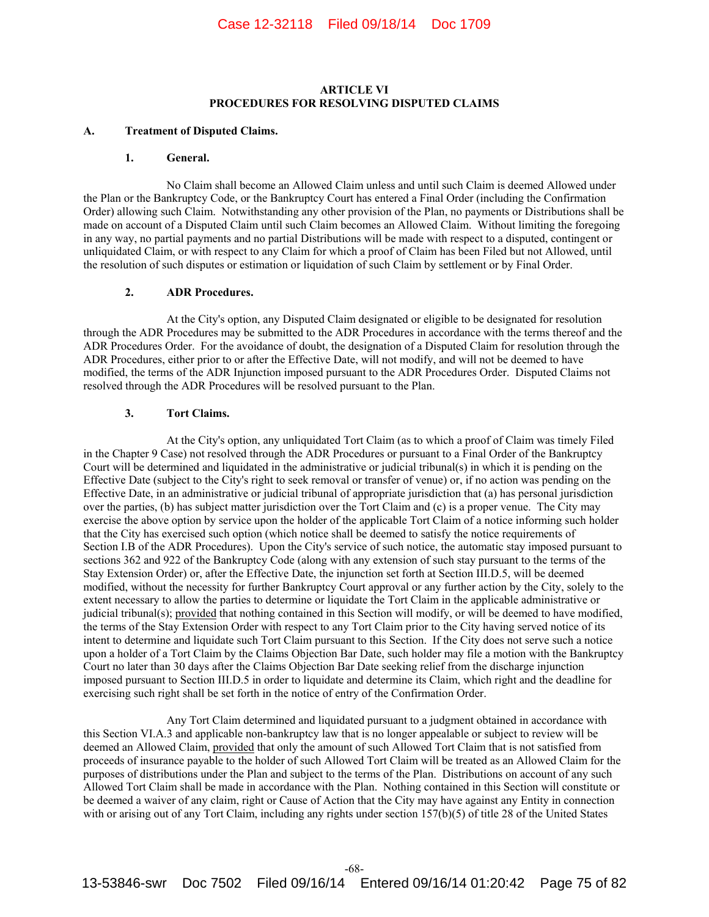## ARTICLE VI
## PROCEDURES FOR RESOLVING DISPUTED CLAIMS

### A. Treatment of Disputed Claims.

#### 1. General.

No Claim shall become an Allowed Claim unless and until such Claim is deemed Allowed under the Plan or the Bankruptcy Code, or the Bankruptcy Court has entered a Final Order (including the Confirmation Order) allowing such Claim. Notwithstanding any other provision of the Plan, no payments or Distributions shall be made on account of a Disputed Claim until such Claim becomes an Allowed Claim. Without limiting the foregoing in any way, no partial payments and no partial Distributions will be made with respect to a disputed, contingent or unliquidated Claim, or with respect to any Claim for which a proof of Claim has been Filed but not Allowed, until the resolution of such disputes or estimation or liquidation of such Claim by settlement or by Final Order.

#### 2. ADR Procedures.

At the City's option, any Disputed Claim designated or eligible to be designated for resolution through the ADR Procedures may be submitted to the ADR Procedures in accordance with the terms thereof and the ADR Procedures Order. For the avoidance of doubt, the designation of a Disputed Claim for resolution through the ADR Procedures, either prior to or after the Effective Date, will not modify, and will not be deemed to have modified, the terms of the ADR Injunction imposed pursuant to the ADR Procedures Order. Disputed Claims not resolved through the ADR Procedures will be resolved pursuant to the Plan.

#### 3. Tort Claims.

At the City's option, any unliquidated Tort Claim (as to which a proof of Claim was timely Filed in the Chapter 9 Case) not resolved through the ADR Procedures or pursuant to a Final Order of the Bankruptcy Court will be determined and liquidated in the administrative or judicial tribunal(s) in which it is pending on the Effective Date (subject to the City's right to seek removal or transfer of venue) or, if no action was pending on the Effective Date, in an administrative or judicial tribunal of appropriate jurisdiction that (a) has personal jurisdiction over the parties, (b) has subject matter jurisdiction over the Tort Claim and (c) is a proper venue. The City may exercise the above option by service upon the holder of the applicable Tort Claim of a notice informing such holder that the City has exercised such option (which notice shall be deemed to satisfy the notice requirements of Section I.B of the ADR Procedures). Upon the City's service of such notice, the automatic stay imposed pursuant to sections 362 and 922 of the Bankruptcy Code (along with any extension of such stay pursuant to the terms of the Stay Extension Order) or, after the Effective Date, the injunction set forth at Section III.D.5, will be deemed modified, without the necessity for further Bankruptcy Court approval or any further action by the City, solely to the extent necessary to allow the parties to determine or liquidate the Tort Claim in the applicable administrative or judicial tribunal(s); provided that nothing contained in this Section will modify, or will be deemed to have modified, the terms of the Stay Extension Order with respect to any Tort Claim prior to the City having served notice of its intent to determine and liquidate such Tort Claim pursuant to this Section. If the City does not serve such a notice upon a holder of a Tort Claim by the Claims Objection Bar Date, such holder may file a motion with the Bankruptcy Court no later than 30 days after the Claims Objection Bar Date seeking relief from the discharge injunction imposed pursuant to Section III.D.5 in order to liquidate and determine its Claim, which right and the deadline for exercising such right shall be set forth in the notice of entry of the Confirmation Order.

Any Tort Claim determined and liquidated pursuant to a judgment obtained in accordance with this Section VI.A.3 and applicable non-bankruptcy law that is no longer appealable or subject to review will be deemed an Allowed Claim, provided that only the amount of such Allowed Tort Claim that is not satisfied from proceeds of insurance payable to the holder of such Allowed Tort Claim will be treated as an Allowed Claim for the purposes of distributions under the Plan and subject to the terms of the Plan. Distributions on account of any such Allowed Tort Claim shall be made in accordance with the Plan. Nothing contained in this Section will constitute or be deemed a waiver of any claim, right or Cause of Action that the City may have against any Entity in connection with or arising out of any Tort Claim, including any rights under section 157(b)(5) of title 28 of the United States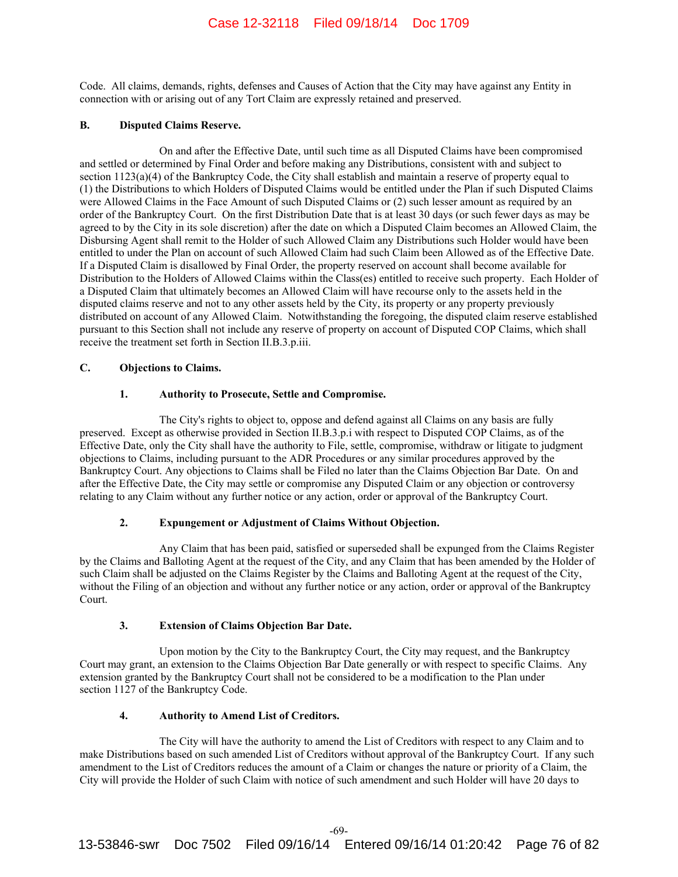Code. All claims, demands, rights, defenses and Causes of Action that the City may have against any Entity in connection with or arising out of any Tort Claim are expressly retained and preserved.

**B. Disputed Claims Reserve.**

On and after the Effective Date, until such time as all Disputed Claims have been compromised and settled or determined by Final Order and before making any Distributions, consistent with and subject to section 1123(a)(4) of the Bankruptcy Code, the City shall establish and maintain a reserve of property equal to (1) the Distributions to which Holders of Disputed Claims would be entitled under the Plan if such Disputed Claims were Allowed Claims in the Face Amount of such Disputed Claims or (2) such lesser amount as required by an order of the Bankruptcy Court. On the first Distribution Date that is at least 30 days (or such fewer days as may be agreed to by the City in its sole discretion) after the date on which a Disputed Claim becomes an Allowed Claim, the Disbursing Agent shall remit to the Holder of such Allowed Claim any Distributions such Holder would have been entitled to under the Plan on account of such Allowed Claim had such Claim been Allowed as of the Effective Date. If a Disputed Claim is disallowed by Final Order, the property reserved on account shall become available for Distribution to the Holders of Allowed Claims within the Class(es) entitled to receive such property. Each Holder of a Disputed Claim that ultimately becomes an Allowed Claim will have recourse only to the assets held in the disputed claims reserve and not to any other assets held by the City, its property or any property previously distributed on account of any Allowed Claim. Notwithstanding the foregoing, the disputed claim reserve established pursuant to this Section shall not include any reserve of property on account of Disputed COP Claims, which shall receive the treatment set forth in Section II.B.3.p.iii.

**C. Objections to Claims.**

**1. Authority to Prosecute, Settle and Compromise.**

The City's rights to object to, oppose and defend against all Claims on any basis are fully preserved. Except as otherwise provided in Section II.B.3.p.i with respect to Disputed COP Claims, as of the Effective Date, only the City shall have the authority to File, settle, compromise, withdraw or litigate to judgment objections to Claims, including pursuant to the ADR Procedures or any similar procedures approved by the Bankruptcy Court. Any objections to Claims shall be Filed no later than the Claims Objection Bar Date. On and after the Effective Date, the City may settle or compromise any Disputed Claim or any objection or controversy relating to any Claim without any further notice or any action, order or approval of the Bankruptcy Court.

**2. Expungement or Adjustment of Claims Without Objection.**

Any Claim that has been paid, satisfied or superseded shall be expunged from the Claims Register by the Claims and Balloting Agent at the request of the City, and any Claim that has been amended by the Holder of such Claim shall be adjusted on the Claims Register by the Claims and Balloting Agent at the request of the City, without the Filing of an objection and without any further notice or any action, order or approval of the Bankruptcy Court.

**3. Extension of Claims Objection Bar Date.**

Upon motion by the City to the Bankruptcy Court, the City may request, and the Bankruptcy Court may grant, an extension to the Claims Objection Bar Date generally or with respect to specific Claims. Any extension granted by the Bankruptcy Court shall not be considered to be a modification to the Plan under section 1127 of the Bankruptcy Code.

**4. Authority to Amend List of Creditors.**

The City will have the authority to amend the List of Creditors with respect to any Claim and to make Distributions based on such amended List of Creditors without approval of the Bankruptcy Court. If any such amendment to the List of Creditors reduces the amount of a Claim or changes the nature or priority of a Claim, the City will provide the Holder of such Claim with notice of such amendment and such Holder will have 20 days to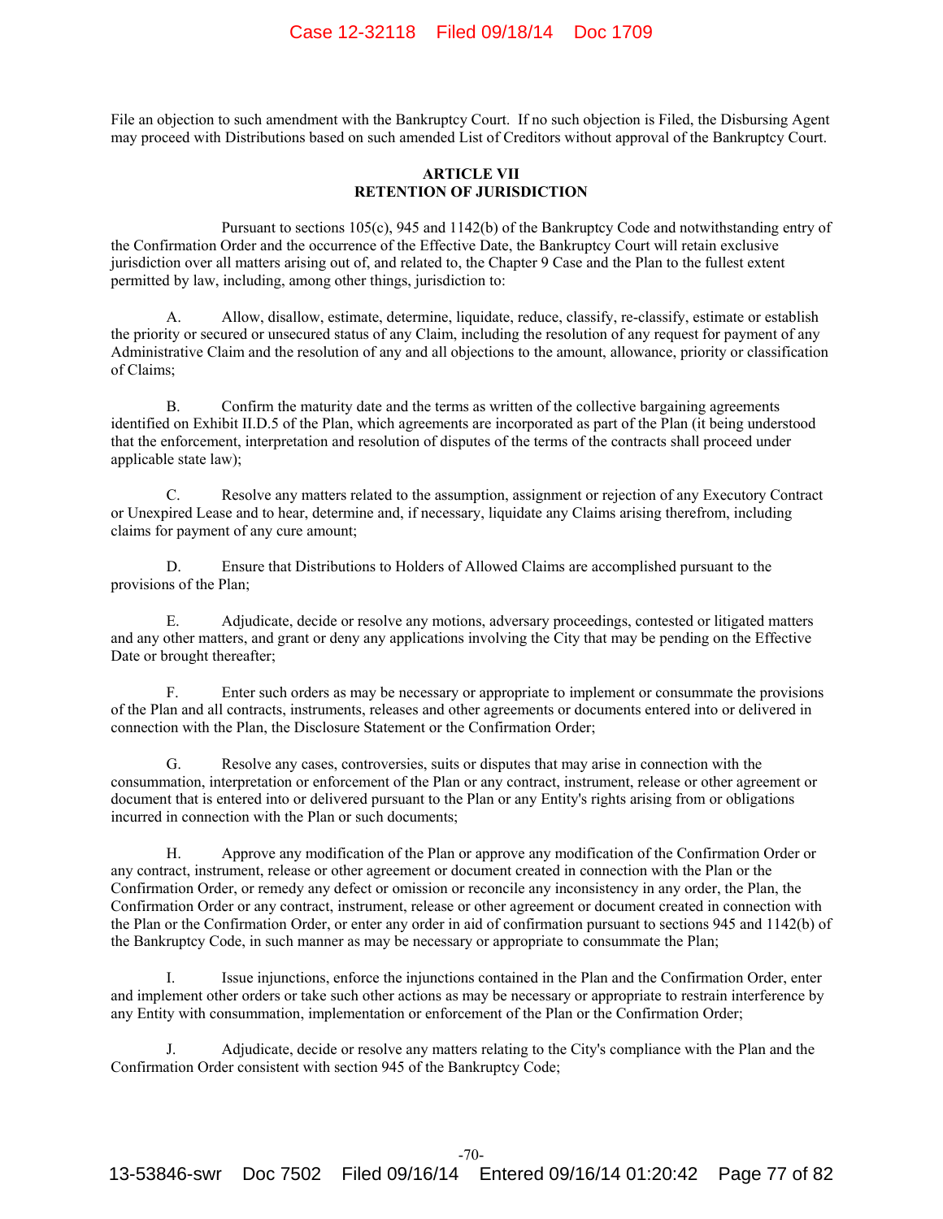File an objection to such amendment with the Bankruptcy Court. If no such objection is Filed, the Disbursing Agent may proceed with Distributions based on such amended List of Creditors without approval of the Bankruptcy Court.

## ARTICLE VII
## RETENTION OF JURISDICTION

Pursuant to sections 105(c), 945 and 1142(b) of the Bankruptcy Code and notwithstanding entry of the Confirmation Order and the occurrence of the Effective Date, the Bankruptcy Court will retain exclusive jurisdiction over all matters arising out of, and related to, the Chapter 9 Case and the Plan to the fullest extent permitted by law, including, among other things, jurisdiction to:

A. Allow, disallow, estimate, determine, liquidate, reduce, classify, re-classify, estimate or establish the priority or secured or unsecured status of any Claim, including the resolution of any request for payment of any Administrative Claim and the resolution of any and all objections to the amount, allowance, priority or classification of Claims;

B. Confirm the maturity date and the terms as written of the collective bargaining agreements identified on Exhibit II.D.5 of the Plan, which agreements are incorporated as part of the Plan (it being understood that the enforcement, interpretation and resolution of disputes of the terms of the contracts shall proceed under applicable state law);

C. Resolve any matters related to the assumption, assignment or rejection of any Executory Contract or Unexpired Lease and to hear, determine and, if necessary, liquidate any Claims arising therefrom, including claims for payment of any cure amount;

D. Ensure that Distributions to Holders of Allowed Claims are accomplished pursuant to the provisions of the Plan;

E. Adjudicate, decide or resolve any motions, adversary proceedings, contested or litigated matters and any other matters, and grant or deny any applications involving the City that may be pending on the Effective Date or brought thereafter;

F. Enter such orders as may be necessary or appropriate to implement or consummate the provisions of the Plan and all contracts, instruments, releases and other agreements or documents entered into or delivered in connection with the Plan, the Disclosure Statement or the Confirmation Order;

G. Resolve any cases, controversies, suits or disputes that may arise in connection with the consummation, interpretation or enforcement of the Plan or any contract, instrument, release or other agreement or document that is entered into or delivered pursuant to the Plan or any Entity's rights arising from or obligations incurred in connection with the Plan or such documents;

H. Approve any modification of the Plan or approve any modification of the Confirmation Order or any contract, instrument, release or other agreement or document created in connection with the Plan or the Confirmation Order, or remedy any defect or omission or reconcile any inconsistency in any order, the Plan, the Confirmation Order or any contract, instrument, release or other agreement or document created in connection with the Plan or the Confirmation Order, or enter any order in aid of confirmation pursuant to sections 945 and 1142(b) of the Bankruptcy Code, in such manner as may be necessary or appropriate to consummate the Plan;

I. Issue injunctions, enforce the injunctions contained in the Plan and the Confirmation Order, enter and implement other orders or take such other actions as may be necessary or appropriate to restrain interference by any Entity with consummation, implementation or enforcement of the Plan or the Confirmation Order;

J. Adjudicate, decide or resolve any matters relating to the City's compliance with the Plan and the Confirmation Order consistent with section 945 of the Bankruptcy Code;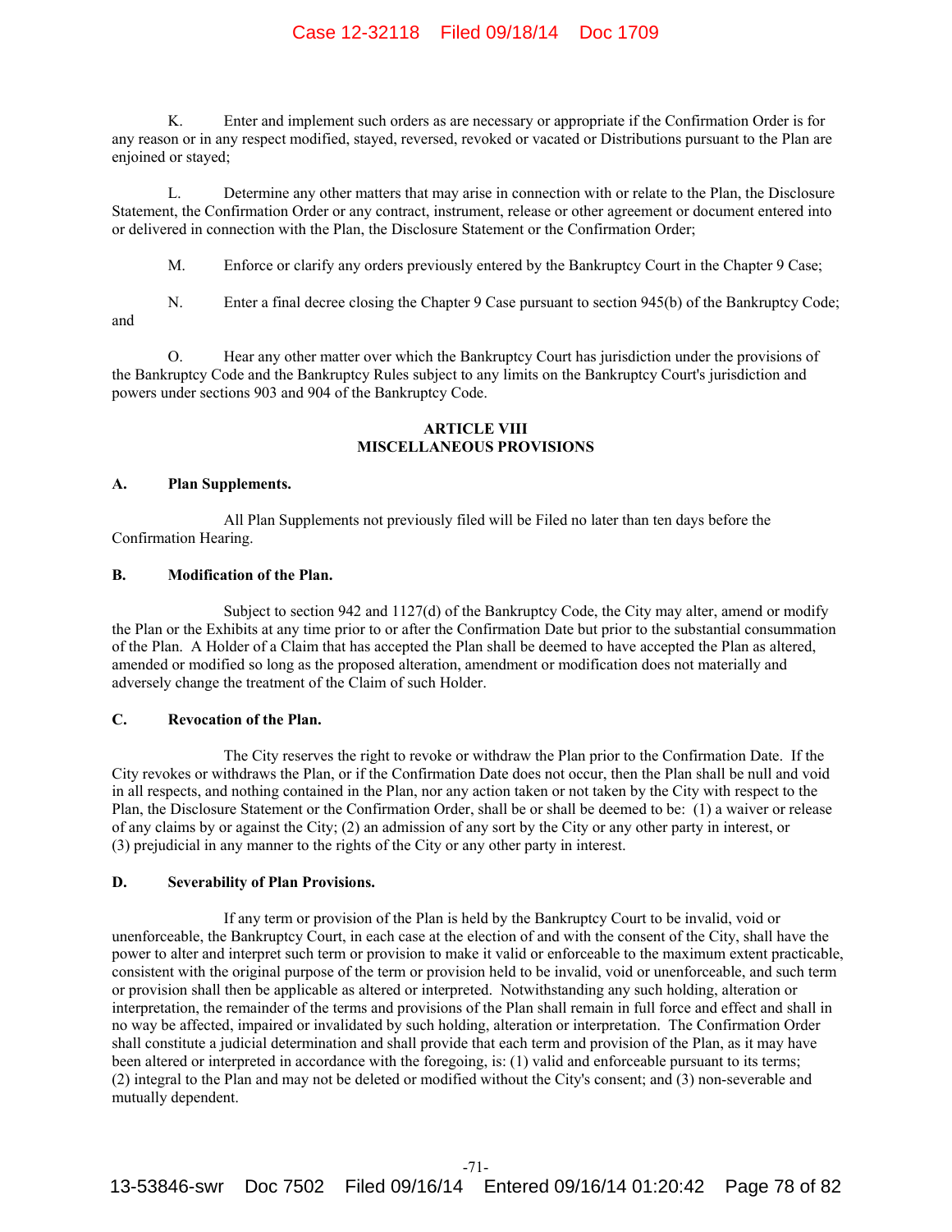K. Enter and implement such orders as are necessary or appropriate if the Confirmation Order is for any reason or in any respect modified, stayed, reversed, revoked or vacated or Distributions pursuant to the Plan are enjoined or stayed;

L. Determine any other matters that may arise in connection with or relate to the Plan, the Disclosure Statement, the Confirmation Order or any contract, instrument, release or other agreement or document entered into or delivered in connection with the Plan, the Disclosure Statement or the Confirmation Order;

M. Enforce or clarify any orders previously entered by the Bankruptcy Court in the Chapter 9 Case;

N. Enter a final decree closing the Chapter 9 Case pursuant to section 945(b) of the Bankruptcy Code; and

O. Hear any other matter over which the Bankruptcy Court has jurisdiction under the provisions of the Bankruptcy Code and the Bankruptcy Rules subject to any limits on the Bankruptcy Court's jurisdiction and powers under sections 903 and 904 of the Bankruptcy Code.

## ARTICLE VIII
## MISCELLANEOUS PROVISIONS

### A. Plan Supplements.

All Plan Supplements not previously filed will be Filed no later than ten days before the Confirmation Hearing.

### B. Modification of the Plan.

Subject to section 942 and 1127(d) of the Bankruptcy Code, the City may alter, amend or modify the Plan or the Exhibits at any time prior to or after the Confirmation Date but prior to the substantial consummation of the Plan. A Holder of a Claim that has accepted the Plan shall be deemed to have accepted the Plan as altered, amended or modified so long as the proposed alteration, amendment or modification does not materially and adversely change the treatment of the Claim of such Holder.

### C. Revocation of the Plan.

The City reserves the right to revoke or withdraw the Plan prior to the Confirmation Date. If the City revokes or withdraws the Plan, or if the Confirmation Date does not occur, then the Plan shall be null and void in all respects, and nothing contained in the Plan, nor any action taken or not taken by the City with respect to the Plan, the Disclosure Statement or the Confirmation Order, shall be or shall be deemed to be: (1) a waiver or release of any claims by or against the City; (2) an admission of any sort by the City or any other party in interest, or (3) prejudicial in any manner to the rights of the City or any other party in interest.

### D. Severability of Plan Provisions.

If any term or provision of the Plan is held by the Bankruptcy Court to be invalid, void or unenforceable, the Bankruptcy Court, in each case at the election of and with the consent of the City, shall have the power to alter and interpret such term or provision to make it valid or enforceable to the maximum extent practicable, consistent with the original purpose of the term or provision held to be invalid, void or unenforceable, and such term or provision shall then be applicable as altered or interpreted. Notwithstanding any such holding, alteration or interpretation, the remainder of the terms and provisions of the Plan shall remain in full force and effect and shall in no way be affected, impaired or invalidated by such holding, alteration or interpretation. The Confirmation Order shall constitute a judicial determination and shall provide that each term and provision of the Plan, as it may have been altered or interpreted in accordance with the foregoing, is: (1) valid and enforceable pursuant to its terms; (2) integral to the Plan and may not be deleted or modified without the City's consent; and (3) non-severable and mutually dependent.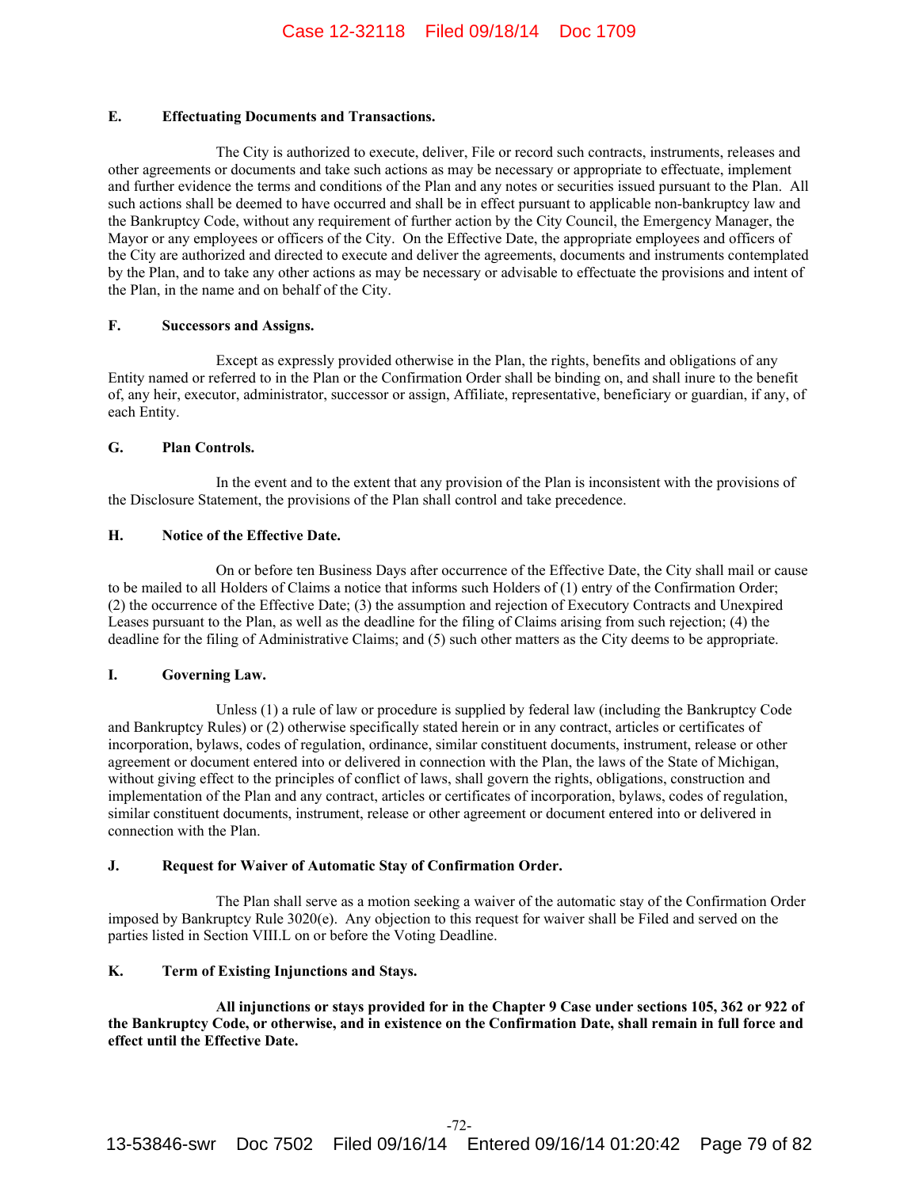### E. Effectuating Documents and Transactions.

The City is authorized to execute, deliver, File or record such contracts, instruments, releases and other agreements or documents and take such actions as may be necessary or appropriate to effectuate, implement and further evidence the terms and conditions of the Plan and any notes or securities issued pursuant to the Plan. All such actions shall be deemed to have occurred and shall be in effect pursuant to applicable non-bankruptcy law and the Bankruptcy Code, without any requirement of further action by the City Council, the Emergency Manager, the Mayor or any employees or officers of the City. On the Effective Date, the appropriate employees and officers of the City are authorized and directed to execute and deliver the agreements, documents and instruments contemplated by the Plan, and to take any other actions as may be necessary or advisable to effectuate the provisions and intent of the Plan, in the name and on behalf of the City.

### F. Successors and Assigns.

Except as expressly provided otherwise in the Plan, the rights, benefits and obligations of any Entity named or referred to in the Plan or the Confirmation Order shall be binding on, and shall inure to the benefit of, any heir, executor, administrator, successor or assign, Affiliate, representative, beneficiary or guardian, if any, of each Entity.

### G. Plan Controls.

In the event and to the extent that any provision of the Plan is inconsistent with the provisions of the Disclosure Statement, the provisions of the Plan shall control and take precedence.

### H. Notice of the Effective Date.

On or before ten Business Days after occurrence of the Effective Date, the City shall mail or cause to be mailed to all Holders of Claims a notice that informs such Holders of (1) entry of the Confirmation Order; (2) the occurrence of the Effective Date; (3) the assumption and rejection of Executory Contracts and Unexpired Leases pursuant to the Plan, as well as the deadline for the filing of Claims arising from such rejection; (4) the deadline for the filing of Administrative Claims; and (5) such other matters as the City deems to be appropriate.

### I. Governing Law.

Unless (1) a rule of law or procedure is supplied by federal law (including the Bankruptcy Code and Bankruptcy Rules) or (2) otherwise specifically stated herein or in any contract, articles or certificates of incorporation, bylaws, codes of regulation, ordinance, similar constituent documents, instrument, release or other agreement or document entered into or delivered in connection with the Plan, the laws of the State of Michigan, without giving effect to the principles of conflict of laws, shall govern the rights, obligations, construction and implementation of the Plan and any contract, articles or certificates of incorporation, bylaws, codes of regulation, similar constituent documents, instrument, release or other agreement or document entered into or delivered in connection with the Plan.

### J. Request for Waiver of Automatic Stay of Confirmation Order.

The Plan shall serve as a motion seeking a waiver of the automatic stay of the Confirmation Order imposed by Bankruptcy Rule 3020(e). Any objection to this request for waiver shall be Filed and served on the parties listed in Section VIII.L on or before the Voting Deadline.

### K. Term of Existing Injunctions and Stays.

**All injunctions or stays provided for in the Chapter 9 Case under sections 105, 362 or 922 of the Bankruptcy Code, or otherwise, and in existence on the Confirmation Date, shall remain in full force and effect until the Effective Date.**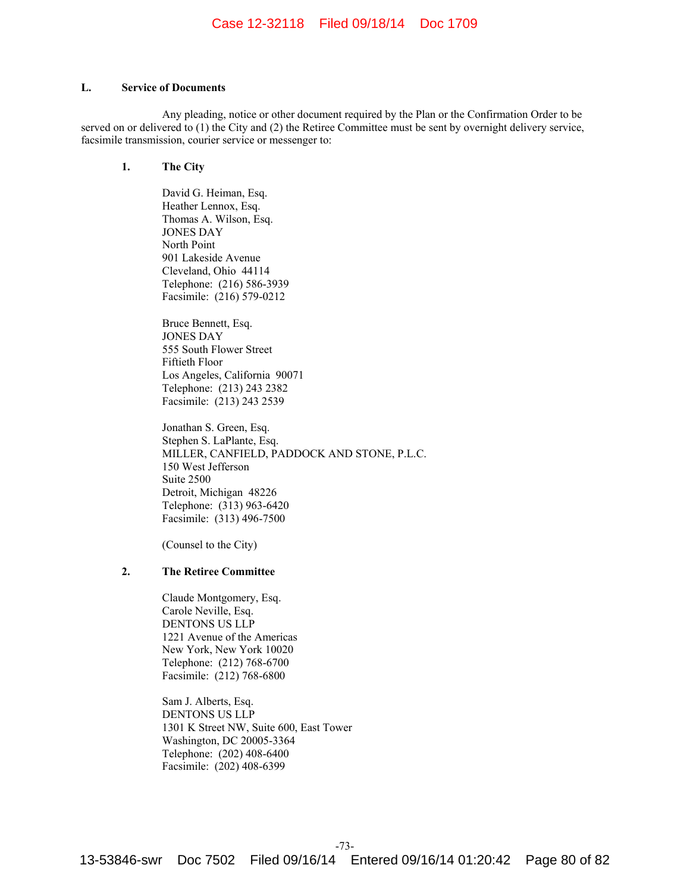### L. Service of Documents

Any pleading, notice or other document required by the Plan or the Confirmation Order to be served on or delivered to (1) the City and (2) the Retiree Committee must be sent by overnight delivery service, facsimile transmission, courier service or messenger to:

#### 1. The City

David G. Heiman, Esq.  
Heather Lennox, Esq.  
Thomas A. Wilson, Esq.  
JONES DAY  
North Point  
901 Lakeside Avenue  
Cleveland, Ohio 44114  
Telephone: (216) 586-3939  
Facsimile: (216) 579-0212

Bruce Bennett, Esq.  
JONES DAY  
555 South Flower Street  
Fiftieth Floor  
Los Angeles, California 90071  
Telephone: (213) 243 2382  
Facsimile: (213) 243 2539

Jonathan S. Green, Esq.  
Stephen S. LaPlante, Esq.  
MILLER, CANFIELD, PADDOCK AND STONE, P.L.C.  
150 West Jefferson  
Suite 2500  
Detroit, Michigan 48226  
Telephone: (313) 963-6420  
Facsimile: (313) 496-7500

(Counsel to the City)

#### 2. The Retiree Committee

Claude Montgomery, Esq.  
Carole Neville, Esq.  
DENTONS US LLP  
1221 Avenue of the Americas  
New York, New York 10020  
Telephone: (212) 768-6700  
Facsimile: (212) 768-6800

Sam J. Alberts, Esq.  
DENTONS US LLP  
1301 K Street NW, Suite 600, East Tower  
Washington, DC 20005-3364  
Telephone: (202) 408-6400  
Facsimile: (202) 408-6399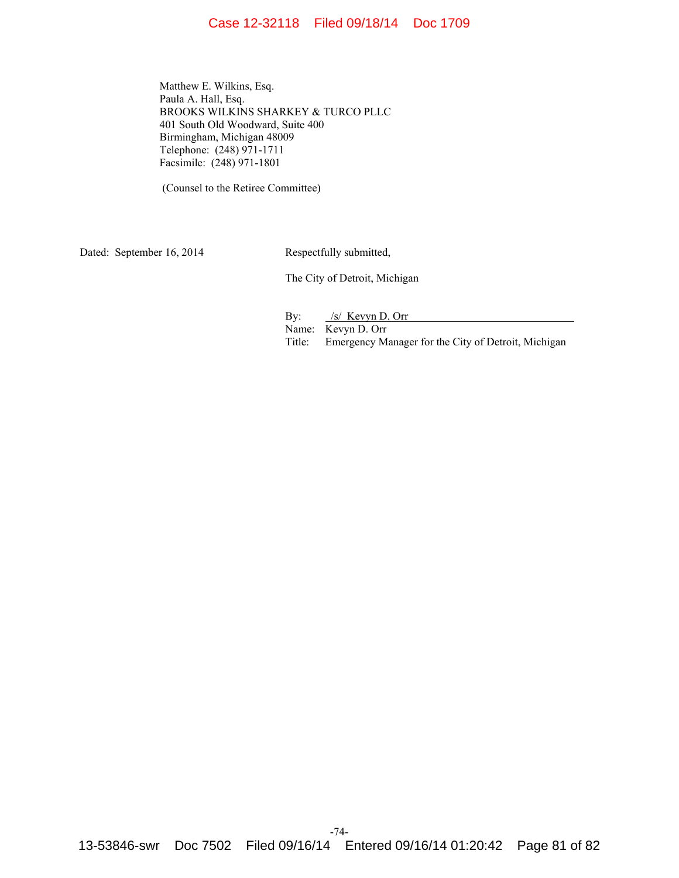Matthew E. Wilkins, Esq.
Paula A. Hall, Esq.
BROOKS WILKINS SHARKEY & TURCO PLLC
401 South Old Woodward, Suite 400
Birmingham, Michigan 48009
Telephone: (248) 971-1711
Facsimile: (248) 971-1801

(Counsel to the Retiree Committee)

Dated: September 16, 2014

Respectfully submitted,

The City of Detroit, Michigan

By: /s/ Kevyn D. Orr
Name: Kevyn D. Orr
Title: Emergency Manager for the City of Detroit, Michigan